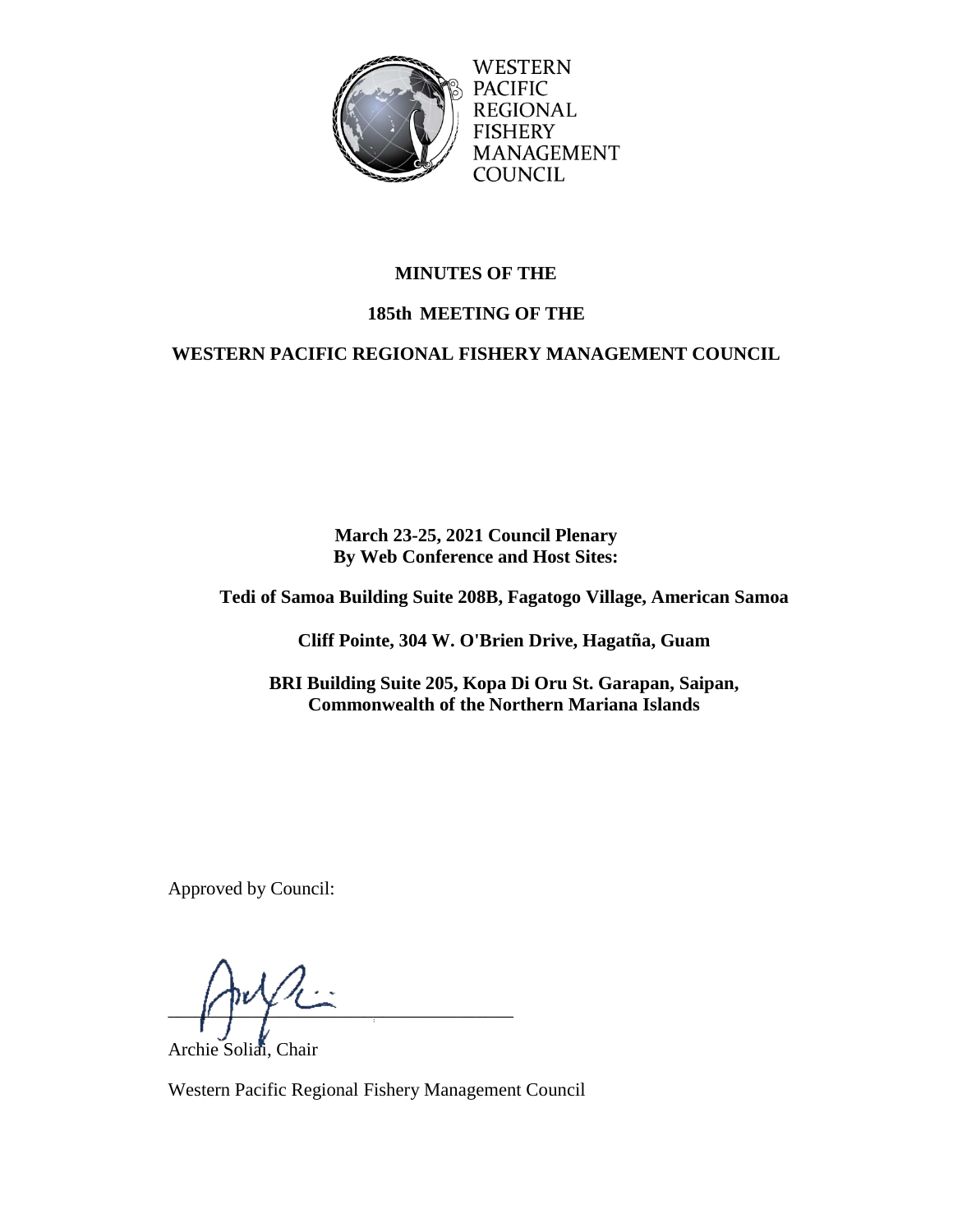WESTERN
PACIFIC
REGIONAL
FISHERY
MANAGEMENT
COUNCIL

**MINUTES OF THE**

**185th MEETING OF THE**

**WESTERN PACIFIC REGIONAL FISHERY MANAGEMENT COUNCIL**

**March 23-25, 2021 Council Plenary**
**By Web Conference and Host Sites:**

**Tedi of Samoa Building Suite 208B, Fagatogo Village, American Samoa**

**Cliff Pointe, 304 W. O'Brien Drive, Hagatña, Guam**

**BRI Building Suite 205, Kopa Di Oru St. Garapan, Saipan,**
**Commonwealth of the Northern Mariana Islands**

Approved by Council:

\_\_\_\_\_\_\_\_\_\_\_\_\_\_\_\_\_\_\_\_\_\_\_\_\_\_\_\_\_\_\_\_\_\_\_\_\_

Archie Soliai, Chair

Western Pacific Regional Fishery Management Council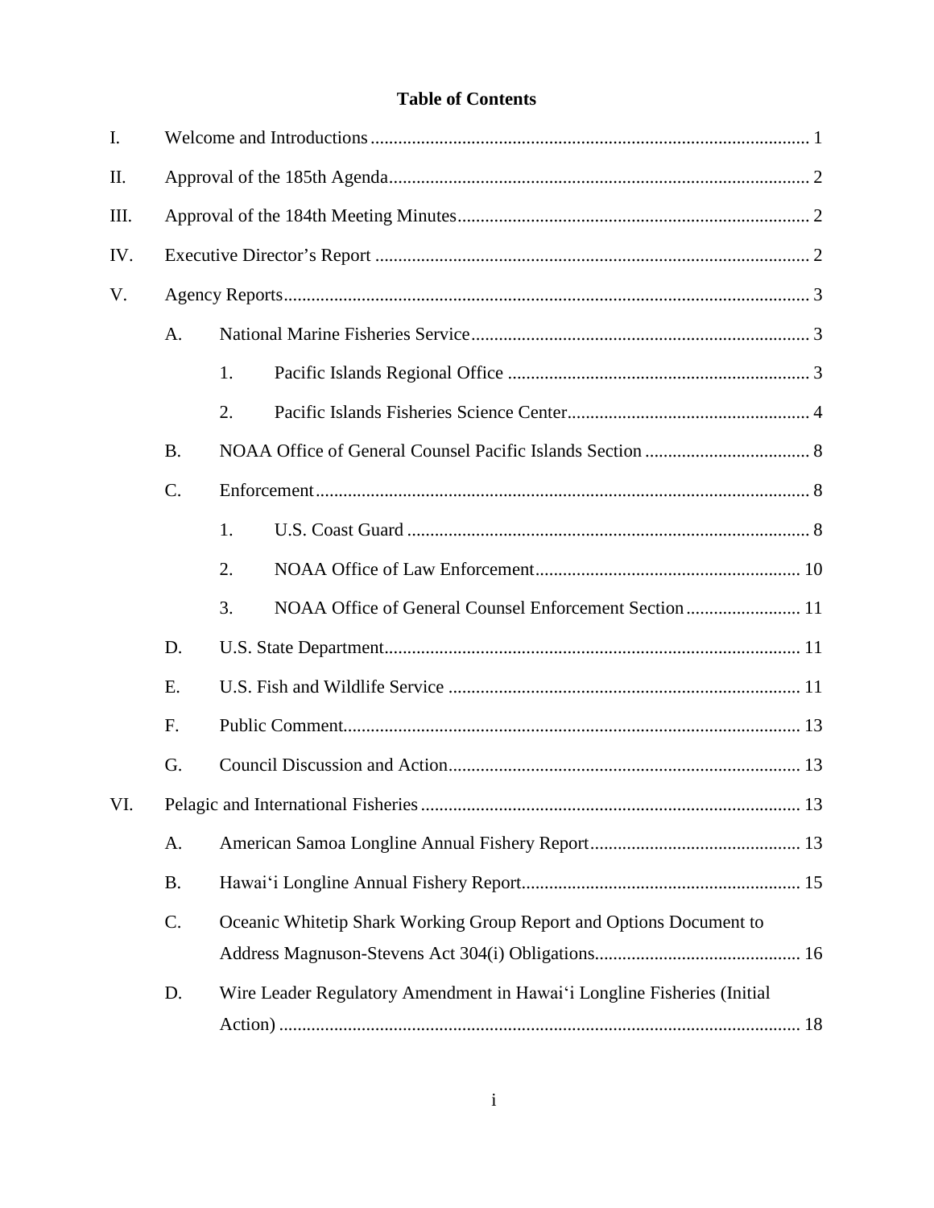## Table of Contents

I. Welcome and Introductions ... 1

II. Approval of the 185th Agenda ... 2

III. Approval of the 184th Meeting Minutes ... 2

IV. Executive Director's Report ... 2

V. Agency Reports ... 3

- A. National Marine Fisheries Service ... 3
  - 1. Pacific Islands Regional Office ... 3
  - 2. Pacific Islands Fisheries Science Center ... 4
- B. NOAA Office of General Counsel Pacific Islands Section ... 8
- C. Enforcement ... 8
  - 1. U.S. Coast Guard ... 8
  - 2. NOAA Office of Law Enforcement ... 10
  - 3. NOAA Office of General Counsel Enforcement Section ... 11
- D. U.S. State Department ... 11
- E. U.S. Fish and Wildlife Service ... 11
- F. Public Comment ... 13
- G. Council Discussion and Action ... 13

VI. Pelagic and International Fisheries ... 13

- A. American Samoa Longline Annual Fishery Report ... 13
- B. Hawai'i Longline Annual Fishery Report ... 15
- C. Oceanic Whitetip Shark Working Group Report and Options Document to Address Magnuson-Stevens Act 304(i) Obligations ... 16
- D. Wire Leader Regulatory Amendment in Hawai'i Longline Fisheries (Initial Action) ... 18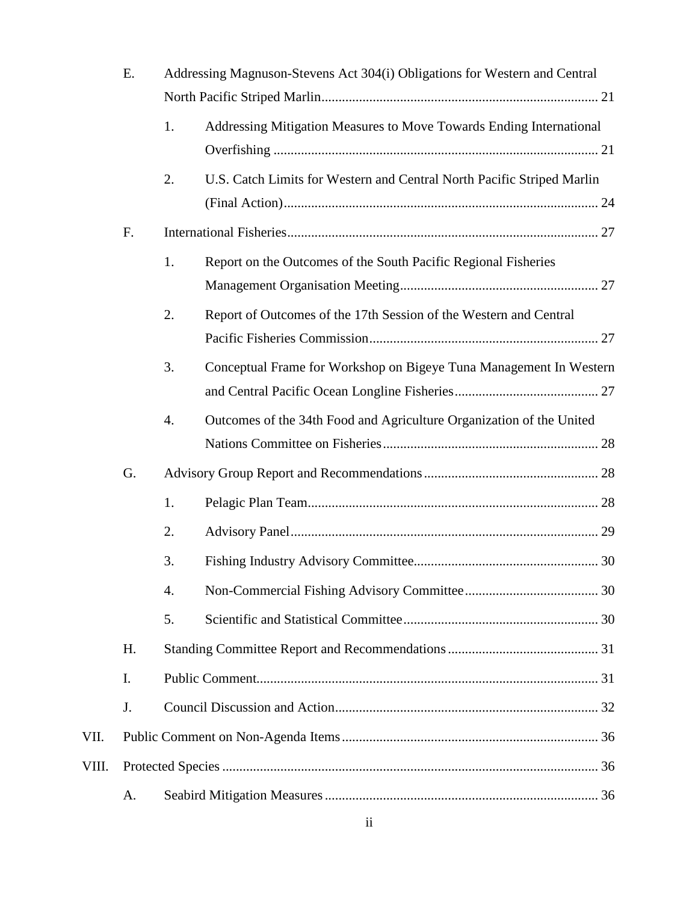- E. Addressing Magnuson-Stevens Act 304(i) Obligations for Western and Central North Pacific Striped Marlin ... 21
  - 1. Addressing Mitigation Measures to Move Towards Ending International Overfishing ... 21
  - 2. U.S. Catch Limits for Western and Central North Pacific Striped Marlin (Final Action) ... 24
- F. International Fisheries ... 27
  - 1. Report on the Outcomes of the South Pacific Regional Fisheries Management Organisation Meeting ... 27
  - 2. Report of Outcomes of the 17th Session of the Western and Central Pacific Fisheries Commission ... 27
  - 3. Conceptual Frame for Workshop on Bigeye Tuna Management In Western and Central Pacific Ocean Longline Fisheries ... 27
  - 4. Outcomes of the 34th Food and Agriculture Organization of the United Nations Committee on Fisheries ... 28
- G. Advisory Group Report and Recommendations ... 28
  - 1. Pelagic Plan Team ... 28
  - 2. Advisory Panel ... 29
  - 3. Fishing Industry Advisory Committee ... 30
  - 4. Non-Commercial Fishing Advisory Committee ... 30
  - 5. Scientific and Statistical Committee ... 30
- H. Standing Committee Report and Recommendations ... 31
- I. Public Comment ... 31
- J. Council Discussion and Action ... 32

VII. Public Comment on Non-Agenda Items ... 36

VIII. Protected Species ... 36

- A. Seabird Mitigation Measures ... 36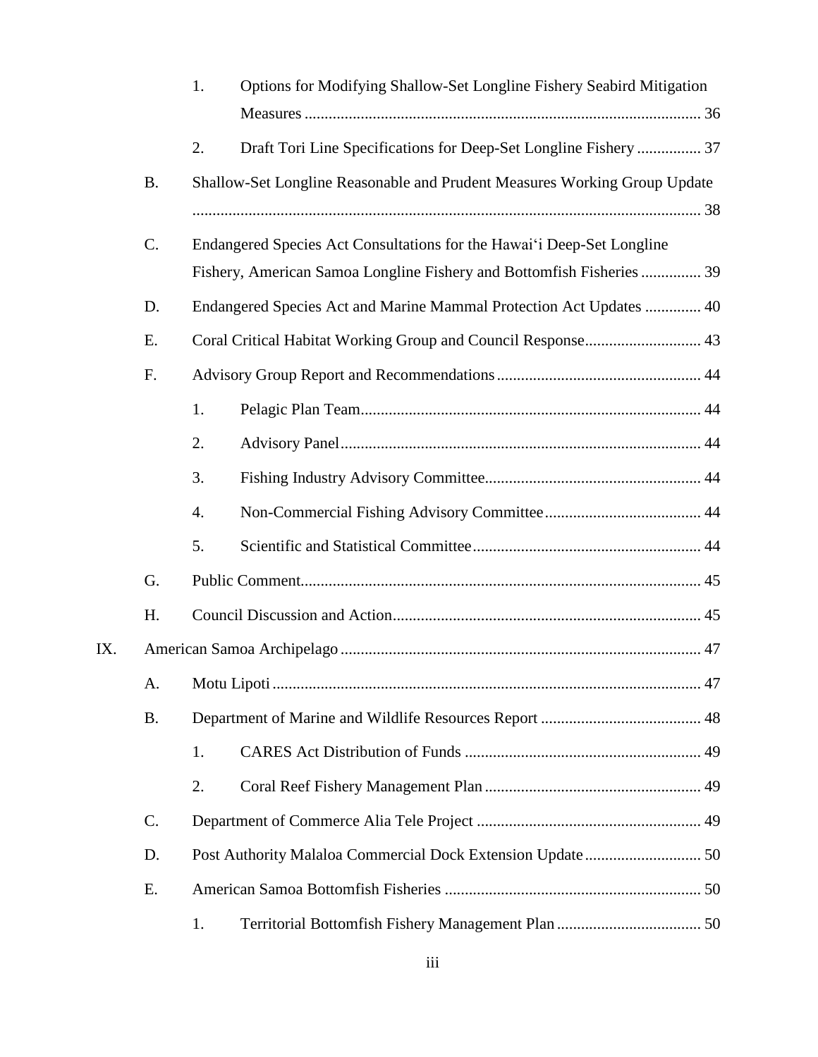1. Options for Modifying Shallow-Set Longline Fishery Seabird Mitigation Measures ................................................................................................ 36
2. Draft Tori Line Specifications for Deep-Set Longline Fishery ................ 37

B. Shallow-Set Longline Reasonable and Prudent Measures Working Group Update ............................................................................................................................ 38

C. Endangered Species Act Consultations for the Hawaiʻi Deep-Set Longline Fishery, American Samoa Longline Fishery and Bottomfish Fisheries ............... 39

D. Endangered Species Act and Marine Mammal Protection Act Updates .............. 40

E. Coral Critical Habitat Working Group and Council Response............................ 43

F. Advisory Group Report and Recommendations.................................................. 44
1. Pelagic Plan Team.................................................................................... 44
2. Advisory Panel......................................................................................... 44
3. Fishing Industry Advisory Committee..................................................... 44
4. Non-Commercial Fishing Advisory Committee....................................... 44
5. Scientific and Statistical Committee........................................................ 44

G. Public Comment.................................................................................................. 45

H. Council Discussion and Action............................................................................ 45

IX. American Samoa Archipelago ........................................................................................ 47

A. Motu Lipoti ......................................................................................................... 47

B. Department of Marine and Wildlife Resources Report ........................................ 48
1. CARES Act Distribution of Funds .......................................................... 49
2. Coral Reef Fishery Management Plan..................................................... 49

C. Department of Commerce Alia Tele Project ........................................................ 49

D. Post Authority Malaloa Commercial Dock Extension Update............................. 50

E. American Samoa Bottomfish Fisheries ............................................................... 50
1. Territorial Bottomfish Fishery Management Plan.................................... 50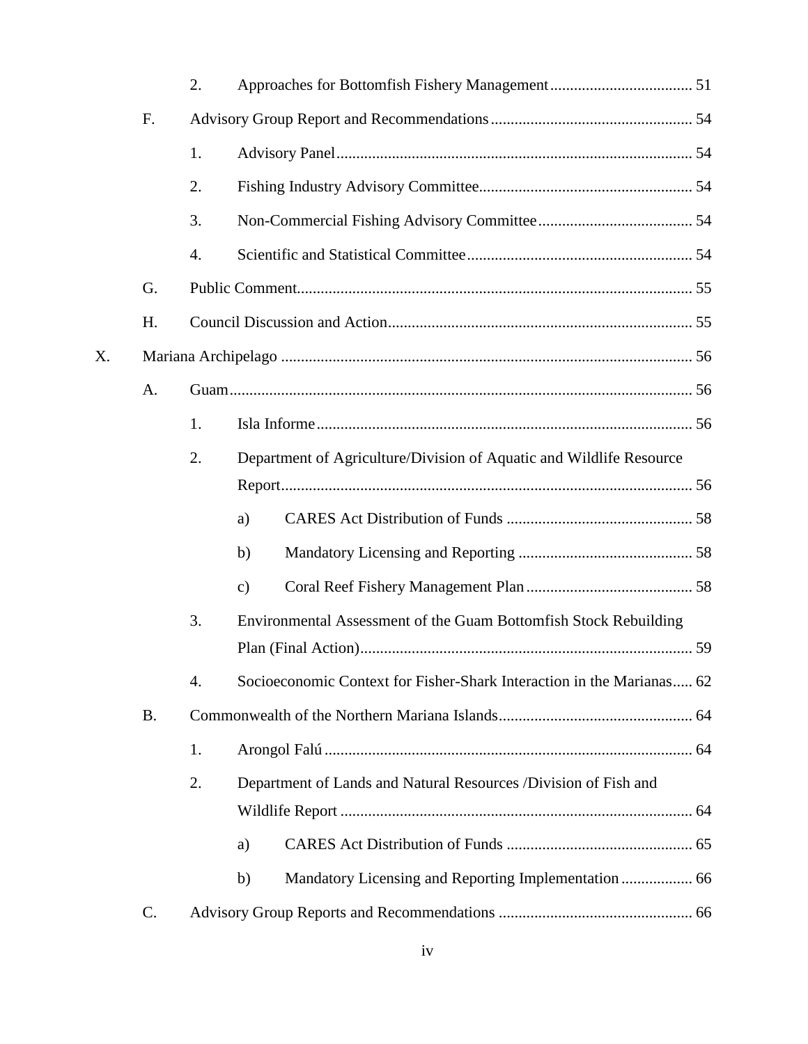- 2. Approaches for Bottomfish Fishery Management .................................... 51
- F. Advisory Group Report and Recommendations ................................................... 54
  - 1. Advisory Panel .......................................................................................... 54
  - 2. Fishing Industry Advisory Committee ...................................................... 54
  - 3. Non-Commercial Fishing Advisory Committee ....................................... 54
  - 4. Scientific and Statistical Committee ......................................................... 54
- G. Public Comment .................................................................................................... 55
- H. Council Discussion and Action ............................................................................ 55

X. Mariana Archipelago ........................................................................................................ 56

- A. Guam ..................................................................................................................... 56
  - 1. Isla Informe ............................................................................................... 56
  - 2. Department of Agriculture/Division of Aquatic and Wildlife Resource Report ....................................................................................................... 56
    - a) CARES Act Distribution of Funds ............................................... 58
    - b) Mandatory Licensing and Reporting ............................................ 58
    - c) Coral Reef Fishery Management Plan .......................................... 58
  - 3. Environmental Assessment of the Guam Bottomfish Stock Rebuilding Plan (Final Action) .................................................................................... 59
  - 4. Socioeconomic Context for Fisher-Shark Interaction in the Marianas ..... 62
- B. Commonwealth of the Northern Mariana Islands ................................................. 64
  - 1. Arongol Falú ............................................................................................. 64
  - 2. Department of Lands and Natural Resources /Division of Fish and Wildlife Report ......................................................................................... 64
    - a) CARES Act Distribution of Funds ............................................... 65
    - b) Mandatory Licensing and Reporting Implementation .................. 66
- C. Advisory Group Reports and Recommendations ................................................. 66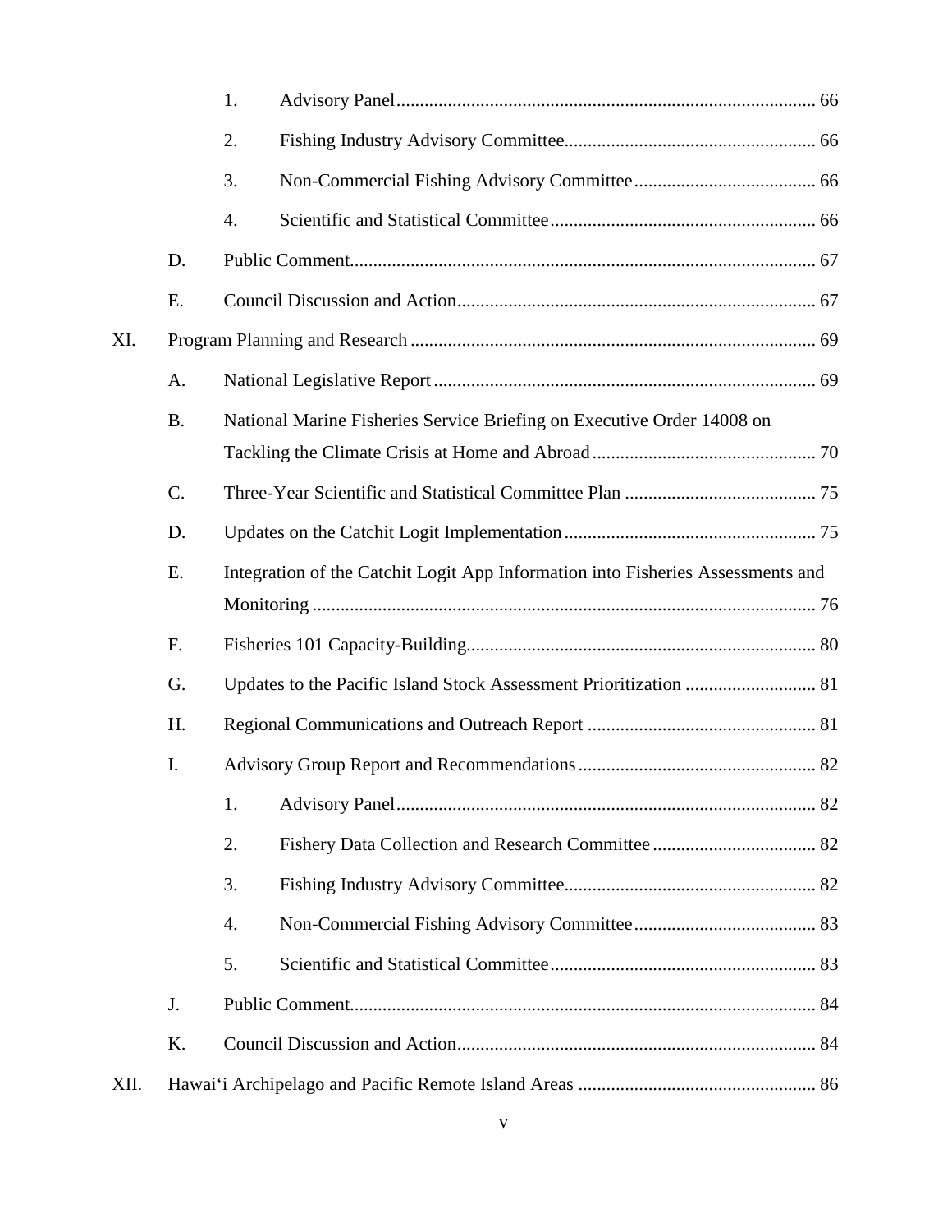1. Advisory Panel ... 66
2. Fishing Industry Advisory Committee ... 66
3. Non-Commercial Fishing Advisory Committee ... 66
4. Scientific and Statistical Committee ... 66

D. Public Comment ... 67

E. Council Discussion and Action ... 67

XI. Program Planning and Research ... 69

A. National Legislative Report ... 69

B. National Marine Fisheries Service Briefing on Executive Order 14008 on Tackling the Climate Crisis at Home and Abroad ... 70

C. Three-Year Scientific and Statistical Committee Plan ... 75

D. Updates on the Catchit Logit Implementation ... 75

E. Integration of the Catchit Logit App Information into Fisheries Assessments and Monitoring ... 76

F. Fisheries 101 Capacity-Building ... 80

G. Updates to the Pacific Island Stock Assessment Prioritization ... 81

H. Regional Communications and Outreach Report ... 81

I. Advisory Group Report and Recommendations ... 82

1. Advisory Panel ... 82
2. Fishery Data Collection and Research Committee ... 82
3. Fishing Industry Advisory Committee ... 82
4. Non-Commercial Fishing Advisory Committee ... 83
5. Scientific and Statistical Committee ... 83

J. Public Comment ... 84

K. Council Discussion and Action ... 84

XII. Hawai‘i Archipelago and Pacific Remote Island Areas ... 86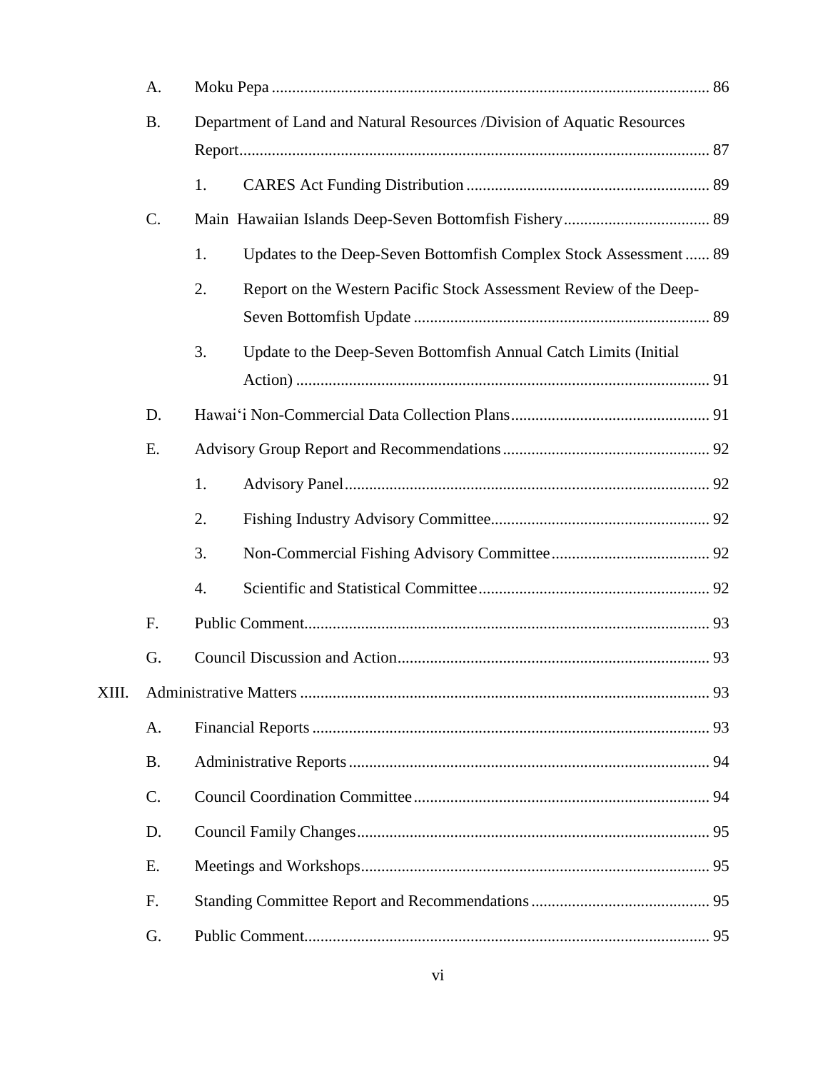A. Moku Pepa ... 86

B. Department of Land and Natural Resources /Division of Aquatic Resources Report ... 87

   1. CARES Act Funding Distribution ... 89

C. Main Hawaiian Islands Deep-Seven Bottomfish Fishery ... 89

   1. Updates to the Deep-Seven Bottomfish Complex Stock Assessment ... 89

   2. Report on the Western Pacific Stock Assessment Review of the Deep-Seven Bottomfish Update ... 89

   3. Update to the Deep-Seven Bottomfish Annual Catch Limits (Initial Action) ... 91

D. Hawai'i Non-Commercial Data Collection Plans ... 91

E. Advisory Group Report and Recommendations ... 92

   1. Advisory Panel ... 92

   2. Fishing Industry Advisory Committee ... 92

   3. Non-Commercial Fishing Advisory Committee ... 92

   4. Scientific and Statistical Committee ... 92

F. Public Comment ... 93

G. Council Discussion and Action ... 93

XIII. Administrative Matters ... 93

A. Financial Reports ... 93

B. Administrative Reports ... 94

C. Council Coordination Committee ... 94

D. Council Family Changes ... 95

E. Meetings and Workshops ... 95

F. Standing Committee Report and Recommendations ... 95

G. Public Comment ... 95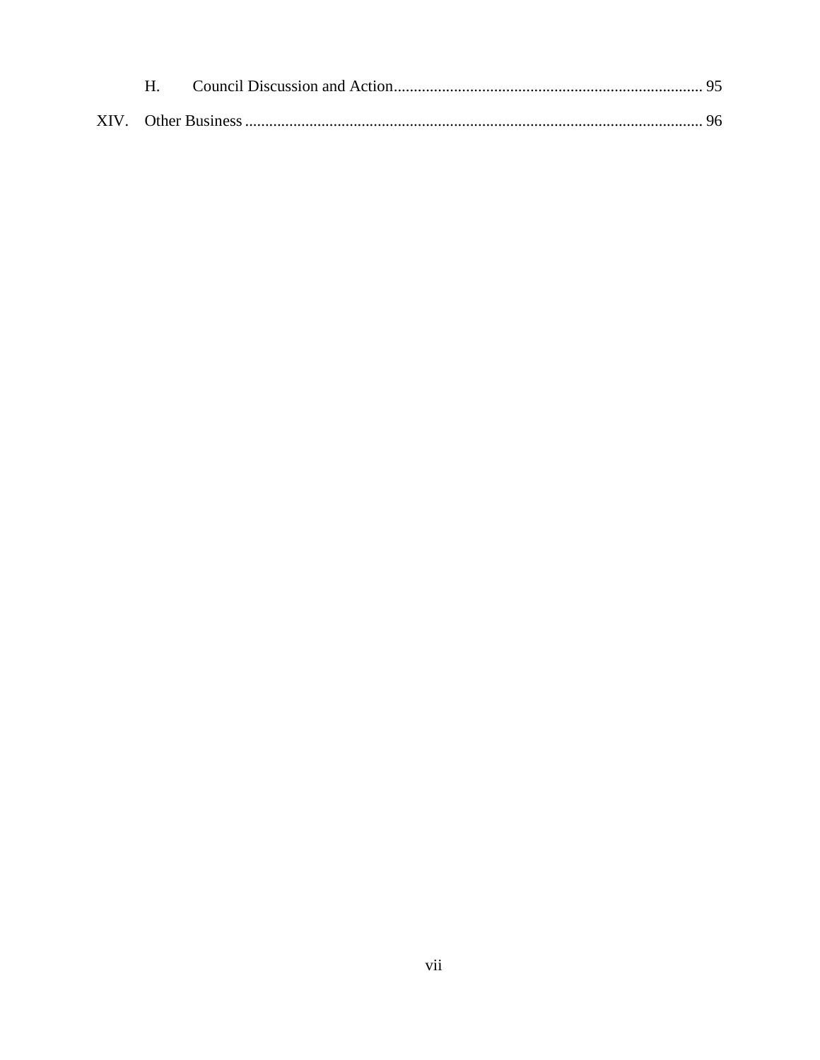H. Council Discussion and Action ............................................................................ 95

XIV. Other Business ................................................................................................. 96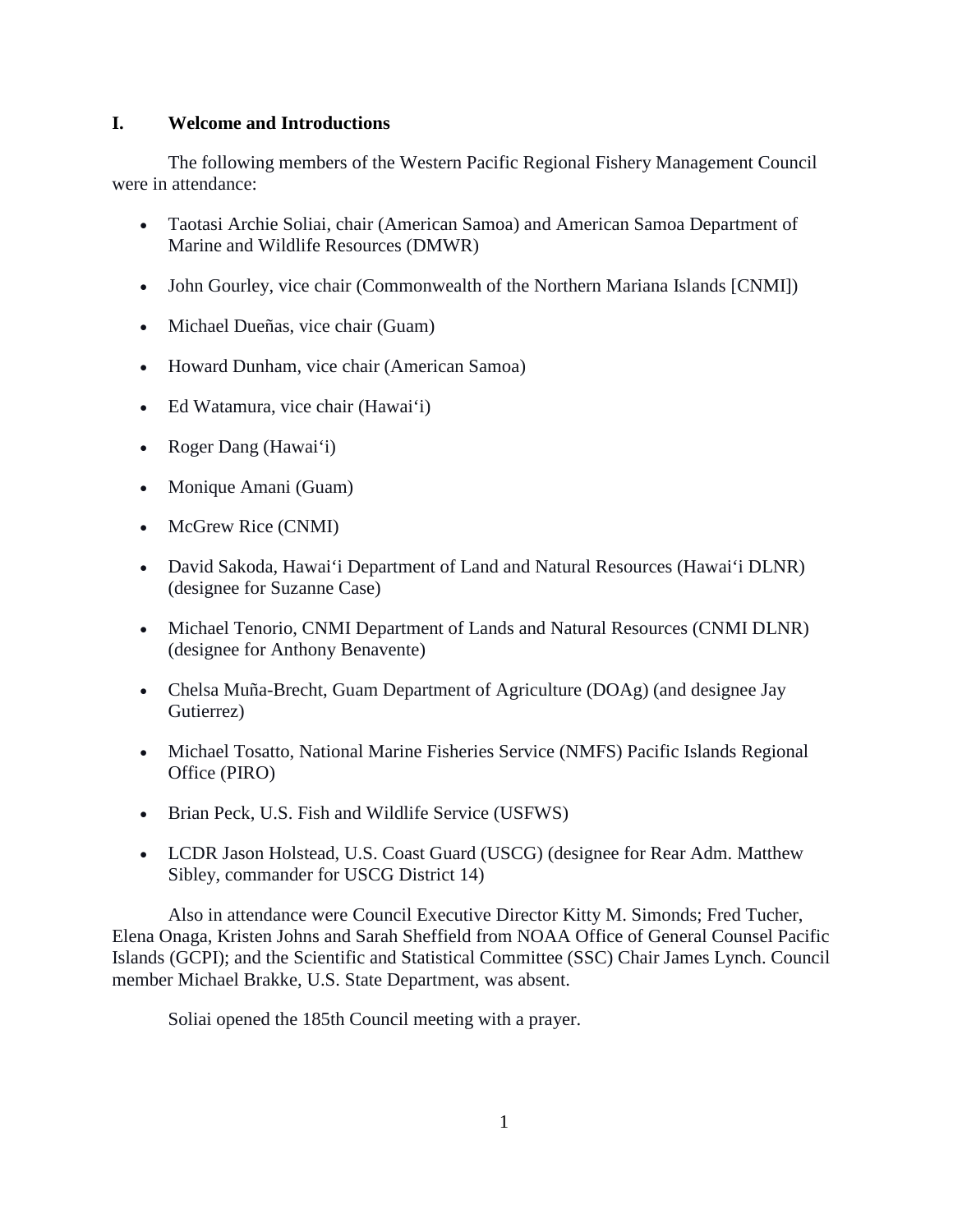## I. Welcome and Introductions

The following members of the Western Pacific Regional Fishery Management Council were in attendance:

- Taotasi Archie Soliai, chair (American Samoa) and American Samoa Department of Marine and Wildlife Resources (DMWR)
- John Gourley, vice chair (Commonwealth of the Northern Mariana Islands [CNMI])
- Michael Dueñas, vice chair (Guam)
- Howard Dunham, vice chair (American Samoa)
- Ed Watamura, vice chair (Hawai‘i)
- Roger Dang (Hawai‘i)
- Monique Amani (Guam)
- McGrew Rice (CNMI)
- David Sakoda, Hawai‘i Department of Land and Natural Resources (Hawai‘i DLNR) (designee for Suzanne Case)
- Michael Tenorio, CNMI Department of Lands and Natural Resources (CNMI DLNR) (designee for Anthony Benavente)
- Chelsa Muña-Brecht, Guam Department of Agriculture (DOAg) (and designee Jay Gutierrez)
- Michael Tosatto, National Marine Fisheries Service (NMFS) Pacific Islands Regional Office (PIRO)
- Brian Peck, U.S. Fish and Wildlife Service (USFWS)
- LCDR Jason Holstead, U.S. Coast Guard (USCG) (designee for Rear Adm. Matthew Sibley, commander for USCG District 14)

Also in attendance were Council Executive Director Kitty M. Simonds; Fred Tucher, Elena Onaga, Kristen Johns and Sarah Sheffield from NOAA Office of General Counsel Pacific Islands (GCPI); and the Scientific and Statistical Committee (SSC) Chair James Lynch. Council member Michael Brakke, U.S. State Department, was absent.

Soliai opened the 185th Council meeting with a prayer.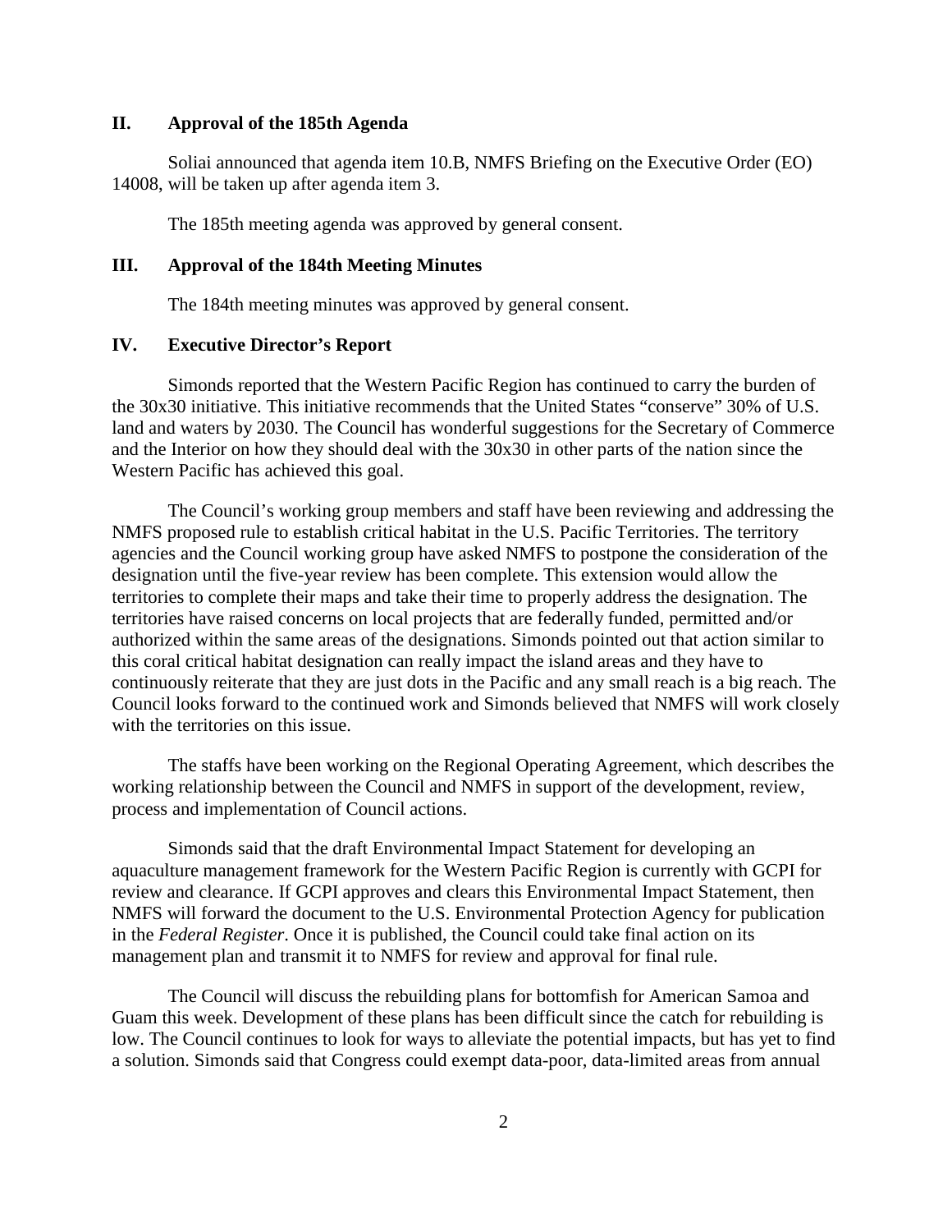## II. Approval of the 185th Agenda

Soliai announced that agenda item 10.B, NMFS Briefing on the Executive Order (EO) 14008, will be taken up after agenda item 3.

The 185th meeting agenda was approved by general consent.

## III. Approval of the 184th Meeting Minutes

The 184th meeting minutes was approved by general consent.

## IV. Executive Director's Report

Simonds reported that the Western Pacific Region has continued to carry the burden of the 30x30 initiative. This initiative recommends that the United States "conserve" 30% of U.S. land and waters by 2030. The Council has wonderful suggestions for the Secretary of Commerce and the Interior on how they should deal with the 30x30 in other parts of the nation since the Western Pacific has achieved this goal.

The Council's working group members and staff have been reviewing and addressing the NMFS proposed rule to establish critical habitat in the U.S. Pacific Territories. The territory agencies and the Council working group have asked NMFS to postpone the consideration of the designation until the five-year review has been complete. This extension would allow the territories to complete their maps and take their time to properly address the designation. The territories have raised concerns on local projects that are federally funded, permitted and/or authorized within the same areas of the designations. Simonds pointed out that action similar to this coral critical habitat designation can really impact the island areas and they have to continuously reiterate that they are just dots in the Pacific and any small reach is a big reach. The Council looks forward to the continued work and Simonds believed that NMFS will work closely with the territories on this issue.

The staffs have been working on the Regional Operating Agreement, which describes the working relationship between the Council and NMFS in support of the development, review, process and implementation of Council actions.

Simonds said that the draft Environmental Impact Statement for developing an aquaculture management framework for the Western Pacific Region is currently with GCPI for review and clearance. If GCPI approves and clears this Environmental Impact Statement, then NMFS will forward the document to the U.S. Environmental Protection Agency for publication in the *Federal Register*. Once it is published, the Council could take final action on its management plan and transmit it to NMFS for review and approval for final rule.

The Council will discuss the rebuilding plans for bottomfish for American Samoa and Guam this week. Development of these plans has been difficult since the catch for rebuilding is low. The Council continues to look for ways to alleviate the potential impacts, but has yet to find a solution. Simonds said that Congress could exempt data-poor, data-limited areas from annual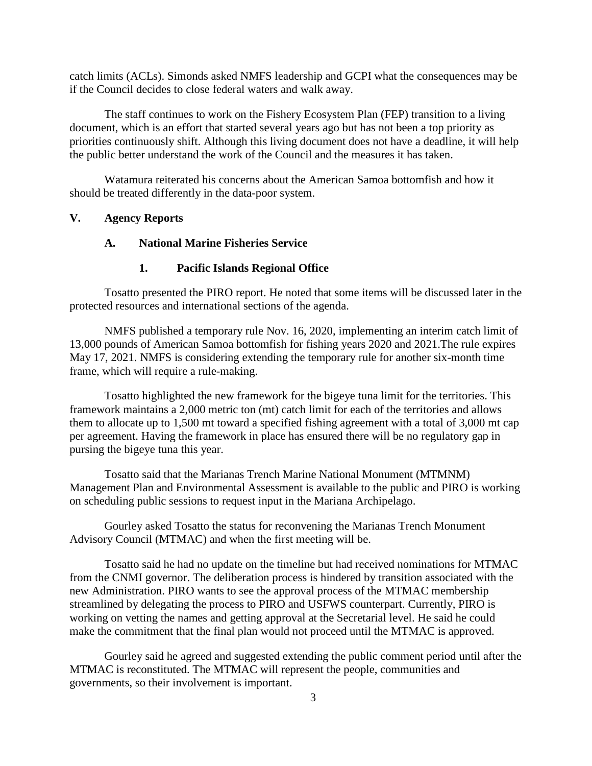catch limits (ACLs). Simonds asked NMFS leadership and GCPI what the consequences may be if the Council decides to close federal waters and walk away.

The staff continues to work on the Fishery Ecosystem Plan (FEP) transition to a living document, which is an effort that started several years ago but has not been a top priority as priorities continuously shift. Although this living document does not have a deadline, it will help the public better understand the work of the Council and the measures it has taken.

Watamura reiterated his concerns about the American Samoa bottomfish and how it should be treated differently in the data-poor system.

## V. Agency Reports

### A. National Marine Fisheries Service

#### 1. Pacific Islands Regional Office

Tosatto presented the PIRO report. He noted that some items will be discussed later in the protected resources and international sections of the agenda.

NMFS published a temporary rule Nov. 16, 2020, implementing an interim catch limit of 13,000 pounds of American Samoa bottomfish for fishing years 2020 and 2021.The rule expires May 17, 2021. NMFS is considering extending the temporary rule for another six-month time frame, which will require a rule-making.

Tosatto highlighted the new framework for the bigeye tuna limit for the territories. This framework maintains a 2,000 metric ton (mt) catch limit for each of the territories and allows them to allocate up to 1,500 mt toward a specified fishing agreement with a total of 3,000 mt cap per agreement. Having the framework in place has ensured there will be no regulatory gap in pursing the bigeye tuna this year.

Tosatto said that the Marianas Trench Marine National Monument (MTMNM) Management Plan and Environmental Assessment is available to the public and PIRO is working on scheduling public sessions to request input in the Mariana Archipelago.

Gourley asked Tosatto the status for reconvening the Marianas Trench Monument Advisory Council (MTMAC) and when the first meeting will be.

Tosatto said he had no update on the timeline but had received nominations for MTMAC from the CNMI governor. The deliberation process is hindered by transition associated with the new Administration. PIRO wants to see the approval process of the MTMAC membership streamlined by delegating the process to PIRO and USFWS counterpart. Currently, PIRO is working on vetting the names and getting approval at the Secretarial level. He said he could make the commitment that the final plan would not proceed until the MTMAC is approved.

Gourley said he agreed and suggested extending the public comment period until after the MTMAC is reconstituted. The MTMAC will represent the people, communities and governments, so their involvement is important.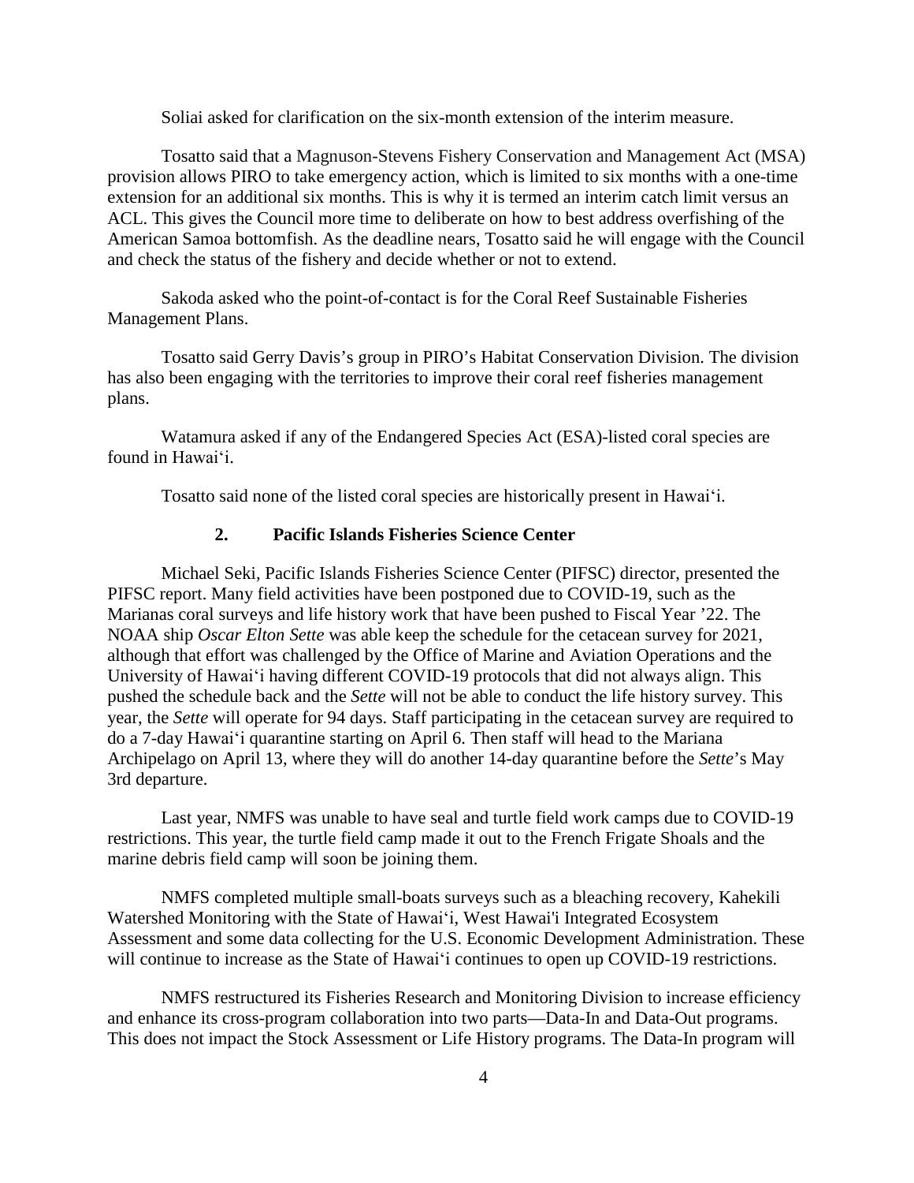Soliai asked for clarification on the six-month extension of the interim measure.

Tosatto said that a Magnuson-Stevens Fishery Conservation and Management Act (MSA) provision allows PIRO to take emergency action, which is limited to six months with a one-time extension for an additional six months. This is why it is termed an interim catch limit versus an ACL. This gives the Council more time to deliberate on how to best address overfishing of the American Samoa bottomfish. As the deadline nears, Tosatto said he will engage with the Council and check the status of the fishery and decide whether or not to extend.

Sakoda asked who the point-of-contact is for the Coral Reef Sustainable Fisheries Management Plans.

Tosatto said Gerry Davis's group in PIRO's Habitat Conservation Division. The division has also been engaging with the territories to improve their coral reef fisheries management plans.

Watamura asked if any of the Endangered Species Act (ESA)-listed coral species are found in Hawai'i.

Tosatto said none of the listed coral species are historically present in Hawai'i.

### 2. Pacific Islands Fisheries Science Center

Michael Seki, Pacific Islands Fisheries Science Center (PIFSC) director, presented the PIFSC report. Many field activities have been postponed due to COVID-19, such as the Marianas coral surveys and life history work that have been pushed to Fiscal Year '22. The NOAA ship *Oscar Elton Sette* was able keep the schedule for the cetacean survey for 2021, although that effort was challenged by the Office of Marine and Aviation Operations and the University of Hawai'i having different COVID-19 protocols that did not always align. This pushed the schedule back and the *Sette* will not be able to conduct the life history survey. This year, the *Sette* will operate for 94 days. Staff participating in the cetacean survey are required to do a 7-day Hawai'i quarantine starting on April 6. Then staff will head to the Mariana Archipelago on April 13, where they will do another 14-day quarantine before the *Sette*'s May 3rd departure.

Last year, NMFS was unable to have seal and turtle field work camps due to COVID-19 restrictions. This year, the turtle field camp made it out to the French Frigate Shoals and the marine debris field camp will soon be joining them.

NMFS completed multiple small-boats surveys such as a bleaching recovery, Kahekili Watershed Monitoring with the State of Hawai'i, West Hawai'i Integrated Ecosystem Assessment and some data collecting for the U.S. Economic Development Administration. These will continue to increase as the State of Hawai'i continues to open up COVID-19 restrictions.

NMFS restructured its Fisheries Research and Monitoring Division to increase efficiency and enhance its cross-program collaboration into two parts—Data-In and Data-Out programs. This does not impact the Stock Assessment or Life History programs. The Data-In program will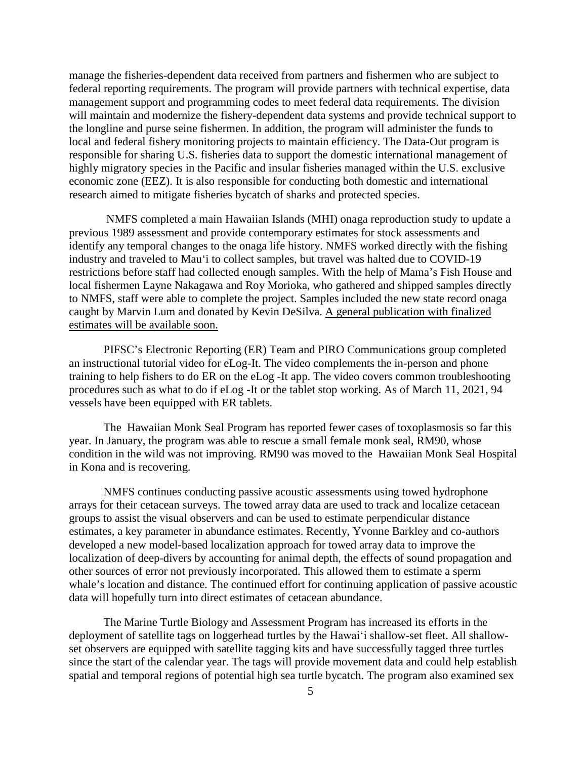manage the fisheries-dependent data received from partners and fishermen who are subject to federal reporting requirements. The program will provide partners with technical expertise, data management support and programming codes to meet federal data requirements. The division will maintain and modernize the fishery-dependent data systems and provide technical support to the longline and purse seine fishermen. In addition, the program will administer the funds to local and federal fishery monitoring projects to maintain efficiency. The Data-Out program is responsible for sharing U.S. fisheries data to support the domestic international management of highly migratory species in the Pacific and insular fisheries managed within the U.S. exclusive economic zone (EEZ). It is also responsible for conducting both domestic and international research aimed to mitigate fisheries bycatch of sharks and protected species.

NMFS completed a main Hawaiian Islands (MHI) onaga reproduction study to update a previous 1989 assessment and provide contemporary estimates for stock assessments and identify any temporal changes to the onaga life history. NMFS worked directly with the fishing industry and traveled to Mau'i to collect samples, but travel was halted due to COVID-19 restrictions before staff had collected enough samples. With the help of Mama's Fish House and local fishermen Layne Nakagawa and Roy Morioka, who gathered and shipped samples directly to NMFS, staff were able to complete the project. Samples included the new state record onaga caught by Marvin Lum and donated by Kevin DeSilva. <u>A general publication with finalized estimates will be available soon.</u>

PIFSC's Electronic Reporting (ER) Team and PIRO Communications group completed an instructional tutorial video for eLog-It. The video complements the in-person and phone training to help fishers to do ER on the eLog -It app. The video covers common troubleshooting procedures such as what to do if eLog -It or the tablet stop working. As of March 11, 2021, 94 vessels have been equipped with ER tablets.

The Hawaiian Monk Seal Program has reported fewer cases of toxoplasmosis so far this year. In January, the program was able to rescue a small female monk seal, RM90, whose condition in the wild was not improving. RM90 was moved to the Hawaiian Monk Seal Hospital in Kona and is recovering.

NMFS continues conducting passive acoustic assessments using towed hydrophone arrays for their cetacean surveys. The towed array data are used to track and localize cetacean groups to assist the visual observers and can be used to estimate perpendicular distance estimates, a key parameter in abundance estimates. Recently, Yvonne Barkley and co-authors developed a new model-based localization approach for towed array data to improve the localization of deep-divers by accounting for animal depth, the effects of sound propagation and other sources of error not previously incorporated. This allowed them to estimate a sperm whale's location and distance. The continued effort for continuing application of passive acoustic data will hopefully turn into direct estimates of cetacean abundance.

The Marine Turtle Biology and Assessment Program has increased its efforts in the deployment of satellite tags on loggerhead turtles by the Hawai'i shallow-set fleet. All shallow-set observers are equipped with satellite tagging kits and have successfully tagged three turtles since the start of the calendar year. The tags will provide movement data and could help establish spatial and temporal regions of potential high sea turtle bycatch. The program also examined sex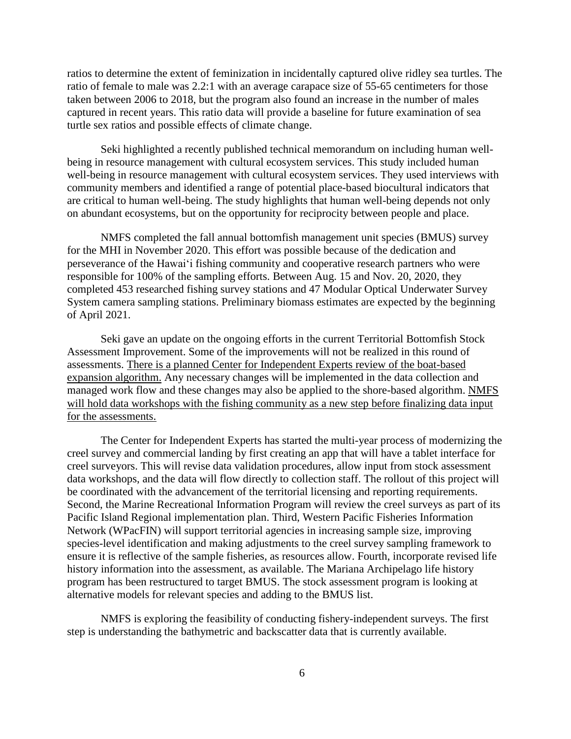ratios to determine the extent of feminization in incidentally captured olive ridley sea turtles. The ratio of female to male was 2.2:1 with an average carapace size of 55-65 centimeters for those taken between 2006 to 2018, but the program also found an increase in the number of males captured in recent years. This ratio data will provide a baseline for future examination of sea turtle sex ratios and possible effects of climate change.

Seki highlighted a recently published technical memorandum on including human well-being in resource management with cultural ecosystem services. This study included human well-being in resource management with cultural ecosystem services. They used interviews with community members and identified a range of potential place-based biocultural indicators that are critical to human well-being. The study highlights that human well-being depends not only on abundant ecosystems, but on the opportunity for reciprocity between people and place.

NMFS completed the fall annual bottomfish management unit species (BMUS) survey for the MHI in November 2020. This effort was possible because of the dedication and perseverance of the Hawaiʻi fishing community and cooperative research partners who were responsible for 100% of the sampling efforts. Between Aug. 15 and Nov. 20, 2020, they completed 453 researched fishing survey stations and 47 Modular Optical Underwater Survey System camera sampling stations. Preliminary biomass estimates are expected by the beginning of April 2021.

Seki gave an update on the ongoing efforts in the current Territorial Bottomfish Stock Assessment Improvement. Some of the improvements will not be realized in this round of assessments. <u>There is a planned Center for Independent Experts review of the boat-based expansion algorithm.</u> Any necessary changes will be implemented in the data collection and managed work flow and these changes may also be applied to the shore-based algorithm. <u>NMFS will hold data workshops with the fishing community as a new step before finalizing data input for the assessments.</u>

The Center for Independent Experts has started the multi-year process of modernizing the creel survey and commercial landing by first creating an app that will have a tablet interface for creel surveyors. This will revise data validation procedures, allow input from stock assessment data workshops, and the data will flow directly to collection staff. The rollout of this project will be coordinated with the advancement of the territorial licensing and reporting requirements. Second, the Marine Recreational Information Program will review the creel surveys as part of its Pacific Island Regional implementation plan. Third, Western Pacific Fisheries Information Network (WPacFIN) will support territorial agencies in increasing sample size, improving species-level identification and making adjustments to the creel survey sampling framework to ensure it is reflective of the sample fisheries, as resources allow. Fourth, incorporate revised life history information into the assessment, as available. The Mariana Archipelago life history program has been restructured to target BMUS. The stock assessment program is looking at alternative models for relevant species and adding to the BMUS list.

NMFS is exploring the feasibility of conducting fishery-independent surveys. The first step is understanding the bathymetric and backscatter data that is currently available.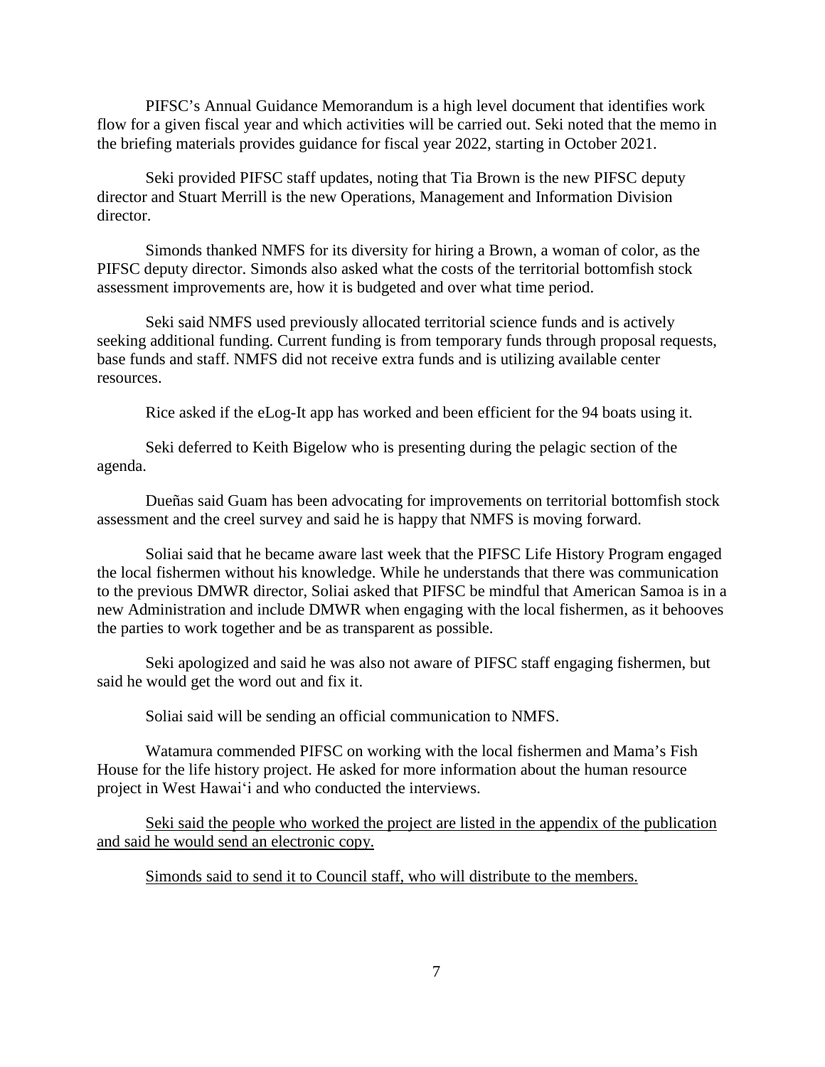PIFSC's Annual Guidance Memorandum is a high level document that identifies work flow for a given fiscal year and which activities will be carried out. Seki noted that the memo in the briefing materials provides guidance for fiscal year 2022, starting in October 2021.

Seki provided PIFSC staff updates, noting that Tia Brown is the new PIFSC deputy director and Stuart Merrill is the new Operations, Management and Information Division director.

Simonds thanked NMFS for its diversity for hiring a Brown, a woman of color, as the PIFSC deputy director. Simonds also asked what the costs of the territorial bottomfish stock assessment improvements are, how it is budgeted and over what time period.

Seki said NMFS used previously allocated territorial science funds and is actively seeking additional funding. Current funding is from temporary funds through proposal requests, base funds and staff. NMFS did not receive extra funds and is utilizing available center resources.

Rice asked if the eLog-It app has worked and been efficient for the 94 boats using it.

Seki deferred to Keith Bigelow who is presenting during the pelagic section of the agenda.

Dueñas said Guam has been advocating for improvements on territorial bottomfish stock assessment and the creel survey and said he is happy that NMFS is moving forward.

Soliai said that he became aware last week that the PIFSC Life History Program engaged the local fishermen without his knowledge. While he understands that there was communication to the previous DMWR director, Soliai asked that PIFSC be mindful that American Samoa is in a new Administration and include DMWR when engaging with the local fishermen, as it behooves the parties to work together and be as transparent as possible.

Seki apologized and said he was also not aware of PIFSC staff engaging fishermen, but said he would get the word out and fix it.

Soliai said will be sending an official communication to NMFS.

Watamura commended PIFSC on working with the local fishermen and Mama's Fish House for the life history project. He asked for more information about the human resource project in West Hawai'i and who conducted the interviews.

<u>Seki said the people who worked the project are listed in the appendix of the publication and said he would send an electronic copy.</u>

<u>Simonds said to send it to Council staff, who will distribute to the members.</u>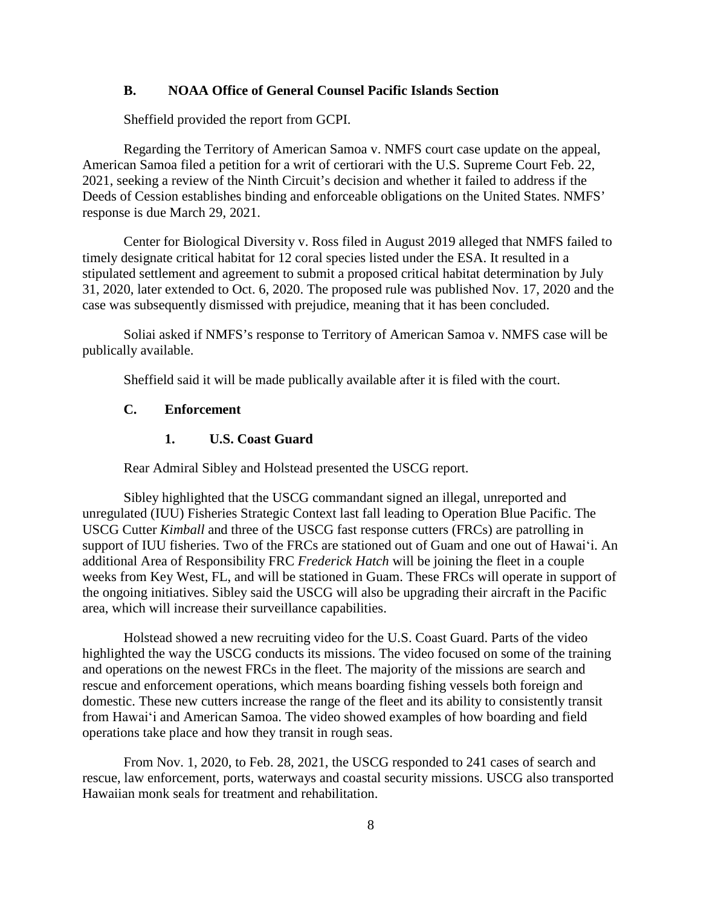### B. NOAA Office of General Counsel Pacific Islands Section

Sheffield provided the report from GCPI.

Regarding the Territory of American Samoa v. NMFS court case update on the appeal, American Samoa filed a petition for a writ of certiorari with the U.S. Supreme Court Feb. 22, 2021, seeking a review of the Ninth Circuit's decision and whether it failed to address if the Deeds of Cession establishes binding and enforceable obligations on the United States. NMFS' response is due March 29, 2021.

Center for Biological Diversity v. Ross filed in August 2019 alleged that NMFS failed to timely designate critical habitat for 12 coral species listed under the ESA. It resulted in a stipulated settlement and agreement to submit a proposed critical habitat determination by July 31, 2020, later extended to Oct. 6, 2020. The proposed rule was published Nov. 17, 2020 and the case was subsequently dismissed with prejudice, meaning that it has been concluded.

Soliai asked if NMFS's response to Territory of American Samoa v. NMFS case will be publically available.

Sheffield said it will be made publically available after it is filed with the court.

### C. Enforcement

#### 1. U.S. Coast Guard

Rear Admiral Sibley and Holstead presented the USCG report.

Sibley highlighted that the USCG commandant signed an illegal, unreported and unregulated (IUU) Fisheries Strategic Context last fall leading to Operation Blue Pacific. The USCG Cutter *Kimball* and three of the USCG fast response cutters (FRCs) are patrolling in support of IUU fisheries. Two of the FRCs are stationed out of Guam and one out of Hawai‘i. An additional Area of Responsibility FRC *Frederick Hatch* will be joining the fleet in a couple weeks from Key West, FL, and will be stationed in Guam. These FRCs will operate in support of the ongoing initiatives. Sibley said the USCG will also be upgrading their aircraft in the Pacific area, which will increase their surveillance capabilities.

Holstead showed a new recruiting video for the U.S. Coast Guard. Parts of the video highlighted the way the USCG conducts its missions. The video focused on some of the training and operations on the newest FRCs in the fleet. The majority of the missions are search and rescue and enforcement operations, which means boarding fishing vessels both foreign and domestic. These new cutters increase the range of the fleet and its ability to consistently transit from Hawai‘i and American Samoa. The video showed examples of how boarding and field operations take place and how they transit in rough seas.

From Nov. 1, 2020, to Feb. 28, 2021, the USCG responded to 241 cases of search and rescue, law enforcement, ports, waterways and coastal security missions. USCG also transported Hawaiian monk seals for treatment and rehabilitation.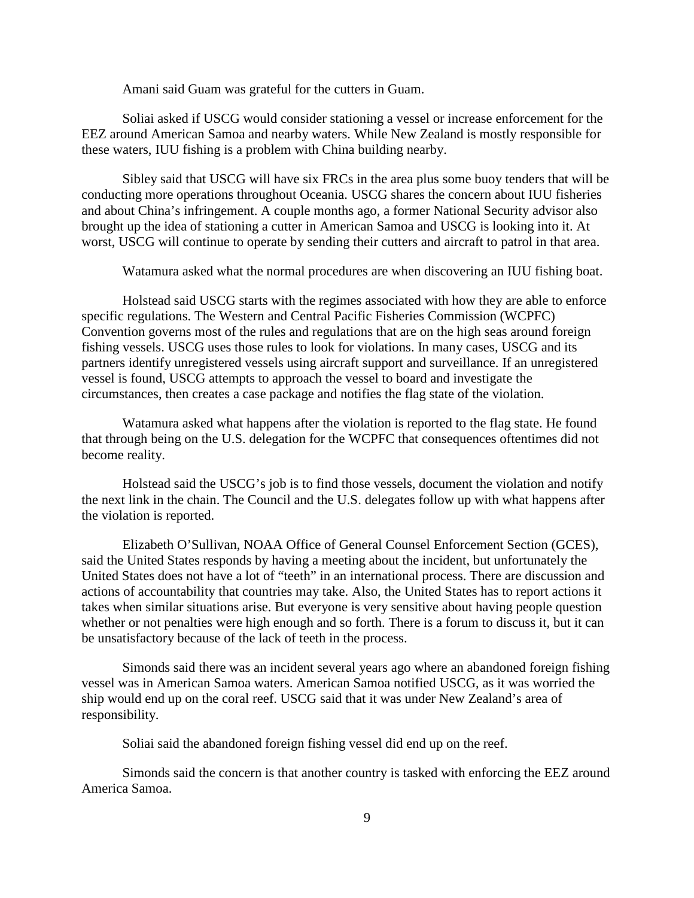Amani said Guam was grateful for the cutters in Guam.

Soliai asked if USCG would consider stationing a vessel or increase enforcement for the EEZ around American Samoa and nearby waters. While New Zealand is mostly responsible for these waters, IUU fishing is a problem with China building nearby.

Sibley said that USCG will have six FRCs in the area plus some buoy tenders that will be conducting more operations throughout Oceania. USCG shares the concern about IUU fisheries and about China's infringement. A couple months ago, a former National Security advisor also brought up the idea of stationing a cutter in American Samoa and USCG is looking into it. At worst, USCG will continue to operate by sending their cutters and aircraft to patrol in that area.

Watamura asked what the normal procedures are when discovering an IUU fishing boat.

Holstead said USCG starts with the regimes associated with how they are able to enforce specific regulations. The Western and Central Pacific Fisheries Commission (WCPFC) Convention governs most of the rules and regulations that are on the high seas around foreign fishing vessels. USCG uses those rules to look for violations. In many cases, USCG and its partners identify unregistered vessels using aircraft support and surveillance. If an unregistered vessel is found, USCG attempts to approach the vessel to board and investigate the circumstances, then creates a case package and notifies the flag state of the violation.

Watamura asked what happens after the violation is reported to the flag state. He found that through being on the U.S. delegation for the WCPFC that consequences oftentimes did not become reality.

Holstead said the USCG's job is to find those vessels, document the violation and notify the next link in the chain. The Council and the U.S. delegates follow up with what happens after the violation is reported.

Elizabeth O'Sullivan, NOAA Office of General Counsel Enforcement Section (GCES), said the United States responds by having a meeting about the incident, but unfortunately the United States does not have a lot of "teeth" in an international process. There are discussion and actions of accountability that countries may take. Also, the United States has to report actions it takes when similar situations arise. But everyone is very sensitive about having people question whether or not penalties were high enough and so forth. There is a forum to discuss it, but it can be unsatisfactory because of the lack of teeth in the process.

Simonds said there was an incident several years ago where an abandoned foreign fishing vessel was in American Samoa waters. American Samoa notified USCG, as it was worried the ship would end up on the coral reef. USCG said that it was under New Zealand's area of responsibility.

Soliai said the abandoned foreign fishing vessel did end up on the reef.

Simonds said the concern is that another country is tasked with enforcing the EEZ around America Samoa.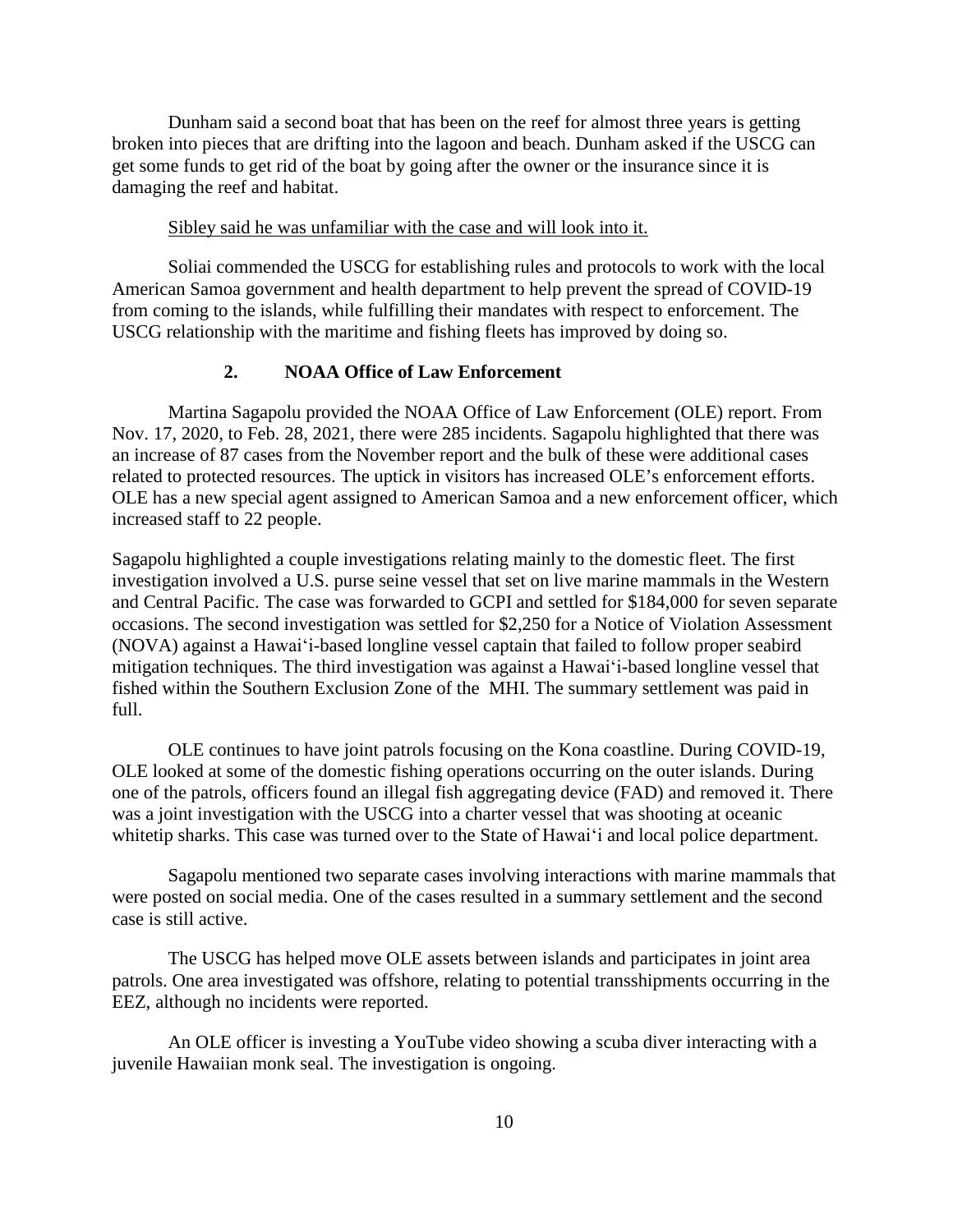Dunham said a second boat that has been on the reef for almost three years is getting broken into pieces that are drifting into the lagoon and beach. Dunham asked if the USCG can get some funds to get rid of the boat by going after the owner or the insurance since it is damaging the reef and habitat.

<u>Sibley said he was unfamiliar with the case and will look into it.</u>

Soliai commended the USCG for establishing rules and protocols to work with the local American Samoa government and health department to help prevent the spread of COVID-19 from coming to the islands, while fulfilling their mandates with respect to enforcement. The USCG relationship with the maritime and fishing fleets has improved by doing so.

### 2. NOAA Office of Law Enforcement

Martina Sagapolu provided the NOAA Office of Law Enforcement (OLE) report. From Nov. 17, 2020, to Feb. 28, 2021, there were 285 incidents. Sagapolu highlighted that there was an increase of 87 cases from the November report and the bulk of these were additional cases related to protected resources. The uptick in visitors has increased OLE's enforcement efforts. OLE has a new special agent assigned to American Samoa and a new enforcement officer, which increased staff to 22 people.

Sagapolu highlighted a couple investigations relating mainly to the domestic fleet. The first investigation involved a U.S. purse seine vessel that set on live marine mammals in the Western and Central Pacific. The case was forwarded to GCPI and settled for $184,000 for seven separate occasions. The second investigation was settled for $2,250 for a Notice of Violation Assessment (NOVA) against a Hawai'i-based longline vessel captain that failed to follow proper seabird mitigation techniques. The third investigation was against a Hawai'i-based longline vessel that fished within the Southern Exclusion Zone of the MHI. The summary settlement was paid in full.

OLE continues to have joint patrols focusing on the Kona coastline. During COVID-19, OLE looked at some of the domestic fishing operations occurring on the outer islands. During one of the patrols, officers found an illegal fish aggregating device (FAD) and removed it. There was a joint investigation with the USCG into a charter vessel that was shooting at oceanic whitetip sharks. This case was turned over to the State of Hawai'i and local police department.

Sagapolu mentioned two separate cases involving interactions with marine mammals that were posted on social media. One of the cases resulted in a summary settlement and the second case is still active.

The USCG has helped move OLE assets between islands and participates in joint area patrols. One area investigated was offshore, relating to potential transshipments occurring in the EEZ, although no incidents were reported.

An OLE officer is investing a YouTube video showing a scuba diver interacting with a juvenile Hawaiian monk seal. The investigation is ongoing.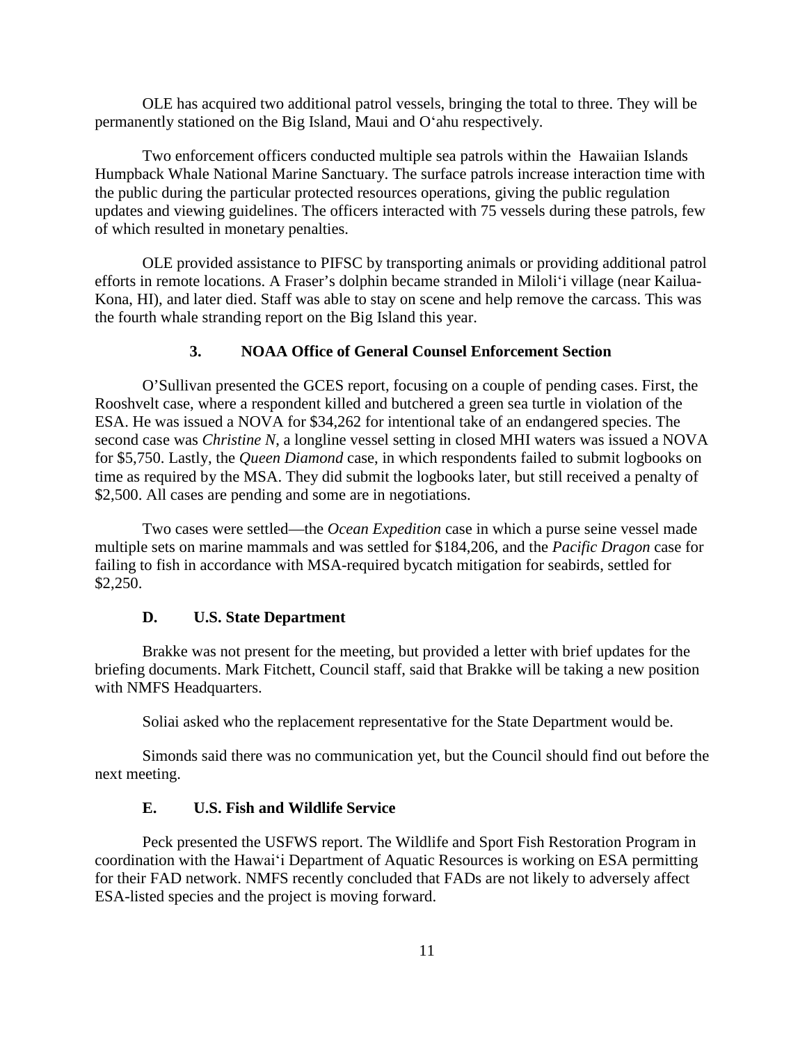OLE has acquired two additional patrol vessels, bringing the total to three. They will be permanently stationed on the Big Island, Maui and O‘ahu respectively.

Two enforcement officers conducted multiple sea patrols within the Hawaiian Islands Humpback Whale National Marine Sanctuary. The surface patrols increase interaction time with the public during the particular protected resources operations, giving the public regulation updates and viewing guidelines. The officers interacted with 75 vessels during these patrols, few of which resulted in monetary penalties.

OLE provided assistance to PIFSC by transporting animals or providing additional patrol efforts in remote locations. A Fraser's dolphin became stranded in Miloli‘i village (near Kailua-Kona, HI), and later died. Staff was able to stay on scene and help remove the carcass. This was the fourth whale stranding report on the Big Island this year.

#### 3. NOAA Office of General Counsel Enforcement Section

O'Sullivan presented the GCES report, focusing on a couple of pending cases. First, the Rooshvelt case, where a respondent killed and butchered a green sea turtle in violation of the ESA. He was issued a NOVA for $34,262 for intentional take of an endangered species. The second case was *Christine N*, a longline vessel setting in closed MHI waters was issued a NOVA for $5,750. Lastly, the *Queen Diamond* case, in which respondents failed to submit logbooks on time as required by the MSA. They did submit the logbooks later, but still received a penalty of $2,500. All cases are pending and some are in negotiations.

Two cases were settled—the *Ocean Expedition* case in which a purse seine vessel made multiple sets on marine mammals and was settled for $184,206, and the *Pacific Dragon* case for failing to fish in accordance with MSA-required bycatch mitigation for seabirds, settled for $2,250.

### D. U.S. State Department

Brakke was not present for the meeting, but provided a letter with brief updates for the briefing documents. Mark Fitchett, Council staff, said that Brakke will be taking a new position with NMFS Headquarters.

Soliai asked who the replacement representative for the State Department would be.

Simonds said there was no communication yet, but the Council should find out before the next meeting.

### E. U.S. Fish and Wildlife Service

Peck presented the USFWS report. The Wildlife and Sport Fish Restoration Program in coordination with the Hawai‘i Department of Aquatic Resources is working on ESA permitting for their FAD network. NMFS recently concluded that FADs are not likely to adversely affect ESA-listed species and the project is moving forward.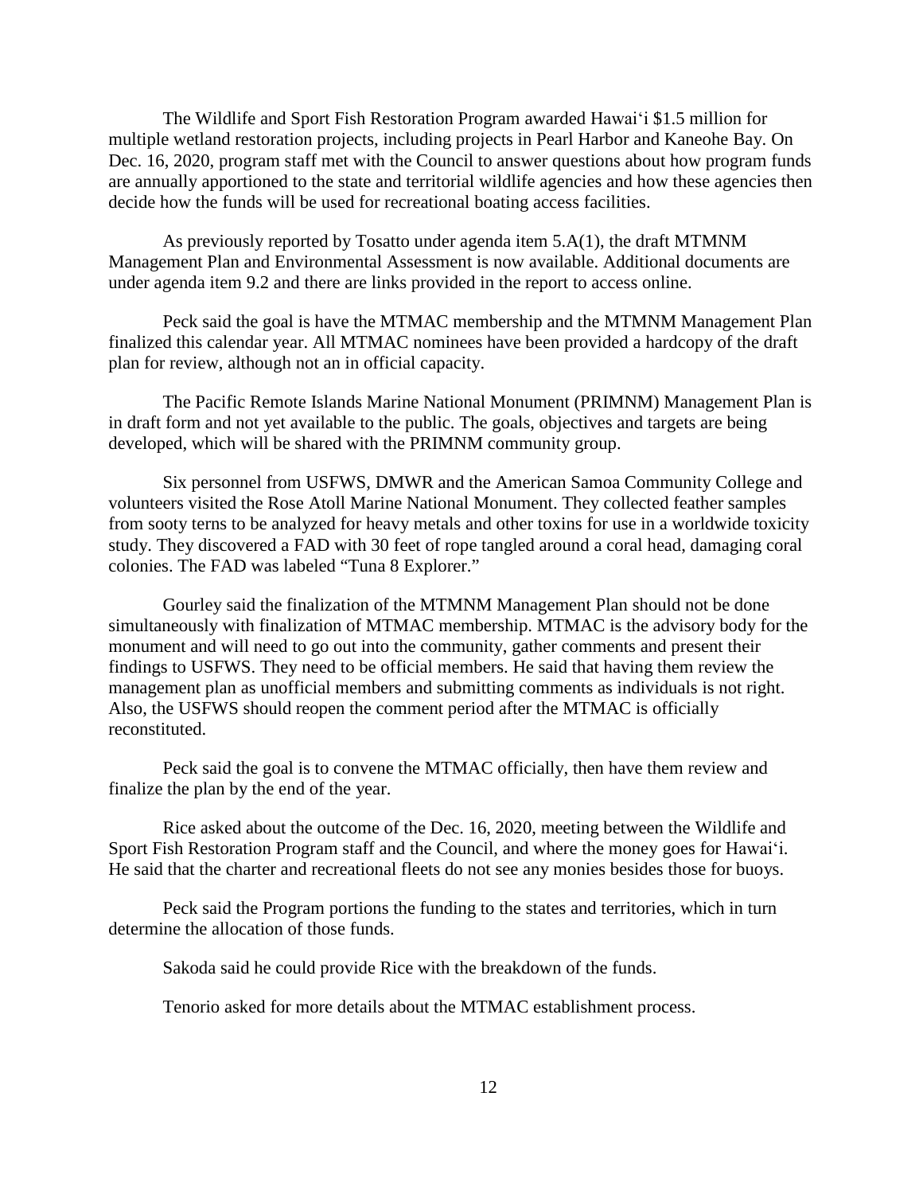The Wildlife and Sport Fish Restoration Program awarded Hawaiʻi $1.5 million for multiple wetland restoration projects, including projects in Pearl Harbor and Kaneohe Bay. On Dec. 16, 2020, program staff met with the Council to answer questions about how program funds are annually apportioned to the state and territorial wildlife agencies and how these agencies then decide how the funds will be used for recreational boating access facilities.

As previously reported by Tosatto under agenda item 5.A(1), the draft MTMNM Management Plan and Environmental Assessment is now available. Additional documents are under agenda item 9.2 and there are links provided in the report to access online.

Peck said the goal is have the MTMAC membership and the MTMNM Management Plan finalized this calendar year. All MTMAC nominees have been provided a hardcopy of the draft plan for review, although not an in official capacity.

The Pacific Remote Islands Marine National Monument (PRIMNM) Management Plan is in draft form and not yet available to the public. The goals, objectives and targets are being developed, which will be shared with the PRIMNM community group.

Six personnel from USFWS, DMWR and the American Samoa Community College and volunteers visited the Rose Atoll Marine National Monument. They collected feather samples from sooty terns to be analyzed for heavy metals and other toxins for use in a worldwide toxicity study. They discovered a FAD with 30 feet of rope tangled around a coral head, damaging coral colonies. The FAD was labeled "Tuna 8 Explorer."

Gourley said the finalization of the MTMNM Management Plan should not be done simultaneously with finalization of MTMAC membership. MTMAC is the advisory body for the monument and will need to go out into the community, gather comments and present their findings to USFWS. They need to be official members. He said that having them review the management plan as unofficial members and submitting comments as individuals is not right. Also, the USFWS should reopen the comment period after the MTMAC is officially reconstituted.

Peck said the goal is to convene the MTMAC officially, then have them review and finalize the plan by the end of the year.

Rice asked about the outcome of the Dec. 16, 2020, meeting between the Wildlife and Sport Fish Restoration Program staff and the Council, and where the money goes for Hawaiʻi. He said that the charter and recreational fleets do not see any monies besides those for buoys.

Peck said the Program portions the funding to the states and territories, which in turn determine the allocation of those funds.

Sakoda said he could provide Rice with the breakdown of the funds.

Tenorio asked for more details about the MTMAC establishment process.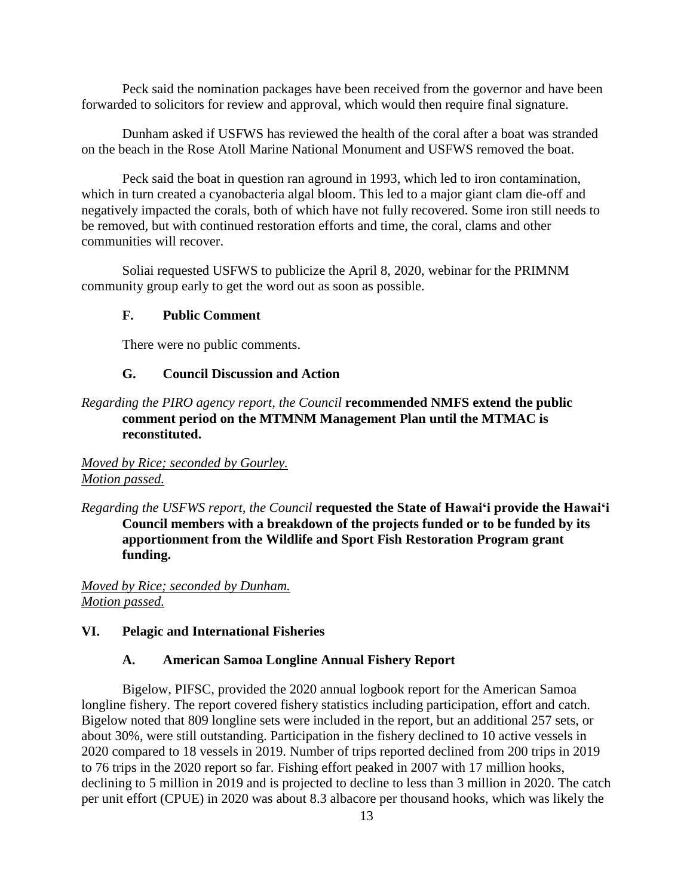Peck said the nomination packages have been received from the governor and have been forwarded to solicitors for review and approval, which would then require final signature.

Dunham asked if USFWS has reviewed the health of the coral after a boat was stranded on the beach in the Rose Atoll Marine National Monument and USFWS removed the boat.

Peck said the boat in question ran aground in 1993, which led to iron contamination, which in turn created a cyanobacteria algal bloom. This led to a major giant clam die-off and negatively impacted the corals, both of which have not fully recovered. Some iron still needs to be removed, but with continued restoration efforts and time, the coral, clams and other communities will recover.

Soliai requested USFWS to publicize the April 8, 2020, webinar for the PRIMNM community group early to get the word out as soon as possible.

### F. Public Comment

There were no public comments.

### G. Council Discussion and Action

*Regarding the PIRO agency report, the Council* **recommended NMFS extend the public comment period on the MTMNM Management Plan until the MTMAC is reconstituted.**

*Moved by Rice; seconded by Gourley.*
*Motion passed.*

*Regarding the USFWS report, the Council* **requested the State of Hawai'i provide the Hawai'i Council members with a breakdown of the projects funded or to be funded by its apportionment from the Wildlife and Sport Fish Restoration Program grant funding.**

*Moved by Rice; seconded by Dunham.*
*Motion passed.*

## VI. Pelagic and International Fisheries

### A. American Samoa Longline Annual Fishery Report

Bigelow, PIFSC, provided the 2020 annual logbook report for the American Samoa longline fishery. The report covered fishery statistics including participation, effort and catch. Bigelow noted that 809 longline sets were included in the report, but an additional 257 sets, or about 30%, were still outstanding. Participation in the fishery declined to 10 active vessels in 2020 compared to 18 vessels in 2019. Number of trips reported declined from 200 trips in 2019 to 76 trips in the 2020 report so far. Fishing effort peaked in 2007 with 17 million hooks, declining to 5 million in 2019 and is projected to decline to less than 3 million in 2020. The catch per unit effort (CPUE) in 2020 was about 8.3 albacore per thousand hooks, which was likely the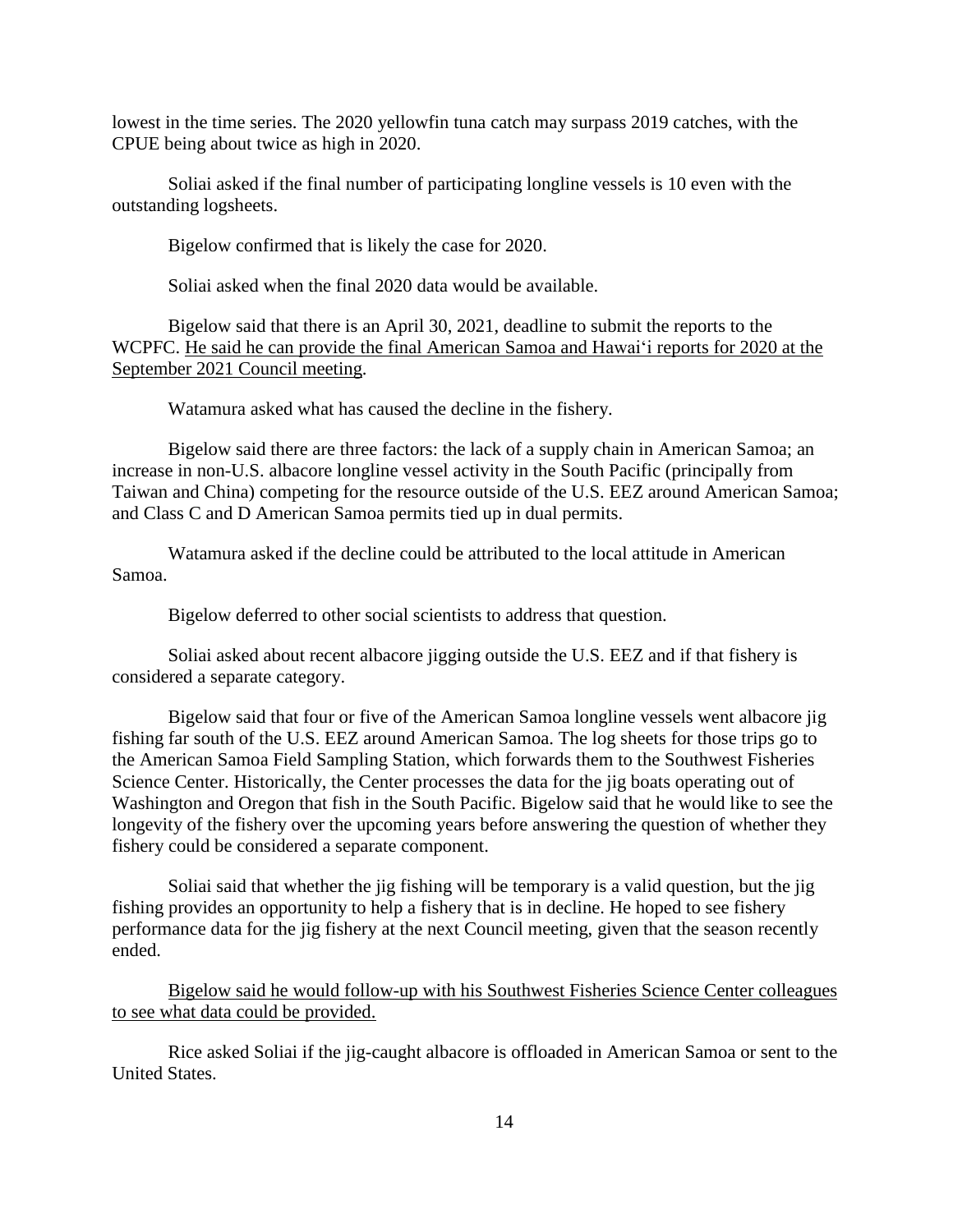lowest in the time series. The 2020 yellowfin tuna catch may surpass 2019 catches, with the CPUE being about twice as high in 2020.

Soliai asked if the final number of participating longline vessels is 10 even with the outstanding logsheets.

Bigelow confirmed that is likely the case for 2020.

Soliai asked when the final 2020 data would be available.

Bigelow said that there is an April 30, 2021, deadline to submit the reports to the WCPFC. <u>He said he can provide the final American Samoa and Hawai'i reports for 2020 at the September 2021 Council meeting</u>.

Watamura asked what has caused the decline in the fishery.

Bigelow said there are three factors: the lack of a supply chain in American Samoa; an increase in non-U.S. albacore longline vessel activity in the South Pacific (principally from Taiwan and China) competing for the resource outside of the U.S. EEZ around American Samoa; and Class C and D American Samoa permits tied up in dual permits.

Watamura asked if the decline could be attributed to the local attitude in American Samoa.

Bigelow deferred to other social scientists to address that question.

Soliai asked about recent albacore jigging outside the U.S. EEZ and if that fishery is considered a separate category.

Bigelow said that four or five of the American Samoa longline vessels went albacore jig fishing far south of the U.S. EEZ around American Samoa. The log sheets for those trips go to the American Samoa Field Sampling Station, which forwards them to the Southwest Fisheries Science Center. Historically, the Center processes the data for the jig boats operating out of Washington and Oregon that fish in the South Pacific. Bigelow said that he would like to see the longevity of the fishery over the upcoming years before answering the question of whether they fishery could be considered a separate component.

Soliai said that whether the jig fishing will be temporary is a valid question, but the jig fishing provides an opportunity to help a fishery that is in decline. He hoped to see fishery performance data for the jig fishery at the next Council meeting, given that the season recently ended.

<u>Bigelow said he would follow-up with his Southwest Fisheries Science Center colleagues to see what data could be provided.</u>

Rice asked Soliai if the jig-caught albacore is offloaded in American Samoa or sent to the United States.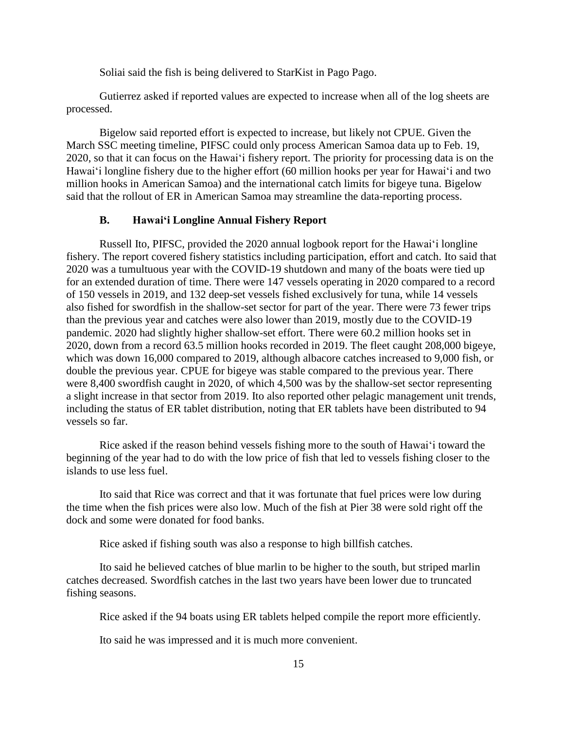Soliai said the fish is being delivered to StarKist in Pago Pago.

Gutierrez asked if reported values are expected to increase when all of the log sheets are processed.

Bigelow said reported effort is expected to increase, but likely not CPUE. Given the March SSC meeting timeline, PIFSC could only process American Samoa data up to Feb. 19, 2020, so that it can focus on the Hawaiʻi fishery report. The priority for processing data is on the Hawaiʻi longline fishery due to the higher effort (60 million hooks per year for Hawaiʻi and two million hooks in American Samoa) and the international catch limits for bigeye tuna. Bigelow said that the rollout of ER in American Samoa may streamline the data-reporting process.

### B. Hawaiʻi Longline Annual Fishery Report

Russell Ito, PIFSC, provided the 2020 annual logbook report for the Hawaiʻi longline fishery. The report covered fishery statistics including participation, effort and catch. Ito said that 2020 was a tumultuous year with the COVID-19 shutdown and many of the boats were tied up for an extended duration of time. There were 147 vessels operating in 2020 compared to a record of 150 vessels in 2019, and 132 deep-set vessels fished exclusively for tuna, while 14 vessels also fished for swordfish in the shallow-set sector for part of the year. There were 73 fewer trips than the previous year and catches were also lower than 2019, mostly due to the COVID-19 pandemic. 2020 had slightly higher shallow-set effort. There were 60.2 million hooks set in 2020, down from a record 63.5 million hooks recorded in 2019. The fleet caught 208,000 bigeye, which was down 16,000 compared to 2019, although albacore catches increased to 9,000 fish, or double the previous year. CPUE for bigeye was stable compared to the previous year. There were 8,400 swordfish caught in 2020, of which 4,500 was by the shallow-set sector representing a slight increase in that sector from 2019. Ito also reported other pelagic management unit trends, including the status of ER tablet distribution, noting that ER tablets have been distributed to 94 vessels so far.

Rice asked if the reason behind vessels fishing more to the south of Hawaiʻi toward the beginning of the year had to do with the low price of fish that led to vessels fishing closer to the islands to use less fuel.

Ito said that Rice was correct and that it was fortunate that fuel prices were low during the time when the fish prices were also low. Much of the fish at Pier 38 were sold right off the dock and some were donated for food banks.

Rice asked if fishing south was also a response to high billfish catches.

Ito said he believed catches of blue marlin to be higher to the south, but striped marlin catches decreased. Swordfish catches in the last two years have been lower due to truncated fishing seasons.

Rice asked if the 94 boats using ER tablets helped compile the report more efficiently.

Ito said he was impressed and it is much more convenient.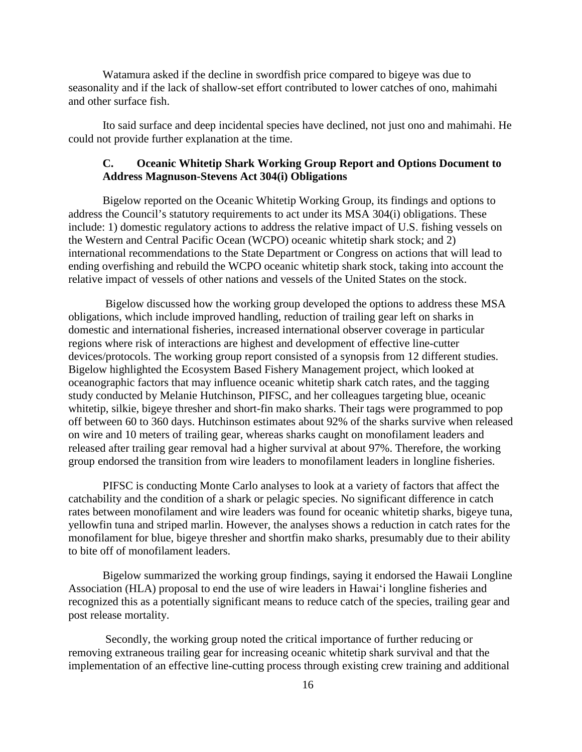Watamura asked if the decline in swordfish price compared to bigeye was due to seasonality and if the lack of shallow-set effort contributed to lower catches of ono, mahimahi and other surface fish.

Ito said surface and deep incidental species have declined, not just ono and mahimahi. He could not provide further explanation at the time.

### C. Oceanic Whitetip Shark Working Group Report and Options Document to Address Magnuson-Stevens Act 304(i) Obligations

Bigelow reported on the Oceanic Whitetip Working Group, its findings and options to address the Council's statutory requirements to act under its MSA 304(i) obligations. These include: 1) domestic regulatory actions to address the relative impact of U.S. fishing vessels on the Western and Central Pacific Ocean (WCPO) oceanic whitetip shark stock; and 2) international recommendations to the State Department or Congress on actions that will lead to ending overfishing and rebuild the WCPO oceanic whitetip shark stock, taking into account the relative impact of vessels of other nations and vessels of the United States on the stock.

Bigelow discussed how the working group developed the options to address these MSA obligations, which include improved handling, reduction of trailing gear left on sharks in domestic and international fisheries, increased international observer coverage in particular regions where risk of interactions are highest and development of effective line-cutter devices/protocols. The working group report consisted of a synopsis from 12 different studies. Bigelow highlighted the Ecosystem Based Fishery Management project, which looked at oceanographic factors that may influence oceanic whitetip shark catch rates, and the tagging study conducted by Melanie Hutchinson, PIFSC, and her colleagues targeting blue, oceanic whitetip, silkie, bigeye thresher and short-fin mako sharks. Their tags were programmed to pop off between 60 to 360 days. Hutchinson estimates about 92% of the sharks survive when released on wire and 10 meters of trailing gear, whereas sharks caught on monofilament leaders and released after trailing gear removal had a higher survival at about 97%. Therefore, the working group endorsed the transition from wire leaders to monofilament leaders in longline fisheries.

PIFSC is conducting Monte Carlo analyses to look at a variety of factors that affect the catchability and the condition of a shark or pelagic species. No significant difference in catch rates between monofilament and wire leaders was found for oceanic whitetip sharks, bigeye tuna, yellowfin tuna and striped marlin. However, the analyses shows a reduction in catch rates for the monofilament for blue, bigeye thresher and shortfin mako sharks, presumably due to their ability to bite off of monofilament leaders.

Bigelow summarized the working group findings, saying it endorsed the Hawaii Longline Association (HLA) proposal to end the use of wire leaders in Hawai'i longline fisheries and recognized this as a potentially significant means to reduce catch of the species, trailing gear and post release mortality.

Secondly, the working group noted the critical importance of further reducing or removing extraneous trailing gear for increasing oceanic whitetip shark survival and that the implementation of an effective line-cutting process through existing crew training and additional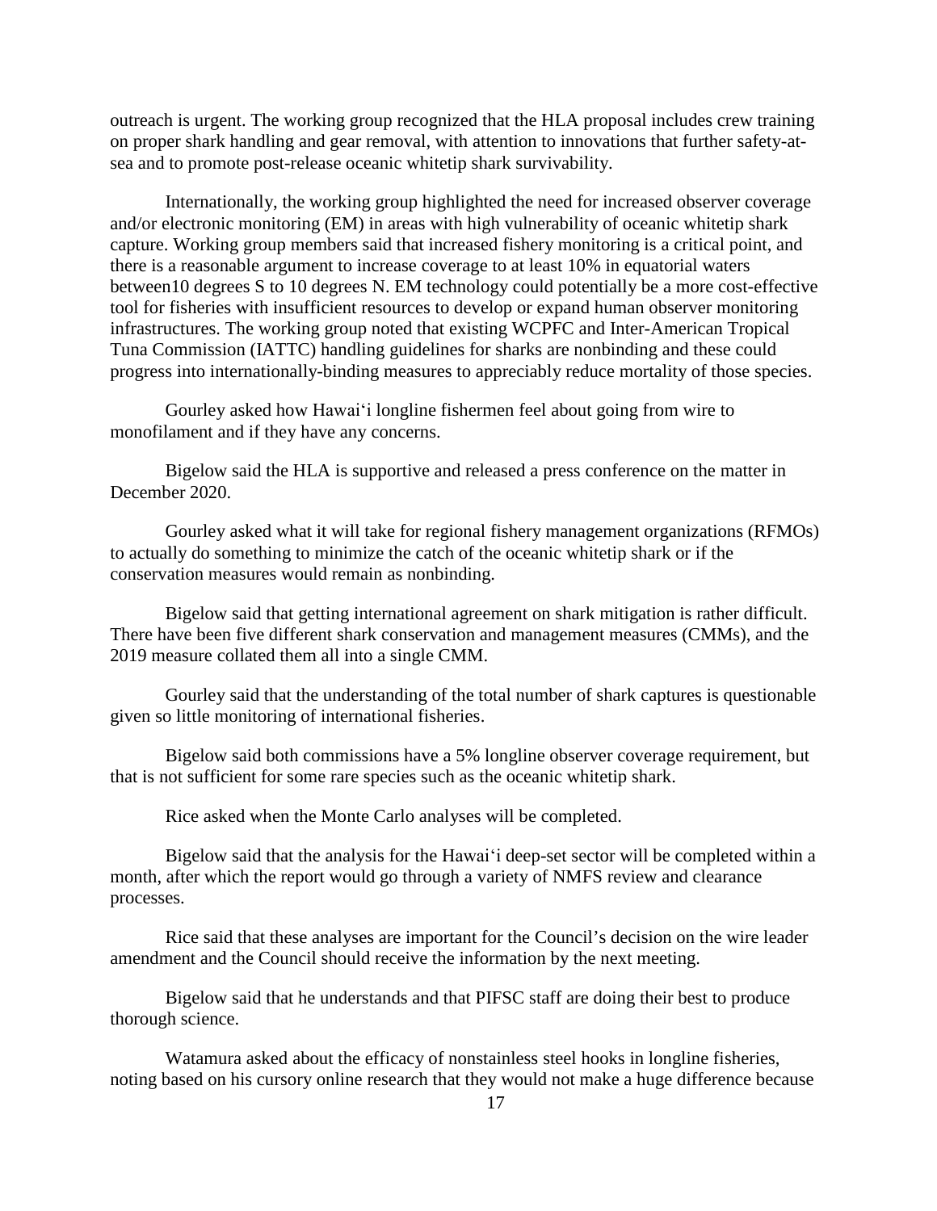outreach is urgent. The working group recognized that the HLA proposal includes crew training on proper shark handling and gear removal, with attention to innovations that further safety-at-sea and to promote post-release oceanic whitetip shark survivability.

Internationally, the working group highlighted the need for increased observer coverage and/or electronic monitoring (EM) in areas with high vulnerability of oceanic whitetip shark capture. Working group members said that increased fishery monitoring is a critical point, and there is a reasonable argument to increase coverage to at least 10% in equatorial waters between10 degrees S to 10 degrees N. EM technology could potentially be a more cost-effective tool for fisheries with insufficient resources to develop or expand human observer monitoring infrastructures. The working group noted that existing WCPFC and Inter-American Tropical Tuna Commission (IATTC) handling guidelines for sharks are nonbinding and these could progress into internationally-binding measures to appreciably reduce mortality of those species.

Gourley asked how Hawai'i longline fishermen feel about going from wire to monofilament and if they have any concerns.

Bigelow said the HLA is supportive and released a press conference on the matter in December 2020.

Gourley asked what it will take for regional fishery management organizations (RFMOs) to actually do something to minimize the catch of the oceanic whitetip shark or if the conservation measures would remain as nonbinding.

Bigelow said that getting international agreement on shark mitigation is rather difficult. There have been five different shark conservation and management measures (CMMs), and the 2019 measure collated them all into a single CMM.

Gourley said that the understanding of the total number of shark captures is questionable given so little monitoring of international fisheries.

Bigelow said both commissions have a 5% longline observer coverage requirement, but that is not sufficient for some rare species such as the oceanic whitetip shark.

Rice asked when the Monte Carlo analyses will be completed.

Bigelow said that the analysis for the Hawai'i deep-set sector will be completed within a month, after which the report would go through a variety of NMFS review and clearance processes.

Rice said that these analyses are important for the Council's decision on the wire leader amendment and the Council should receive the information by the next meeting.

Bigelow said that he understands and that PIFSC staff are doing their best to produce thorough science.

Watamura asked about the efficacy of nonstainless steel hooks in longline fisheries, noting based on his cursory online research that they would not make a huge difference because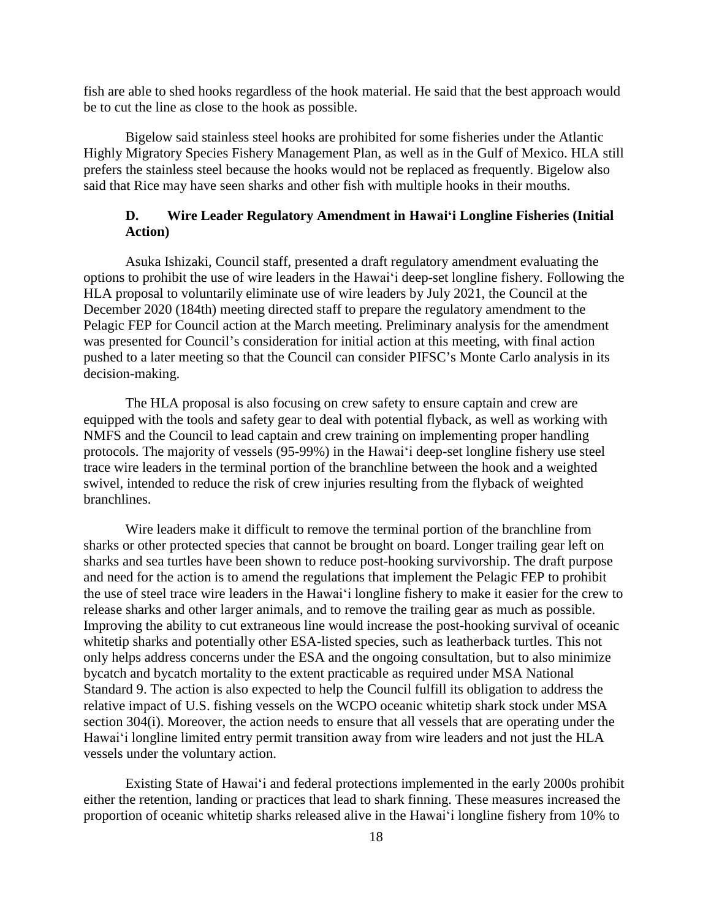fish are able to shed hooks regardless of the hook material. He said that the best approach would be to cut the line as close to the hook as possible.

Bigelow said stainless steel hooks are prohibited for some fisheries under the Atlantic Highly Migratory Species Fishery Management Plan, as well as in the Gulf of Mexico. HLA still prefers the stainless steel because the hooks would not be replaced as frequently. Bigelow also said that Rice may have seen sharks and other fish with multiple hooks in their mouths.

### D. Wire Leader Regulatory Amendment in Hawai‘i Longline Fisheries (Initial Action)

Asuka Ishizaki, Council staff, presented a draft regulatory amendment evaluating the options to prohibit the use of wire leaders in the Hawai‘i deep-set longline fishery. Following the HLA proposal to voluntarily eliminate use of wire leaders by July 2021, the Council at the December 2020 (184th) meeting directed staff to prepare the regulatory amendment to the Pelagic FEP for Council action at the March meeting. Preliminary analysis for the amendment was presented for Council's consideration for initial action at this meeting, with final action pushed to a later meeting so that the Council can consider PIFSC's Monte Carlo analysis in its decision-making.

The HLA proposal is also focusing on crew safety to ensure captain and crew are equipped with the tools and safety gear to deal with potential flyback, as well as working with NMFS and the Council to lead captain and crew training on implementing proper handling protocols. The majority of vessels (95-99%) in the Hawai‘i deep-set longline fishery use steel trace wire leaders in the terminal portion of the branchline between the hook and a weighted swivel, intended to reduce the risk of crew injuries resulting from the flyback of weighted branchlines.

Wire leaders make it difficult to remove the terminal portion of the branchline from sharks or other protected species that cannot be brought on board. Longer trailing gear left on sharks and sea turtles have been shown to reduce post-hooking survivorship. The draft purpose and need for the action is to amend the regulations that implement the Pelagic FEP to prohibit the use of steel trace wire leaders in the Hawai‘i longline fishery to make it easier for the crew to release sharks and other larger animals, and to remove the trailing gear as much as possible. Improving the ability to cut extraneous line would increase the post-hooking survival of oceanic whitetip sharks and potentially other ESA-listed species, such as leatherback turtles. This not only helps address concerns under the ESA and the ongoing consultation, but to also minimize bycatch and bycatch mortality to the extent practicable as required under MSA National Standard 9. The action is also expected to help the Council fulfill its obligation to address the relative impact of U.S. fishing vessels on the WCPO oceanic whitetip shark stock under MSA section 304(i). Moreover, the action needs to ensure that all vessels that are operating under the Hawai‘i longline limited entry permit transition away from wire leaders and not just the HLA vessels under the voluntary action.

Existing State of Hawai‘i and federal protections implemented in the early 2000s prohibit either the retention, landing or practices that lead to shark finning. These measures increased the proportion of oceanic whitetip sharks released alive in the Hawai‘i longline fishery from 10% to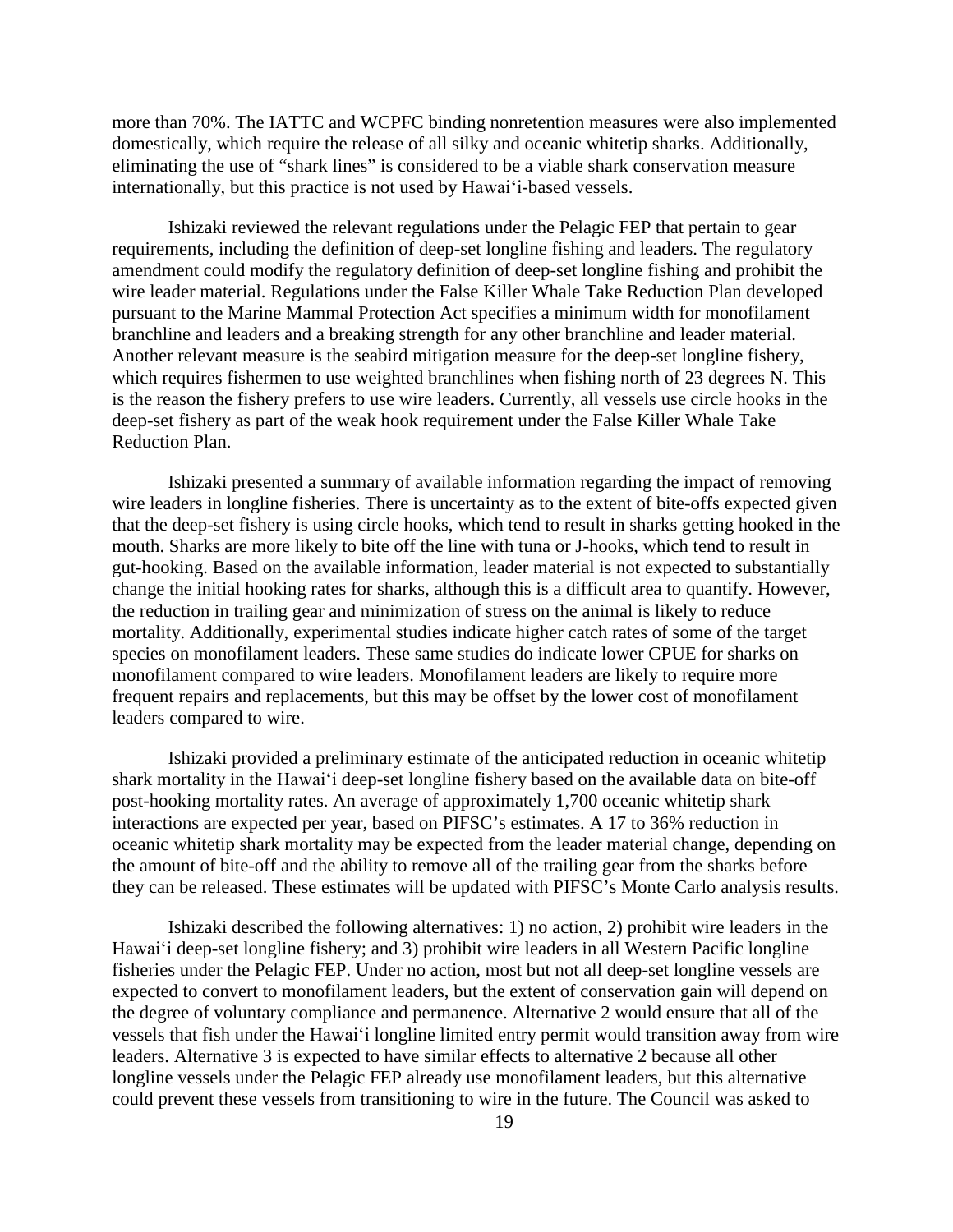more than 70%. The IATTC and WCPFC binding nonretention measures were also implemented domestically, which require the release of all silky and oceanic whitetip sharks. Additionally, eliminating the use of "shark lines" is considered to be a viable shark conservation measure internationally, but this practice is not used by Hawai'i-based vessels.

Ishizaki reviewed the relevant regulations under the Pelagic FEP that pertain to gear requirements, including the definition of deep-set longline fishing and leaders. The regulatory amendment could modify the regulatory definition of deep-set longline fishing and prohibit the wire leader material. Regulations under the False Killer Whale Take Reduction Plan developed pursuant to the Marine Mammal Protection Act specifies a minimum width for monofilament branchline and leaders and a breaking strength for any other branchline and leader material. Another relevant measure is the seabird mitigation measure for the deep-set longline fishery, which requires fishermen to use weighted branchlines when fishing north of 23 degrees N. This is the reason the fishery prefers to use wire leaders. Currently, all vessels use circle hooks in the deep-set fishery as part of the weak hook requirement under the False Killer Whale Take Reduction Plan.

Ishizaki presented a summary of available information regarding the impact of removing wire leaders in longline fisheries. There is uncertainty as to the extent of bite-offs expected given that the deep-set fishery is using circle hooks, which tend to result in sharks getting hooked in the mouth. Sharks are more likely to bite off the line with tuna or J-hooks, which tend to result in gut-hooking. Based on the available information, leader material is not expected to substantially change the initial hooking rates for sharks, although this is a difficult area to quantify. However, the reduction in trailing gear and minimization of stress on the animal is likely to reduce mortality. Additionally, experimental studies indicate higher catch rates of some of the target species on monofilament leaders. These same studies do indicate lower CPUE for sharks on monofilament compared to wire leaders. Monofilament leaders are likely to require more frequent repairs and replacements, but this may be offset by the lower cost of monofilament leaders compared to wire.

Ishizaki provided a preliminary estimate of the anticipated reduction in oceanic whitetip shark mortality in the Hawai'i deep-set longline fishery based on the available data on bite-off post-hooking mortality rates. An average of approximately 1,700 oceanic whitetip shark interactions are expected per year, based on PIFSC's estimates. A 17 to 36% reduction in oceanic whitetip shark mortality may be expected from the leader material change, depending on the amount of bite-off and the ability to remove all of the trailing gear from the sharks before they can be released. These estimates will be updated with PIFSC's Monte Carlo analysis results.

Ishizaki described the following alternatives: 1) no action, 2) prohibit wire leaders in the Hawai'i deep-set longline fishery; and 3) prohibit wire leaders in all Western Pacific longline fisheries under the Pelagic FEP. Under no action, most but not all deep-set longline vessels are expected to convert to monofilament leaders, but the extent of conservation gain will depend on the degree of voluntary compliance and permanence. Alternative 2 would ensure that all of the vessels that fish under the Hawai'i longline limited entry permit would transition away from wire leaders. Alternative 3 is expected to have similar effects to alternative 2 because all other longline vessels under the Pelagic FEP already use monofilament leaders, but this alternative could prevent these vessels from transitioning to wire in the future. The Council was asked to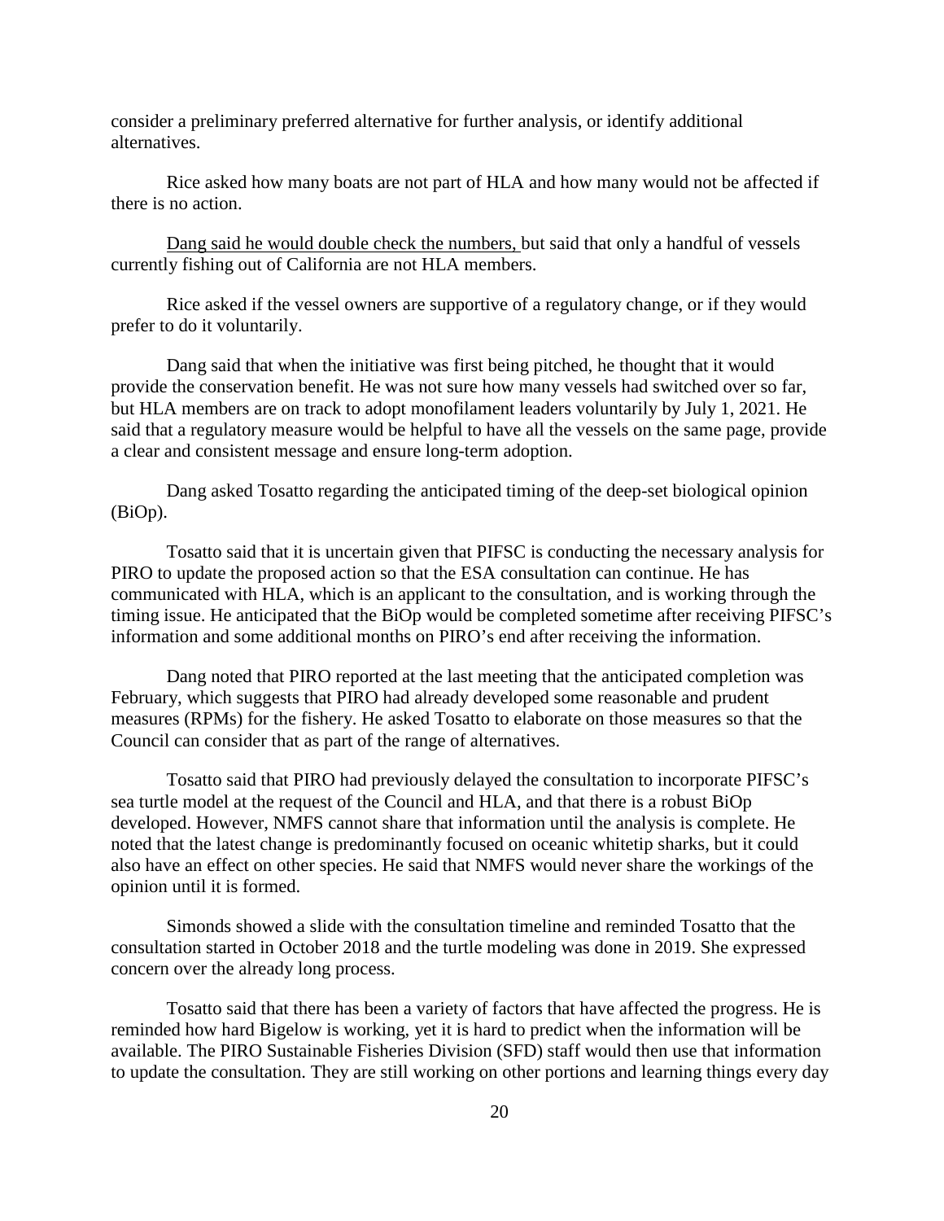consider a preliminary preferred alternative for further analysis, or identify additional alternatives.

Rice asked how many boats are not part of HLA and how many would not be affected if there is no action.

<u>Dang said he would double check the numbers,</u> but said that only a handful of vessels currently fishing out of California are not HLA members.

Rice asked if the vessel owners are supportive of a regulatory change, or if they would prefer to do it voluntarily.

Dang said that when the initiative was first being pitched, he thought that it would provide the conservation benefit. He was not sure how many vessels had switched over so far, but HLA members are on track to adopt monofilament leaders voluntarily by July 1, 2021. He said that a regulatory measure would be helpful to have all the vessels on the same page, provide a clear and consistent message and ensure long-term adoption.

Dang asked Tosatto regarding the anticipated timing of the deep-set biological opinion (BiOp).

Tosatto said that it is uncertain given that PIFSC is conducting the necessary analysis for PIRO to update the proposed action so that the ESA consultation can continue. He has communicated with HLA, which is an applicant to the consultation, and is working through the timing issue. He anticipated that the BiOp would be completed sometime after receiving PIFSC's information and some additional months on PIRO's end after receiving the information.

Dang noted that PIRO reported at the last meeting that the anticipated completion was February, which suggests that PIRO had already developed some reasonable and prudent measures (RPMs) for the fishery. He asked Tosatto to elaborate on those measures so that the Council can consider that as part of the range of alternatives.

Tosatto said that PIRO had previously delayed the consultation to incorporate PIFSC's sea turtle model at the request of the Council and HLA, and that there is a robust BiOp developed. However, NMFS cannot share that information until the analysis is complete. He noted that the latest change is predominantly focused on oceanic whitetip sharks, but it could also have an effect on other species. He said that NMFS would never share the workings of the opinion until it is formed.

Simonds showed a slide with the consultation timeline and reminded Tosatto that the consultation started in October 2018 and the turtle modeling was done in 2019. She expressed concern over the already long process.

Tosatto said that there has been a variety of factors that have affected the progress. He is reminded how hard Bigelow is working, yet it is hard to predict when the information will be available. The PIRO Sustainable Fisheries Division (SFD) staff would then use that information to update the consultation. They are still working on other portions and learning things every day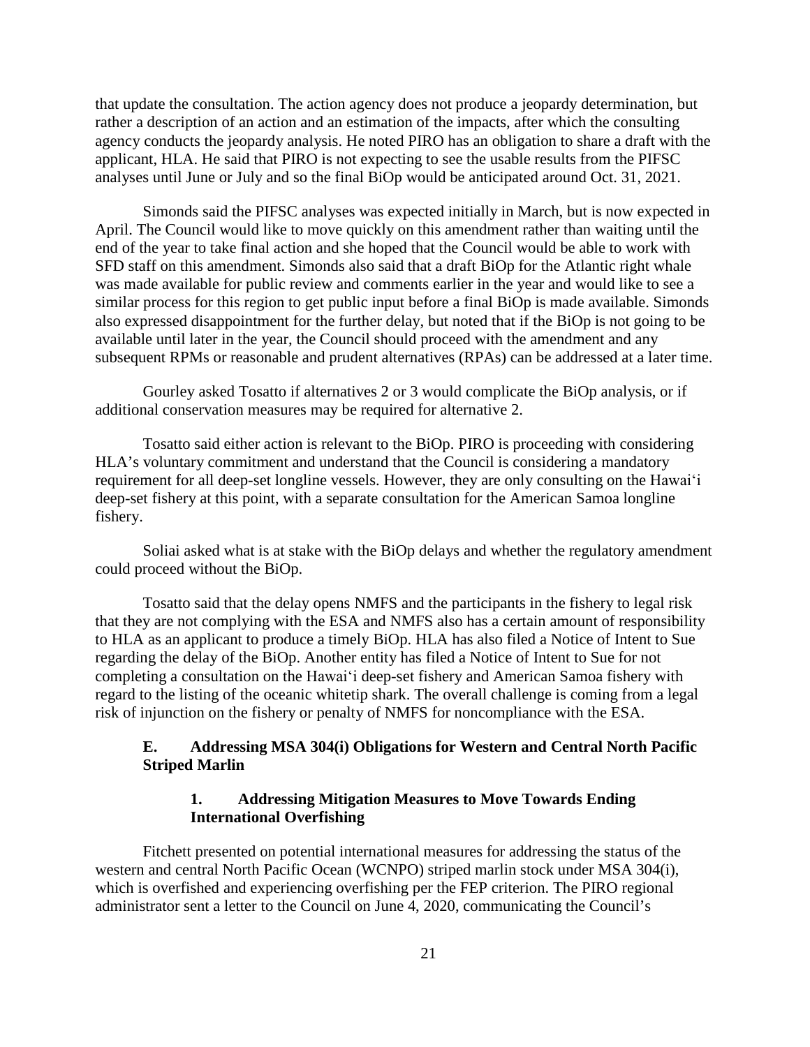that update the consultation. The action agency does not produce a jeopardy determination, but rather a description of an action and an estimation of the impacts, after which the consulting agency conducts the jeopardy analysis. He noted PIRO has an obligation to share a draft with the applicant, HLA. He said that PIRO is not expecting to see the usable results from the PIFSC analyses until June or July and so the final BiOp would be anticipated around Oct. 31, 2021.

Simonds said the PIFSC analyses was expected initially in March, but is now expected in April. The Council would like to move quickly on this amendment rather than waiting until the end of the year to take final action and she hoped that the Council would be able to work with SFD staff on this amendment. Simonds also said that a draft BiOp for the Atlantic right whale was made available for public review and comments earlier in the year and would like to see a similar process for this region to get public input before a final BiOp is made available. Simonds also expressed disappointment for the further delay, but noted that if the BiOp is not going to be available until later in the year, the Council should proceed with the amendment and any subsequent RPMs or reasonable and prudent alternatives (RPAs) can be addressed at a later time.

Gourley asked Tosatto if alternatives 2 or 3 would complicate the BiOp analysis, or if additional conservation measures may be required for alternative 2.

Tosatto said either action is relevant to the BiOp. PIRO is proceeding with considering HLA's voluntary commitment and understand that the Council is considering a mandatory requirement for all deep-set longline vessels. However, they are only consulting on the Hawai'i deep-set fishery at this point, with a separate consultation for the American Samoa longline fishery.

Soliai asked what is at stake with the BiOp delays and whether the regulatory amendment could proceed without the BiOp.

Tosatto said that the delay opens NMFS and the participants in the fishery to legal risk that they are not complying with the ESA and NMFS also has a certain amount of responsibility to HLA as an applicant to produce a timely BiOp. HLA has also filed a Notice of Intent to Sue regarding the delay of the BiOp. Another entity has filed a Notice of Intent to Sue for not completing a consultation on the Hawai'i deep-set fishery and American Samoa fishery with regard to the listing of the oceanic whitetip shark. The overall challenge is coming from a legal risk of injunction on the fishery or penalty of NMFS for noncompliance with the ESA.

### E. Addressing MSA 304(i) Obligations for Western and Central North Pacific Striped Marlin

#### 1. Addressing Mitigation Measures to Move Towards Ending International Overfishing

Fitchett presented on potential international measures for addressing the status of the western and central North Pacific Ocean (WCNPO) striped marlin stock under MSA 304(i), which is overfished and experiencing overfishing per the FEP criterion. The PIRO regional administrator sent a letter to the Council on June 4, 2020, communicating the Council's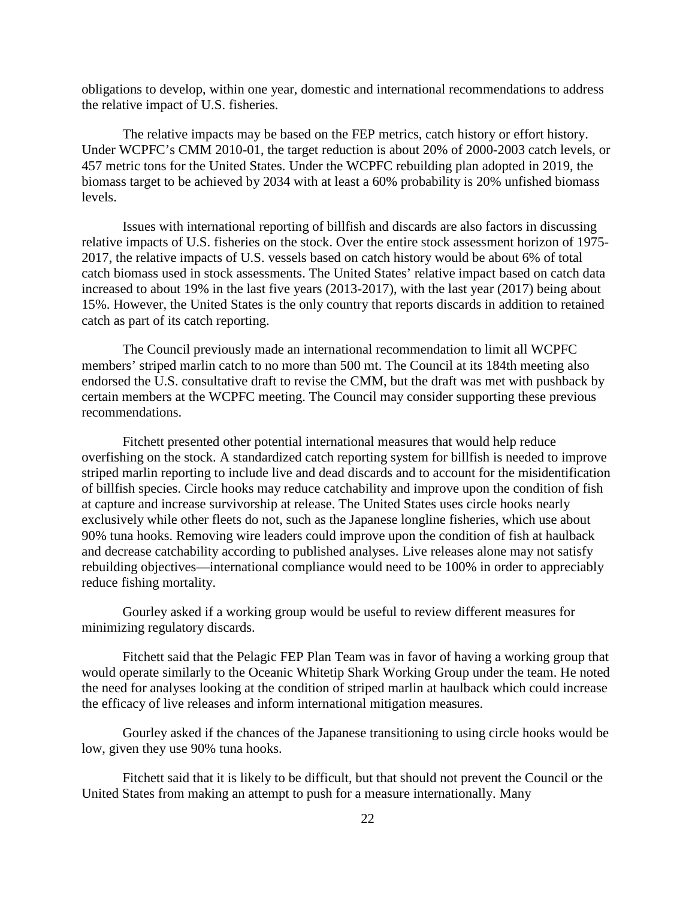obligations to develop, within one year, domestic and international recommendations to address the relative impact of U.S. fisheries.

The relative impacts may be based on the FEP metrics, catch history or effort history. Under WCPFC's CMM 2010-01, the target reduction is about 20% of 2000-2003 catch levels, or 457 metric tons for the United States. Under the WCPFC rebuilding plan adopted in 2019, the biomass target to be achieved by 2034 with at least a 60% probability is 20% unfished biomass levels.

Issues with international reporting of billfish and discards are also factors in discussing relative impacts of U.S. fisheries on the stock. Over the entire stock assessment horizon of 1975-2017, the relative impacts of U.S. vessels based on catch history would be about 6% of total catch biomass used in stock assessments. The United States' relative impact based on catch data increased to about 19% in the last five years (2013-2017), with the last year (2017) being about 15%. However, the United States is the only country that reports discards in addition to retained catch as part of its catch reporting.

The Council previously made an international recommendation to limit all WCPFC members' striped marlin catch to no more than 500 mt. The Council at its 184th meeting also endorsed the U.S. consultative draft to revise the CMM, but the draft was met with pushback by certain members at the WCPFC meeting. The Council may consider supporting these previous recommendations.

Fitchett presented other potential international measures that would help reduce overfishing on the stock. A standardized catch reporting system for billfish is needed to improve striped marlin reporting to include live and dead discards and to account for the misidentification of billfish species. Circle hooks may reduce catchability and improve upon the condition of fish at capture and increase survivorship at release. The United States uses circle hooks nearly exclusively while other fleets do not, such as the Japanese longline fisheries, which use about 90% tuna hooks. Removing wire leaders could improve upon the condition of fish at haulback and decrease catchability according to published analyses. Live releases alone may not satisfy rebuilding objectives—international compliance would need to be 100% in order to appreciably reduce fishing mortality.

Gourley asked if a working group would be useful to review different measures for minimizing regulatory discards.

Fitchett said that the Pelagic FEP Plan Team was in favor of having a working group that would operate similarly to the Oceanic Whitetip Shark Working Group under the team. He noted the need for analyses looking at the condition of striped marlin at haulback which could increase the efficacy of live releases and inform international mitigation measures.

Gourley asked if the chances of the Japanese transitioning to using circle hooks would be low, given they use 90% tuna hooks.

Fitchett said that it is likely to be difficult, but that should not prevent the Council or the United States from making an attempt to push for a measure internationally. Many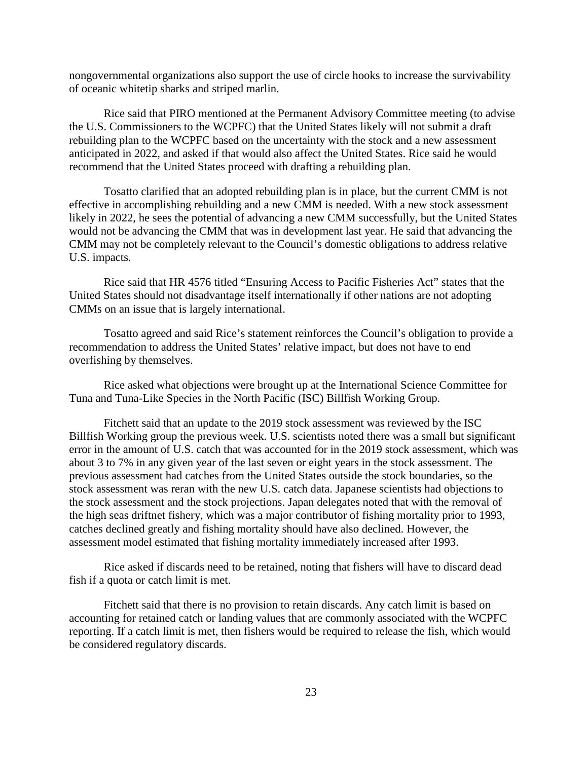nongovernmental organizations also support the use of circle hooks to increase the survivability of oceanic whitetip sharks and striped marlin.

Rice said that PIRO mentioned at the Permanent Advisory Committee meeting (to advise the U.S. Commissioners to the WCPFC) that the United States likely will not submit a draft rebuilding plan to the WCPFC based on the uncertainty with the stock and a new assessment anticipated in 2022, and asked if that would also affect the United States. Rice said he would recommend that the United States proceed with drafting a rebuilding plan.

Tosatto clarified that an adopted rebuilding plan is in place, but the current CMM is not effective in accomplishing rebuilding and a new CMM is needed. With a new stock assessment likely in 2022, he sees the potential of advancing a new CMM successfully, but the United States would not be advancing the CMM that was in development last year. He said that advancing the CMM may not be completely relevant to the Council's domestic obligations to address relative U.S. impacts.

Rice said that HR 4576 titled "Ensuring Access to Pacific Fisheries Act" states that the United States should not disadvantage itself internationally if other nations are not adopting CMMs on an issue that is largely international.

Tosatto agreed and said Rice's statement reinforces the Council's obligation to provide a recommendation to address the United States' relative impact, but does not have to end overfishing by themselves.

Rice asked what objections were brought up at the International Science Committee for Tuna and Tuna-Like Species in the North Pacific (ISC) Billfish Working Group.

Fitchett said that an update to the 2019 stock assessment was reviewed by the ISC Billfish Working group the previous week. U.S. scientists noted there was a small but significant error in the amount of U.S. catch that was accounted for in the 2019 stock assessment, which was about 3 to 7% in any given year of the last seven or eight years in the stock assessment. The previous assessment had catches from the United States outside the stock boundaries, so the stock assessment was reran with the new U.S. catch data. Japanese scientists had objections to the stock assessment and the stock projections. Japan delegates noted that with the removal of the high seas driftnet fishery, which was a major contributor of fishing mortality prior to 1993, catches declined greatly and fishing mortality should have also declined. However, the assessment model estimated that fishing mortality immediately increased after 1993.

Rice asked if discards need to be retained, noting that fishers will have to discard dead fish if a quota or catch limit is met.

Fitchett said that there is no provision to retain discards. Any catch limit is based on accounting for retained catch or landing values that are commonly associated with the WCPFC reporting. If a catch limit is met, then fishers would be required to release the fish, which would be considered regulatory discards.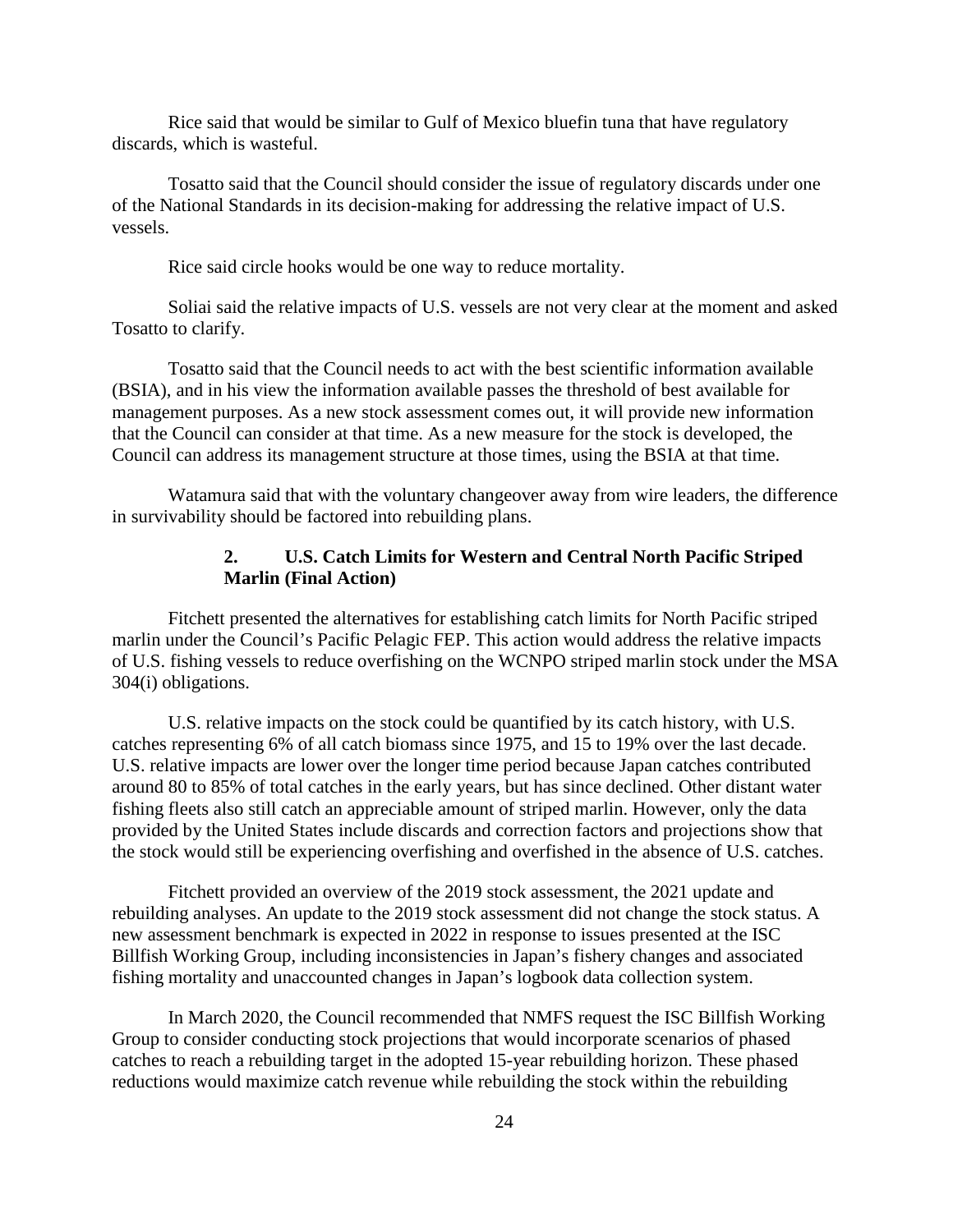Rice said that would be similar to Gulf of Mexico bluefin tuna that have regulatory discards, which is wasteful.

Tosatto said that the Council should consider the issue of regulatory discards under one of the National Standards in its decision-making for addressing the relative impact of U.S. vessels.

Rice said circle hooks would be one way to reduce mortality.

Soliai said the relative impacts of U.S. vessels are not very clear at the moment and asked Tosatto to clarify.

Tosatto said that the Council needs to act with the best scientific information available (BSIA), and in his view the information available passes the threshold of best available for management purposes. As a new stock assessment comes out, it will provide new information that the Council can consider at that time. As a new measure for the stock is developed, the Council can address its management structure at those times, using the BSIA at that time.

Watamura said that with the voluntary changeover away from wire leaders, the difference in survivability should be factored into rebuilding plans.

### 2. U.S. Catch Limits for Western and Central North Pacific Striped Marlin (Final Action)

Fitchett presented the alternatives for establishing catch limits for North Pacific striped marlin under the Council's Pacific Pelagic FEP. This action would address the relative impacts of U.S. fishing vessels to reduce overfishing on the WCNPO striped marlin stock under the MSA 304(i) obligations.

U.S. relative impacts on the stock could be quantified by its catch history, with U.S. catches representing 6% of all catch biomass since 1975, and 15 to 19% over the last decade. U.S. relative impacts are lower over the longer time period because Japan catches contributed around 80 to 85% of total catches in the early years, but has since declined. Other distant water fishing fleets also still catch an appreciable amount of striped marlin. However, only the data provided by the United States include discards and correction factors and projections show that the stock would still be experiencing overfishing and overfished in the absence of U.S. catches.

Fitchett provided an overview of the 2019 stock assessment, the 2021 update and rebuilding analyses. An update to the 2019 stock assessment did not change the stock status. A new assessment benchmark is expected in 2022 in response to issues presented at the ISC Billfish Working Group, including inconsistencies in Japan's fishery changes and associated fishing mortality and unaccounted changes in Japan's logbook data collection system.

In March 2020, the Council recommended that NMFS request the ISC Billfish Working Group to consider conducting stock projections that would incorporate scenarios of phased catches to reach a rebuilding target in the adopted 15-year rebuilding horizon. These phased reductions would maximize catch revenue while rebuilding the stock within the rebuilding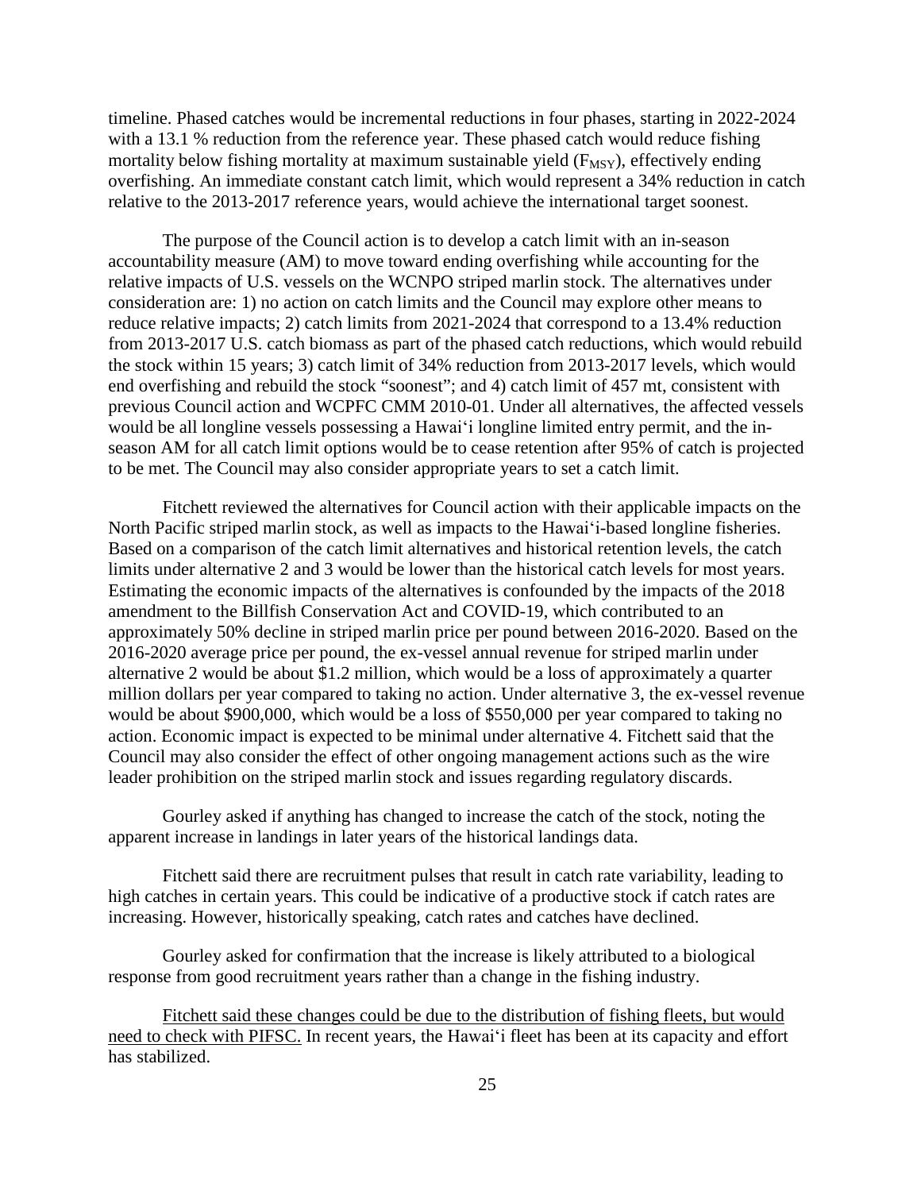timeline. Phased catches would be incremental reductions in four phases, starting in 2022-2024 with a 13.1 % reduction from the reference year. These phased catch would reduce fishing mortality below fishing mortality at maximum sustainable yield ($F_{MSY}$), effectively ending overfishing. An immediate constant catch limit, which would represent a 34% reduction in catch relative to the 2013-2017 reference years, would achieve the international target soonest.

The purpose of the Council action is to develop a catch limit with an in-season accountability measure (AM) to move toward ending overfishing while accounting for the relative impacts of U.S. vessels on the WCNPO striped marlin stock. The alternatives under consideration are: 1) no action on catch limits and the Council may explore other means to reduce relative impacts; 2) catch limits from 2021-2024 that correspond to a 13.4% reduction from 2013-2017 U.S. catch biomass as part of the phased catch reductions, which would rebuild the stock within 15 years; 3) catch limit of 34% reduction from 2013-2017 levels, which would end overfishing and rebuild the stock "soonest"; and 4) catch limit of 457 mt, consistent with previous Council action and WCPFC CMM 2010-01. Under all alternatives, the affected vessels would be all longline vessels possessing a Hawai‘i longline limited entry permit, and the in-season AM for all catch limit options would be to cease retention after 95% of catch is projected to be met. The Council may also consider appropriate years to set a catch limit.

Fitchett reviewed the alternatives for Council action with their applicable impacts on the North Pacific striped marlin stock, as well as impacts to the Hawai‘i-based longline fisheries. Based on a comparison of the catch limit alternatives and historical retention levels, the catch limits under alternative 2 and 3 would be lower than the historical catch levels for most years. Estimating the economic impacts of the alternatives is confounded by the impacts of the 2018 amendment to the Billfish Conservation Act and COVID-19, which contributed to an approximately 50% decline in striped marlin price per pound between 2016-2020. Based on the 2016-2020 average price per pound, the ex-vessel annual revenue for striped marlin under alternative 2 would be about $1.2 million, which would be a loss of approximately a quarter million dollars per year compared to taking no action. Under alternative 3, the ex-vessel revenue would be about $900,000, which would be a loss of $550,000 per year compared to taking no action. Economic impact is expected to be minimal under alternative 4. Fitchett said that the Council may also consider the effect of other ongoing management actions such as the wire leader prohibition on the striped marlin stock and issues regarding regulatory discards.

Gourley asked if anything has changed to increase the catch of the stock, noting the apparent increase in landings in later years of the historical landings data.

Fitchett said there are recruitment pulses that result in catch rate variability, leading to high catches in certain years. This could be indicative of a productive stock if catch rates are increasing. However, historically speaking, catch rates and catches have declined.

Gourley asked for confirmation that the increase is likely attributed to a biological response from good recruitment years rather than a change in the fishing industry.

<u>Fitchett said these changes could be due to the distribution of fishing fleets, but would need to check with PIFSC.</u> In recent years, the Hawai‘i fleet has been at its capacity and effort has stabilized.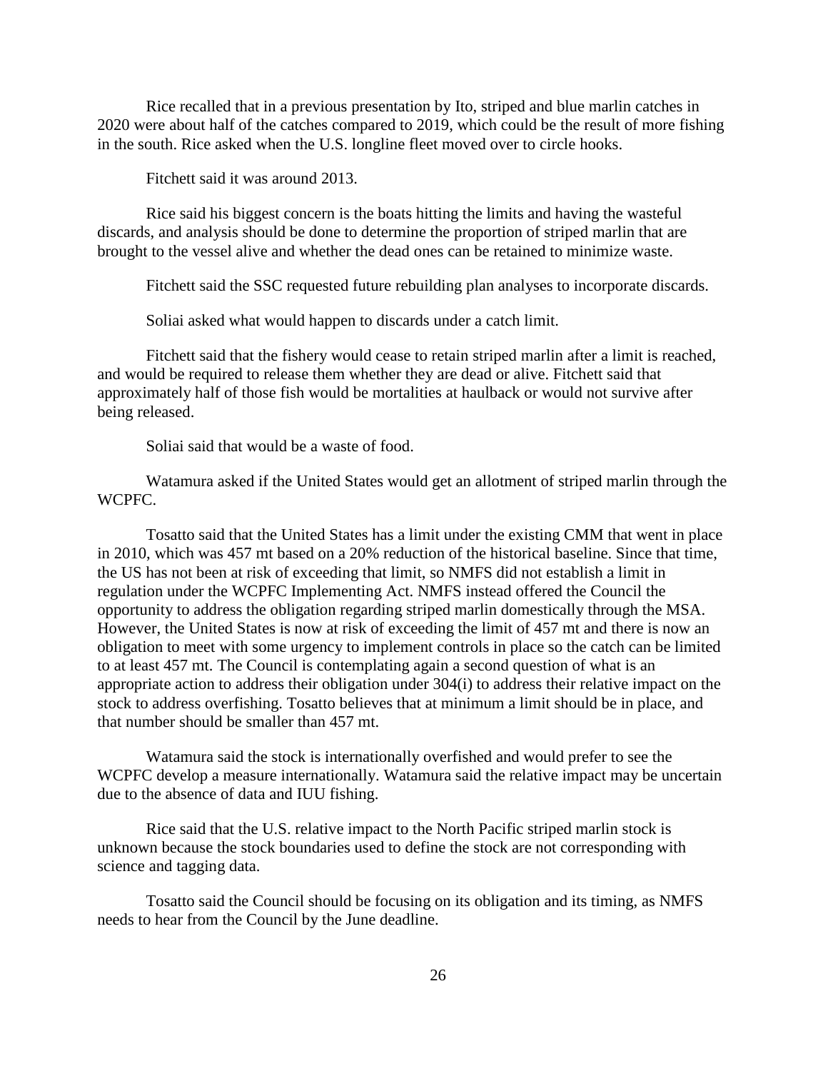Rice recalled that in a previous presentation by Ito, striped and blue marlin catches in 2020 were about half of the catches compared to 2019, which could be the result of more fishing in the south. Rice asked when the U.S. longline fleet moved over to circle hooks.

Fitchett said it was around 2013.

Rice said his biggest concern is the boats hitting the limits and having the wasteful discards, and analysis should be done to determine the proportion of striped marlin that are brought to the vessel alive and whether the dead ones can be retained to minimize waste.

Fitchett said the SSC requested future rebuilding plan analyses to incorporate discards.

Soliai asked what would happen to discards under a catch limit.

Fitchett said that the fishery would cease to retain striped marlin after a limit is reached, and would be required to release them whether they are dead or alive. Fitchett said that approximately half of those fish would be mortalities at haulback or would not survive after being released.

Soliai said that would be a waste of food.

Watamura asked if the United States would get an allotment of striped marlin through the WCPFC.

Tosatto said that the United States has a limit under the existing CMM that went in place in 2010, which was 457 mt based on a 20% reduction of the historical baseline. Since that time, the US has not been at risk of exceeding that limit, so NMFS did not establish a limit in regulation under the WCPFC Implementing Act. NMFS instead offered the Council the opportunity to address the obligation regarding striped marlin domestically through the MSA. However, the United States is now at risk of exceeding the limit of 457 mt and there is now an obligation to meet with some urgency to implement controls in place so the catch can be limited to at least 457 mt. The Council is contemplating again a second question of what is an appropriate action to address their obligation under 304(i) to address their relative impact on the stock to address overfishing. Tosatto believes that at minimum a limit should be in place, and that number should be smaller than 457 mt.

Watamura said the stock is internationally overfished and would prefer to see the WCPFC develop a measure internationally. Watamura said the relative impact may be uncertain due to the absence of data and IUU fishing.

Rice said that the U.S. relative impact to the North Pacific striped marlin stock is unknown because the stock boundaries used to define the stock are not corresponding with science and tagging data.

Tosatto said the Council should be focusing on its obligation and its timing, as NMFS needs to hear from the Council by the June deadline.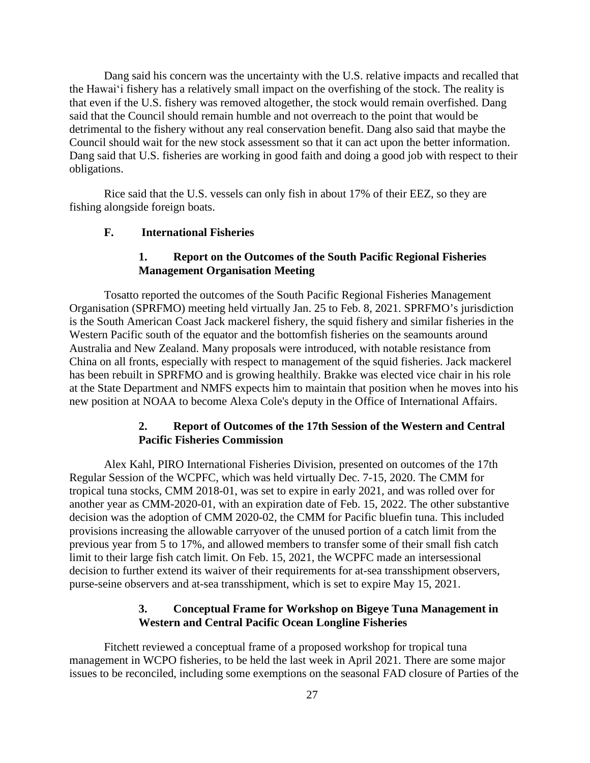Dang said his concern was the uncertainty with the U.S. relative impacts and recalled that the Hawai'i fishery has a relatively small impact on the overfishing of the stock. The reality is that even if the U.S. fishery was removed altogether, the stock would remain overfished. Dang said that the Council should remain humble and not overreach to the point that would be detrimental to the fishery without any real conservation benefit. Dang also said that maybe the Council should wait for the new stock assessment so that it can act upon the better information. Dang said that U.S. fisheries are working in good faith and doing a good job with respect to their obligations.

Rice said that the U.S. vessels can only fish in about 17% of their EEZ, so they are fishing alongside foreign boats.

### F. International Fisheries

#### 1. Report on the Outcomes of the South Pacific Regional Fisheries Management Organisation Meeting

Tosatto reported the outcomes of the South Pacific Regional Fisheries Management Organisation (SPRFMO) meeting held virtually Jan. 25 to Feb. 8, 2021. SPRFMO's jurisdiction is the South American Coast Jack mackerel fishery, the squid fishery and similar fisheries in the Western Pacific south of the equator and the bottomfish fisheries on the seamounts around Australia and New Zealand. Many proposals were introduced, with notable resistance from China on all fronts, especially with respect to management of the squid fisheries. Jack mackerel has been rebuilt in SPRFMO and is growing healthily. Brakke was elected vice chair in his role at the State Department and NMFS expects him to maintain that position when he moves into his new position at NOAA to become Alexa Cole's deputy in the Office of International Affairs.

#### 2. Report of Outcomes of the 17th Session of the Western and Central Pacific Fisheries Commission

Alex Kahl, PIRO International Fisheries Division, presented on outcomes of the 17th Regular Session of the WCPFC, which was held virtually Dec. 7-15, 2020. The CMM for tropical tuna stocks, CMM 2018-01, was set to expire in early 2021, and was rolled over for another year as CMM-2020-01, with an expiration date of Feb. 15, 2022. The other substantive decision was the adoption of CMM 2020-02, the CMM for Pacific bluefin tuna. This included provisions increasing the allowable carryover of the unused portion of a catch limit from the previous year from 5 to 17%, and allowed members to transfer some of their small fish catch limit to their large fish catch limit. On Feb. 15, 2021, the WCPFC made an intersessional decision to further extend its waiver of their requirements for at-sea transshipment observers, purse-seine observers and at-sea transshipment, which is set to expire May 15, 2021.

#### 3. Conceptual Frame for Workshop on Bigeye Tuna Management in Western and Central Pacific Ocean Longline Fisheries

Fitchett reviewed a conceptual frame of a proposed workshop for tropical tuna management in WCPO fisheries, to be held the last week in April 2021. There are some major issues to be reconciled, including some exemptions on the seasonal FAD closure of Parties of the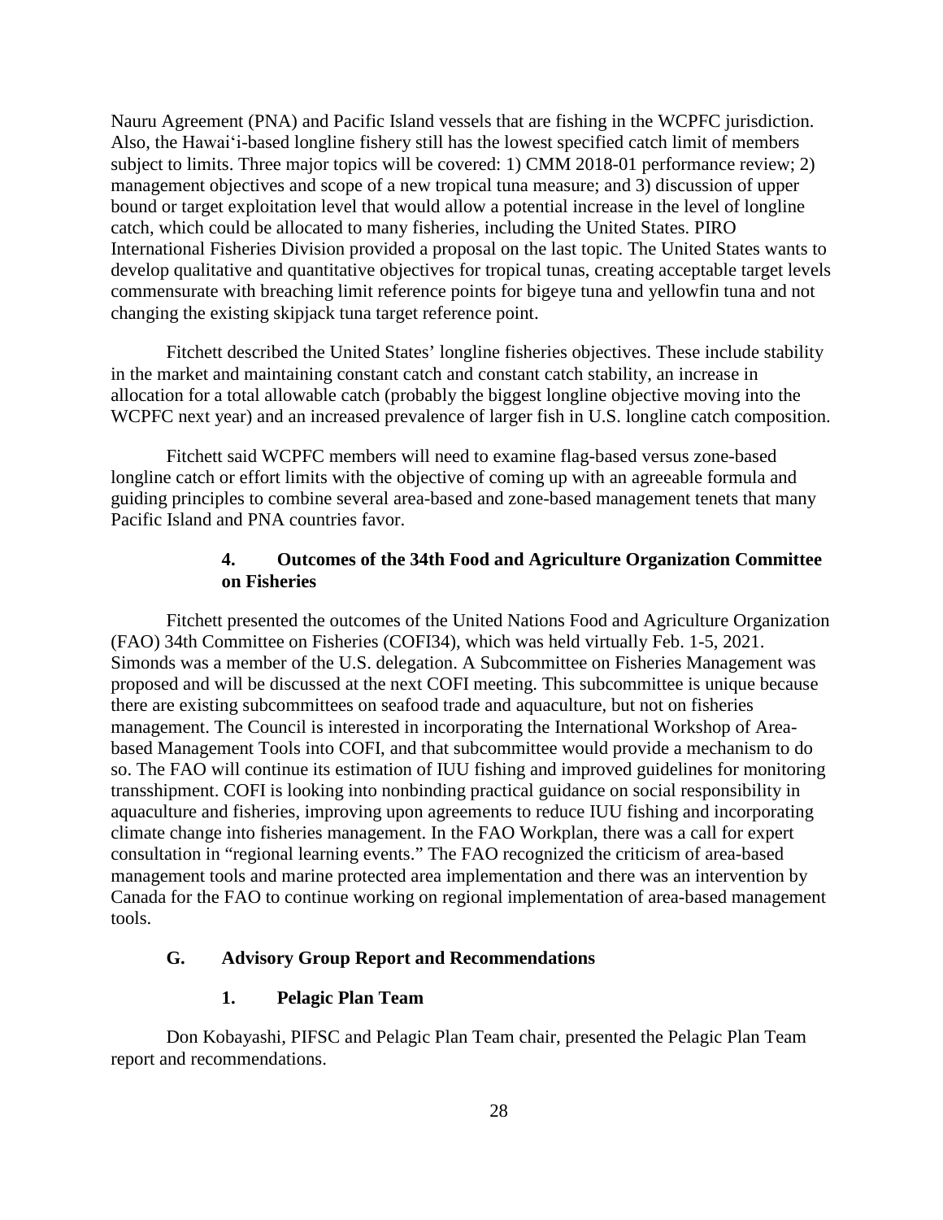Nauru Agreement (PNA) and Pacific Island vessels that are fishing in the WCPFC jurisdiction. Also, the Hawai'i-based longline fishery still has the lowest specified catch limit of members subject to limits. Three major topics will be covered: 1) CMM 2018-01 performance review; 2) management objectives and scope of a new tropical tuna measure; and 3) discussion of upper bound or target exploitation level that would allow a potential increase in the level of longline catch, which could be allocated to many fisheries, including the United States. PIRO International Fisheries Division provided a proposal on the last topic. The United States wants to develop qualitative and quantitative objectives for tropical tunas, creating acceptable target levels commensurate with breaching limit reference points for bigeye tuna and yellowfin tuna and not changing the existing skipjack tuna target reference point.

Fitchett described the United States' longline fisheries objectives. These include stability in the market and maintaining constant catch and constant catch stability, an increase in allocation for a total allowable catch (probably the biggest longline objective moving into the WCPFC next year) and an increased prevalence of larger fish in U.S. longline catch composition.

Fitchett said WCPFC members will need to examine flag-based versus zone-based longline catch or effort limits with the objective of coming up with an agreeable formula and guiding principles to combine several area-based and zone-based management tenets that many Pacific Island and PNA countries favor.

#### 4. Outcomes of the 34th Food and Agriculture Organization Committee on Fisheries

Fitchett presented the outcomes of the United Nations Food and Agriculture Organization (FAO) 34th Committee on Fisheries (COFI34), which was held virtually Feb. 1-5, 2021. Simonds was a member of the U.S. delegation. A Subcommittee on Fisheries Management was proposed and will be discussed at the next COFI meeting. This subcommittee is unique because there are existing subcommittees on seafood trade and aquaculture, but not on fisheries management. The Council is interested in incorporating the International Workshop of Area-based Management Tools into COFI, and that subcommittee would provide a mechanism to do so. The FAO will continue its estimation of IUU fishing and improved guidelines for monitoring transshipment. COFI is looking into nonbinding practical guidance on social responsibility in aquaculture and fisheries, improving upon agreements to reduce IUU fishing and incorporating climate change into fisheries management. In the FAO Workplan, there was a call for expert consultation in "regional learning events." The FAO recognized the criticism of area-based management tools and marine protected area implementation and there was an intervention by Canada for the FAO to continue working on regional implementation of area-based management tools.

### G. Advisory Group Report and Recommendations

#### 1. Pelagic Plan Team

Don Kobayashi, PIFSC and Pelagic Plan Team chair, presented the Pelagic Plan Team report and recommendations.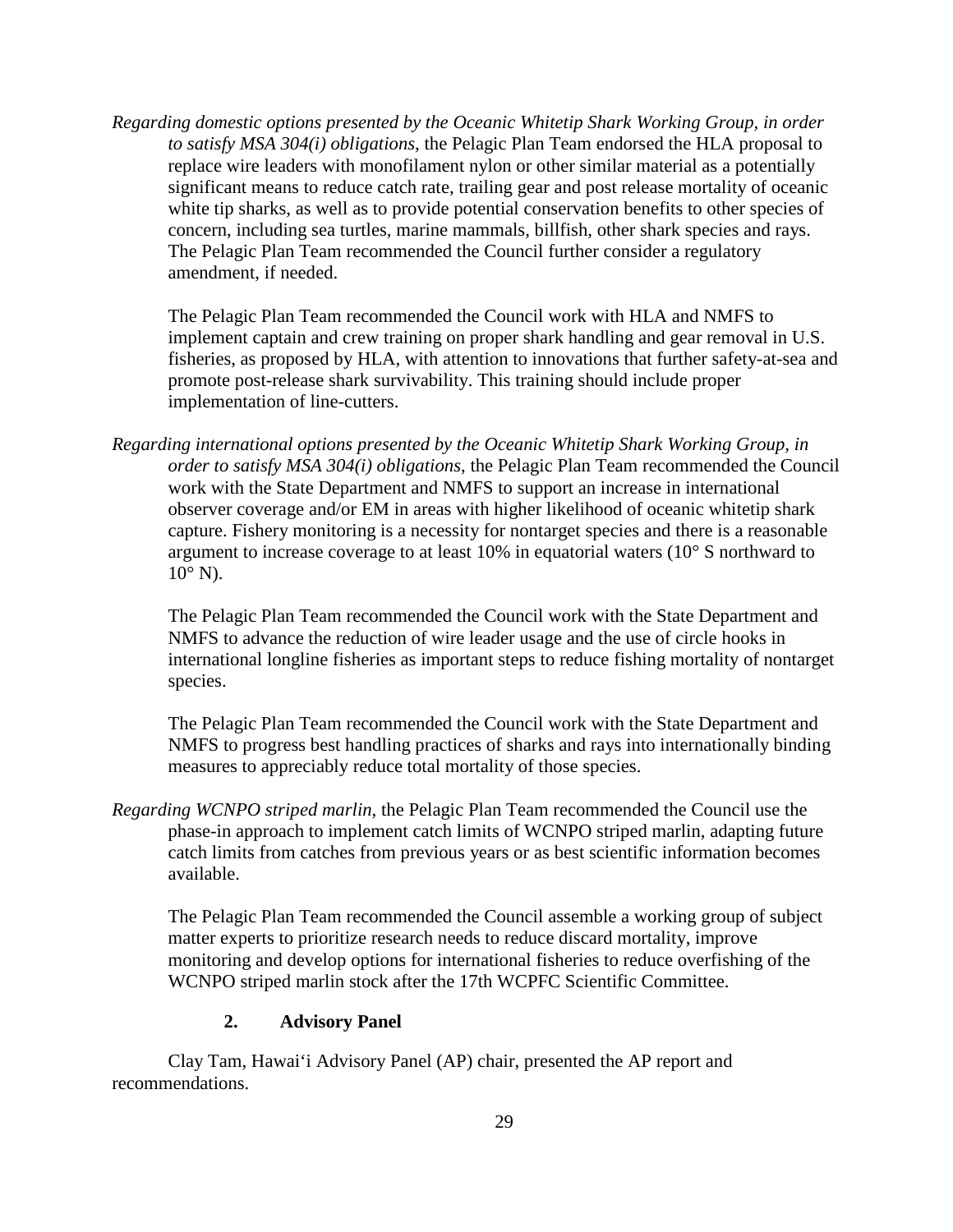*Regarding domestic options presented by the Oceanic Whitetip Shark Working Group, in order to satisfy MSA 304(i) obligations*, the Pelagic Plan Team endorsed the HLA proposal to replace wire leaders with monofilament nylon or other similar material as a potentially significant means to reduce catch rate, trailing gear and post release mortality of oceanic white tip sharks, as well as to provide potential conservation benefits to other species of concern, including sea turtles, marine mammals, billfish, other shark species and rays. The Pelagic Plan Team recommended the Council further consider a regulatory amendment, if needed.

The Pelagic Plan Team recommended the Council work with HLA and NMFS to implement captain and crew training on proper shark handling and gear removal in U.S. fisheries, as proposed by HLA, with attention to innovations that further safety-at-sea and promote post-release shark survivability. This training should include proper implementation of line-cutters.

*Regarding international options presented by the Oceanic Whitetip Shark Working Group, in order to satisfy MSA 304(i) obligations*, the Pelagic Plan Team recommended the Council work with the State Department and NMFS to support an increase in international observer coverage and/or EM in areas with higher likelihood of oceanic whitetip shark capture. Fishery monitoring is a necessity for nontarget species and there is a reasonable argument to increase coverage to at least 10% in equatorial waters (10° S northward to 10° N).

The Pelagic Plan Team recommended the Council work with the State Department and NMFS to advance the reduction of wire leader usage and the use of circle hooks in international longline fisheries as important steps to reduce fishing mortality of nontarget species.

The Pelagic Plan Team recommended the Council work with the State Department and NMFS to progress best handling practices of sharks and rays into internationally binding measures to appreciably reduce total mortality of those species.

*Regarding WCNPO striped marlin*, the Pelagic Plan Team recommended the Council use the phase-in approach to implement catch limits of WCNPO striped marlin, adapting future catch limits from catches from previous years or as best scientific information becomes available.

The Pelagic Plan Team recommended the Council assemble a working group of subject matter experts to prioritize research needs to reduce discard mortality, improve monitoring and develop options for international fisheries to reduce overfishing of the WCNPO striped marlin stock after the 17th WCPFC Scientific Committee.

### 2. Advisory Panel

Clay Tam, Hawai'i Advisory Panel (AP) chair, presented the AP report and recommendations.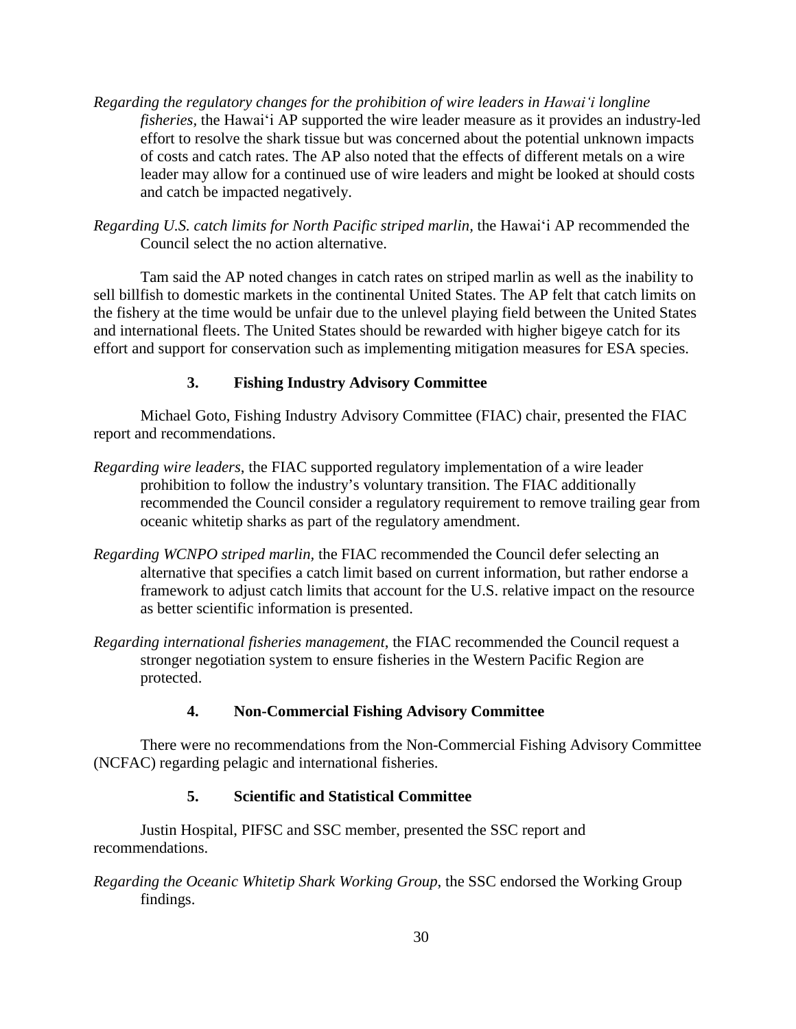*Regarding the regulatory changes for the prohibition of wire leaders in Hawai'i longline fisheries*, the Hawai'i AP supported the wire leader measure as it provides an industry-led effort to resolve the shark tissue but was concerned about the potential unknown impacts of costs and catch rates. The AP also noted that the effects of different metals on a wire leader may allow for a continued use of wire leaders and might be looked at should costs and catch be impacted negatively.

*Regarding U.S. catch limits for North Pacific striped marlin*, the Hawai'i AP recommended the Council select the no action alternative.

Tam said the AP noted changes in catch rates on striped marlin as well as the inability to sell billfish to domestic markets in the continental United States. The AP felt that catch limits on the fishery at the time would be unfair due to the unlevel playing field between the United States and international fleets. The United States should be rewarded with higher bigeye catch for its effort and support for conservation such as implementing mitigation measures for ESA species.

### 3. Fishing Industry Advisory Committee

Michael Goto, Fishing Industry Advisory Committee (FIAC) chair, presented the FIAC report and recommendations.

*Regarding wire leaders*, the FIAC supported regulatory implementation of a wire leader prohibition to follow the industry's voluntary transition. The FIAC additionally recommended the Council consider a regulatory requirement to remove trailing gear from oceanic whitetip sharks as part of the regulatory amendment.

*Regarding WCNPO striped marlin*, the FIAC recommended the Council defer selecting an alternative that specifies a catch limit based on current information, but rather endorse a framework to adjust catch limits that account for the U.S. relative impact on the resource as better scientific information is presented.

*Regarding international fisheries management*, the FIAC recommended the Council request a stronger negotiation system to ensure fisheries in the Western Pacific Region are protected.

### 4. Non-Commercial Fishing Advisory Committee

There were no recommendations from the Non-Commercial Fishing Advisory Committee (NCFAC) regarding pelagic and international fisheries.

### 5. Scientific and Statistical Committee

Justin Hospital, PIFSC and SSC member, presented the SSC report and recommendations.

*Regarding the Oceanic Whitetip Shark Working Group*, the SSC endorsed the Working Group findings.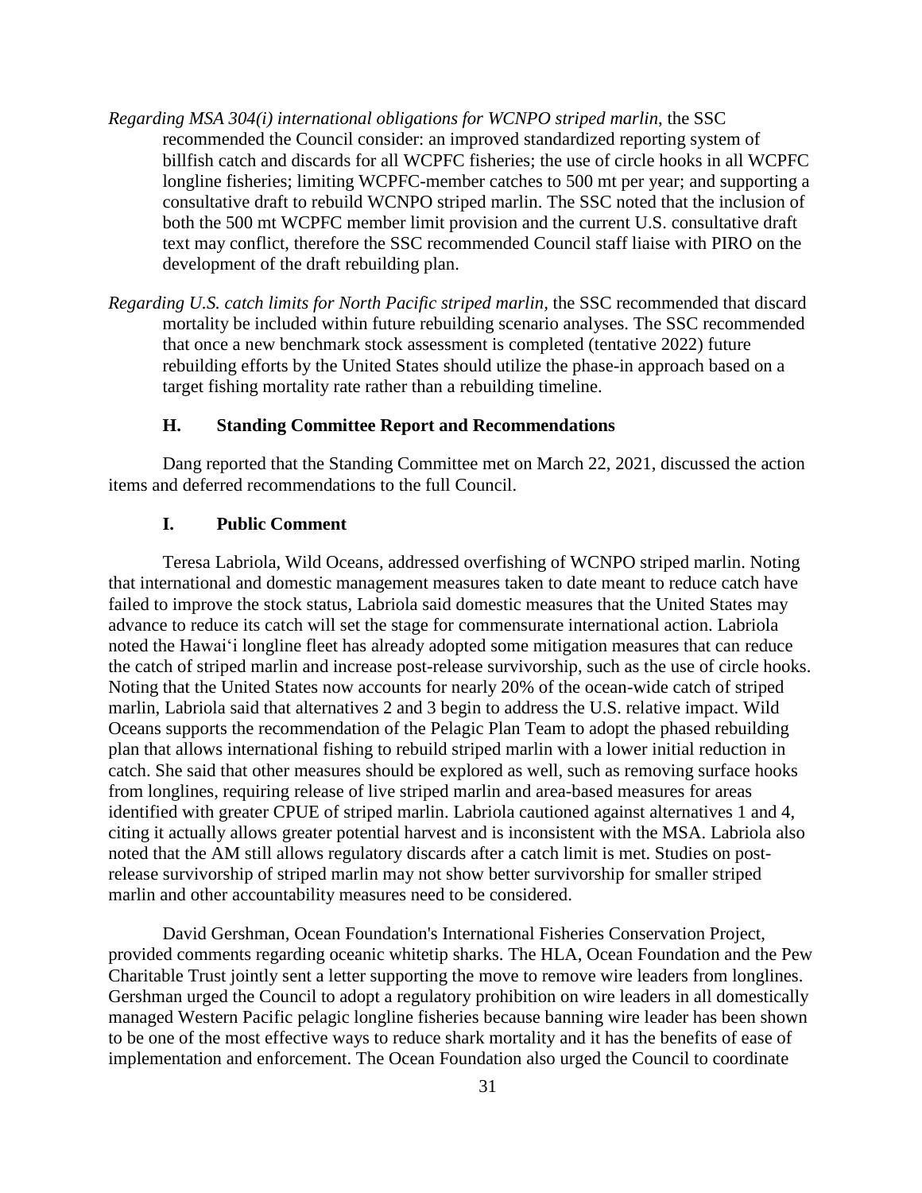*Regarding MSA 304(i) international obligations for WCNPO striped marlin*, the SSC recommended the Council consider: an improved standardized reporting system of billfish catch and discards for all WCPFC fisheries; the use of circle hooks in all WCPFC longline fisheries; limiting WCPFC-member catches to 500 mt per year; and supporting a consultative draft to rebuild WCNPO striped marlin. The SSC noted that the inclusion of both the 500 mt WCPFC member limit provision and the current U.S. consultative draft text may conflict, therefore the SSC recommended Council staff liaise with PIRO on the development of the draft rebuilding plan.

*Regarding U.S. catch limits for North Pacific striped marlin*, the SSC recommended that discard mortality be included within future rebuilding scenario analyses. The SSC recommended that once a new benchmark stock assessment is completed (tentative 2022) future rebuilding efforts by the United States should utilize the phase-in approach based on a target fishing mortality rate rather than a rebuilding timeline.

### H. Standing Committee Report and Recommendations

Dang reported that the Standing Committee met on March 22, 2021, discussed the action items and deferred recommendations to the full Council.

### I. Public Comment

Teresa Labriola, Wild Oceans, addressed overfishing of WCNPO striped marlin. Noting that international and domestic management measures taken to date meant to reduce catch have failed to improve the stock status, Labriola said domestic measures that the United States may advance to reduce its catch will set the stage for commensurate international action. Labriola noted the Hawai‘i longline fleet has already adopted some mitigation measures that can reduce the catch of striped marlin and increase post-release survivorship, such as the use of circle hooks. Noting that the United States now accounts for nearly 20% of the ocean-wide catch of striped marlin, Labriola said that alternatives 2 and 3 begin to address the U.S. relative impact. Wild Oceans supports the recommendation of the Pelagic Plan Team to adopt the phased rebuilding plan that allows international fishing to rebuild striped marlin with a lower initial reduction in catch. She said that other measures should be explored as well, such as removing surface hooks from longlines, requiring release of live striped marlin and area-based measures for areas identified with greater CPUE of striped marlin. Labriola cautioned against alternatives 1 and 4, citing it actually allows greater potential harvest and is inconsistent with the MSA. Labriola also noted that the AM still allows regulatory discards after a catch limit is met. Studies on post-release survivorship of striped marlin may not show better survivorship for smaller striped marlin and other accountability measures need to be considered.

David Gershman, Ocean Foundation's International Fisheries Conservation Project, provided comments regarding oceanic whitetip sharks. The HLA, Ocean Foundation and the Pew Charitable Trust jointly sent a letter supporting the move to remove wire leaders from longlines. Gershman urged the Council to adopt a regulatory prohibition on wire leaders in all domestically managed Western Pacific pelagic longline fisheries because banning wire leader has been shown to be one of the most effective ways to reduce shark mortality and it has the benefits of ease of implementation and enforcement. The Ocean Foundation also urged the Council to coordinate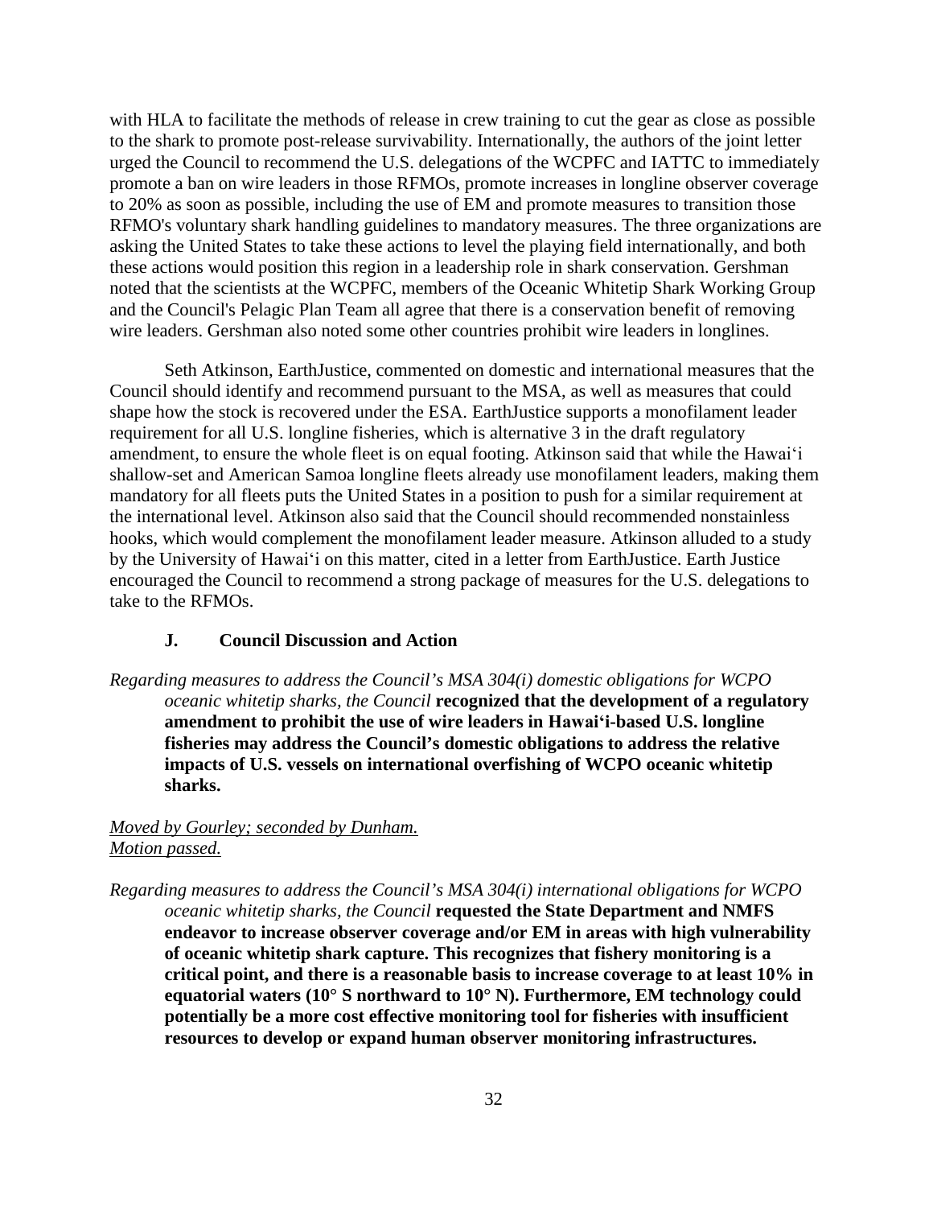with HLA to facilitate the methods of release in crew training to cut the gear as close as possible to the shark to promote post-release survivability. Internationally, the authors of the joint letter urged the Council to recommend the U.S. delegations of the WCPFC and IATTC to immediately promote a ban on wire leaders in those RFMOs, promote increases in longline observer coverage to 20% as soon as possible, including the use of EM and promote measures to transition those RFMO's voluntary shark handling guidelines to mandatory measures. The three organizations are asking the United States to take these actions to level the playing field internationally, and both these actions would position this region in a leadership role in shark conservation. Gershman noted that the scientists at the WCPFC, members of the Oceanic Whitetip Shark Working Group and the Council's Pelagic Plan Team all agree that there is a conservation benefit of removing wire leaders. Gershman also noted some other countries prohibit wire leaders in longlines.

Seth Atkinson, EarthJustice, commented on domestic and international measures that the Council should identify and recommend pursuant to the MSA, as well as measures that could shape how the stock is recovered under the ESA. EarthJustice supports a monofilament leader requirement for all U.S. longline fisheries, which is alternative 3 in the draft regulatory amendment, to ensure the whole fleet is on equal footing. Atkinson said that while the Hawai'i shallow-set and American Samoa longline fleets already use monofilament leaders, making them mandatory for all fleets puts the United States in a position to push for a similar requirement at the international level. Atkinson also said that the Council should recommended nonstainless hooks, which would complement the monofilament leader measure. Atkinson alluded to a study by the University of Hawai'i on this matter, cited in a letter from EarthJustice. Earth Justice encouraged the Council to recommend a strong package of measures for the U.S. delegations to take to the RFMOs.

### J. Council Discussion and Action

*Regarding measures to address the Council's MSA 304(i) domestic obligations for WCPO oceanic whitetip sharks, the Council* **recognized that the development of a regulatory amendment to prohibit the use of wire leaders in Hawai'i-based U.S. longline fisheries may address the Council's domestic obligations to address the relative impacts of U.S. vessels on international overfishing of WCPO oceanic whitetip sharks.**

*Moved by Gourley; seconded by Dunham.*
*Motion passed.*

*Regarding measures to address the Council's MSA 304(i) international obligations for WCPO oceanic whitetip sharks, the Council* **requested the State Department and NMFS endeavor to increase observer coverage and/or EM in areas with high vulnerability of oceanic whitetip shark capture. This recognizes that fishery monitoring is a critical point, and there is a reasonable basis to increase coverage to at least 10% in equatorial waters (10° S northward to 10° N). Furthermore, EM technology could potentially be a more cost effective monitoring tool for fisheries with insufficient resources to develop or expand human observer monitoring infrastructures.**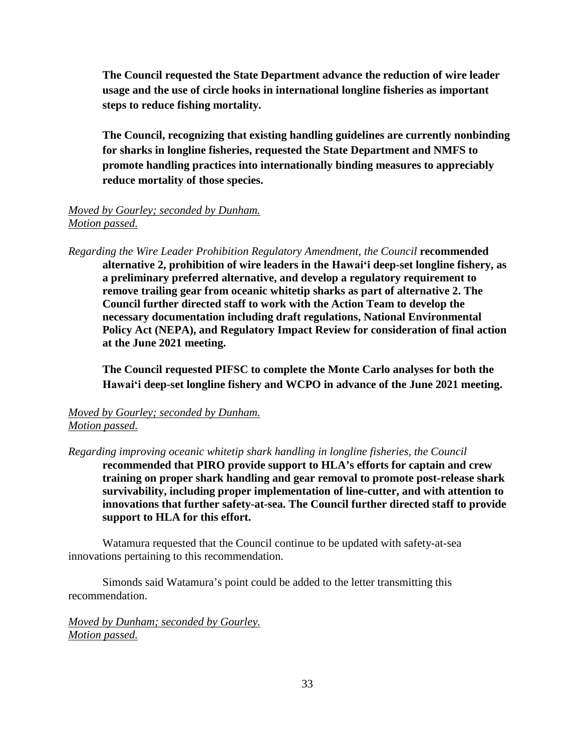**The Council requested the State Department advance the reduction of wire leader usage and the use of circle hooks in international longline fisheries as important steps to reduce fishing mortality.**

**The Council, recognizing that existing handling guidelines are currently nonbinding for sharks in longline fisheries, requested the State Department and NMFS to promote handling practices into internationally binding measures to appreciably reduce mortality of those species.**

*Moved by Gourley; seconded by Dunham.*
*Motion passed.*

*Regarding the Wire Leader Prohibition Regulatory Amendment, the Council* **recommended alternative 2, prohibition of wire leaders in the Hawai'i deep-set longline fishery, as a preliminary preferred alternative, and develop a regulatory requirement to remove trailing gear from oceanic whitetip sharks as part of alternative 2. The Council further directed staff to work with the Action Team to develop the necessary documentation including draft regulations, National Environmental Policy Act (NEPA), and Regulatory Impact Review for consideration of final action at the June 2021 meeting.**

**The Council requested PIFSC to complete the Monte Carlo analyses for both the Hawai'i deep-set longline fishery and WCPO in advance of the June 2021 meeting.**

*Moved by Gourley; seconded by Dunham.*
*Motion passed.*

*Regarding improving oceanic whitetip shark handling in longline fisheries, the Council* **recommended that PIRO provide support to HLA's efforts for captain and crew training on proper shark handling and gear removal to promote post-release shark survivability, including proper implementation of line-cutter, and with attention to innovations that further safety-at-sea. The Council further directed staff to provide support to HLA for this effort.**

Watamura requested that the Council continue to be updated with safety-at-sea innovations pertaining to this recommendation.

Simonds said Watamura's point could be added to the letter transmitting this recommendation.

*Moved by Dunham; seconded by Gourley.*
*Motion passed.*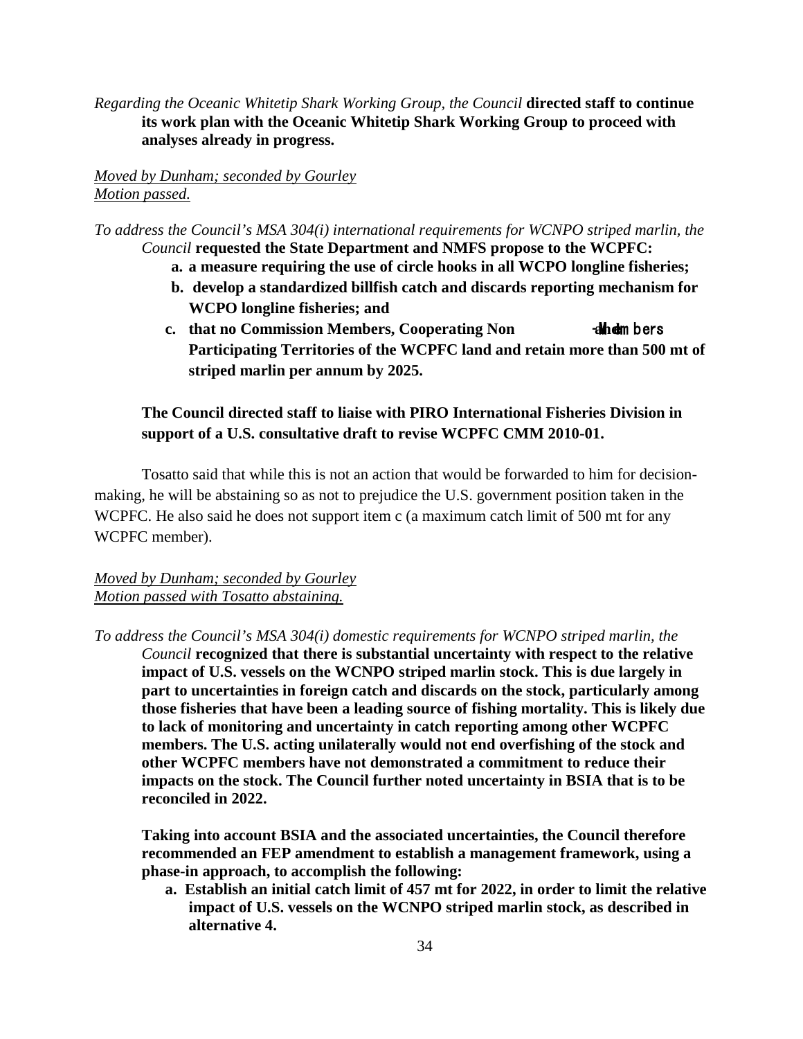*Regarding the Oceanic Whitetip Shark Working Group, the Council* **directed staff to continue its work plan with the Oceanic Whitetip Shark Working Group to proceed with analyses already in progress.**

*Moved by Dunham; seconded by Gourley*
*Motion passed.*

*To address the Council's MSA 304(i) international requirements for WCNPO striped marlin, the Council* **requested the State Department and NMFS propose to the WCPFC:**

**a. a measure requiring the use of circle hooks in all WCPO longline fisheries;**

**b. develop a standardized billfish catch and discards reporting mechanism for WCPO longline fisheries; and**

**c. that no Commission Members, Cooperating Non-Members and Participating Territories of the WCPFC land and retain more than 500 mt of striped marlin per annum by 2025.**

**The Council directed staff to liaise with PIRO International Fisheries Division in support of a U.S. consultative draft to revise WCPFC CMM 2010-01.**

Tosatto said that while this is not an action that would be forwarded to him for decision-making, he will be abstaining so as not to prejudice the U.S. government position taken in the WCPFC. He also said he does not support item c (a maximum catch limit of 500 mt for any WCPFC member).

*Moved by Dunham; seconded by Gourley*
*Motion passed with Tosatto abstaining.*

*To address the Council's MSA 304(i) domestic requirements for WCNPO striped marlin, the Council* **recognized that there is substantial uncertainty with respect to the relative impact of U.S. vessels on the WCNPO striped marlin stock. This is due largely in part to uncertainties in foreign catch and discards on the stock, particularly among those fisheries that have been a leading source of fishing mortality. This is likely due to lack of monitoring and uncertainty in catch reporting among other WCPFC members. The U.S. acting unilaterally would not end overfishing of the stock and other WCPFC members have not demonstrated a commitment to reduce their impacts on the stock. The Council further noted uncertainty in BSIA that is to be reconciled in 2022.**

**Taking into account BSIA and the associated uncertainties, the Council therefore recommended an FEP amendment to establish a management framework, using a phase-in approach, to accomplish the following:**

**a. Establish an initial catch limit of 457 mt for 2022, in order to limit the relative impact of U.S. vessels on the WCNPO striped marlin stock, as described in alternative 4.**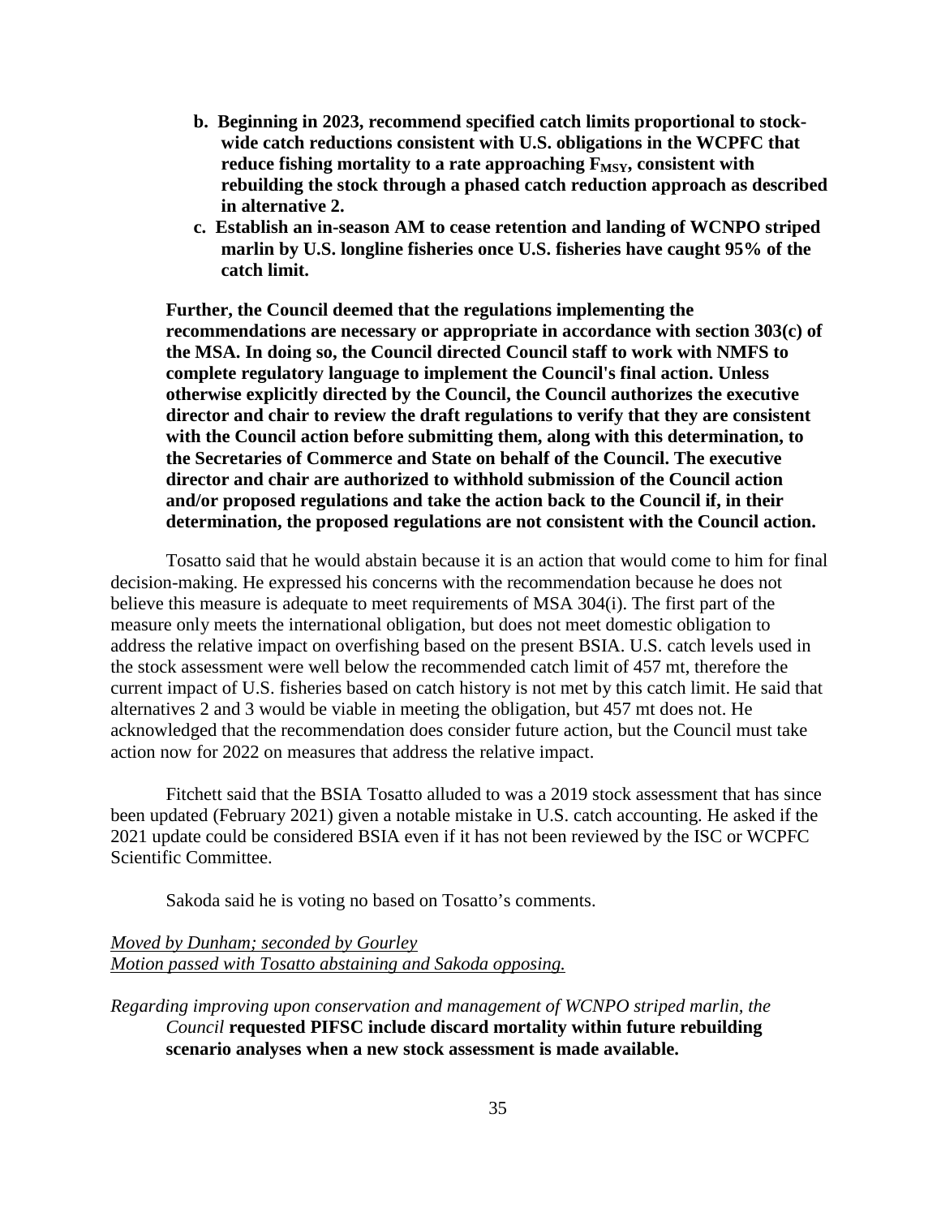b. **Beginning in 2023, recommend specified catch limits proportional to stock-wide catch reductions consistent with U.S. obligations in the WCPFC that reduce fishing mortality to a rate approaching $F_{MSY}$, consistent with rebuilding the stock through a phased catch reduction approach as described in alternative 2.**

c. **Establish an in-season AM to cease retention and landing of WCNPO striped marlin by U.S. longline fisheries once U.S. fisheries have caught 95% of the catch limit.**

**Further, the Council deemed that the regulations implementing the recommendations are necessary or appropriate in accordance with section 303(c) of the MSA. In doing so, the Council directed Council staff to work with NMFS to complete regulatory language to implement the Council's final action. Unless otherwise explicitly directed by the Council, the Council authorizes the executive director and chair to review the draft regulations to verify that they are consistent with the Council action before submitting them, along with this determination, to the Secretaries of Commerce and State on behalf of the Council. The executive director and chair are authorized to withhold submission of the Council action and/or proposed regulations and take the action back to the Council if, in their determination, the proposed regulations are not consistent with the Council action.**

Tosatto said that he would abstain because it is an action that would come to him for final decision-making. He expressed his concerns with the recommendation because he does not believe this measure is adequate to meet requirements of MSA 304(i). The first part of the measure only meets the international obligation, but does not meet domestic obligation to address the relative impact on overfishing based on the present BSIA. U.S. catch levels used in the stock assessment were well below the recommended catch limit of 457 mt, therefore the current impact of U.S. fisheries based on catch history is not met by this catch limit. He said that alternatives 2 and 3 would be viable in meeting the obligation, but 457 mt does not. He acknowledged that the recommendation does consider future action, but the Council must take action now for 2022 on measures that address the relative impact.

Fitchett said that the BSIA Tosatto alluded to was a 2019 stock assessment that has since been updated (February 2021) given a notable mistake in U.S. catch accounting. He asked if the 2021 update could be considered BSIA even if it has not been reviewed by the ISC or WCPFC Scientific Committee.

Sakoda said he is voting no based on Tosatto's comments.

*Moved by Dunham; seconded by Gourley*
*Motion passed with Tosatto abstaining and Sakoda opposing.*

*Regarding improving upon conservation and management of WCNPO striped marlin, the Council* **requested PIFSC include discard mortality within future rebuilding scenario analyses when a new stock assessment is made available.**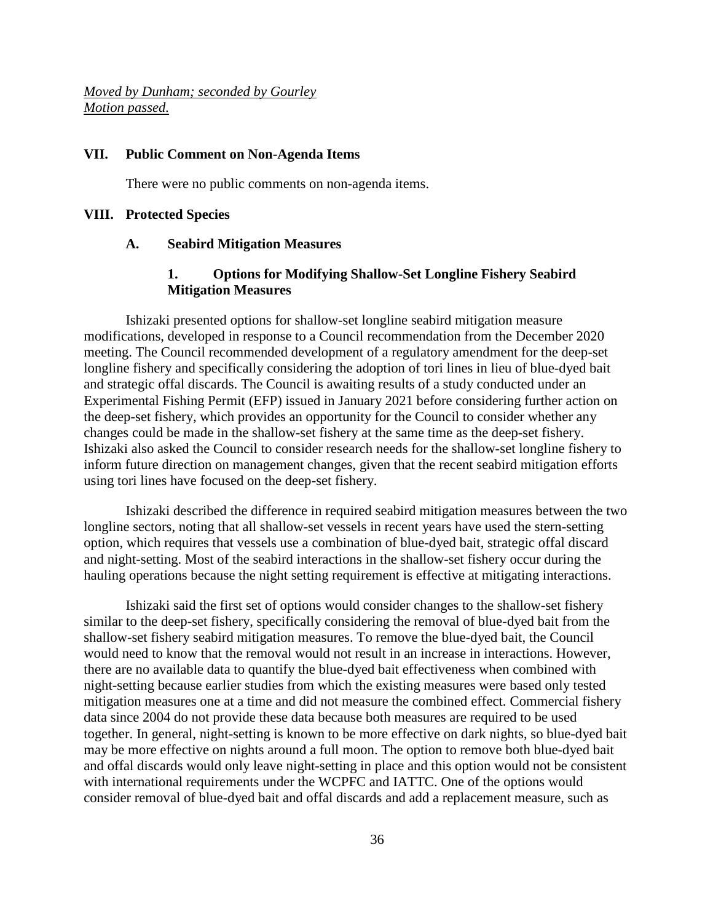_Moved by Dunham; seconded by Gourley_
_Motion passed._

## VII. Public Comment on Non-Agenda Items

There were no public comments on non-agenda items.

## VIII. Protected Species

### A. Seabird Mitigation Measures

#### 1. Options for Modifying Shallow-Set Longline Fishery Seabird Mitigation Measures

Ishizaki presented options for shallow-set longline seabird mitigation measure modifications, developed in response to a Council recommendation from the December 2020 meeting. The Council recommended development of a regulatory amendment for the deep-set longline fishery and specifically considering the adoption of tori lines in lieu of blue-dyed bait and strategic offal discards. The Council is awaiting results of a study conducted under an Experimental Fishing Permit (EFP) issued in January 2021 before considering further action on the deep-set fishery, which provides an opportunity for the Council to consider whether any changes could be made in the shallow-set fishery at the same time as the deep-set fishery. Ishizaki also asked the Council to consider research needs for the shallow-set longline fishery to inform future direction on management changes, given that the recent seabird mitigation efforts using tori lines have focused on the deep-set fishery.

Ishizaki described the difference in required seabird mitigation measures between the two longline sectors, noting that all shallow-set vessels in recent years have used the stern-setting option, which requires that vessels use a combination of blue-dyed bait, strategic offal discard and night-setting. Most of the seabird interactions in the shallow-set fishery occur during the hauling operations because the night setting requirement is effective at mitigating interactions.

Ishizaki said the first set of options would consider changes to the shallow-set fishery similar to the deep-set fishery, specifically considering the removal of blue-dyed bait from the shallow-set fishery seabird mitigation measures. To remove the blue-dyed bait, the Council would need to know that the removal would not result in an increase in interactions. However, there are no available data to quantify the blue-dyed bait effectiveness when combined with night-setting because earlier studies from which the existing measures were based only tested mitigation measures one at a time and did not measure the combined effect. Commercial fishery data since 2004 do not provide these data because both measures are required to be used together. In general, night-setting is known to be more effective on dark nights, so blue-dyed bait may be more effective on nights around a full moon. The option to remove both blue-dyed bait and offal discards would only leave night-setting in place and this option would not be consistent with international requirements under the WCPFC and IATTC. One of the options would consider removal of blue-dyed bait and offal discards and add a replacement measure, such as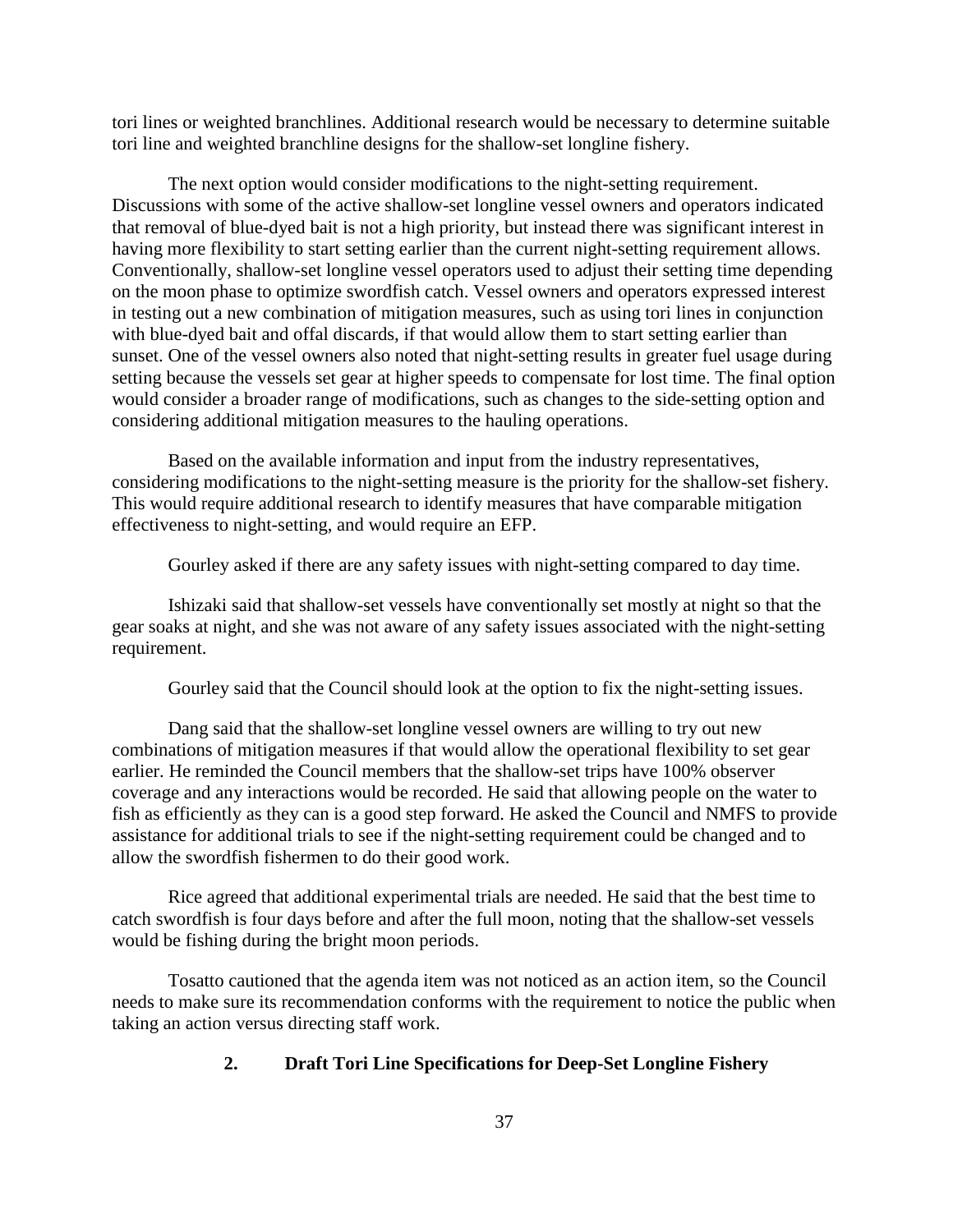tori lines or weighted branchlines. Additional research would be necessary to determine suitable tori line and weighted branchline designs for the shallow-set longline fishery.

The next option would consider modifications to the night-setting requirement. Discussions with some of the active shallow-set longline vessel owners and operators indicated that removal of blue-dyed bait is not a high priority, but instead there was significant interest in having more flexibility to start setting earlier than the current night-setting requirement allows. Conventionally, shallow-set longline vessel operators used to adjust their setting time depending on the moon phase to optimize swordfish catch. Vessel owners and operators expressed interest in testing out a new combination of mitigation measures, such as using tori lines in conjunction with blue-dyed bait and offal discards, if that would allow them to start setting earlier than sunset. One of the vessel owners also noted that night-setting results in greater fuel usage during setting because the vessels set gear at higher speeds to compensate for lost time. The final option would consider a broader range of modifications, such as changes to the side-setting option and considering additional mitigation measures to the hauling operations.

Based on the available information and input from the industry representatives, considering modifications to the night-setting measure is the priority for the shallow-set fishery. This would require additional research to identify measures that have comparable mitigation effectiveness to night-setting, and would require an EFP.

Gourley asked if there are any safety issues with night-setting compared to day time.

Ishizaki said that shallow-set vessels have conventionally set mostly at night so that the gear soaks at night, and she was not aware of any safety issues associated with the night-setting requirement.

Gourley said that the Council should look at the option to fix the night-setting issues.

Dang said that the shallow-set longline vessel owners are willing to try out new combinations of mitigation measures if that would allow the operational flexibility to set gear earlier. He reminded the Council members that the shallow-set trips have 100% observer coverage and any interactions would be recorded. He said that allowing people on the water to fish as efficiently as they can is a good step forward. He asked the Council and NMFS to provide assistance for additional trials to see if the night-setting requirement could be changed and to allow the swordfish fishermen to do their good work.

Rice agreed that additional experimental trials are needed. He said that the best time to catch swordfish is four days before and after the full moon, noting that the shallow-set vessels would be fishing during the bright moon periods.

Tosatto cautioned that the agenda item was not noticed as an action item, so the Council needs to make sure its recommendation conforms with the requirement to notice the public when taking an action versus directing staff work.

### 2. Draft Tori Line Specifications for Deep-Set Longline Fishery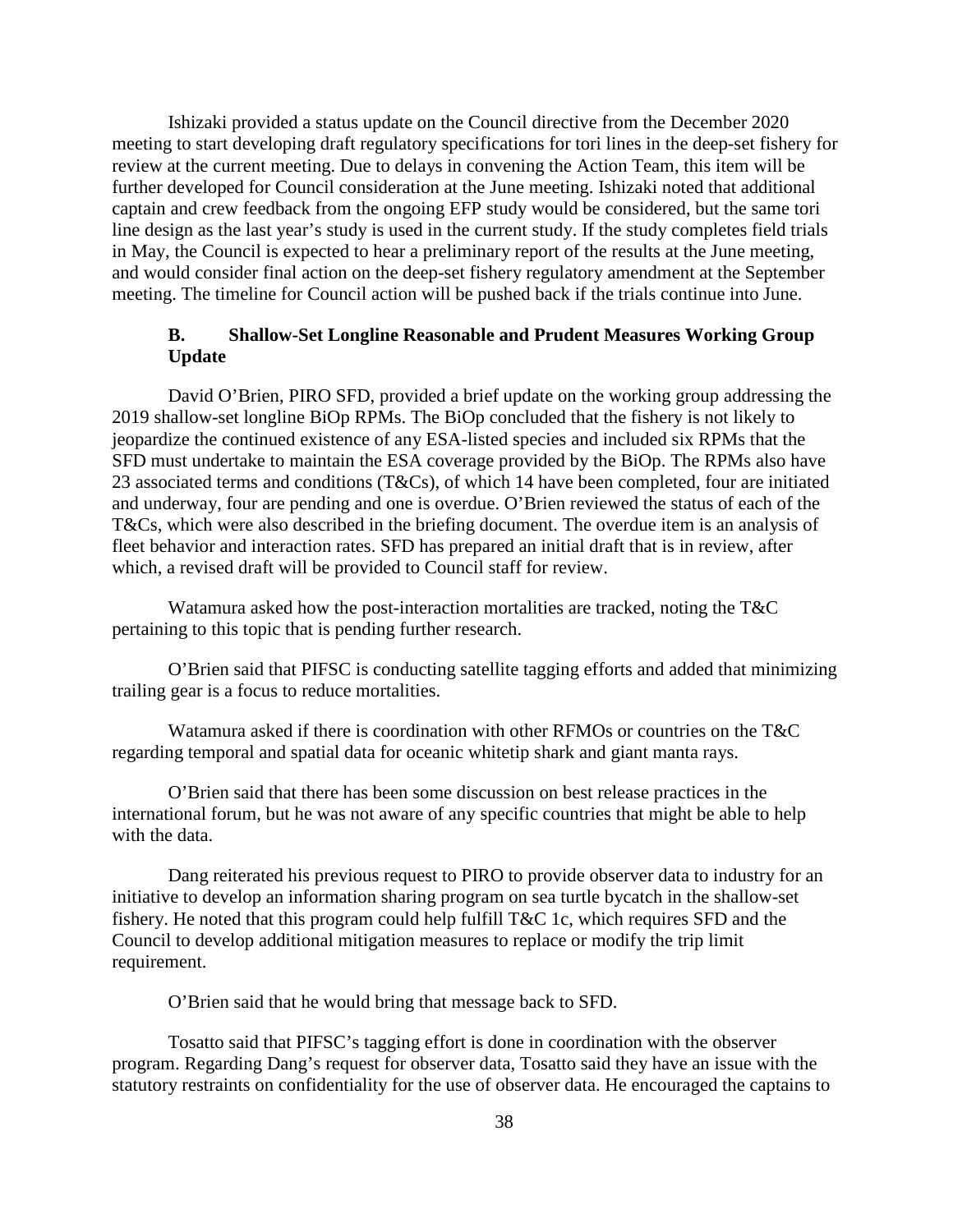Ishizaki provided a status update on the Council directive from the December 2020 meeting to start developing draft regulatory specifications for tori lines in the deep-set fishery for review at the current meeting. Due to delays in convening the Action Team, this item will be further developed for Council consideration at the June meeting. Ishizaki noted that additional captain and crew feedback from the ongoing EFP study would be considered, but the same tori line design as the last year's study is used in the current study. If the study completes field trials in May, the Council is expected to hear a preliminary report of the results at the June meeting, and would consider final action on the deep-set fishery regulatory amendment at the September meeting. The timeline for Council action will be pushed back if the trials continue into June.

### B. Shallow-Set Longline Reasonable and Prudent Measures Working Group Update

David O'Brien, PIRO SFD, provided a brief update on the working group addressing the 2019 shallow-set longline BiOp RPMs. The BiOp concluded that the fishery is not likely to jeopardize the continued existence of any ESA-listed species and included six RPMs that the SFD must undertake to maintain the ESA coverage provided by the BiOp. The RPMs also have 23 associated terms and conditions (T&Cs), of which 14 have been completed, four are initiated and underway, four are pending and one is overdue. O'Brien reviewed the status of each of the T&Cs, which were also described in the briefing document. The overdue item is an analysis of fleet behavior and interaction rates. SFD has prepared an initial draft that is in review, after which, a revised draft will be provided to Council staff for review.

Watamura asked how the post-interaction mortalities are tracked, noting the T&C pertaining to this topic that is pending further research.

O'Brien said that PIFSC is conducting satellite tagging efforts and added that minimizing trailing gear is a focus to reduce mortalities.

Watamura asked if there is coordination with other RFMOs or countries on the T&C regarding temporal and spatial data for oceanic whitetip shark and giant manta rays.

O'Brien said that there has been some discussion on best release practices in the international forum, but he was not aware of any specific countries that might be able to help with the data.

Dang reiterated his previous request to PIRO to provide observer data to industry for an initiative to develop an information sharing program on sea turtle bycatch in the shallow-set fishery. He noted that this program could help fulfill T&C 1c, which requires SFD and the Council to develop additional mitigation measures to replace or modify the trip limit requirement.

O'Brien said that he would bring that message back to SFD.

Tosatto said that PIFSC's tagging effort is done in coordination with the observer program. Regarding Dang's request for observer data, Tosatto said they have an issue with the statutory restraints on confidentiality for the use of observer data. He encouraged the captains to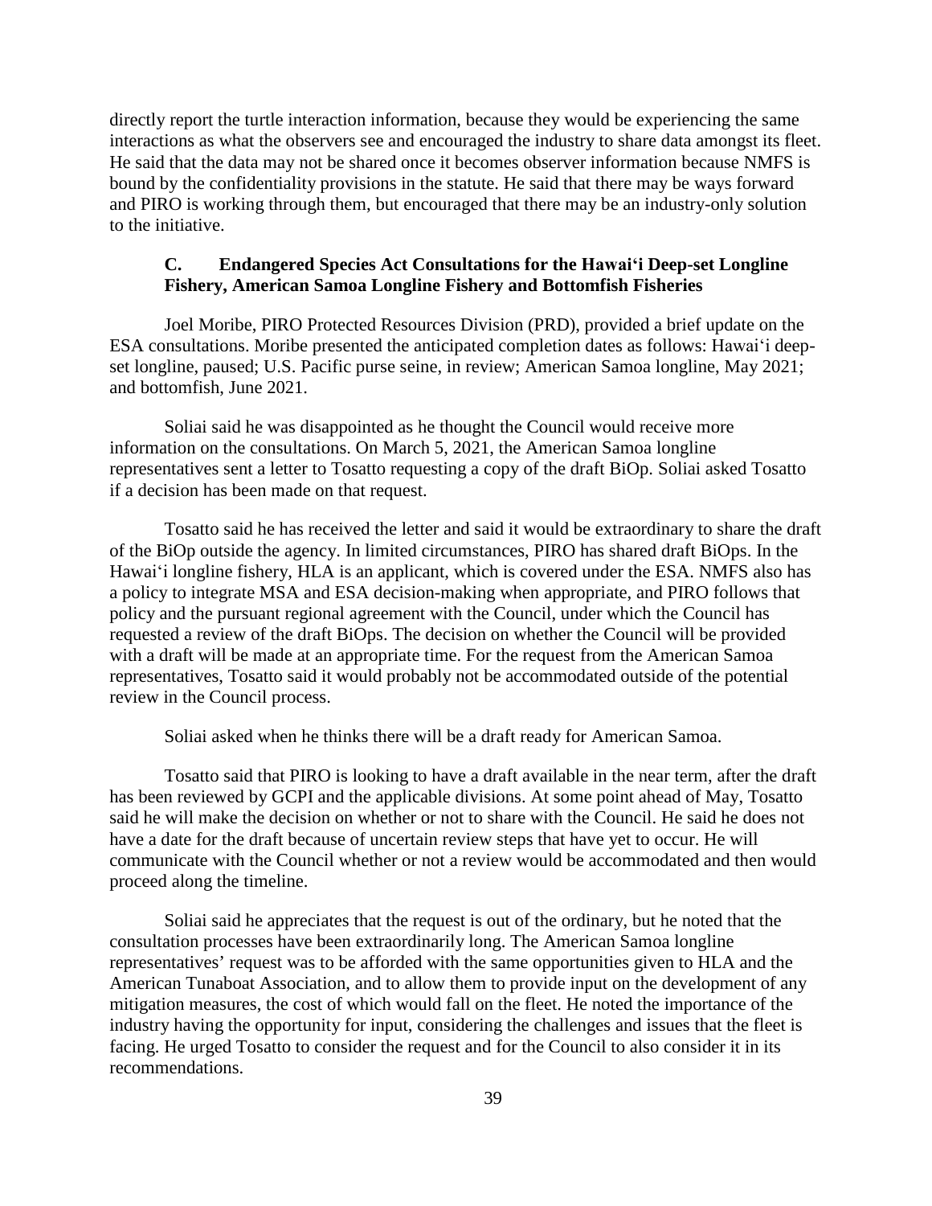directly report the turtle interaction information, because they would be experiencing the same interactions as what the observers see and encouraged the industry to share data amongst its fleet. He said that the data may not be shared once it becomes observer information because NMFS is bound by the confidentiality provisions in the statute. He said that there may be ways forward and PIRO is working through them, but encouraged that there may be an industry-only solution to the initiative.

### C. Endangered Species Act Consultations for the Hawai'i Deep-set Longline Fishery, American Samoa Longline Fishery and Bottomfish Fisheries

Joel Moribe, PIRO Protected Resources Division (PRD), provided a brief update on the ESA consultations. Moribe presented the anticipated completion dates as follows: Hawai'i deep-set longline, paused; U.S. Pacific purse seine, in review; American Samoa longline, May 2021; and bottomfish, June 2021.

Soliai said he was disappointed as he thought the Council would receive more information on the consultations. On March 5, 2021, the American Samoa longline representatives sent a letter to Tosatto requesting a copy of the draft BiOp. Soliai asked Tosatto if a decision has been made on that request.

Tosatto said he has received the letter and said it would be extraordinary to share the draft of the BiOp outside the agency. In limited circumstances, PIRO has shared draft BiOps. In the Hawai'i longline fishery, HLA is an applicant, which is covered under the ESA. NMFS also has a policy to integrate MSA and ESA decision-making when appropriate, and PIRO follows that policy and the pursuant regional agreement with the Council, under which the Council has requested a review of the draft BiOps. The decision on whether the Council will be provided with a draft will be made at an appropriate time. For the request from the American Samoa representatives, Tosatto said it would probably not be accommodated outside of the potential review in the Council process.

Soliai asked when he thinks there will be a draft ready for American Samoa.

Tosatto said that PIRO is looking to have a draft available in the near term, after the draft has been reviewed by GCPI and the applicable divisions. At some point ahead of May, Tosatto said he will make the decision on whether or not to share with the Council. He said he does not have a date for the draft because of uncertain review steps that have yet to occur. He will communicate with the Council whether or not a review would be accommodated and then would proceed along the timeline.

Soliai said he appreciates that the request is out of the ordinary, but he noted that the consultation processes have been extraordinarily long. The American Samoa longline representatives' request was to be afforded with the same opportunities given to HLA and the American Tunaboat Association, and to allow them to provide input on the development of any mitigation measures, the cost of which would fall on the fleet. He noted the importance of the industry having the opportunity for input, considering the challenges and issues that the fleet is facing. He urged Tosatto to consider the request and for the Council to also consider it in its recommendations.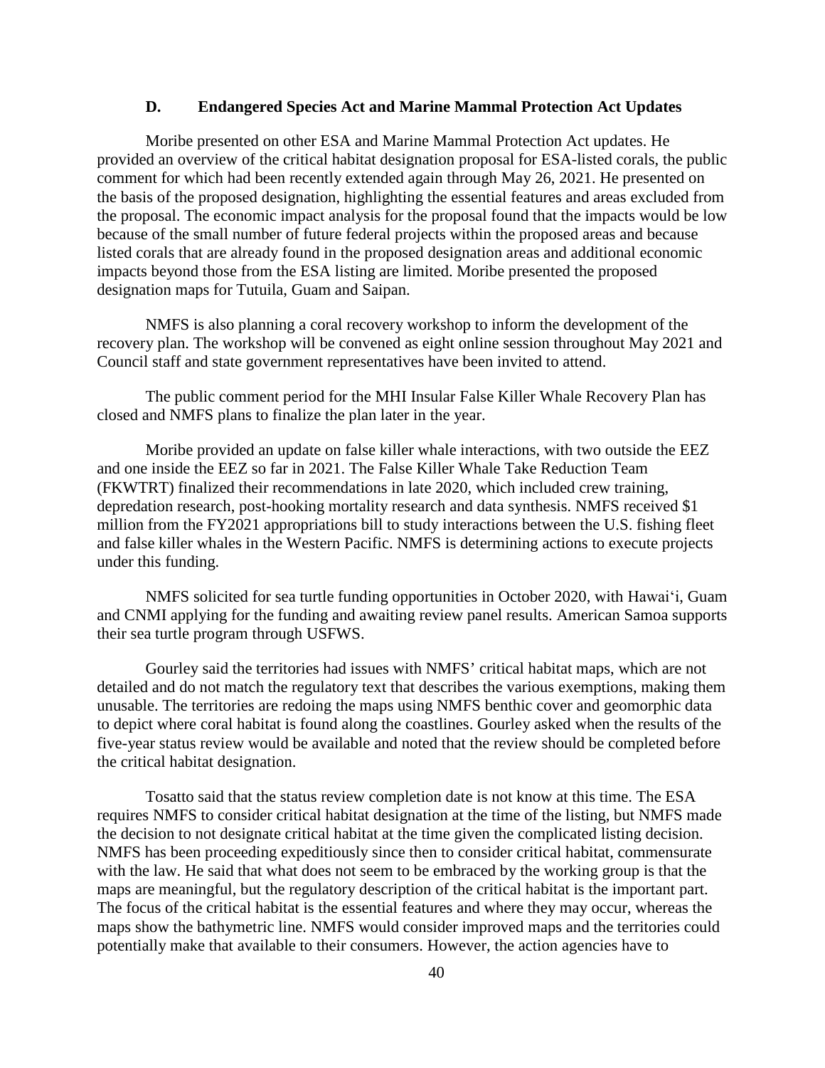### D. Endangered Species Act and Marine Mammal Protection Act Updates

Moribe presented on other ESA and Marine Mammal Protection Act updates. He provided an overview of the critical habitat designation proposal for ESA-listed corals, the public comment for which had been recently extended again through May 26, 2021. He presented on the basis of the proposed designation, highlighting the essential features and areas excluded from the proposal. The economic impact analysis for the proposal found that the impacts would be low because of the small number of future federal projects within the proposed areas and because listed corals that are already found in the proposed designation areas and additional economic impacts beyond those from the ESA listing are limited. Moribe presented the proposed designation maps for Tutuila, Guam and Saipan.

NMFS is also planning a coral recovery workshop to inform the development of the recovery plan. The workshop will be convened as eight online session throughout May 2021 and Council staff and state government representatives have been invited to attend.

The public comment period for the MHI Insular False Killer Whale Recovery Plan has closed and NMFS plans to finalize the plan later in the year.

Moribe provided an update on false killer whale interactions, with two outside the EEZ and one inside the EEZ so far in 2021. The False Killer Whale Take Reduction Team (FKWTRT) finalized their recommendations in late 2020, which included crew training, depredation research, post-hooking mortality research and data synthesis. NMFS received $1 million from the FY2021 appropriations bill to study interactions between the U.S. fishing fleet and false killer whales in the Western Pacific. NMFS is determining actions to execute projects under this funding.

NMFS solicited for sea turtle funding opportunities in October 2020, with Hawai'i, Guam and CNMI applying for the funding and awaiting review panel results. American Samoa supports their sea turtle program through USFWS.

Gourley said the territories had issues with NMFS' critical habitat maps, which are not detailed and do not match the regulatory text that describes the various exemptions, making them unusable. The territories are redoing the maps using NMFS benthic cover and geomorphic data to depict where coral habitat is found along the coastlines. Gourley asked when the results of the five-year status review would be available and noted that the review should be completed before the critical habitat designation.

Tosatto said that the status review completion date is not know at this time. The ESA requires NMFS to consider critical habitat designation at the time of the listing, but NMFS made the decision to not designate critical habitat at the time given the complicated listing decision. NMFS has been proceeding expeditiously since then to consider critical habitat, commensurate with the law. He said that what does not seem to be embraced by the working group is that the maps are meaningful, but the regulatory description of the critical habitat is the important part. The focus of the critical habitat is the essential features and where they may occur, whereas the maps show the bathymetric line. NMFS would consider improved maps and the territories could potentially make that available to their consumers. However, the action agencies have to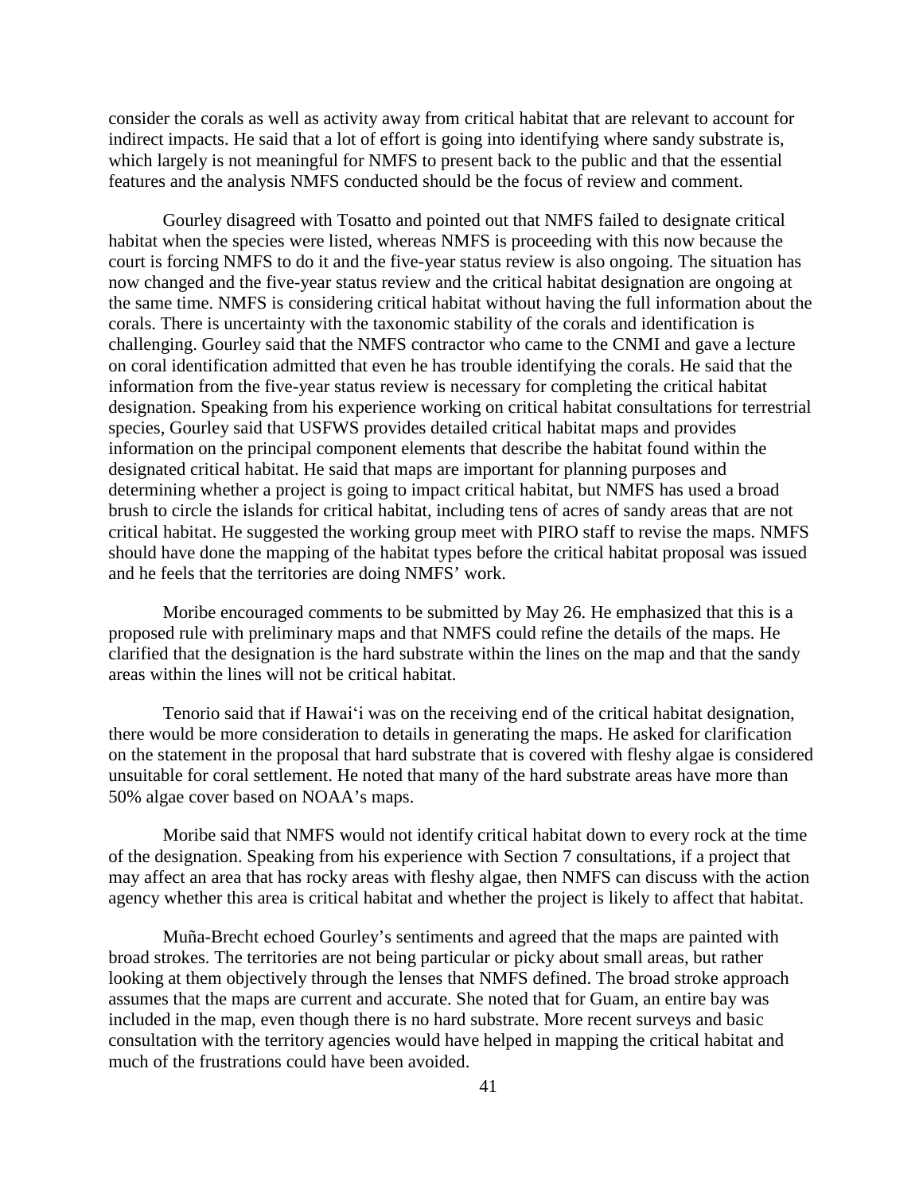consider the corals as well as activity away from critical habitat that are relevant to account for indirect impacts. He said that a lot of effort is going into identifying where sandy substrate is, which largely is not meaningful for NMFS to present back to the public and that the essential features and the analysis NMFS conducted should be the focus of review and comment.

Gourley disagreed with Tosatto and pointed out that NMFS failed to designate critical habitat when the species were listed, whereas NMFS is proceeding with this now because the court is forcing NMFS to do it and the five-year status review is also ongoing. The situation has now changed and the five-year status review and the critical habitat designation are ongoing at the same time. NMFS is considering critical habitat without having the full information about the corals. There is uncertainty with the taxonomic stability of the corals and identification is challenging. Gourley said that the NMFS contractor who came to the CNMI and gave a lecture on coral identification admitted that even he has trouble identifying the corals. He said that the information from the five-year status review is necessary for completing the critical habitat designation. Speaking from his experience working on critical habitat consultations for terrestrial species, Gourley said that USFWS provides detailed critical habitat maps and provides information on the principal component elements that describe the habitat found within the designated critical habitat. He said that maps are important for planning purposes and determining whether a project is going to impact critical habitat, but NMFS has used a broad brush to circle the islands for critical habitat, including tens of acres of sandy areas that are not critical habitat. He suggested the working group meet with PIRO staff to revise the maps. NMFS should have done the mapping of the habitat types before the critical habitat proposal was issued and he feels that the territories are doing NMFS' work.

Moribe encouraged comments to be submitted by May 26. He emphasized that this is a proposed rule with preliminary maps and that NMFS could refine the details of the maps. He clarified that the designation is the hard substrate within the lines on the map and that the sandy areas within the lines will not be critical habitat.

Tenorio said that if Hawai'i was on the receiving end of the critical habitat designation, there would be more consideration to details in generating the maps. He asked for clarification on the statement in the proposal that hard substrate that is covered with fleshy algae is considered unsuitable for coral settlement. He noted that many of the hard substrate areas have more than 50% algae cover based on NOAA's maps.

Moribe said that NMFS would not identify critical habitat down to every rock at the time of the designation. Speaking from his experience with Section 7 consultations, if a project that may affect an area that has rocky areas with fleshy algae, then NMFS can discuss with the action agency whether this area is critical habitat and whether the project is likely to affect that habitat.

Muña-Brecht echoed Gourley's sentiments and agreed that the maps are painted with broad strokes. The territories are not being particular or picky about small areas, but rather looking at them objectively through the lenses that NMFS defined. The broad stroke approach assumes that the maps are current and accurate. She noted that for Guam, an entire bay was included in the map, even though there is no hard substrate. More recent surveys and basic consultation with the territory agencies would have helped in mapping the critical habitat and much of the frustrations could have been avoided.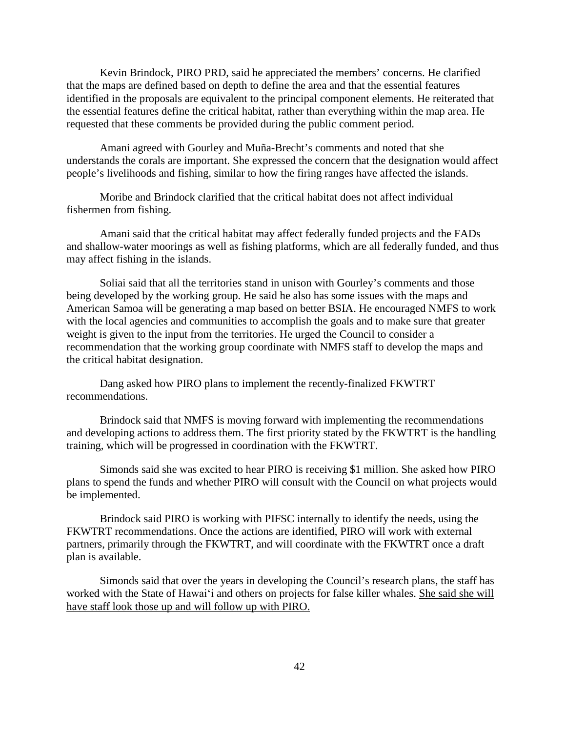Kevin Brindock, PIRO PRD, said he appreciated the members' concerns. He clarified that the maps are defined based on depth to define the area and that the essential features identified in the proposals are equivalent to the principal component elements. He reiterated that the essential features define the critical habitat, rather than everything within the map area. He requested that these comments be provided during the public comment period.

Amani agreed with Gourley and Muña-Brecht's comments and noted that she understands the corals are important. She expressed the concern that the designation would affect people's livelihoods and fishing, similar to how the firing ranges have affected the islands.

Moribe and Brindock clarified that the critical habitat does not affect individual fishermen from fishing.

Amani said that the critical habitat may affect federally funded projects and the FADs and shallow-water moorings as well as fishing platforms, which are all federally funded, and thus may affect fishing in the islands.

Soliai said that all the territories stand in unison with Gourley's comments and those being developed by the working group. He said he also has some issues with the maps and American Samoa will be generating a map based on better BSIA. He encouraged NMFS to work with the local agencies and communities to accomplish the goals and to make sure that greater weight is given to the input from the territories. He urged the Council to consider a recommendation that the working group coordinate with NMFS staff to develop the maps and the critical habitat designation.

Dang asked how PIRO plans to implement the recently-finalized FKWTRT recommendations.

Brindock said that NMFS is moving forward with implementing the recommendations and developing actions to address them. The first priority stated by the FKWTRT is the handling training, which will be progressed in coordination with the FKWTRT.

Simonds said she was excited to hear PIRO is receiving $1 million. She asked how PIRO plans to spend the funds and whether PIRO will consult with the Council on what projects would be implemented.

Brindock said PIRO is working with PIFSC internally to identify the needs, using the FKWTRT recommendations. Once the actions are identified, PIRO will work with external partners, primarily through the FKWTRT, and will coordinate with the FKWTRT once a draft plan is available.

Simonds said that over the years in developing the Council's research plans, the staff has worked with the State of Hawai'i and others on projects for false killer whales. <u>She said she will have staff look those up and will follow up with PIRO.</u>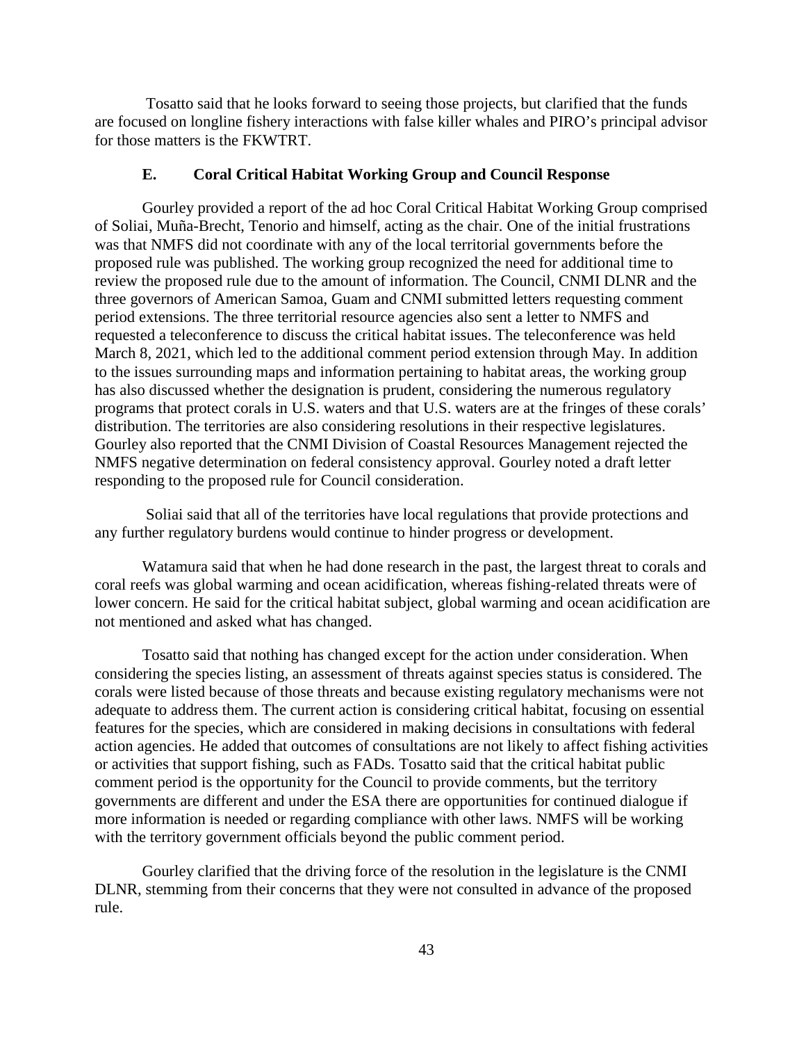Tosatto said that he looks forward to seeing those projects, but clarified that the funds are focused on longline fishery interactions with false killer whales and PIRO's principal advisor for those matters is the FKWTRT.

### E. Coral Critical Habitat Working Group and Council Response

Gourley provided a report of the ad hoc Coral Critical Habitat Working Group comprised of Soliai, Muña-Brecht, Tenorio and himself, acting as the chair. One of the initial frustrations was that NMFS did not coordinate with any of the local territorial governments before the proposed rule was published. The working group recognized the need for additional time to review the proposed rule due to the amount of information. The Council, CNMI DLNR and the three governors of American Samoa, Guam and CNMI submitted letters requesting comment period extensions. The three territorial resource agencies also sent a letter to NMFS and requested a teleconference to discuss the critical habitat issues. The teleconference was held March 8, 2021, which led to the additional comment period extension through May. In addition to the issues surrounding maps and information pertaining to habitat areas, the working group has also discussed whether the designation is prudent, considering the numerous regulatory programs that protect corals in U.S. waters and that U.S. waters are at the fringes of these corals' distribution. The territories are also considering resolutions in their respective legislatures. Gourley also reported that the CNMI Division of Coastal Resources Management rejected the NMFS negative determination on federal consistency approval. Gourley noted a draft letter responding to the proposed rule for Council consideration.

Soliai said that all of the territories have local regulations that provide protections and any further regulatory burdens would continue to hinder progress or development.

Watamura said that when he had done research in the past, the largest threat to corals and coral reefs was global warming and ocean acidification, whereas fishing-related threats were of lower concern. He said for the critical habitat subject, global warming and ocean acidification are not mentioned and asked what has changed.

Tosatto said that nothing has changed except for the action under consideration. When considering the species listing, an assessment of threats against species status is considered. The corals were listed because of those threats and because existing regulatory mechanisms were not adequate to address them. The current action is considering critical habitat, focusing on essential features for the species, which are considered in making decisions in consultations with federal action agencies. He added that outcomes of consultations are not likely to affect fishing activities or activities that support fishing, such as FADs. Tosatto said that the critical habitat public comment period is the opportunity for the Council to provide comments, but the territory governments are different and under the ESA there are opportunities for continued dialogue if more information is needed or regarding compliance with other laws. NMFS will be working with the territory government officials beyond the public comment period.

Gourley clarified that the driving force of the resolution in the legislature is the CNMI DLNR, stemming from their concerns that they were not consulted in advance of the proposed rule.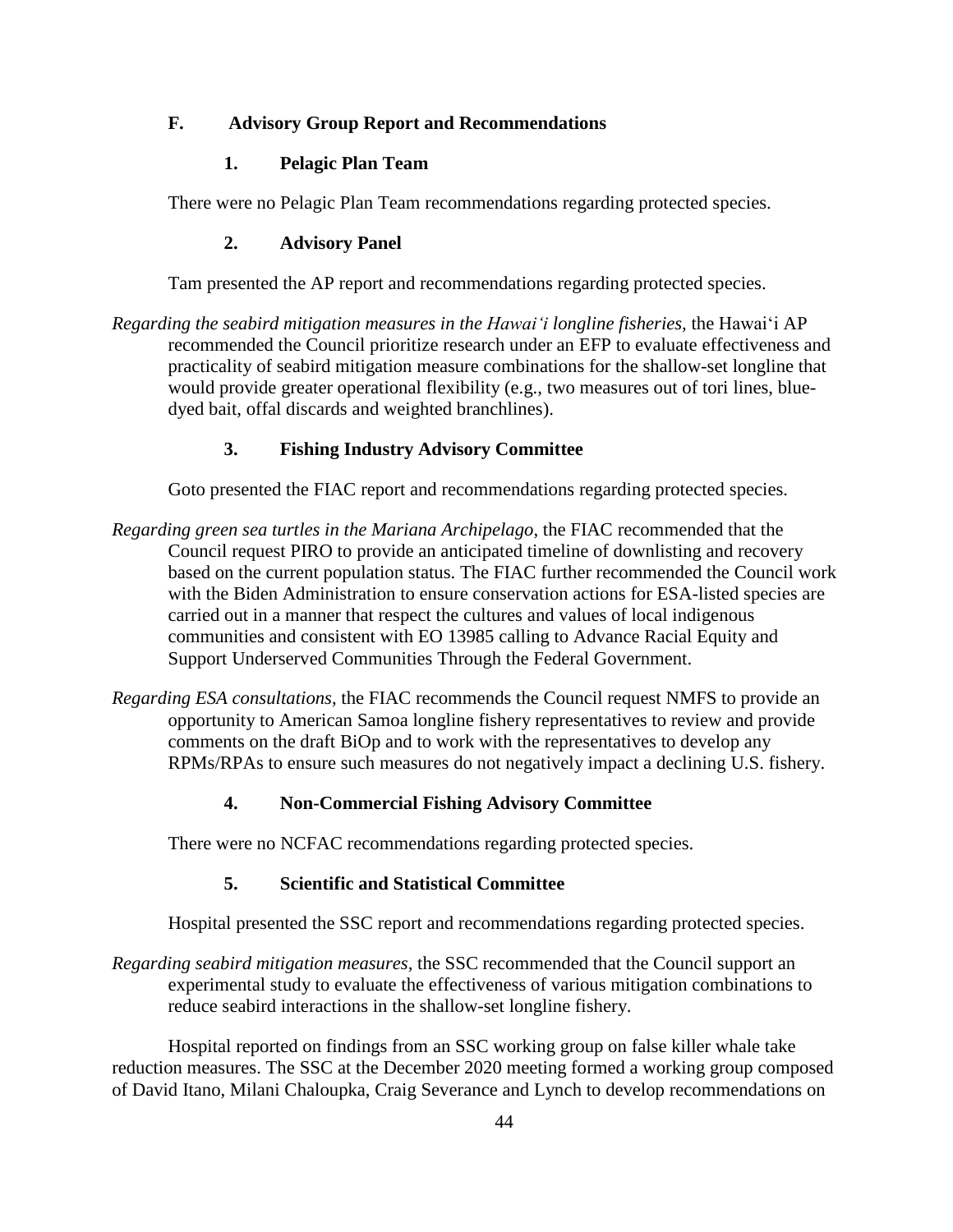### F. Advisory Group Report and Recommendations

#### 1. Pelagic Plan Team

There were no Pelagic Plan Team recommendations regarding protected species.

#### 2. Advisory Panel

Tam presented the AP report and recommendations regarding protected species.

*Regarding the seabird mitigation measures in the Hawai'i longline fisheries,* the Hawai'i AP recommended the Council prioritize research under an EFP to evaluate effectiveness and practicality of seabird mitigation measure combinations for the shallow-set longline that would provide greater operational flexibility (e.g., two measures out of tori lines, blue-dyed bait, offal discards and weighted branchlines).

#### 3. Fishing Industry Advisory Committee

Goto presented the FIAC report and recommendations regarding protected species.

*Regarding green sea turtles in the Mariana Archipelago*, the FIAC recommended that the Council request PIRO to provide an anticipated timeline of downlisting and recovery based on the current population status. The FIAC further recommended the Council work with the Biden Administration to ensure conservation actions for ESA-listed species are carried out in a manner that respect the cultures and values of local indigenous communities and consistent with EO 13985 calling to Advance Racial Equity and Support Underserved Communities Through the Federal Government.

*Regarding ESA consultations,* the FIAC recommends the Council request NMFS to provide an opportunity to American Samoa longline fishery representatives to review and provide comments on the draft BiOp and to work with the representatives to develop any RPMs/RPAs to ensure such measures do not negatively impact a declining U.S. fishery.

#### 4. Non-Commercial Fishing Advisory Committee

There were no NCFAC recommendations regarding protected species.

#### 5. Scientific and Statistical Committee

Hospital presented the SSC report and recommendations regarding protected species.

*Regarding seabird mitigation measures,* the SSC recommended that the Council support an experimental study to evaluate the effectiveness of various mitigation combinations to reduce seabird interactions in the shallow-set longline fishery.

Hospital reported on findings from an SSC working group on false killer whale take reduction measures. The SSC at the December 2020 meeting formed a working group composed of David Itano, Milani Chaloupka, Craig Severance and Lynch to develop recommendations on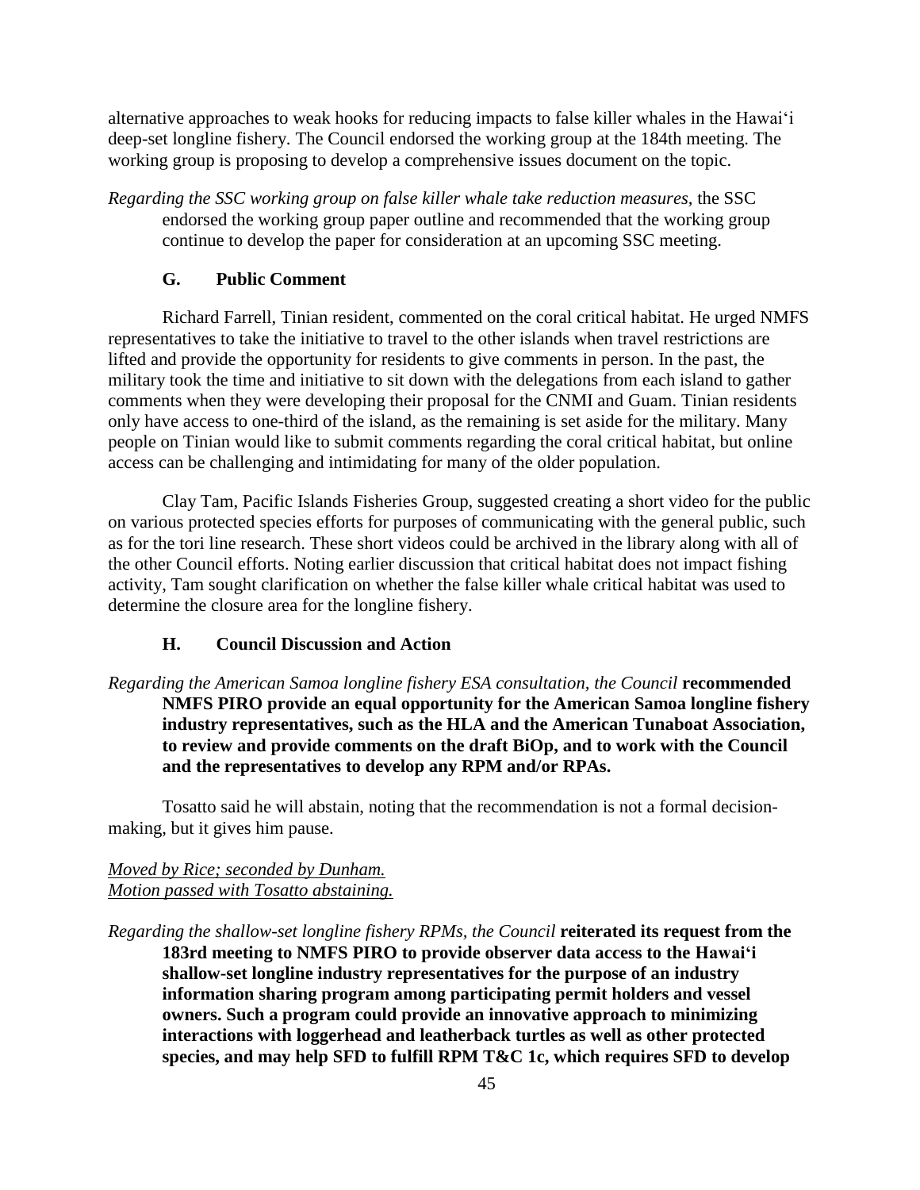alternative approaches to weak hooks for reducing impacts to false killer whales in the Hawai'i deep-set longline fishery. The Council endorsed the working group at the 184th meeting. The working group is proposing to develop a comprehensive issues document on the topic.

*Regarding the SSC working group on false killer whale take reduction measures,* the SSC endorsed the working group paper outline and recommended that the working group continue to develop the paper for consideration at an upcoming SSC meeting.

### G. Public Comment

Richard Farrell, Tinian resident, commented on the coral critical habitat. He urged NMFS representatives to take the initiative to travel to the other islands when travel restrictions are lifted and provide the opportunity for residents to give comments in person. In the past, the military took the time and initiative to sit down with the delegations from each island to gather comments when they were developing their proposal for the CNMI and Guam. Tinian residents only have access to one-third of the island, as the remaining is set aside for the military. Many people on Tinian would like to submit comments regarding the coral critical habitat, but online access can be challenging and intimidating for many of the older population.

Clay Tam, Pacific Islands Fisheries Group, suggested creating a short video for the public on various protected species efforts for purposes of communicating with the general public, such as for the tori line research. These short videos could be archived in the library along with all of the other Council efforts. Noting earlier discussion that critical habitat does not impact fishing activity, Tam sought clarification on whether the false killer whale critical habitat was used to determine the closure area for the longline fishery.

### H. Council Discussion and Action

*Regarding the American Samoa longline fishery ESA consultation, the Council* **recommended NMFS PIRO provide an equal opportunity for the American Samoa longline fishery industry representatives, such as the HLA and the American Tunaboat Association, to review and provide comments on the draft BiOp, and to work with the Council and the representatives to develop any RPM and/or RPAs.**

Tosatto said he will abstain, noting that the recommendation is not a formal decision-making, but it gives him pause.

<u>*Moved by Rice; seconded by Dunham.*</u>
<u>*Motion passed with Tosatto abstaining.*</u>

*Regarding the shallow-set longline fishery RPMs, the Council* **reiterated its request from the 183rd meeting to NMFS PIRO to provide observer data access to the Hawai'i shallow-set longline industry representatives for the purpose of an industry information sharing program among participating permit holders and vessel owners. Such a program could provide an innovative approach to minimizing interactions with loggerhead and leatherback turtles as well as other protected species, and may help SFD to fulfill RPM T&C 1c, which requires SFD to develop**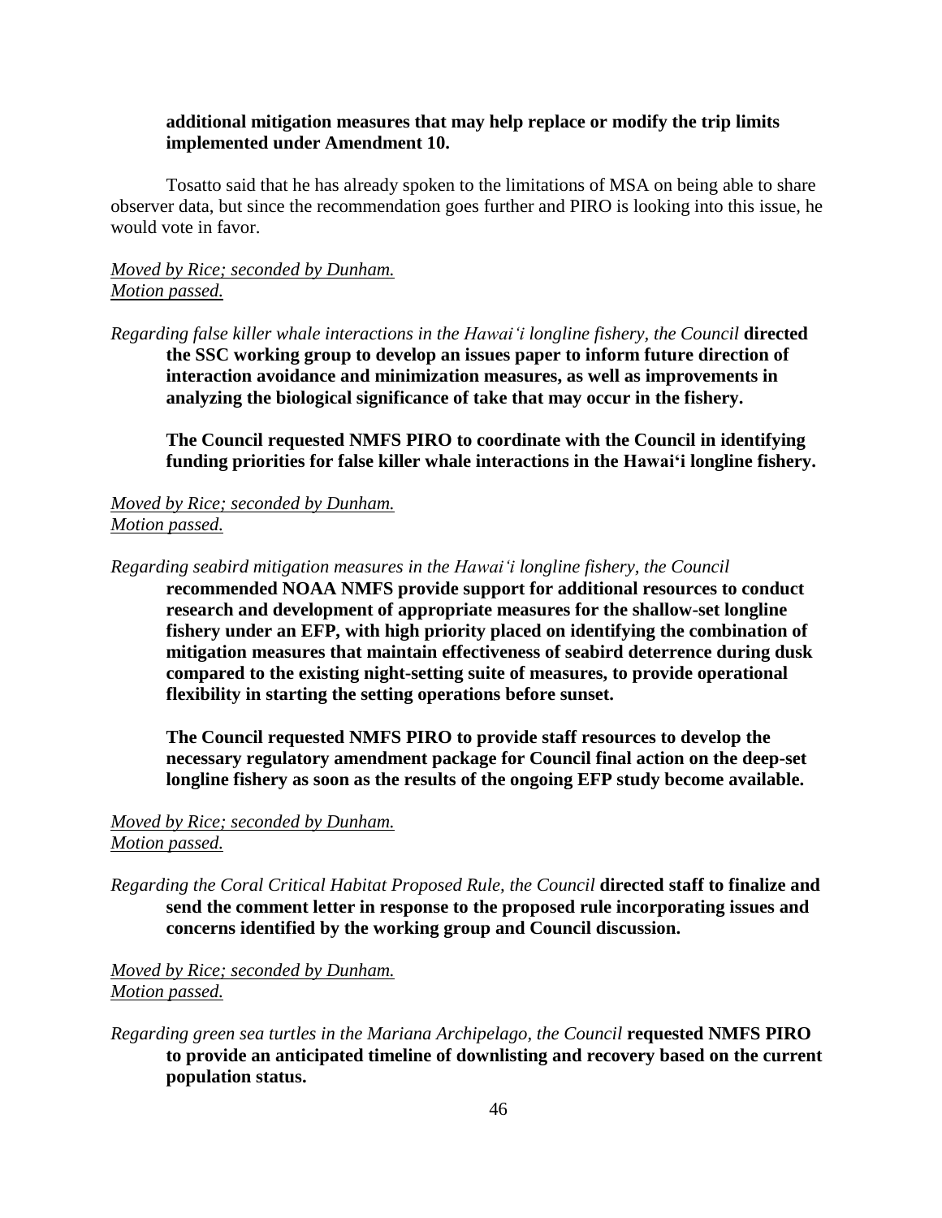**additional mitigation measures that may help replace or modify the trip limits implemented under Amendment 10.**

Tosatto said that he has already spoken to the limitations of MSA on being able to share observer data, but since the recommendation goes further and PIRO is looking into this issue, he would vote in favor.

*Moved by Rice; seconded by Dunham.*
*Motion passed.*

*Regarding false killer whale interactions in the Hawai'i longline fishery, the Council* **directed the SSC working group to develop an issues paper to inform future direction of interaction avoidance and minimization measures, as well as improvements in analyzing the biological significance of take that may occur in the fishery.**

**The Council requested NMFS PIRO to coordinate with the Council in identifying funding priorities for false killer whale interactions in the Hawai'i longline fishery.**

*Moved by Rice; seconded by Dunham.*
*Motion passed.*

*Regarding seabird mitigation measures in the Hawai'i longline fishery, the Council* **recommended NOAA NMFS provide support for additional resources to conduct research and development of appropriate measures for the shallow-set longline fishery under an EFP, with high priority placed on identifying the combination of mitigation measures that maintain effectiveness of seabird deterrence during dusk compared to the existing night-setting suite of measures, to provide operational flexibility in starting the setting operations before sunset.**

**The Council requested NMFS PIRO to provide staff resources to develop the necessary regulatory amendment package for Council final action on the deep-set longline fishery as soon as the results of the ongoing EFP study become available.**

*Moved by Rice; seconded by Dunham.*
*Motion passed.*

*Regarding the Coral Critical Habitat Proposed Rule, the Council* **directed staff to finalize and send the comment letter in response to the proposed rule incorporating issues and concerns identified by the working group and Council discussion.**

*Moved by Rice; seconded by Dunham.*
*Motion passed.*

*Regarding green sea turtles in the Mariana Archipelago, the Council* **requested NMFS PIRO to provide an anticipated timeline of downlisting and recovery based on the current population status.**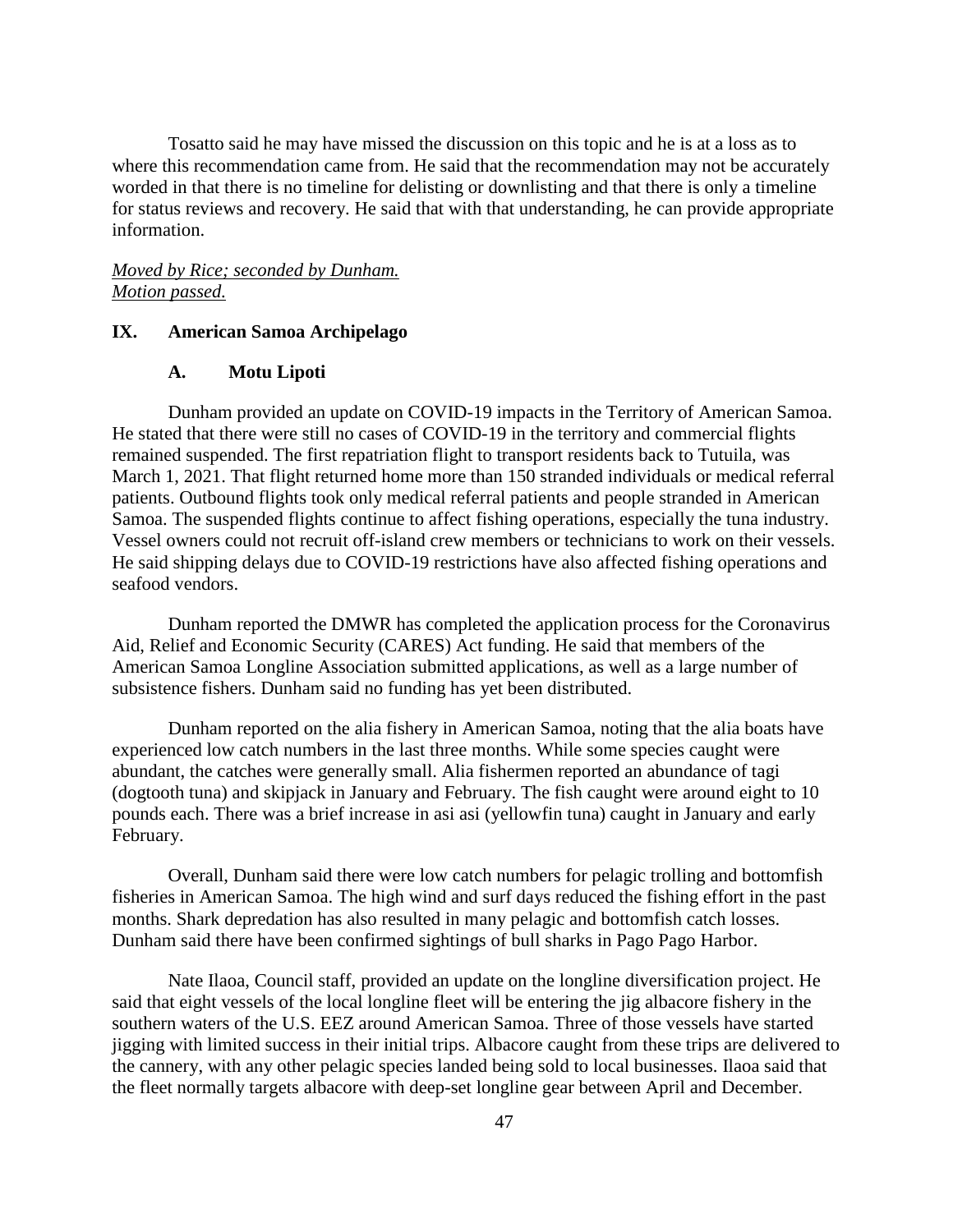Tosatto said he may have missed the discussion on this topic and he is at a loss as to where this recommendation came from. He said that the recommendation may not be accurately worded in that there is no timeline for delisting or downlisting and that there is only a timeline for status reviews and recovery. He said that with that understanding, he can provide appropriate information.

*Moved by Rice; seconded by Dunham.*
*Motion passed.*

## IX. American Samoa Archipelago

### A. Motu Lipoti

Dunham provided an update on COVID-19 impacts in the Territory of American Samoa. He stated that there were still no cases of COVID-19 in the territory and commercial flights remained suspended. The first repatriation flight to transport residents back to Tutuila, was March 1, 2021. That flight returned home more than 150 stranded individuals or medical referral patients. Outbound flights took only medical referral patients and people stranded in American Samoa. The suspended flights continue to affect fishing operations, especially the tuna industry. Vessel owners could not recruit off-island crew members or technicians to work on their vessels. He said shipping delays due to COVID-19 restrictions have also affected fishing operations and seafood vendors.

Dunham reported the DMWR has completed the application process for the Coronavirus Aid, Relief and Economic Security (CARES) Act funding. He said that members of the American Samoa Longline Association submitted applications, as well as a large number of subsistence fishers. Dunham said no funding has yet been distributed.

Dunham reported on the alia fishery in American Samoa, noting that the alia boats have experienced low catch numbers in the last three months. While some species caught were abundant, the catches were generally small. Alia fishermen reported an abundance of tagi (dogtooth tuna) and skipjack in January and February. The fish caught were around eight to 10 pounds each. There was a brief increase in asi asi (yellowfin tuna) caught in January and early February.

Overall, Dunham said there were low catch numbers for pelagic trolling and bottomfish fisheries in American Samoa. The high wind and surf days reduced the fishing effort in the past months. Shark depredation has also resulted in many pelagic and bottomfish catch losses. Dunham said there have been confirmed sightings of bull sharks in Pago Pago Harbor.

Nate Ilaoa, Council staff, provided an update on the longline diversification project. He said that eight vessels of the local longline fleet will be entering the jig albacore fishery in the southern waters of the U.S. EEZ around American Samoa. Three of those vessels have started jigging with limited success in their initial trips. Albacore caught from these trips are delivered to the cannery, with any other pelagic species landed being sold to local businesses. Ilaoa said that the fleet normally targets albacore with deep-set longline gear between April and December.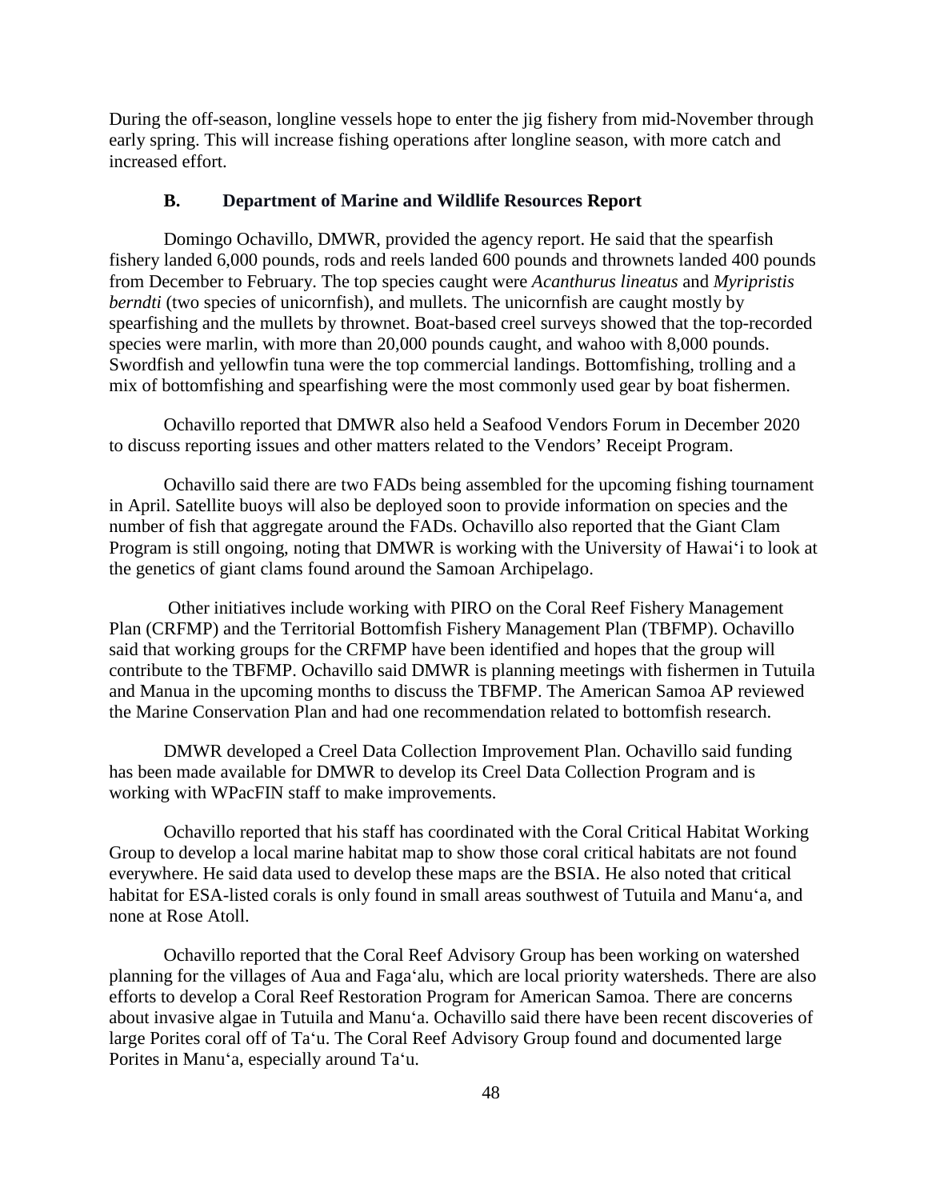During the off-season, longline vessels hope to enter the jig fishery from mid-November through early spring. This will increase fishing operations after longline season, with more catch and increased effort.

### B. Department of Marine and Wildlife Resources Report

Domingo Ochavillo, DMWR, provided the agency report. He said that the spearfish fishery landed 6,000 pounds, rods and reels landed 600 pounds and thrownets landed 400 pounds from December to February. The top species caught were *Acanthurus lineatus* and *Myripristis berndti* (two species of unicornfish), and mullets. The unicornfish are caught mostly by spearfishing and the mullets by thrownet. Boat-based creel surveys showed that the top-recorded species were marlin, with more than 20,000 pounds caught, and wahoo with 8,000 pounds. Swordfish and yellowfin tuna were the top commercial landings. Bottomfishing, trolling and a mix of bottomfishing and spearfishing were the most commonly used gear by boat fishermen.

Ochavillo reported that DMWR also held a Seafood Vendors Forum in December 2020 to discuss reporting issues and other matters related to the Vendors' Receipt Program.

Ochavillo said there are two FADs being assembled for the upcoming fishing tournament in April. Satellite buoys will also be deployed soon to provide information on species and the number of fish that aggregate around the FADs. Ochavillo also reported that the Giant Clam Program is still ongoing, noting that DMWR is working with the University of Hawai'i to look at the genetics of giant clams found around the Samoan Archipelago.

Other initiatives include working with PIRO on the Coral Reef Fishery Management Plan (CRFMP) and the Territorial Bottomfish Fishery Management Plan (TBFMP). Ochavillo said that working groups for the CRFMP have been identified and hopes that the group will contribute to the TBFMP. Ochavillo said DMWR is planning meetings with fishermen in Tutuila and Manua in the upcoming months to discuss the TBFMP. The American Samoa AP reviewed the Marine Conservation Plan and had one recommendation related to bottomfish research.

DMWR developed a Creel Data Collection Improvement Plan. Ochavillo said funding has been made available for DMWR to develop its Creel Data Collection Program and is working with WPacFIN staff to make improvements.

Ochavillo reported that his staff has coordinated with the Coral Critical Habitat Working Group to develop a local marine habitat map to show those coral critical habitats are not found everywhere. He said data used to develop these maps are the BSIA. He also noted that critical habitat for ESA-listed corals is only found in small areas southwest of Tutuila and Manu'a, and none at Rose Atoll.

Ochavillo reported that the Coral Reef Advisory Group has been working on watershed planning for the villages of Aua and Faga'alu, which are local priority watersheds. There are also efforts to develop a Coral Reef Restoration Program for American Samoa. There are concerns about invasive algae in Tutuila and Manu'a. Ochavillo said there have been recent discoveries of large Porites coral off of Ta'u. The Coral Reef Advisory Group found and documented large Porites in Manu'a, especially around Ta'u.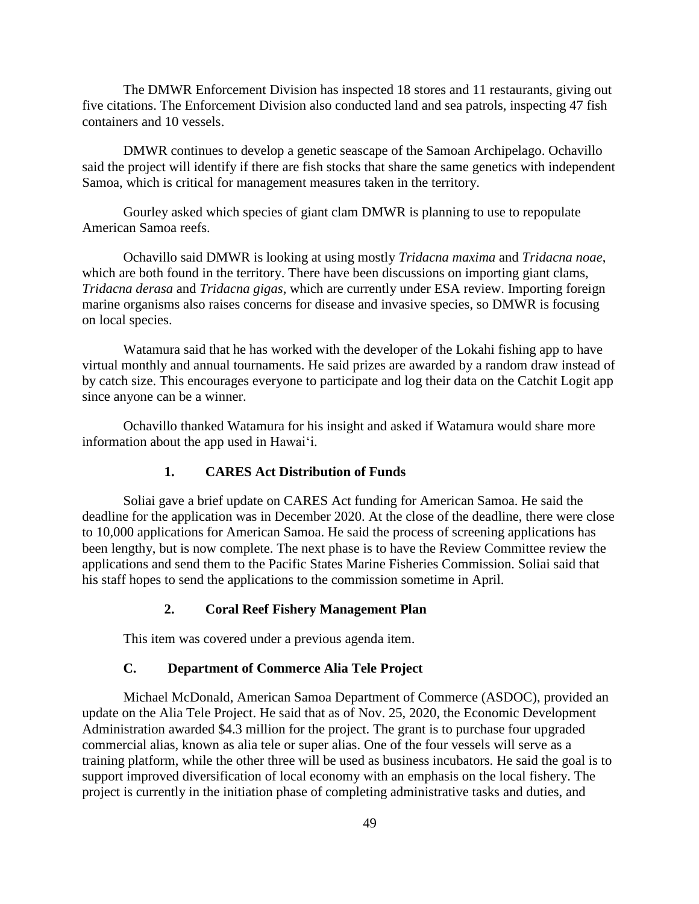The DMWR Enforcement Division has inspected 18 stores and 11 restaurants, giving out five citations. The Enforcement Division also conducted land and sea patrols, inspecting 47 fish containers and 10 vessels.

DMWR continues to develop a genetic seascape of the Samoan Archipelago. Ochavillo said the project will identify if there are fish stocks that share the same genetics with independent Samoa, which is critical for management measures taken in the territory.

Gourley asked which species of giant clam DMWR is planning to use to repopulate American Samoa reefs.

Ochavillo said DMWR is looking at using mostly *Tridacna maxima* and *Tridacna noae*, which are both found in the territory. There have been discussions on importing giant clams, *Tridacna derasa* and *Tridacna gigas*, which are currently under ESA review. Importing foreign marine organisms also raises concerns for disease and invasive species, so DMWR is focusing on local species.

Watamura said that he has worked with the developer of the Lokahi fishing app to have virtual monthly and annual tournaments. He said prizes are awarded by a random draw instead of by catch size. This encourages everyone to participate and log their data on the Catchit Logit app since anyone can be a winner.

Ochavillo thanked Watamura for his insight and asked if Watamura would share more information about the app used in Hawai'i.

### 1. CARES Act Distribution of Funds

Soliai gave a brief update on CARES Act funding for American Samoa. He said the deadline for the application was in December 2020. At the close of the deadline, there were close to 10,000 applications for American Samoa. He said the process of screening applications has been lengthy, but is now complete. The next phase is to have the Review Committee review the applications and send them to the Pacific States Marine Fisheries Commission. Soliai said that his staff hopes to send the applications to the commission sometime in April.

### 2. Coral Reef Fishery Management Plan

This item was covered under a previous agenda item.

## C. Department of Commerce Alia Tele Project

Michael McDonald, American Samoa Department of Commerce (ASDOC), provided an update on the Alia Tele Project. He said that as of Nov. 25, 2020, the Economic Development Administration awarded $4.3 million for the project. The grant is to purchase four upgraded commercial alias, known as alia tele or super alias. One of the four vessels will serve as a training platform, while the other three will be used as business incubators. He said the goal is to support improved diversification of local economy with an emphasis on the local fishery. The project is currently in the initiation phase of completing administrative tasks and duties, and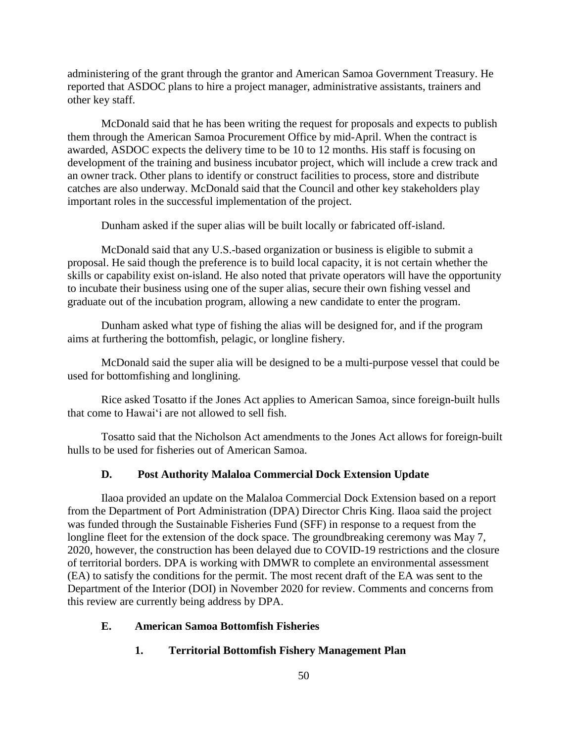administering of the grant through the grantor and American Samoa Government Treasury. He reported that ASDOC plans to hire a project manager, administrative assistants, trainers and other key staff.

McDonald said that he has been writing the request for proposals and expects to publish them through the American Samoa Procurement Office by mid-April. When the contract is awarded, ASDOC expects the delivery time to be 10 to 12 months. His staff is focusing on development of the training and business incubator project, which will include a crew track and an owner track. Other plans to identify or construct facilities to process, store and distribute catches are also underway. McDonald said that the Council and other key stakeholders play important roles in the successful implementation of the project.

Dunham asked if the super alias will be built locally or fabricated off-island.

McDonald said that any U.S.-based organization or business is eligible to submit a proposal. He said though the preference is to build local capacity, it is not certain whether the skills or capability exist on-island. He also noted that private operators will have the opportunity to incubate their business using one of the super alias, secure their own fishing vessel and graduate out of the incubation program, allowing a new candidate to enter the program.

Dunham asked what type of fishing the alias will be designed for, and if the program aims at furthering the bottomfish, pelagic, or longline fishery.

McDonald said the super alia will be designed to be a multi-purpose vessel that could be used for bottomfishing and longlining.

Rice asked Tosatto if the Jones Act applies to American Samoa, since foreign-built hulls that come to Hawai'i are not allowed to sell fish.

Tosatto said that the Nicholson Act amendments to the Jones Act allows for foreign-built hulls to be used for fisheries out of American Samoa.

### D. Post Authority Malaloa Commercial Dock Extension Update

Ilaoa provided an update on the Malaloa Commercial Dock Extension based on a report from the Department of Port Administration (DPA) Director Chris King. Ilaoa said the project was funded through the Sustainable Fisheries Fund (SFF) in response to a request from the longline fleet for the extension of the dock space. The groundbreaking ceremony was May 7, 2020, however, the construction has been delayed due to COVID-19 restrictions and the closure of territorial borders. DPA is working with DMWR to complete an environmental assessment (EA) to satisfy the conditions for the permit. The most recent draft of the EA was sent to the Department of the Interior (DOI) in November 2020 for review. Comments and concerns from this review are currently being address by DPA.

### E. American Samoa Bottomfish Fisheries

#### 1. Territorial Bottomfish Fishery Management Plan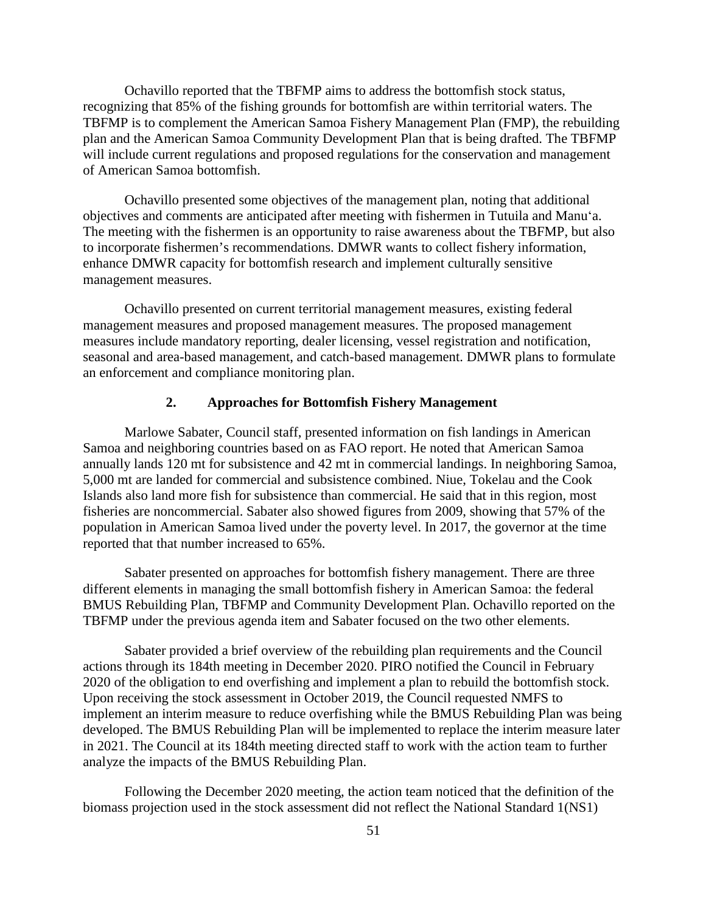Ochavillo reported that the TBFMP aims to address the bottomfish stock status, recognizing that 85% of the fishing grounds for bottomfish are within territorial waters. The TBFMP is to complement the American Samoa Fishery Management Plan (FMP), the rebuilding plan and the American Samoa Community Development Plan that is being drafted. The TBFMP will include current regulations and proposed regulations for the conservation and management of American Samoa bottomfish.

Ochavillo presented some objectives of the management plan, noting that additional objectives and comments are anticipated after meeting with fishermen in Tutuila and Manuʻa. The meeting with the fishermen is an opportunity to raise awareness about the TBFMP, but also to incorporate fishermen's recommendations. DMWR wants to collect fishery information, enhance DMWR capacity for bottomfish research and implement culturally sensitive management measures.

Ochavillo presented on current territorial management measures, existing federal management measures and proposed management measures. The proposed management measures include mandatory reporting, dealer licensing, vessel registration and notification, seasonal and area-based management, and catch-based management. DMWR plans to formulate an enforcement and compliance monitoring plan.

### 2. Approaches for Bottomfish Fishery Management

Marlowe Sabater, Council staff, presented information on fish landings in American Samoa and neighboring countries based on as FAO report. He noted that American Samoa annually lands 120 mt for subsistence and 42 mt in commercial landings. In neighboring Samoa, 5,000 mt are landed for commercial and subsistence combined. Niue, Tokelau and the Cook Islands also land more fish for subsistence than commercial. He said that in this region, most fisheries are noncommercial. Sabater also showed figures from 2009, showing that 57% of the population in American Samoa lived under the poverty level. In 2017, the governor at the time reported that that number increased to 65%.

Sabater presented on approaches for bottomfish fishery management. There are three different elements in managing the small bottomfish fishery in American Samoa: the federal BMUS Rebuilding Plan, TBFMP and Community Development Plan. Ochavillo reported on the TBFMP under the previous agenda item and Sabater focused on the two other elements.

Sabater provided a brief overview of the rebuilding plan requirements and the Council actions through its 184th meeting in December 2020. PIRO notified the Council in February 2020 of the obligation to end overfishing and implement a plan to rebuild the bottomfish stock. Upon receiving the stock assessment in October 2019, the Council requested NMFS to implement an interim measure to reduce overfishing while the BMUS Rebuilding Plan was being developed. The BMUS Rebuilding Plan will be implemented to replace the interim measure later in 2021. The Council at its 184th meeting directed staff to work with the action team to further analyze the impacts of the BMUS Rebuilding Plan.

Following the December 2020 meeting, the action team noticed that the definition of the biomass projection used in the stock assessment did not reflect the National Standard 1(NS1)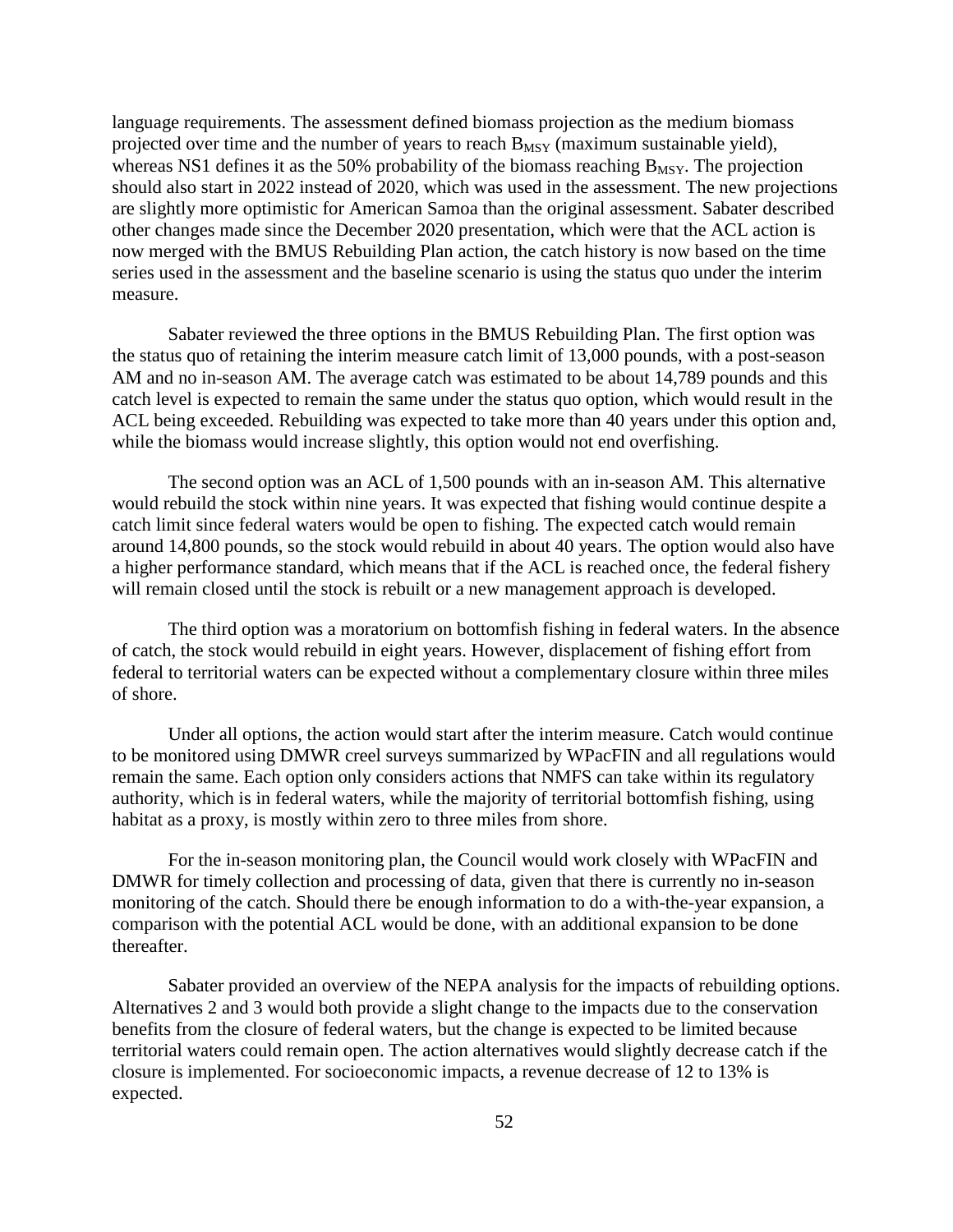language requirements. The assessment defined biomass projection as the medium biomass projected over time and the number of years to reach $B_{MSY}$ (maximum sustainable yield), whereas NS1 defines it as the 50% probability of the biomass reaching $B_{MSY}$. The projection should also start in 2022 instead of 2020, which was used in the assessment. The new projections are slightly more optimistic for American Samoa than the original assessment. Sabater described other changes made since the December 2020 presentation, which were that the ACL action is now merged with the BMUS Rebuilding Plan action, the catch history is now based on the time series used in the assessment and the baseline scenario is using the status quo under the interim measure.

Sabater reviewed the three options in the BMUS Rebuilding Plan. The first option was the status quo of retaining the interim measure catch limit of 13,000 pounds, with a post-season AM and no in-season AM. The average catch was estimated to be about 14,789 pounds and this catch level is expected to remain the same under the status quo option, which would result in the ACL being exceeded. Rebuilding was expected to take more than 40 years under this option and, while the biomass would increase slightly, this option would not end overfishing.

The second option was an ACL of 1,500 pounds with an in-season AM. This alternative would rebuild the stock within nine years. It was expected that fishing would continue despite a catch limit since federal waters would be open to fishing. The expected catch would remain around 14,800 pounds, so the stock would rebuild in about 40 years. The option would also have a higher performance standard, which means that if the ACL is reached once, the federal fishery will remain closed until the stock is rebuilt or a new management approach is developed.

The third option was a moratorium on bottomfish fishing in federal waters. In the absence of catch, the stock would rebuild in eight years. However, displacement of fishing effort from federal to territorial waters can be expected without a complementary closure within three miles of shore.

Under all options, the action would start after the interim measure. Catch would continue to be monitored using DMWR creel surveys summarized by WPacFIN and all regulations would remain the same. Each option only considers actions that NMFS can take within its regulatory authority, which is in federal waters, while the majority of territorial bottomfish fishing, using habitat as a proxy, is mostly within zero to three miles from shore.

For the in-season monitoring plan, the Council would work closely with WPacFIN and DMWR for timely collection and processing of data, given that there is currently no in-season monitoring of the catch. Should there be enough information to do a with-the-year expansion, a comparison with the potential ACL would be done, with an additional expansion to be done thereafter.

Sabater provided an overview of the NEPA analysis for the impacts of rebuilding options. Alternatives 2 and 3 would both provide a slight change to the impacts due to the conservation benefits from the closure of federal waters, but the change is expected to be limited because territorial waters could remain open. The action alternatives would slightly decrease catch if the closure is implemented. For socioeconomic impacts, a revenue decrease of 12 to 13% is expected.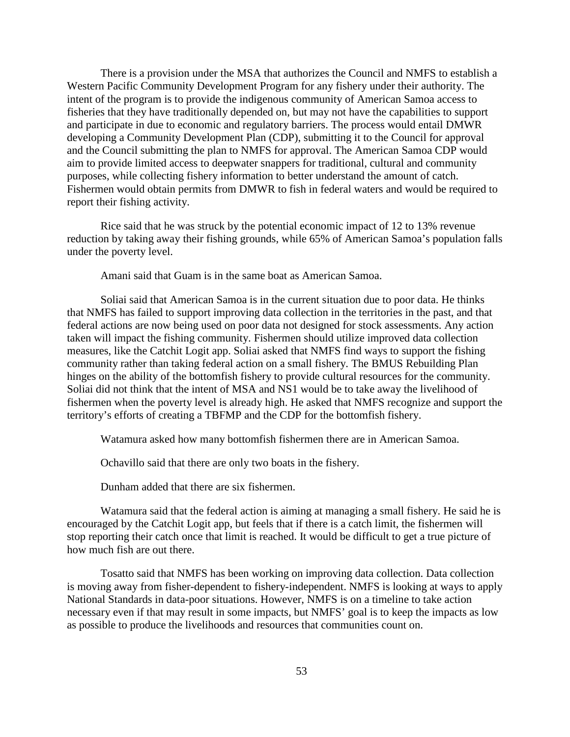There is a provision under the MSA that authorizes the Council and NMFS to establish a Western Pacific Community Development Program for any fishery under their authority. The intent of the program is to provide the indigenous community of American Samoa access to fisheries that they have traditionally depended on, but may not have the capabilities to support and participate in due to economic and regulatory barriers. The process would entail DMWR developing a Community Development Plan (CDP), submitting it to the Council for approval and the Council submitting the plan to NMFS for approval. The American Samoa CDP would aim to provide limited access to deepwater snappers for traditional, cultural and community purposes, while collecting fishery information to better understand the amount of catch. Fishermen would obtain permits from DMWR to fish in federal waters and would be required to report their fishing activity.

Rice said that he was struck by the potential economic impact of 12 to 13% revenue reduction by taking away their fishing grounds, while 65% of American Samoa's population falls under the poverty level.

Amani said that Guam is in the same boat as American Samoa.

Soliai said that American Samoa is in the current situation due to poor data. He thinks that NMFS has failed to support improving data collection in the territories in the past, and that federal actions are now being used on poor data not designed for stock assessments. Any action taken will impact the fishing community. Fishermen should utilize improved data collection measures, like the Catchit Logit app. Soliai asked that NMFS find ways to support the fishing community rather than taking federal action on a small fishery. The BMUS Rebuilding Plan hinges on the ability of the bottomfish fishery to provide cultural resources for the community. Soliai did not think that the intent of MSA and NS1 would be to take away the livelihood of fishermen when the poverty level is already high. He asked that NMFS recognize and support the territory's efforts of creating a TBFMP and the CDP for the bottomfish fishery.

Watamura asked how many bottomfish fishermen there are in American Samoa.

Ochavillo said that there are only two boats in the fishery.

Dunham added that there are six fishermen.

Watamura said that the federal action is aiming at managing a small fishery. He said he is encouraged by the Catchit Logit app, but feels that if there is a catch limit, the fishermen will stop reporting their catch once that limit is reached. It would be difficult to get a true picture of how much fish are out there.

Tosatto said that NMFS has been working on improving data collection. Data collection is moving away from fisher-dependent to fishery-independent. NMFS is looking at ways to apply National Standards in data-poor situations. However, NMFS is on a timeline to take action necessary even if that may result in some impacts, but NMFS' goal is to keep the impacts as low as possible to produce the livelihoods and resources that communities count on.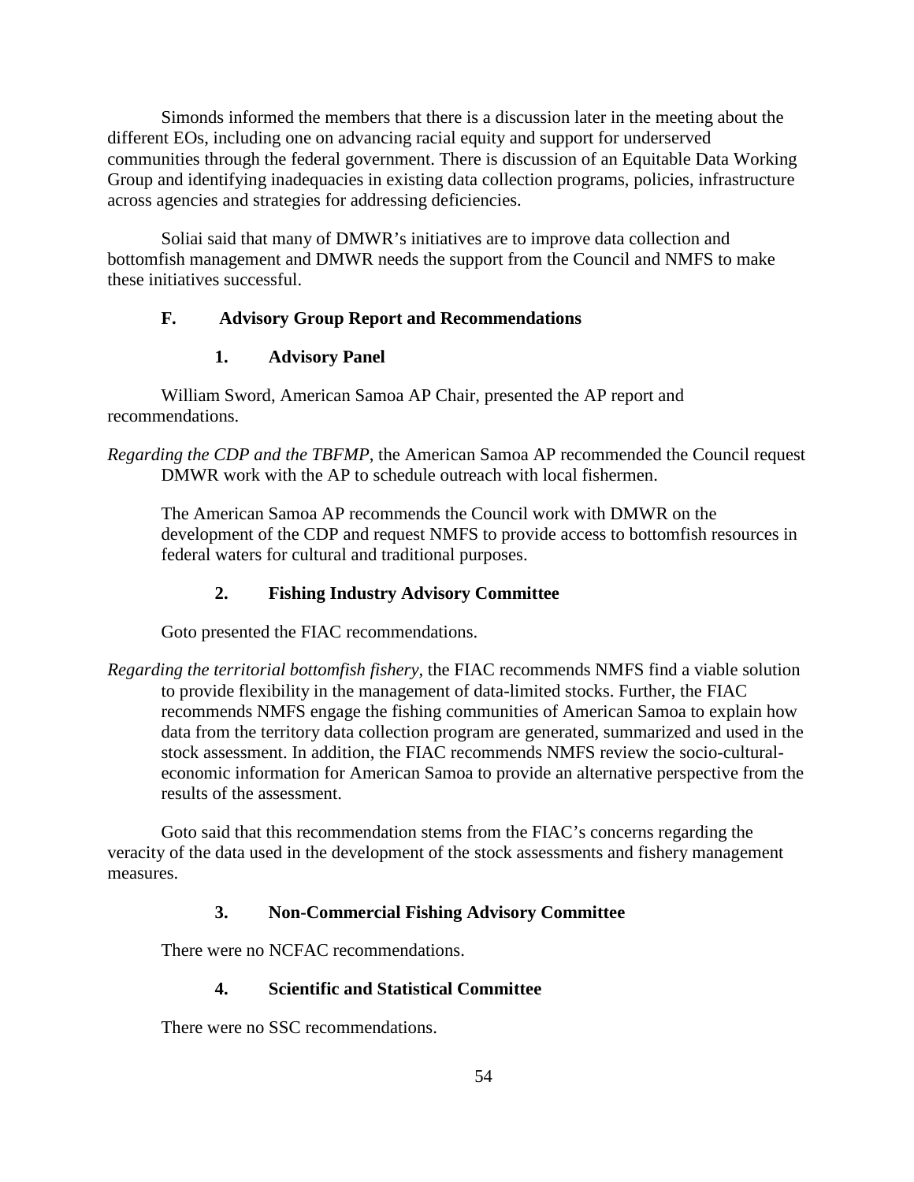Simonds informed the members that there is a discussion later in the meeting about the different EOs, including one on advancing racial equity and support for underserved communities through the federal government. There is discussion of an Equitable Data Working Group and identifying inadequacies in existing data collection programs, policies, infrastructure across agencies and strategies for addressing deficiencies.

Soliai said that many of DMWR's initiatives are to improve data collection and bottomfish management and DMWR needs the support from the Council and NMFS to make these initiatives successful.

### F. Advisory Group Report and Recommendations

#### 1. Advisory Panel

William Sword, American Samoa AP Chair, presented the AP report and recommendations.

*Regarding the CDP and the TBFMP*, the American Samoa AP recommended the Council request DMWR work with the AP to schedule outreach with local fishermen.

The American Samoa AP recommends the Council work with DMWR on the development of the CDP and request NMFS to provide access to bottomfish resources in federal waters for cultural and traditional purposes.

#### 2. Fishing Industry Advisory Committee

Goto presented the FIAC recommendations.

*Regarding the territorial bottomfish fishery*, the FIAC recommends NMFS find a viable solution to provide flexibility in the management of data-limited stocks. Further, the FIAC recommends NMFS engage the fishing communities of American Samoa to explain how data from the territory data collection program are generated, summarized and used in the stock assessment. In addition, the FIAC recommends NMFS review the socio-cultural-economic information for American Samoa to provide an alternative perspective from the results of the assessment.

Goto said that this recommendation stems from the FIAC's concerns regarding the veracity of the data used in the development of the stock assessments and fishery management measures.

#### 3. Non-Commercial Fishing Advisory Committee

There were no NCFAC recommendations.

#### 4. Scientific and Statistical Committee

There were no SSC recommendations.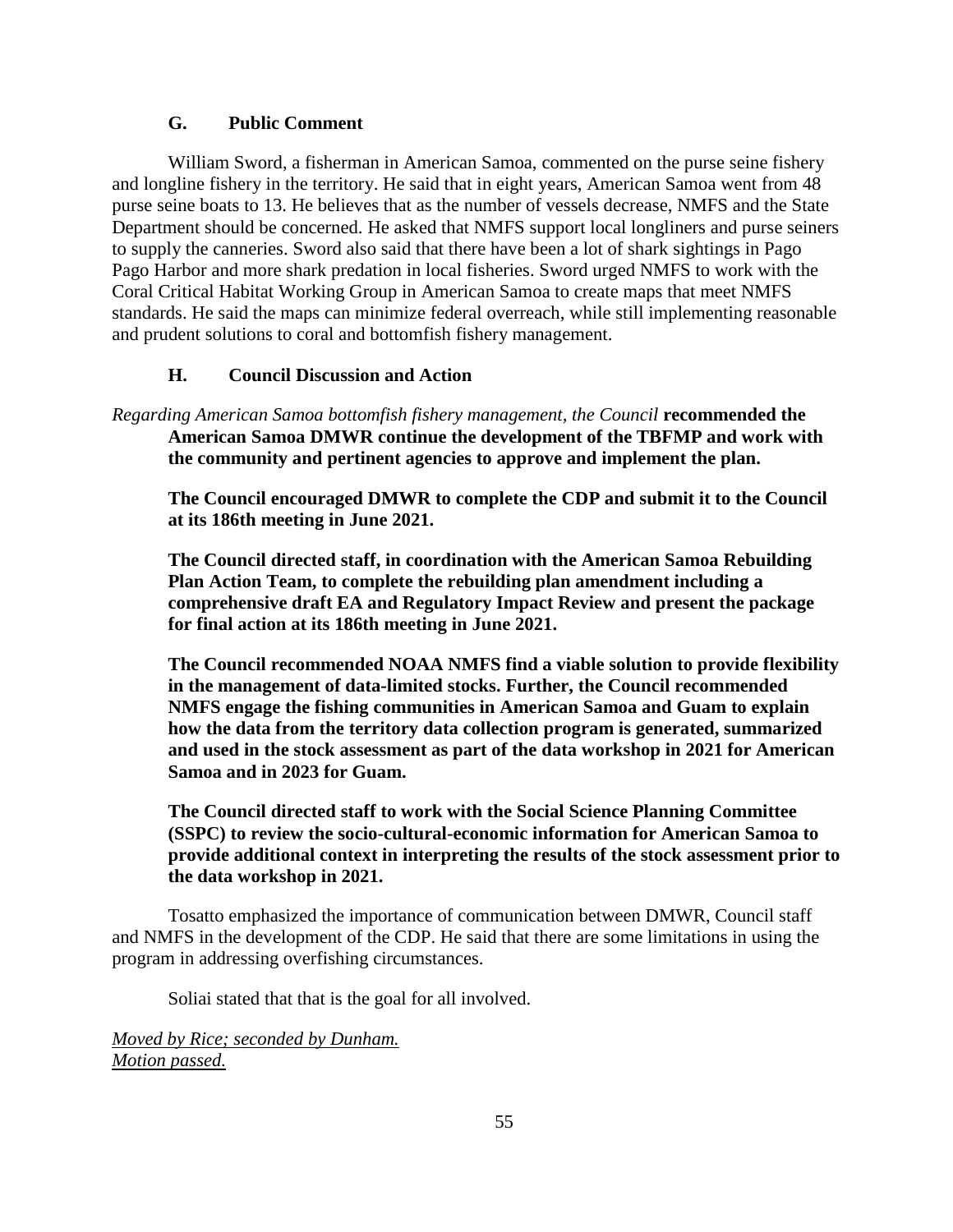### G. Public Comment

William Sword, a fisherman in American Samoa, commented on the purse seine fishery and longline fishery in the territory. He said that in eight years, American Samoa went from 48 purse seine boats to 13. He believes that as the number of vessels decrease, NMFS and the State Department should be concerned. He asked that NMFS support local longliners and purse seiners to supply the canneries. Sword also said that there have been a lot of shark sightings in Pago Pago Harbor and more shark predation in local fisheries. Sword urged NMFS to work with the Coral Critical Habitat Working Group in American Samoa to create maps that meet NMFS standards. He said the maps can minimize federal overreach, while still implementing reasonable and prudent solutions to coral and bottomfish fishery management.

### H. Council Discussion and Action

*Regarding American Samoa bottomfish fishery management, the Council* **recommended the American Samoa DMWR continue the development of the TBFMP and work with the community and pertinent agencies to approve and implement the plan.**

**The Council encouraged DMWR to complete the CDP and submit it to the Council at its 186th meeting in June 2021.**

**The Council directed staff, in coordination with the American Samoa Rebuilding Plan Action Team, to complete the rebuilding plan amendment including a comprehensive draft EA and Regulatory Impact Review and present the package for final action at its 186th meeting in June 2021.**

**The Council recommended NOAA NMFS find a viable solution to provide flexibility in the management of data-limited stocks. Further, the Council recommended NMFS engage the fishing communities in American Samoa and Guam to explain how the data from the territory data collection program is generated, summarized and used in the stock assessment as part of the data workshop in 2021 for American Samoa and in 2023 for Guam.**

**The Council directed staff to work with the Social Science Planning Committee (SSPC) to review the socio-cultural-economic information for American Samoa to provide additional context in interpreting the results of the stock assessment prior to the data workshop in 2021.**

Tosatto emphasized the importance of communication between DMWR, Council staff and NMFS in the development of the CDP. He said that there are some limitations in using the program in addressing overfishing circumstances.

Soliai stated that that is the goal for all involved.

*Moved by Rice; seconded by Dunham.*
*Motion passed.*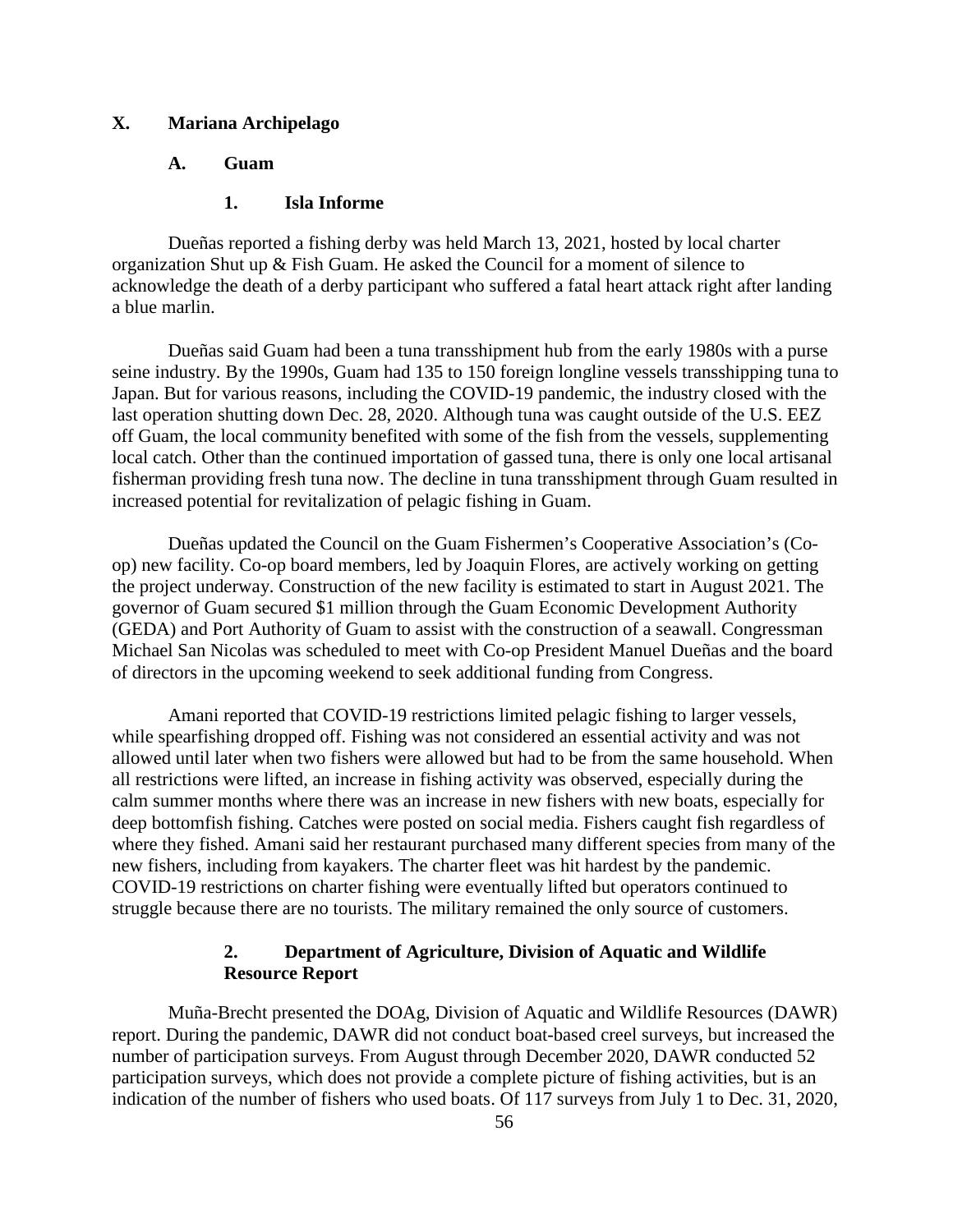# X. Mariana Archipelago

## A. Guam

### 1. Isla Informe

Dueñas reported a fishing derby was held March 13, 2021, hosted by local charter organization Shut up & Fish Guam. He asked the Council for a moment of silence to acknowledge the death of a derby participant who suffered a fatal heart attack right after landing a blue marlin.

Dueñas said Guam had been a tuna transshipment hub from the early 1980s with a purse seine industry. By the 1990s, Guam had 135 to 150 foreign longline vessels transshipping tuna to Japan. But for various reasons, including the COVID-19 pandemic, the industry closed with the last operation shutting down Dec. 28, 2020. Although tuna was caught outside of the U.S. EEZ off Guam, the local community benefited with some of the fish from the vessels, supplementing local catch. Other than the continued importation of gassed tuna, there is only one local artisanal fisherman providing fresh tuna now. The decline in tuna transshipment through Guam resulted in increased potential for revitalization of pelagic fishing in Guam.

Dueñas updated the Council on the Guam Fishermen's Cooperative Association's (Co-op) new facility. Co-op board members, led by Joaquin Flores, are actively working on getting the project underway. Construction of the new facility is estimated to start in August 2021. The governor of Guam secured $1 million through the Guam Economic Development Authority (GEDA) and Port Authority of Guam to assist with the construction of a seawall. Congressman Michael San Nicolas was scheduled to meet with Co-op President Manuel Dueñas and the board of directors in the upcoming weekend to seek additional funding from Congress.

Amani reported that COVID-19 restrictions limited pelagic fishing to larger vessels, while spearfishing dropped off. Fishing was not considered an essential activity and was not allowed until later when two fishers were allowed but had to be from the same household. When all restrictions were lifted, an increase in fishing activity was observed, especially during the calm summer months where there was an increase in new fishers with new boats, especially for deep bottomfish fishing. Catches were posted on social media. Fishers caught fish regardless of where they fished. Amani said her restaurant purchased many different species from many of the new fishers, including from kayakers. The charter fleet was hit hardest by the pandemic. COVID-19 restrictions on charter fishing were eventually lifted but operators continued to struggle because there are no tourists. The military remained the only source of customers.

### 2. Department of Agriculture, Division of Aquatic and Wildlife Resource Report

Muña-Brecht presented the DOAg, Division of Aquatic and Wildlife Resources (DAWR) report. During the pandemic, DAWR did not conduct boat-based creel surveys, but increased the number of participation surveys. From August through December 2020, DAWR conducted 52 participation surveys, which does not provide a complete picture of fishing activities, but is an indication of the number of fishers who used boats. Of 117 surveys from July 1 to Dec. 31, 2020,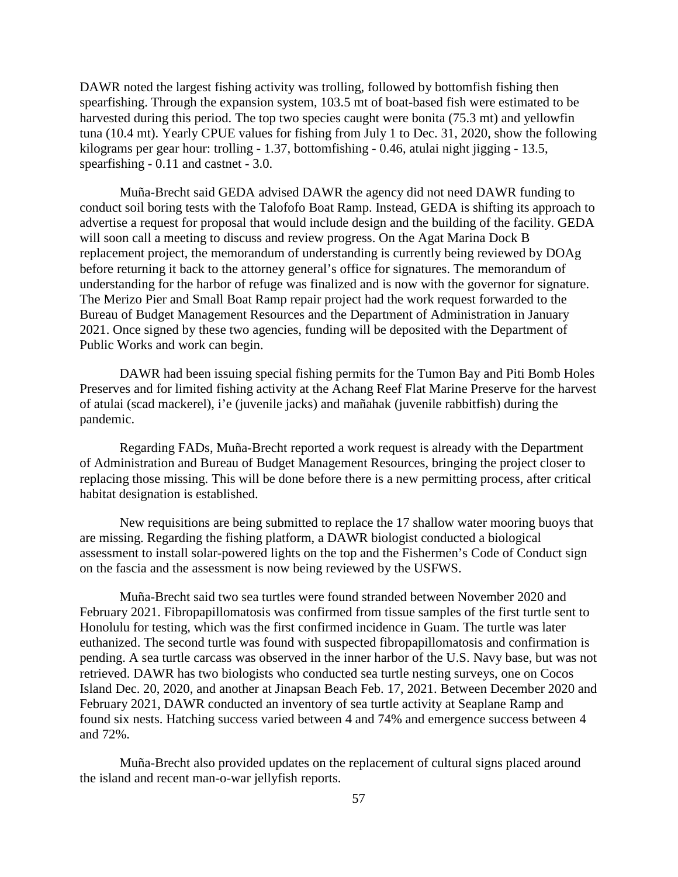DAWR noted the largest fishing activity was trolling, followed by bottomfish fishing then spearfishing. Through the expansion system, 103.5 mt of boat-based fish were estimated to be harvested during this period. The top two species caught were bonita (75.3 mt) and yellowfin tuna (10.4 mt). Yearly CPUE values for fishing from July 1 to Dec. 31, 2020, show the following kilograms per gear hour: trolling - 1.37, bottomfishing - 0.46, atulai night jigging - 13.5, spearfishing - 0.11 and castnet - 3.0.

Muña-Brecht said GEDA advised DAWR the agency did not need DAWR funding to conduct soil boring tests with the Talofofo Boat Ramp. Instead, GEDA is shifting its approach to advertise a request for proposal that would include design and the building of the facility. GEDA will soon call a meeting to discuss and review progress. On the Agat Marina Dock B replacement project, the memorandum of understanding is currently being reviewed by DOAg before returning it back to the attorney general's office for signatures. The memorandum of understanding for the harbor of refuge was finalized and is now with the governor for signature. The Merizo Pier and Small Boat Ramp repair project had the work request forwarded to the Bureau of Budget Management Resources and the Department of Administration in January 2021. Once signed by these two agencies, funding will be deposited with the Department of Public Works and work can begin.

DAWR had been issuing special fishing permits for the Tumon Bay and Piti Bomb Holes Preserves and for limited fishing activity at the Achang Reef Flat Marine Preserve for the harvest of atulai (scad mackerel), i'e (juvenile jacks) and mañahak (juvenile rabbitfish) during the pandemic.

Regarding FADs, Muña-Brecht reported a work request is already with the Department of Administration and Bureau of Budget Management Resources, bringing the project closer to replacing those missing. This will be done before there is a new permitting process, after critical habitat designation is established.

New requisitions are being submitted to replace the 17 shallow water mooring buoys that are missing. Regarding the fishing platform, a DAWR biologist conducted a biological assessment to install solar-powered lights on the top and the Fishermen's Code of Conduct sign on the fascia and the assessment is now being reviewed by the USFWS.

Muña-Brecht said two sea turtles were found stranded between November 2020 and February 2021. Fibropapillomatosis was confirmed from tissue samples of the first turtle sent to Honolulu for testing, which was the first confirmed incidence in Guam. The turtle was later euthanized. The second turtle was found with suspected fibropapillomatosis and confirmation is pending. A sea turtle carcass was observed in the inner harbor of the U.S. Navy base, but was not retrieved. DAWR has two biologists who conducted sea turtle nesting surveys, one on Cocos Island Dec. 20, 2020, and another at Jinapsan Beach Feb. 17, 2021. Between December 2020 and February 2021, DAWR conducted an inventory of sea turtle activity at Seaplane Ramp and found six nests. Hatching success varied between 4 and 74% and emergence success between 4 and 72%.

Muña-Brecht also provided updates on the replacement of cultural signs placed around the island and recent man-o-war jellyfish reports.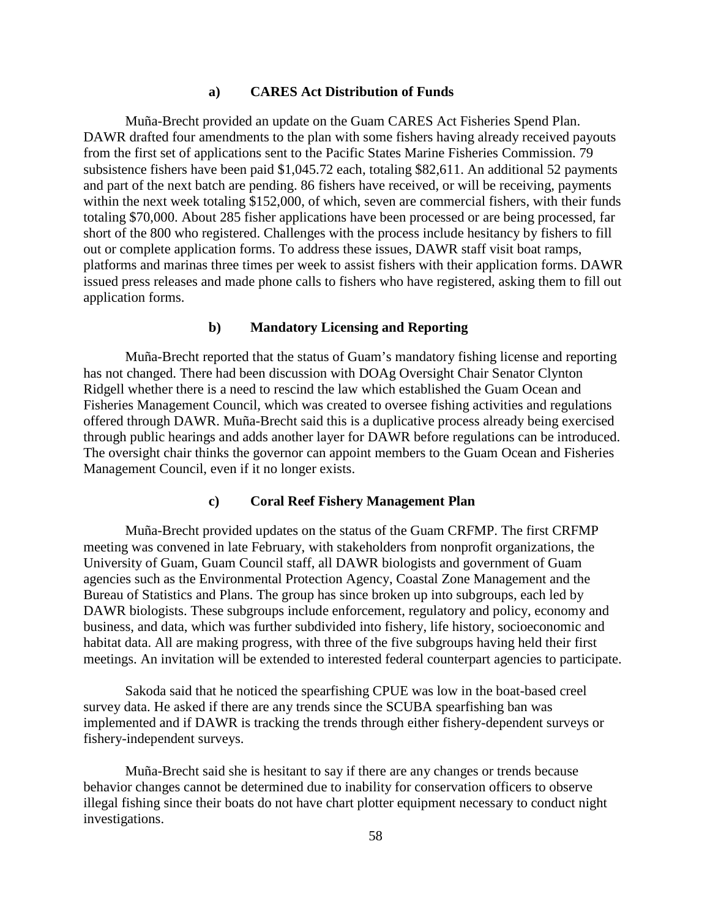### a) CARES Act Distribution of Funds

Muña-Brecht provided an update on the Guam CARES Act Fisheries Spend Plan. DAWR drafted four amendments to the plan with some fishers having already received payouts from the first set of applications sent to the Pacific States Marine Fisheries Commission. 79 subsistence fishers have been paid $1,045.72 each, totaling $82,611. An additional 52 payments and part of the next batch are pending. 86 fishers have received, or will be receiving, payments within the next week totaling $152,000, of which, seven are commercial fishers, with their funds totaling $70,000. About 285 fisher applications have been processed or are being processed, far short of the 800 who registered. Challenges with the process include hesitancy by fishers to fill out or complete application forms. To address these issues, DAWR staff visit boat ramps, platforms and marinas three times per week to assist fishers with their application forms. DAWR issued press releases and made phone calls to fishers who have registered, asking them to fill out application forms.

### b) Mandatory Licensing and Reporting

Muña-Brecht reported that the status of Guam's mandatory fishing license and reporting has not changed. There had been discussion with DOAg Oversight Chair Senator Clynton Ridgell whether there is a need to rescind the law which established the Guam Ocean and Fisheries Management Council, which was created to oversee fishing activities and regulations offered through DAWR. Muña-Brecht said this is a duplicative process already being exercised through public hearings and adds another layer for DAWR before regulations can be introduced. The oversight chair thinks the governor can appoint members to the Guam Ocean and Fisheries Management Council, even if it no longer exists.

### c) Coral Reef Fishery Management Plan

Muña-Brecht provided updates on the status of the Guam CRFMP. The first CRFMP meeting was convened in late February, with stakeholders from nonprofit organizations, the University of Guam, Guam Council staff, all DAWR biologists and government of Guam agencies such as the Environmental Protection Agency, Coastal Zone Management and the Bureau of Statistics and Plans. The group has since broken up into subgroups, each led by DAWR biologists. These subgroups include enforcement, regulatory and policy, economy and business, and data, which was further subdivided into fishery, life history, socioeconomic and habitat data. All are making progress, with three of the five subgroups having held their first meetings. An invitation will be extended to interested federal counterpart agencies to participate.

Sakoda said that he noticed the spearfishing CPUE was low in the boat-based creel survey data. He asked if there are any trends since the SCUBA spearfishing ban was implemented and if DAWR is tracking the trends through either fishery-dependent surveys or fishery-independent surveys.

Muña-Brecht said she is hesitant to say if there are any changes or trends because behavior changes cannot be determined due to inability for conservation officers to observe illegal fishing since their boats do not have chart plotter equipment necessary to conduct night investigations.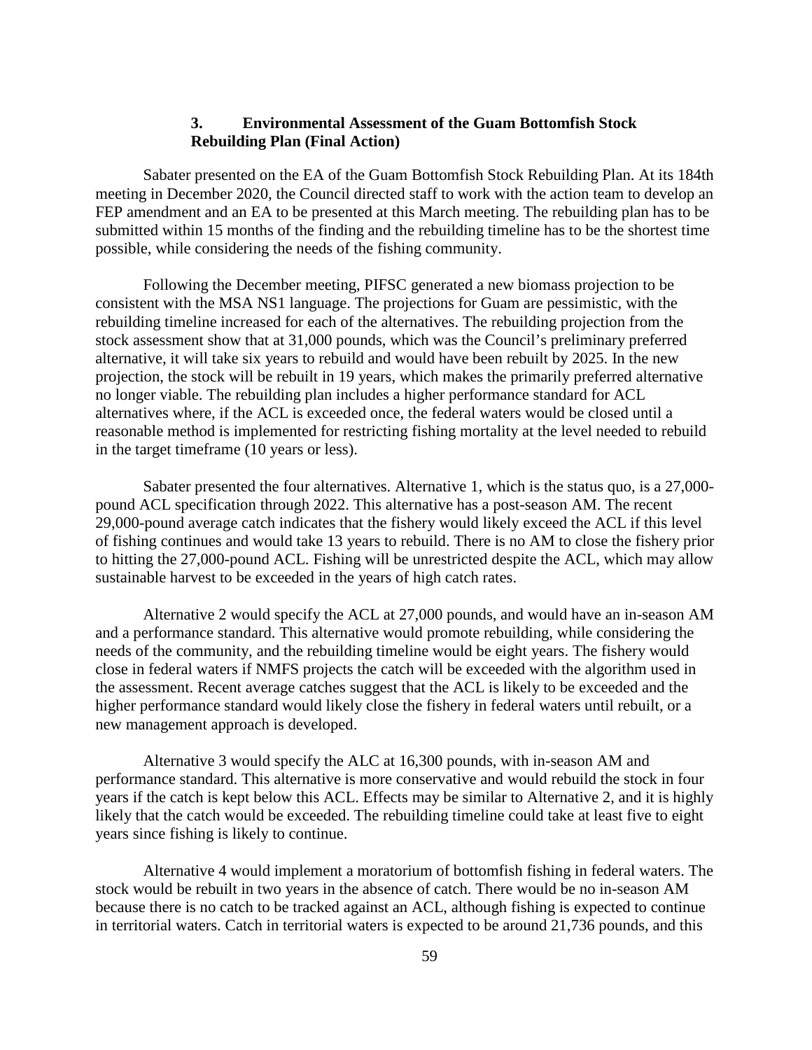### 3. Environmental Assessment of the Guam Bottomfish Stock Rebuilding Plan (Final Action)

Sabater presented on the EA of the Guam Bottomfish Stock Rebuilding Plan. At its 184th meeting in December 2020, the Council directed staff to work with the action team to develop an FEP amendment and an EA to be presented at this March meeting. The rebuilding plan has to be submitted within 15 months of the finding and the rebuilding timeline has to be the shortest time possible, while considering the needs of the fishing community.

Following the December meeting, PIFSC generated a new biomass projection to be consistent with the MSA NS1 language. The projections for Guam are pessimistic, with the rebuilding timeline increased for each of the alternatives. The rebuilding projection from the stock assessment show that at 31,000 pounds, which was the Council's preliminary preferred alternative, it will take six years to rebuild and would have been rebuilt by 2025. In the new projection, the stock will be rebuilt in 19 years, which makes the primarily preferred alternative no longer viable. The rebuilding plan includes a higher performance standard for ACL alternatives where, if the ACL is exceeded once, the federal waters would be closed until a reasonable method is implemented for restricting fishing mortality at the level needed to rebuild in the target timeframe (10 years or less).

Sabater presented the four alternatives. Alternative 1, which is the status quo, is a 27,000-pound ACL specification through 2022. This alternative has a post-season AM. The recent 29,000-pound average catch indicates that the fishery would likely exceed the ACL if this level of fishing continues and would take 13 years to rebuild. There is no AM to close the fishery prior to hitting the 27,000-pound ACL. Fishing will be unrestricted despite the ACL, which may allow sustainable harvest to be exceeded in the years of high catch rates.

Alternative 2 would specify the ACL at 27,000 pounds, and would have an in-season AM and a performance standard. This alternative would promote rebuilding, while considering the needs of the community, and the rebuilding timeline would be eight years. The fishery would close in federal waters if NMFS projects the catch will be exceeded with the algorithm used in the assessment. Recent average catches suggest that the ACL is likely to be exceeded and the higher performance standard would likely close the fishery in federal waters until rebuilt, or a new management approach is developed.

Alternative 3 would specify the ALC at 16,300 pounds, with in-season AM and performance standard. This alternative is more conservative and would rebuild the stock in four years if the catch is kept below this ACL. Effects may be similar to Alternative 2, and it is highly likely that the catch would be exceeded. The rebuilding timeline could take at least five to eight years since fishing is likely to continue.

Alternative 4 would implement a moratorium of bottomfish fishing in federal waters. The stock would be rebuilt in two years in the absence of catch. There would be no in-season AM because there is no catch to be tracked against an ACL, although fishing is expected to continue in territorial waters. Catch in territorial waters is expected to be around 21,736 pounds, and this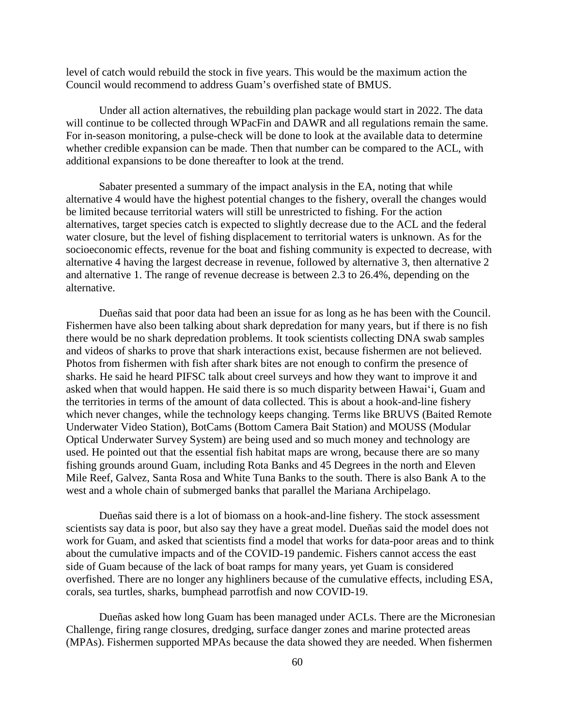level of catch would rebuild the stock in five years. This would be the maximum action the Council would recommend to address Guam's overfished state of BMUS.

Under all action alternatives, the rebuilding plan package would start in 2022. The data will continue to be collected through WPacFin and DAWR and all regulations remain the same. For in-season monitoring, a pulse-check will be done to look at the available data to determine whether credible expansion can be made. Then that number can be compared to the ACL, with additional expansions to be done thereafter to look at the trend.

Sabater presented a summary of the impact analysis in the EA, noting that while alternative 4 would have the highest potential changes to the fishery, overall the changes would be limited because territorial waters will still be unrestricted to fishing. For the action alternatives, target species catch is expected to slightly decrease due to the ACL and the federal water closure, but the level of fishing displacement to territorial waters is unknown. As for the socioeconomic effects, revenue for the boat and fishing community is expected to decrease, with alternative 4 having the largest decrease in revenue, followed by alternative 3, then alternative 2 and alternative 1. The range of revenue decrease is between 2.3 to 26.4%, depending on the alternative.

Dueñas said that poor data had been an issue for as long as he has been with the Council. Fishermen have also been talking about shark depredation for many years, but if there is no fish there would be no shark depredation problems. It took scientists collecting DNA swab samples and videos of sharks to prove that shark interactions exist, because fishermen are not believed. Photos from fishermen with fish after shark bites are not enough to confirm the presence of sharks. He said he heard PIFSC talk about creel surveys and how they want to improve it and asked when that would happen. He said there is so much disparity between Hawai'i, Guam and the territories in terms of the amount of data collected. This is about a hook-and-line fishery which never changes, while the technology keeps changing. Terms like BRUVS (Baited Remote Underwater Video Station), BotCams (Bottom Camera Bait Station) and MOUSS (Modular Optical Underwater Survey System) are being used and so much money and technology are used. He pointed out that the essential fish habitat maps are wrong, because there are so many fishing grounds around Guam, including Rota Banks and 45 Degrees in the north and Eleven Mile Reef, Galvez, Santa Rosa and White Tuna Banks to the south. There is also Bank A to the west and a whole chain of submerged banks that parallel the Mariana Archipelago.

Dueñas said there is a lot of biomass on a hook-and-line fishery. The stock assessment scientists say data is poor, but also say they have a great model. Dueñas said the model does not work for Guam, and asked that scientists find a model that works for data-poor areas and to think about the cumulative impacts and of the COVID-19 pandemic. Fishers cannot access the east side of Guam because of the lack of boat ramps for many years, yet Guam is considered overfished. There are no longer any highliners because of the cumulative effects, including ESA, corals, sea turtles, sharks, bumphead parrotfish and now COVID-19.

Dueñas asked how long Guam has been managed under ACLs. There are the Micronesian Challenge, firing range closures, dredging, surface danger zones and marine protected areas (MPAs). Fishermen supported MPAs because the data showed they are needed. When fishermen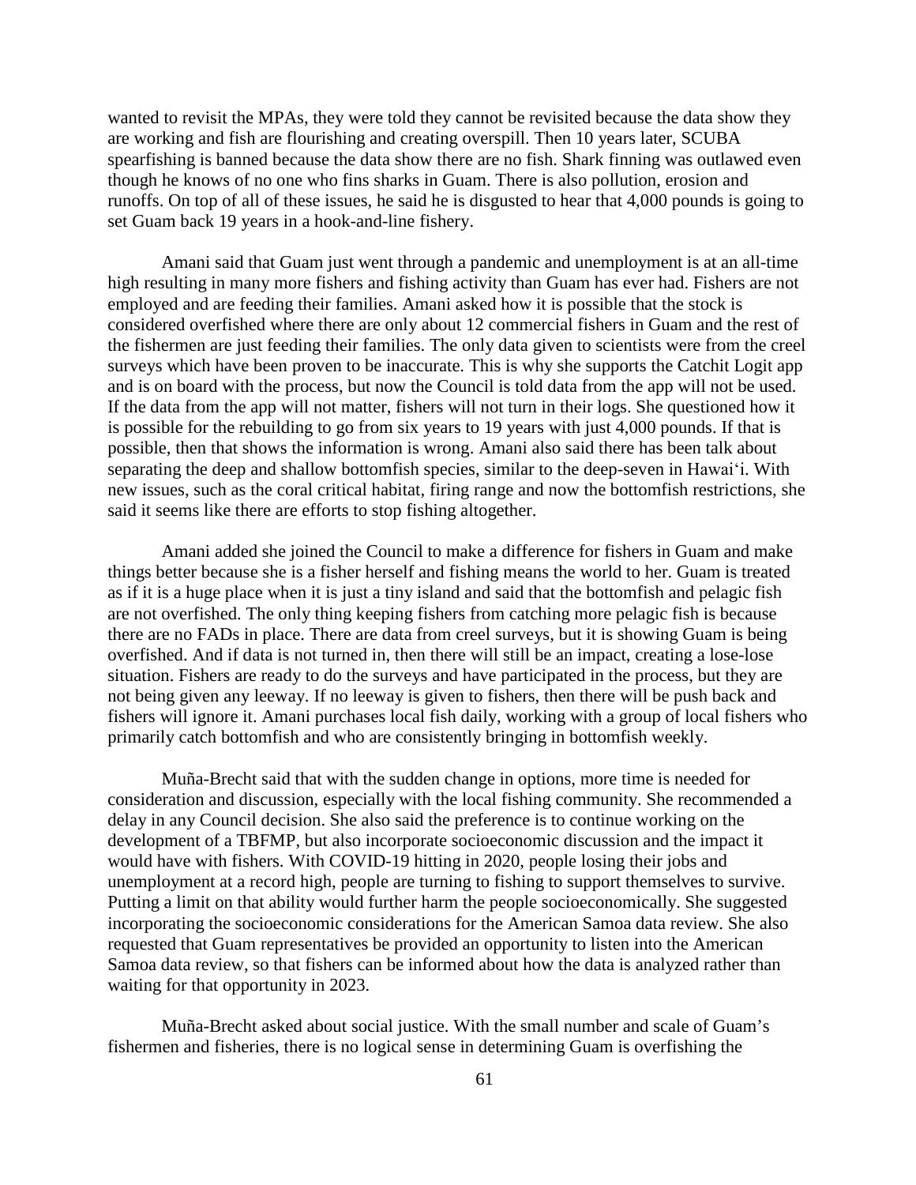wanted to revisit the MPAs, they were told they cannot be revisited because the data show they are working and fish are flourishing and creating overspill. Then 10 years later, SCUBA spearfishing is banned because the data show there are no fish. Shark finning was outlawed even though he knows of no one who fins sharks in Guam. There is also pollution, erosion and runoffs. On top of all of these issues, he said he is disgusted to hear that 4,000 pounds is going to set Guam back 19 years in a hook-and-line fishery.

Amani said that Guam just went through a pandemic and unemployment is at an all-time high resulting in many more fishers and fishing activity than Guam has ever had. Fishers are not employed and are feeding their families. Amani asked how it is possible that the stock is considered overfished where there are only about 12 commercial fishers in Guam and the rest of the fishermen are just feeding their families. The only data given to scientists were from the creel surveys which have been proven to be inaccurate. This is why she supports the Catchit Logit app and is on board with the process, but now the Council is told data from the app will not be used. If the data from the app will not matter, fishers will not turn in their logs. She questioned how it is possible for the rebuilding to go from six years to 19 years with just 4,000 pounds. If that is possible, then that shows the information is wrong. Amani also said there has been talk about separating the deep and shallow bottomfish species, similar to the deep-seven in Hawaiʻi. With new issues, such as the coral critical habitat, firing range and now the bottomfish restrictions, she said it seems like there are efforts to stop fishing altogether.

Amani added she joined the Council to make a difference for fishers in Guam and make things better because she is a fisher herself and fishing means the world to her. Guam is treated as if it is a huge place when it is just a tiny island and said that the bottomfish and pelagic fish are not overfished. The only thing keeping fishers from catching more pelagic fish is because there are no FADs in place. There are data from creel surveys, but it is showing Guam is being overfished. And if data is not turned in, then there will still be an impact, creating a lose-lose situation. Fishers are ready to do the surveys and have participated in the process, but they are not being given any leeway. If no leeway is given to fishers, then there will be push back and fishers will ignore it. Amani purchases local fish daily, working with a group of local fishers who primarily catch bottomfish and who are consistently bringing in bottomfish weekly.

Muña-Brecht said that with the sudden change in options, more time is needed for consideration and discussion, especially with the local fishing community. She recommended a delay in any Council decision. She also said the preference is to continue working on the development of a TBFMP, but also incorporate socioeconomic discussion and the impact it would have with fishers. With COVID-19 hitting in 2020, people losing their jobs and unemployment at a record high, people are turning to fishing to support themselves to survive. Putting a limit on that ability would further harm the people socioeconomically. She suggested incorporating the socioeconomic considerations for the American Samoa data review. She also requested that Guam representatives be provided an opportunity to listen into the American Samoa data review, so that fishers can be informed about how the data is analyzed rather than waiting for that opportunity in 2023.

Muña-Brecht asked about social justice. With the small number and scale of Guam's fishermen and fisheries, there is no logical sense in determining Guam is overfishing the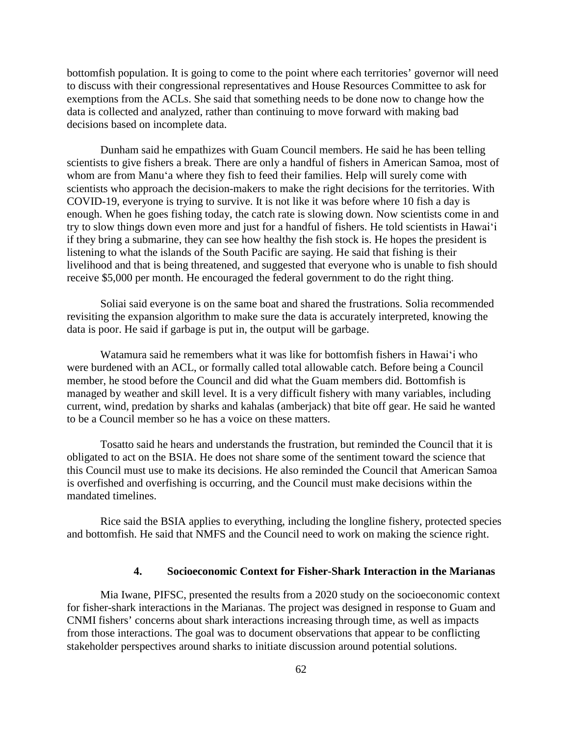bottomfish population. It is going to come to the point where each territories' governor will need to discuss with their congressional representatives and House Resources Committee to ask for exemptions from the ACLs. She said that something needs to be done now to change how the data is collected and analyzed, rather than continuing to move forward with making bad decisions based on incomplete data.

Dunham said he empathizes with Guam Council members. He said he has been telling scientists to give fishers a break. There are only a handful of fishers in American Samoa, most of whom are from Manu‘a where they fish to feed their families. Help will surely come with scientists who approach the decision-makers to make the right decisions for the territories. With COVID-19, everyone is trying to survive. It is not like it was before where 10 fish a day is enough. When he goes fishing today, the catch rate is slowing down. Now scientists come in and try to slow things down even more and just for a handful of fishers. He told scientists in Hawai‘i if they bring a submarine, they can see how healthy the fish stock is. He hopes the president is listening to what the islands of the South Pacific are saying. He said that fishing is their livelihood and that is being threatened, and suggested that everyone who is unable to fish should receive $5,000 per month. He encouraged the federal government to do the right thing.

Soliai said everyone is on the same boat and shared the frustrations. Solia recommended revisiting the expansion algorithm to make sure the data is accurately interpreted, knowing the data is poor. He said if garbage is put in, the output will be garbage.

Watamura said he remembers what it was like for bottomfish fishers in Hawai‘i who were burdened with an ACL, or formally called total allowable catch. Before being a Council member, he stood before the Council and did what the Guam members did. Bottomfish is managed by weather and skill level. It is a very difficult fishery with many variables, including current, wind, predation by sharks and kahalas (amberjack) that bite off gear. He said he wanted to be a Council member so he has a voice on these matters.

Tosatto said he hears and understands the frustration, but reminded the Council that it is obligated to act on the BSIA. He does not share some of the sentiment toward the science that this Council must use to make its decisions. He also reminded the Council that American Samoa is overfished and overfishing is occurring, and the Council must make decisions within the mandated timelines.

Rice said the BSIA applies to everything, including the longline fishery, protected species and bottomfish. He said that NMFS and the Council need to work on making the science right.

### 4. Socioeconomic Context for Fisher-Shark Interaction in the Marianas

Mia Iwane, PIFSC, presented the results from a 2020 study on the socioeconomic context for fisher-shark interactions in the Marianas. The project was designed in response to Guam and CNMI fishers' concerns about shark interactions increasing through time, as well as impacts from those interactions. The goal was to document observations that appear to be conflicting stakeholder perspectives around sharks to initiate discussion around potential solutions.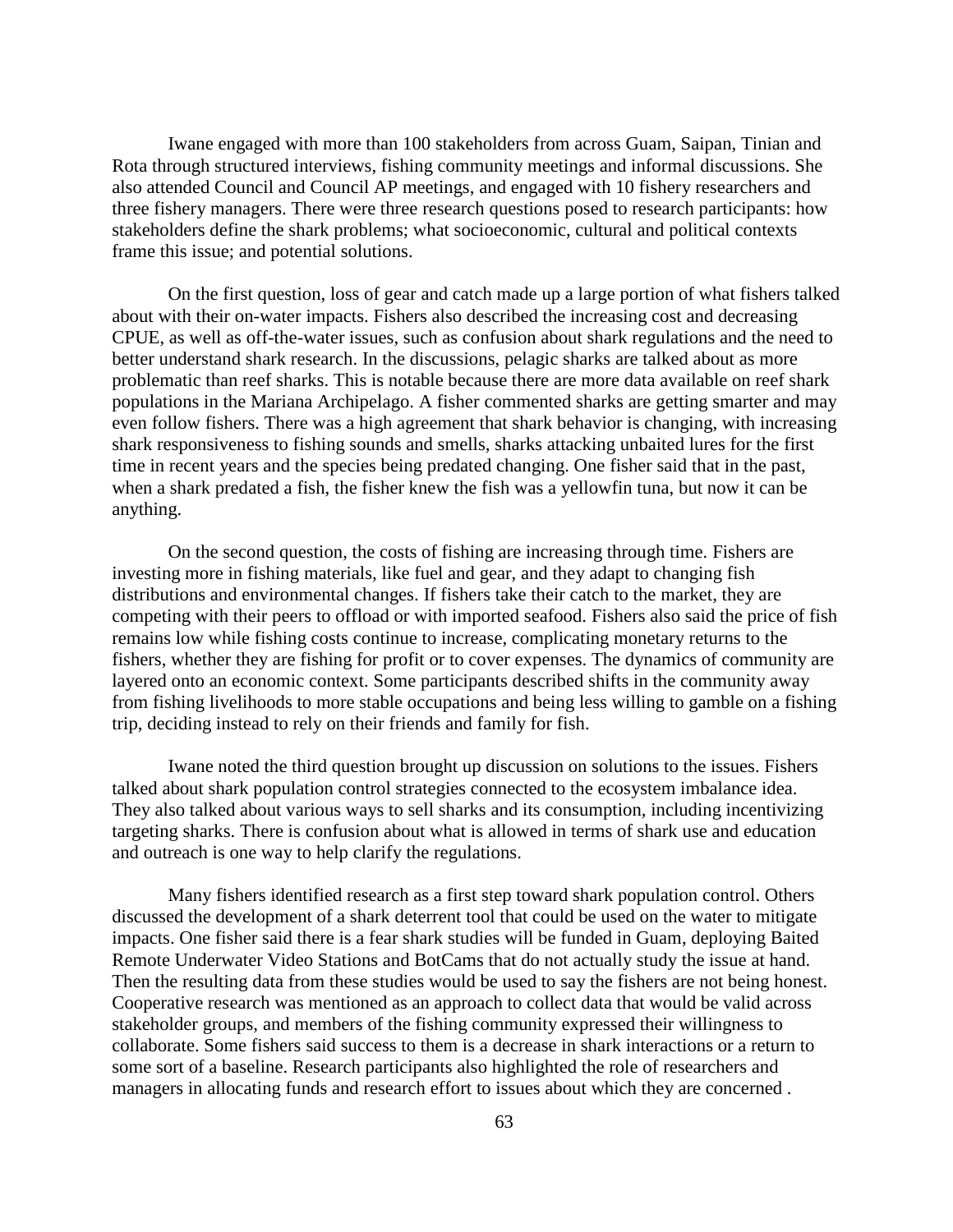Iwane engaged with more than 100 stakeholders from across Guam, Saipan, Tinian and Rota through structured interviews, fishing community meetings and informal discussions. She also attended Council and Council AP meetings, and engaged with 10 fishery researchers and three fishery managers. There were three research questions posed to research participants: how stakeholders define the shark problems; what socioeconomic, cultural and political contexts frame this issue; and potential solutions.

On the first question, loss of gear and catch made up a large portion of what fishers talked about with their on-water impacts. Fishers also described the increasing cost and decreasing CPUE, as well as off-the-water issues, such as confusion about shark regulations and the need to better understand shark research. In the discussions, pelagic sharks are talked about as more problematic than reef sharks. This is notable because there are more data available on reef shark populations in the Mariana Archipelago. A fisher commented sharks are getting smarter and may even follow fishers. There was a high agreement that shark behavior is changing, with increasing shark responsiveness to fishing sounds and smells, sharks attacking unbaited lures for the first time in recent years and the species being predated changing. One fisher said that in the past, when a shark predated a fish, the fisher knew the fish was a yellowfin tuna, but now it can be anything.

On the second question, the costs of fishing are increasing through time. Fishers are investing more in fishing materials, like fuel and gear, and they adapt to changing fish distributions and environmental changes. If fishers take their catch to the market, they are competing with their peers to offload or with imported seafood. Fishers also said the price of fish remains low while fishing costs continue to increase, complicating monetary returns to the fishers, whether they are fishing for profit or to cover expenses. The dynamics of community are layered onto an economic context. Some participants described shifts in the community away from fishing livelihoods to more stable occupations and being less willing to gamble on a fishing trip, deciding instead to rely on their friends and family for fish.

Iwane noted the third question brought up discussion on solutions to the issues. Fishers talked about shark population control strategies connected to the ecosystem imbalance idea. They also talked about various ways to sell sharks and its consumption, including incentivizing targeting sharks. There is confusion about what is allowed in terms of shark use and education and outreach is one way to help clarify the regulations.

Many fishers identified research as a first step toward shark population control. Others discussed the development of a shark deterrent tool that could be used on the water to mitigate impacts. One fisher said there is a fear shark studies will be funded in Guam, deploying Baited Remote Underwater Video Stations and BotCams that do not actually study the issue at hand. Then the resulting data from these studies would be used to say the fishers are not being honest. Cooperative research was mentioned as an approach to collect data that would be valid across stakeholder groups, and members of the fishing community expressed their willingness to collaborate. Some fishers said success to them is a decrease in shark interactions or a return to some sort of a baseline. Research participants also highlighted the role of researchers and managers in allocating funds and research effort to issues about which they are concerned .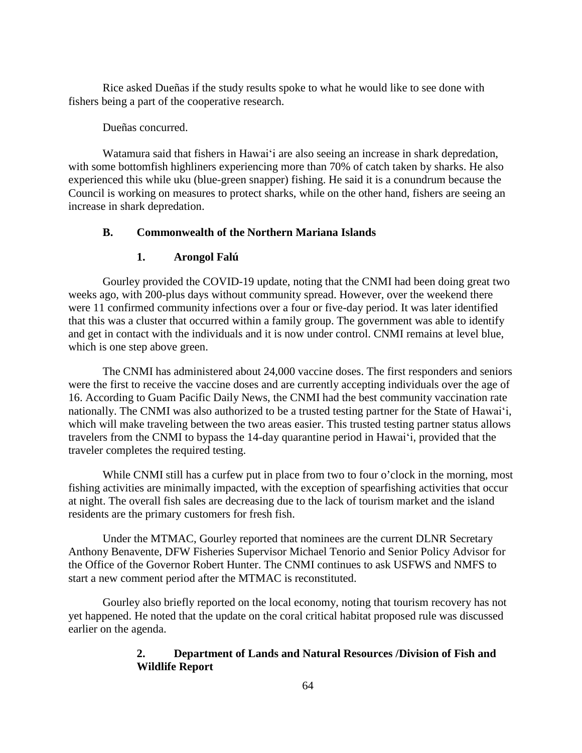Rice asked Dueñas if the study results spoke to what he would like to see done with fishers being a part of the cooperative research.

Dueñas concurred.

Watamura said that fishers in Hawaiʻi are also seeing an increase in shark depredation, with some bottomfish highliners experiencing more than 70% of catch taken by sharks. He also experienced this while uku (blue-green snapper) fishing. He said it is a conundrum because the Council is working on measures to protect sharks, while on the other hand, fishers are seeing an increase in shark depredation.

### B. Commonwealth of the Northern Mariana Islands

#### 1. Arongol Falú

Gourley provided the COVID-19 update, noting that the CNMI had been doing great two weeks ago, with 200-plus days without community spread. However, over the weekend there were 11 confirmed community infections over a four or five-day period. It was later identified that this was a cluster that occurred within a family group. The government was able to identify and get in contact with the individuals and it is now under control. CNMI remains at level blue, which is one step above green.

The CNMI has administered about 24,000 vaccine doses. The first responders and seniors were the first to receive the vaccine doses and are currently accepting individuals over the age of 16. According to Guam Pacific Daily News, the CNMI had the best community vaccination rate nationally. The CNMI was also authorized to be a trusted testing partner for the State of Hawaiʻi, which will make traveling between the two areas easier. This trusted testing partner status allows travelers from the CNMI to bypass the 14-day quarantine period in Hawaiʻi, provided that the traveler completes the required testing.

While CNMI still has a curfew put in place from two to four o'clock in the morning, most fishing activities are minimally impacted, with the exception of spearfishing activities that occur at night. The overall fish sales are decreasing due to the lack of tourism market and the island residents are the primary customers for fresh fish.

Under the MTMAC, Gourley reported that nominees are the current DLNR Secretary Anthony Benavente, DFW Fisheries Supervisor Michael Tenorio and Senior Policy Advisor for the Office of the Governor Robert Hunter. The CNMI continues to ask USFWS and NMFS to start a new comment period after the MTMAC is reconstituted.

Gourley also briefly reported on the local economy, noting that tourism recovery has not yet happened. He noted that the update on the coral critical habitat proposed rule was discussed earlier on the agenda.

#### 2. Department of Lands and Natural Resources /Division of Fish and Wildlife Report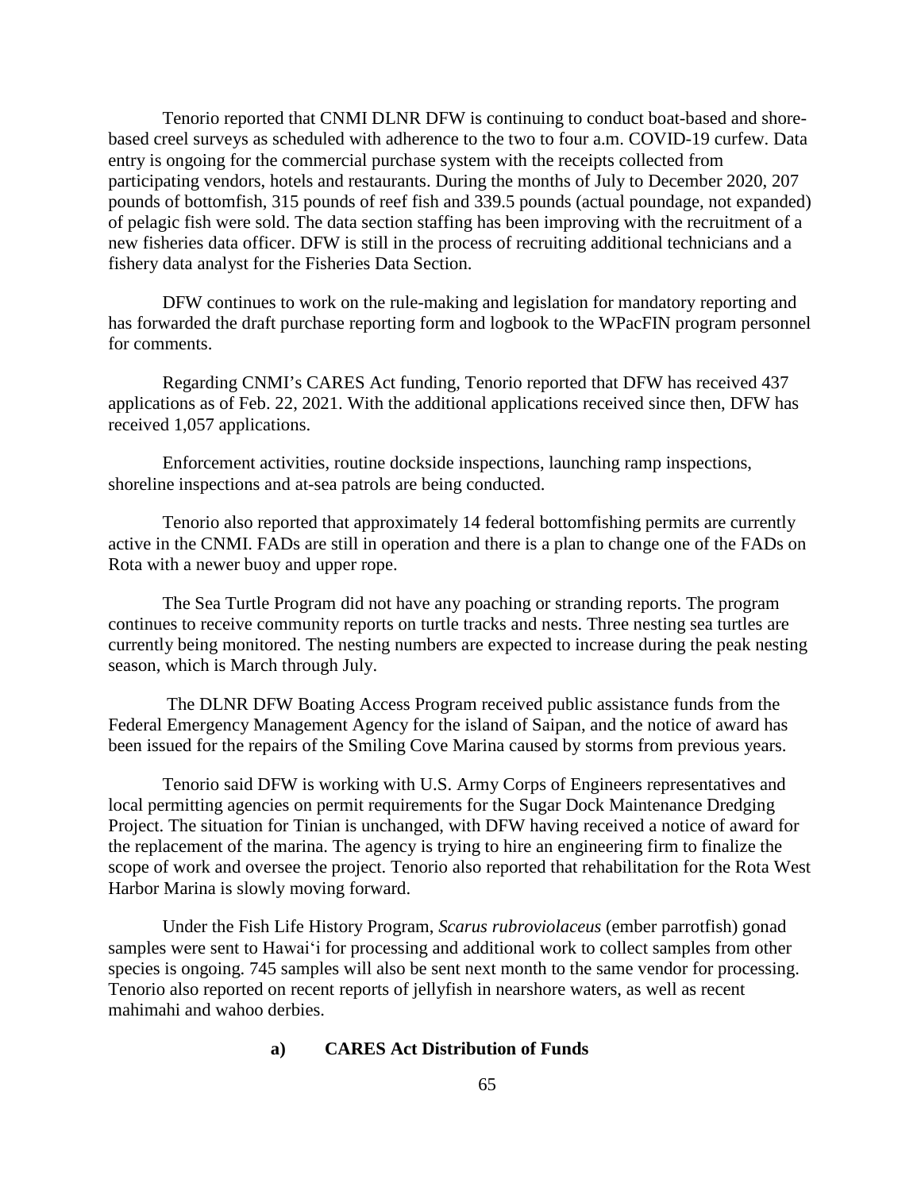Tenorio reported that CNMI DLNR DFW is continuing to conduct boat-based and shore-based creel surveys as scheduled with adherence to the two to four a.m. COVID-19 curfew. Data entry is ongoing for the commercial purchase system with the receipts collected from participating vendors, hotels and restaurants. During the months of July to December 2020, 207 pounds of bottomfish, 315 pounds of reef fish and 339.5 pounds (actual poundage, not expanded) of pelagic fish were sold. The data section staffing has been improving with the recruitment of a new fisheries data officer. DFW is still in the process of recruiting additional technicians and a fishery data analyst for the Fisheries Data Section.

DFW continues to work on the rule-making and legislation for mandatory reporting and has forwarded the draft purchase reporting form and logbook to the WPacFIN program personnel for comments.

Regarding CNMI's CARES Act funding, Tenorio reported that DFW has received 437 applications as of Feb. 22, 2021. With the additional applications received since then, DFW has received 1,057 applications.

Enforcement activities, routine dockside inspections, launching ramp inspections, shoreline inspections and at-sea patrols are being conducted.

Tenorio also reported that approximately 14 federal bottomfishing permits are currently active in the CNMI. FADs are still in operation and there is a plan to change one of the FADs on Rota with a newer buoy and upper rope.

The Sea Turtle Program did not have any poaching or stranding reports. The program continues to receive community reports on turtle tracks and nests. Three nesting sea turtles are currently being monitored. The nesting numbers are expected to increase during the peak nesting season, which is March through July.

The DLNR DFW Boating Access Program received public assistance funds from the Federal Emergency Management Agency for the island of Saipan, and the notice of award has been issued for the repairs of the Smiling Cove Marina caused by storms from previous years.

Tenorio said DFW is working with U.S. Army Corps of Engineers representatives and local permitting agencies on permit requirements for the Sugar Dock Maintenance Dredging Project. The situation for Tinian is unchanged, with DFW having received a notice of award for the replacement of the marina. The agency is trying to hire an engineering firm to finalize the scope of work and oversee the project. Tenorio also reported that rehabilitation for the Rota West Harbor Marina is slowly moving forward.

Under the Fish Life History Program, *Scarus rubroviolaceus* (ember parrotfish) gonad samples were sent to Hawai'i for processing and additional work to collect samples from other species is ongoing. 745 samples will also be sent next month to the same vendor for processing. Tenorio also reported on recent reports of jellyfish in nearshore waters, as well as recent mahimahi and wahoo derbies.

**a) CARES Act Distribution of Funds**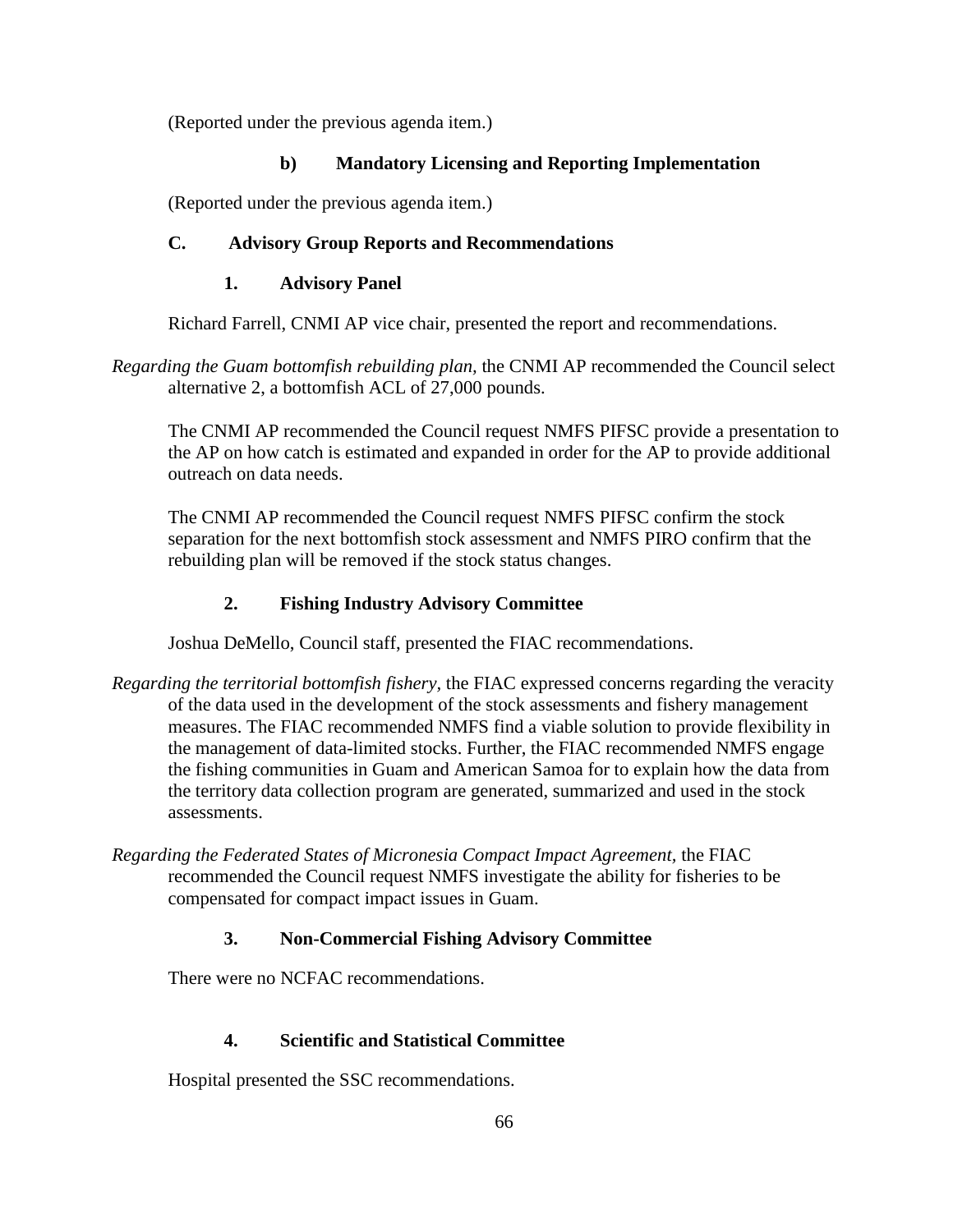(Reported under the previous agenda item.)

### b) Mandatory Licensing and Reporting Implementation

(Reported under the previous agenda item.)

## C. Advisory Group Reports and Recommendations

### 1. Advisory Panel

Richard Farrell, CNMI AP vice chair, presented the report and recommendations.

*Regarding the Guam bottomfish rebuilding plan,* the CNMI AP recommended the Council select alternative 2, a bottomfish ACL of 27,000 pounds.

The CNMI AP recommended the Council request NMFS PIFSC provide a presentation to the AP on how catch is estimated and expanded in order for the AP to provide additional outreach on data needs.

The CNMI AP recommended the Council request NMFS PIFSC confirm the stock separation for the next bottomfish stock assessment and NMFS PIRO confirm that the rebuilding plan will be removed if the stock status changes.

### 2. Fishing Industry Advisory Committee

Joshua DeMello, Council staff, presented the FIAC recommendations.

*Regarding the territorial bottomfish fishery,* the FIAC expressed concerns regarding the veracity of the data used in the development of the stock assessments and fishery management measures. The FIAC recommended NMFS find a viable solution to provide flexibility in the management of data-limited stocks. Further, the FIAC recommended NMFS engage the fishing communities in Guam and American Samoa for to explain how the data from the territory data collection program are generated, summarized and used in the stock assessments.

*Regarding the Federated States of Micronesia Compact Impact Agreement,* the FIAC recommended the Council request NMFS investigate the ability for fisheries to be compensated for compact impact issues in Guam.

### 3. Non-Commercial Fishing Advisory Committee

There were no NCFAC recommendations.

### 4. Scientific and Statistical Committee

Hospital presented the SSC recommendations.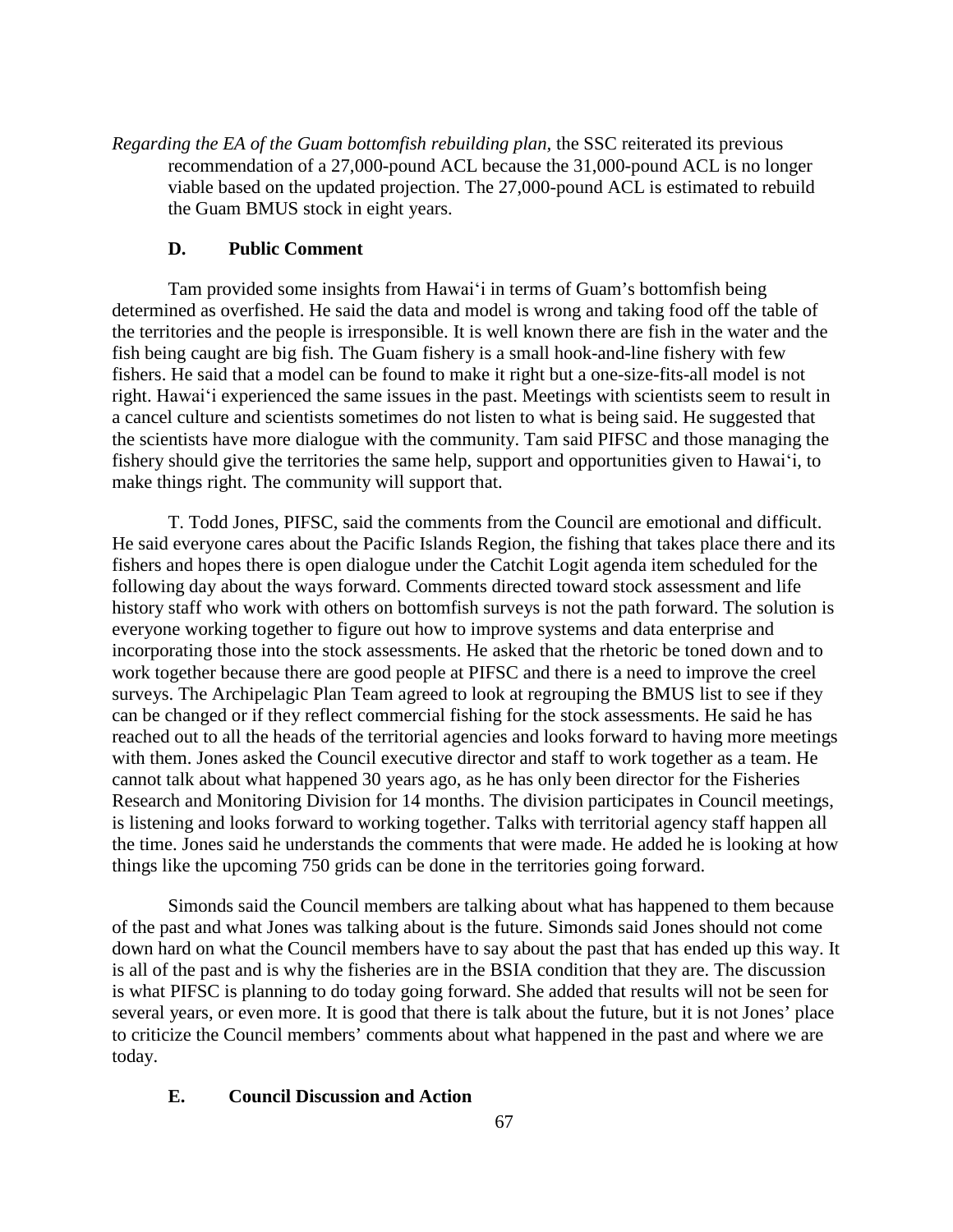*Regarding the EA of the Guam bottomfish rebuilding plan,* the SSC reiterated its previous recommendation of a 27,000-pound ACL because the 31,000-pound ACL is no longer viable based on the updated projection. The 27,000-pound ACL is estimated to rebuild the Guam BMUS stock in eight years.

### D. Public Comment

Tam provided some insights from Hawaiʻi in terms of Guam's bottomfish being determined as overfished. He said the data and model is wrong and taking food off the table of the territories and the people is irresponsible. It is well known there are fish in the water and the fish being caught are big fish. The Guam fishery is a small hook-and-line fishery with few fishers. He said that a model can be found to make it right but a one-size-fits-all model is not right. Hawaiʻi experienced the same issues in the past. Meetings with scientists seem to result in a cancel culture and scientists sometimes do not listen to what is being said. He suggested that the scientists have more dialogue with the community. Tam said PIFSC and those managing the fishery should give the territories the same help, support and opportunities given to Hawaiʻi, to make things right. The community will support that.

T. Todd Jones, PIFSC, said the comments from the Council are emotional and difficult. He said everyone cares about the Pacific Islands Region, the fishing that takes place there and its fishers and hopes there is open dialogue under the Catchit Logit agenda item scheduled for the following day about the ways forward. Comments directed toward stock assessment and life history staff who work with others on bottomfish surveys is not the path forward. The solution is everyone working together to figure out how to improve systems and data enterprise and incorporating those into the stock assessments. He asked that the rhetoric be toned down and to work together because there are good people at PIFSC and there is a need to improve the creel surveys. The Archipelagic Plan Team agreed to look at regrouping the BMUS list to see if they can be changed or if they reflect commercial fishing for the stock assessments. He said he has reached out to all the heads of the territorial agencies and looks forward to having more meetings with them. Jones asked the Council executive director and staff to work together as a team. He cannot talk about what happened 30 years ago, as he has only been director for the Fisheries Research and Monitoring Division for 14 months. The division participates in Council meetings, is listening and looks forward to working together. Talks with territorial agency staff happen all the time. Jones said he understands the comments that were made. He added he is looking at how things like the upcoming 750 grids can be done in the territories going forward.

Simonds said the Council members are talking about what has happened to them because of the past and what Jones was talking about is the future. Simonds said Jones should not come down hard on what the Council members have to say about the past that has ended up this way. It is all of the past and is why the fisheries are in the BSIA condition that they are. The discussion is what PIFSC is planning to do today going forward. She added that results will not be seen for several years, or even more. It is good that there is talk about the future, but it is not Jones' place to criticize the Council members' comments about what happened in the past and where we are today.

### E. Council Discussion and Action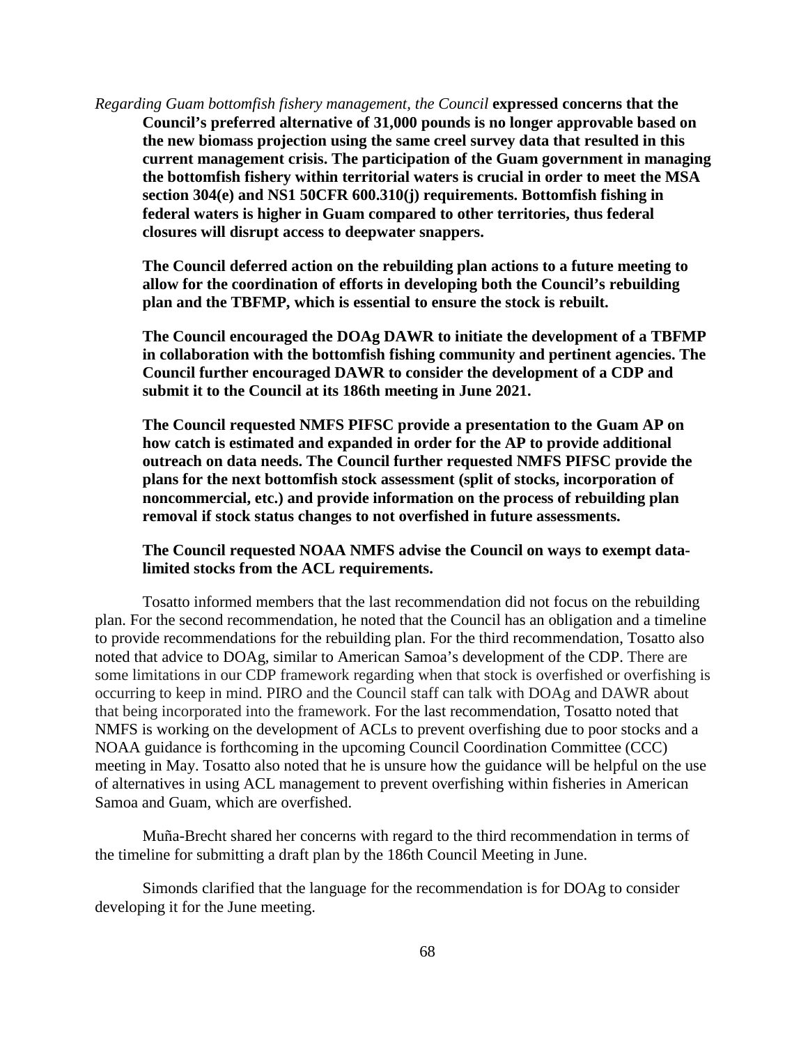*Regarding Guam bottomfish fishery management, the Council* **expressed concerns that the Council's preferred alternative of 31,000 pounds is no longer approvable based on the new biomass projection using the same creel survey data that resulted in this current management crisis. The participation of the Guam government in managing the bottomfish fishery within territorial waters is crucial in order to meet the MSA section 304(e) and NS1 50CFR 600.310(j) requirements. Bottomfish fishing in federal waters is higher in Guam compared to other territories, thus federal closures will disrupt access to deepwater snappers.**

**The Council deferred action on the rebuilding plan actions to a future meeting to allow for the coordination of efforts in developing both the Council's rebuilding plan and the TBFMP, which is essential to ensure the stock is rebuilt.**

**The Council encouraged the DOAg DAWR to initiate the development of a TBFMP in collaboration with the bottomfish fishing community and pertinent agencies. The Council further encouraged DAWR to consider the development of a CDP and submit it to the Council at its 186th meeting in June 2021.**

**The Council requested NMFS PIFSC provide a presentation to the Guam AP on how catch is estimated and expanded in order for the AP to provide additional outreach on data needs. The Council further requested NMFS PIFSC provide the plans for the next bottomfish stock assessment (split of stocks, incorporation of noncommercial, etc.) and provide information on the process of rebuilding plan removal if stock status changes to not overfished in future assessments.**

**The Council requested NOAA NMFS advise the Council on ways to exempt data-limited stocks from the ACL requirements.**

Tosatto informed members that the last recommendation did not focus on the rebuilding plan. For the second recommendation, he noted that the Council has an obligation and a timeline to provide recommendations for the rebuilding plan. For the third recommendation, Tosatto also noted that advice to DOAg, similar to American Samoa's development of the CDP. There are some limitations in our CDP framework regarding when that stock is overfished or overfishing is occurring to keep in mind. PIRO and the Council staff can talk with DOAg and DAWR about that being incorporated into the framework. For the last recommendation, Tosatto noted that NMFS is working on the development of ACLs to prevent overfishing due to poor stocks and a NOAA guidance is forthcoming in the upcoming Council Coordination Committee (CCC) meeting in May. Tosatto also noted that he is unsure how the guidance will be helpful on the use of alternatives in using ACL management to prevent overfishing within fisheries in American Samoa and Guam, which are overfished.

Muña-Brecht shared her concerns with regard to the third recommendation in terms of the timeline for submitting a draft plan by the 186th Council Meeting in June.

Simonds clarified that the language for the recommendation is for DOAg to consider developing it for the June meeting.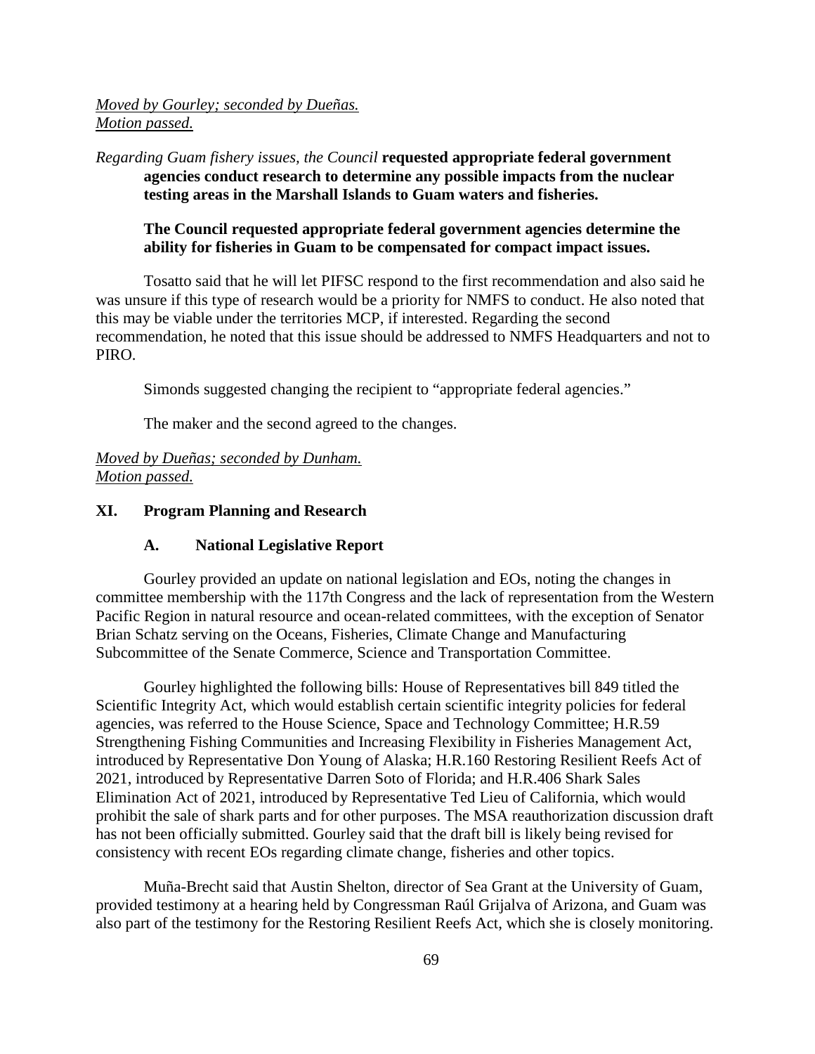*Moved by Gourley; seconded by Dueñas.*
*Motion passed.*

*Regarding Guam fishery issues, the Council* **requested appropriate federal government agencies conduct research to determine any possible impacts from the nuclear testing areas in the Marshall Islands to Guam waters and fisheries.**

**The Council requested appropriate federal government agencies determine the ability for fisheries in Guam to be compensated for compact impact issues.**

Tosatto said that he will let PIFSC respond to the first recommendation and also said he was unsure if this type of research would be a priority for NMFS to conduct. He also noted that this may be viable under the territories MCP, if interested. Regarding the second recommendation, he noted that this issue should be addressed to NMFS Headquarters and not to PIRO.

Simonds suggested changing the recipient to "appropriate federal agencies."

The maker and the second agreed to the changes.

*Moved by Dueñas; seconded by Dunham.*
*Motion passed.*

## XI. Program Planning and Research

### A. National Legislative Report

Gourley provided an update on national legislation and EOs, noting the changes in committee membership with the 117th Congress and the lack of representation from the Western Pacific Region in natural resource and ocean-related committees, with the exception of Senator Brian Schatz serving on the Oceans, Fisheries, Climate Change and Manufacturing Subcommittee of the Senate Commerce, Science and Transportation Committee.

Gourley highlighted the following bills: House of Representatives bill 849 titled the Scientific Integrity Act, which would establish certain scientific integrity policies for federal agencies, was referred to the House Science, Space and Technology Committee; H.R.59 Strengthening Fishing Communities and Increasing Flexibility in Fisheries Management Act, introduced by Representative Don Young of Alaska; H.R.160 Restoring Resilient Reefs Act of 2021, introduced by Representative Darren Soto of Florida; and H.R.406 Shark Sales Elimination Act of 2021, introduced by Representative Ted Lieu of California, which would prohibit the sale of shark parts and for other purposes. The MSA reauthorization discussion draft has not been officially submitted. Gourley said that the draft bill is likely being revised for consistency with recent EOs regarding climate change, fisheries and other topics.

Muña-Brecht said that Austin Shelton, director of Sea Grant at the University of Guam, provided testimony at a hearing held by Congressman Raúl Grijalva of Arizona, and Guam was also part of the testimony for the Restoring Resilient Reefs Act, which she is closely monitoring.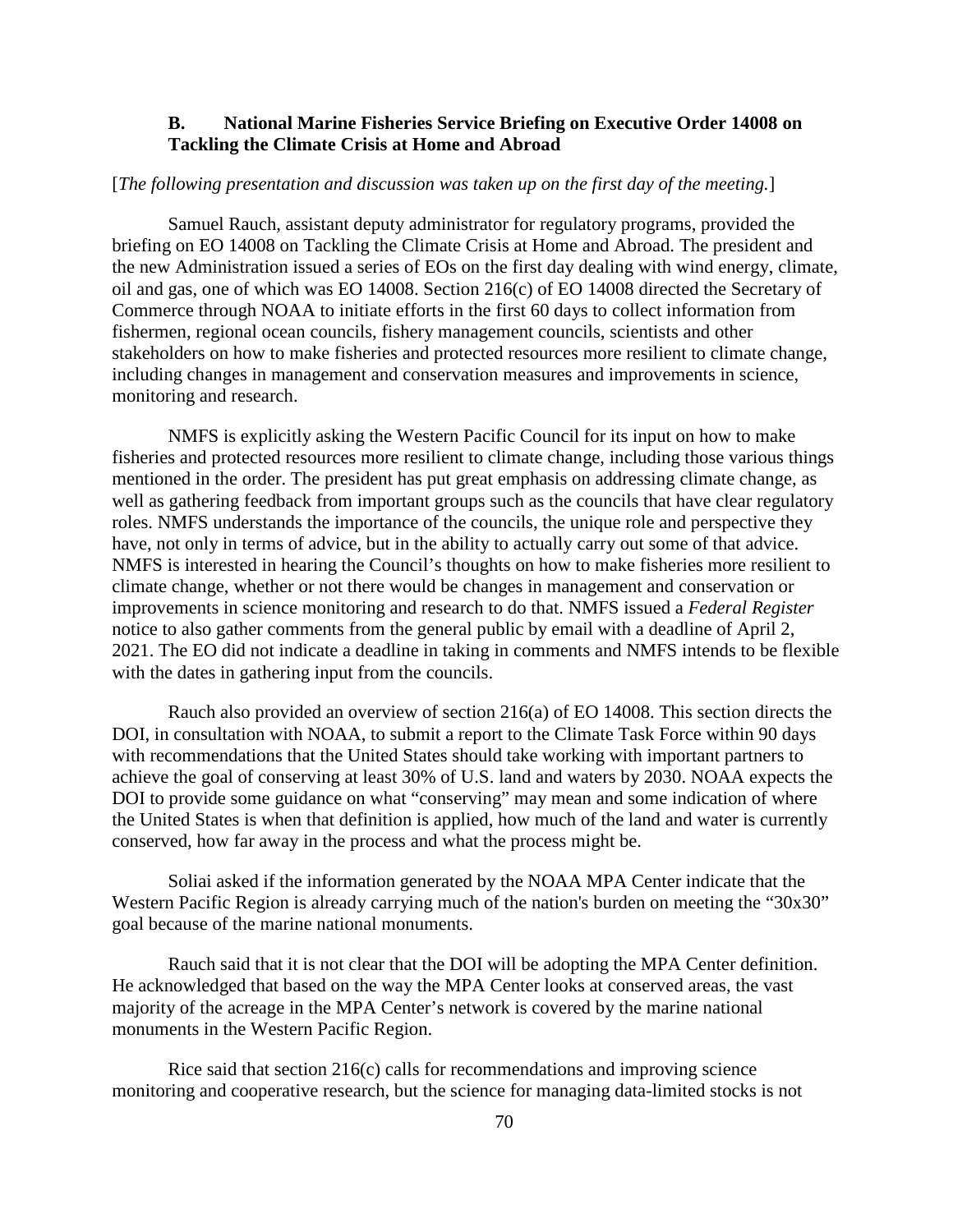### B. National Marine Fisheries Service Briefing on Executive Order 14008 on Tackling the Climate Crisis at Home and Abroad

[*The following presentation and discussion was taken up on the first day of the meeting.*]

Samuel Rauch, assistant deputy administrator for regulatory programs, provided the briefing on EO 14008 on Tackling the Climate Crisis at Home and Abroad. The president and the new Administration issued a series of EOs on the first day dealing with wind energy, climate, oil and gas, one of which was EO 14008. Section 216(c) of EO 14008 directed the Secretary of Commerce through NOAA to initiate efforts in the first 60 days to collect information from fishermen, regional ocean councils, fishery management councils, scientists and other stakeholders on how to make fisheries and protected resources more resilient to climate change, including changes in management and conservation measures and improvements in science, monitoring and research.

NMFS is explicitly asking the Western Pacific Council for its input on how to make fisheries and protected resources more resilient to climate change, including those various things mentioned in the order. The president has put great emphasis on addressing climate change, as well as gathering feedback from important groups such as the councils that have clear regulatory roles. NMFS understands the importance of the councils, the unique role and perspective they have, not only in terms of advice, but in the ability to actually carry out some of that advice. NMFS is interested in hearing the Council's thoughts on how to make fisheries more resilient to climate change, whether or not there would be changes in management and conservation or improvements in science monitoring and research to do that. NMFS issued a *Federal Register* notice to also gather comments from the general public by email with a deadline of April 2, 2021. The EO did not indicate a deadline in taking in comments and NMFS intends to be flexible with the dates in gathering input from the councils.

Rauch also provided an overview of section 216(a) of EO 14008. This section directs the DOI, in consultation with NOAA, to submit a report to the Climate Task Force within 90 days with recommendations that the United States should take working with important partners to achieve the goal of conserving at least 30% of U.S. land and waters by 2030. NOAA expects the DOI to provide some guidance on what "conserving" may mean and some indication of where the United States is when that definition is applied, how much of the land and water is currently conserved, how far away in the process and what the process might be.

Soliai asked if the information generated by the NOAA MPA Center indicate that the Western Pacific Region is already carrying much of the nation's burden on meeting the "30x30" goal because of the marine national monuments.

Rauch said that it is not clear that the DOI will be adopting the MPA Center definition. He acknowledged that based on the way the MPA Center looks at conserved areas, the vast majority of the acreage in the MPA Center's network is covered by the marine national monuments in the Western Pacific Region.

Rice said that section 216(c) calls for recommendations and improving science monitoring and cooperative research, but the science for managing data-limited stocks is not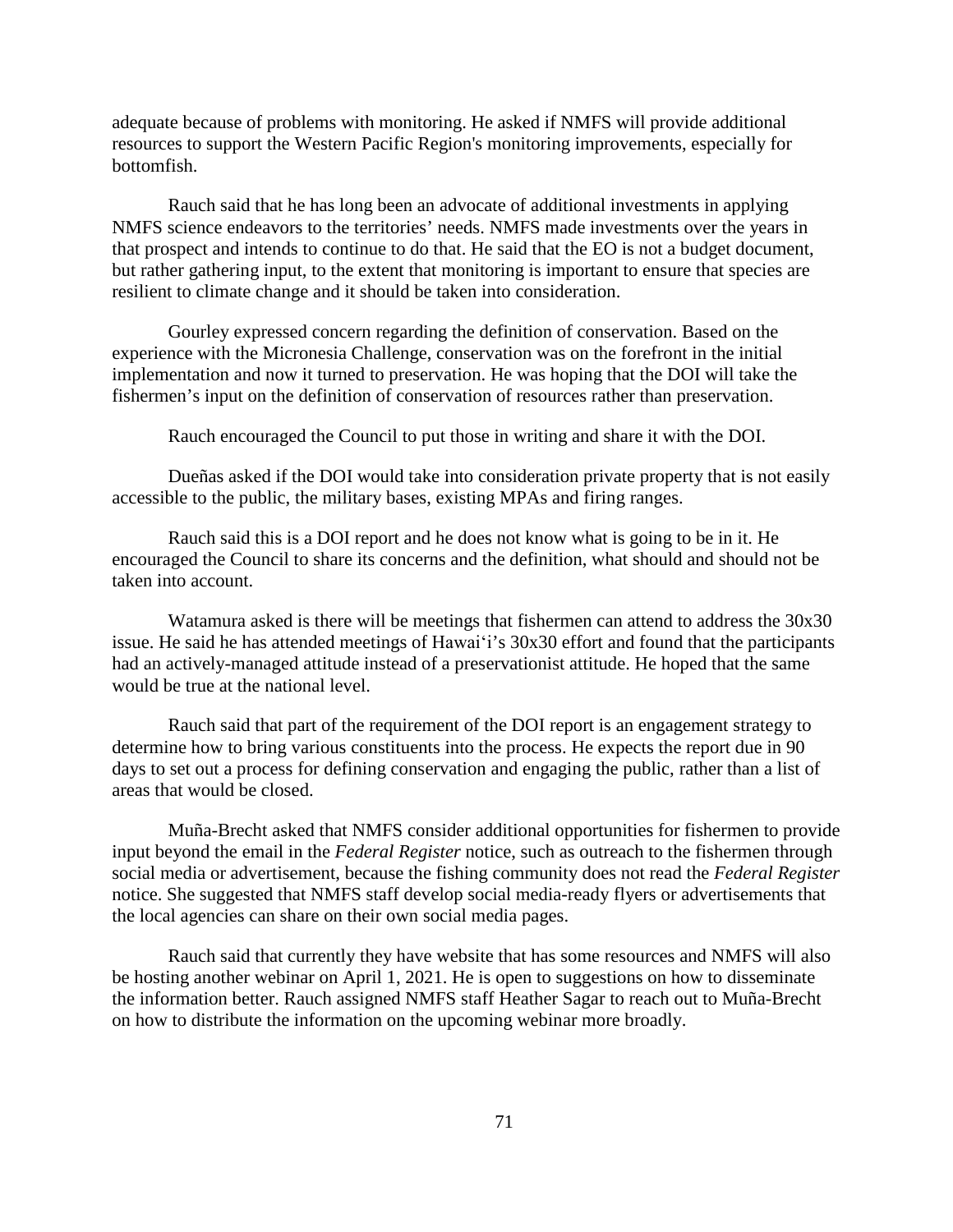adequate because of problems with monitoring. He asked if NMFS will provide additional resources to support the Western Pacific Region's monitoring improvements, especially for bottomfish.

Rauch said that he has long been an advocate of additional investments in applying NMFS science endeavors to the territories' needs. NMFS made investments over the years in that prospect and intends to continue to do that. He said that the EO is not a budget document, but rather gathering input, to the extent that monitoring is important to ensure that species are resilient to climate change and it should be taken into consideration.

Gourley expressed concern regarding the definition of conservation. Based on the experience with the Micronesia Challenge, conservation was on the forefront in the initial implementation and now it turned to preservation. He was hoping that the DOI will take the fishermen's input on the definition of conservation of resources rather than preservation.

Rauch encouraged the Council to put those in writing and share it with the DOI.

Dueñas asked if the DOI would take into consideration private property that is not easily accessible to the public, the military bases, existing MPAs and firing ranges.

Rauch said this is a DOI report and he does not know what is going to be in it. He encouraged the Council to share its concerns and the definition, what should and should not be taken into account.

Watamura asked is there will be meetings that fishermen can attend to address the 30x30 issue. He said he has attended meetings of Hawai'i's 30x30 effort and found that the participants had an actively-managed attitude instead of a preservationist attitude. He hoped that the same would be true at the national level.

Rauch said that part of the requirement of the DOI report is an engagement strategy to determine how to bring various constituents into the process. He expects the report due in 90 days to set out a process for defining conservation and engaging the public, rather than a list of areas that would be closed.

Muña-Brecht asked that NMFS consider additional opportunities for fishermen to provide input beyond the email in the *Federal Register* notice, such as outreach to the fishermen through social media or advertisement, because the fishing community does not read the *Federal Register* notice. She suggested that NMFS staff develop social media-ready flyers or advertisements that the local agencies can share on their own social media pages.

Rauch said that currently they have website that has some resources and NMFS will also be hosting another webinar on April 1, 2021. He is open to suggestions on how to disseminate the information better. Rauch assigned NMFS staff Heather Sagar to reach out to Muña-Brecht on how to distribute the information on the upcoming webinar more broadly.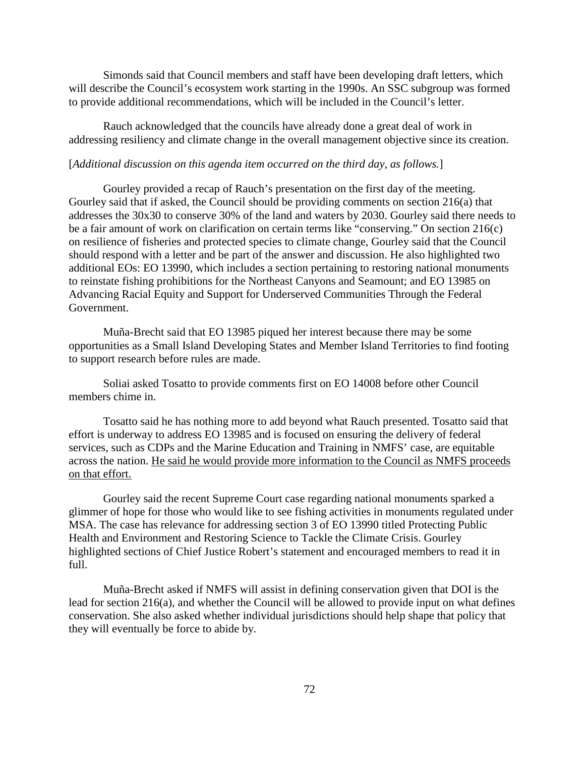Simonds said that Council members and staff have been developing draft letters, which will describe the Council's ecosystem work starting in the 1990s. An SSC subgroup was formed to provide additional recommendations, which will be included in the Council's letter.

Rauch acknowledged that the councils have already done a great deal of work in addressing resiliency and climate change in the overall management objective since its creation.

[*Additional discussion on this agenda item occurred on the third day, as follows.*]

Gourley provided a recap of Rauch's presentation on the first day of the meeting. Gourley said that if asked, the Council should be providing comments on section 216(a) that addresses the 30x30 to conserve 30% of the land and waters by 2030. Gourley said there needs to be a fair amount of work on clarification on certain terms like "conserving." On section 216(c) on resilience of fisheries and protected species to climate change, Gourley said that the Council should respond with a letter and be part of the answer and discussion. He also highlighted two additional EOs: EO 13990, which includes a section pertaining to restoring national monuments to reinstate fishing prohibitions for the Northeast Canyons and Seamount; and EO 13985 on Advancing Racial Equity and Support for Underserved Communities Through the Federal Government.

Muña-Brecht said that EO 13985 piqued her interest because there may be some opportunities as a Small Island Developing States and Member Island Territories to find footing to support research before rules are made.

Soliai asked Tosatto to provide comments first on EO 14008 before other Council members chime in.

Tosatto said he has nothing more to add beyond what Rauch presented. Tosatto said that effort is underway to address EO 13985 and is focused on ensuring the delivery of federal services, such as CDPs and the Marine Education and Training in NMFS' case, are equitable across the nation. <u>He said he would provide more information to the Council as NMFS proceeds on that effort.</u>

Gourley said the recent Supreme Court case regarding national monuments sparked a glimmer of hope for those who would like to see fishing activities in monuments regulated under MSA. The case has relevance for addressing section 3 of EO 13990 titled Protecting Public Health and Environment and Restoring Science to Tackle the Climate Crisis. Gourley highlighted sections of Chief Justice Robert's statement and encouraged members to read it in full.

Muña-Brecht asked if NMFS will assist in defining conservation given that DOI is the lead for section 216(a), and whether the Council will be allowed to provide input on what defines conservation. She also asked whether individual jurisdictions should help shape that policy that they will eventually be force to abide by.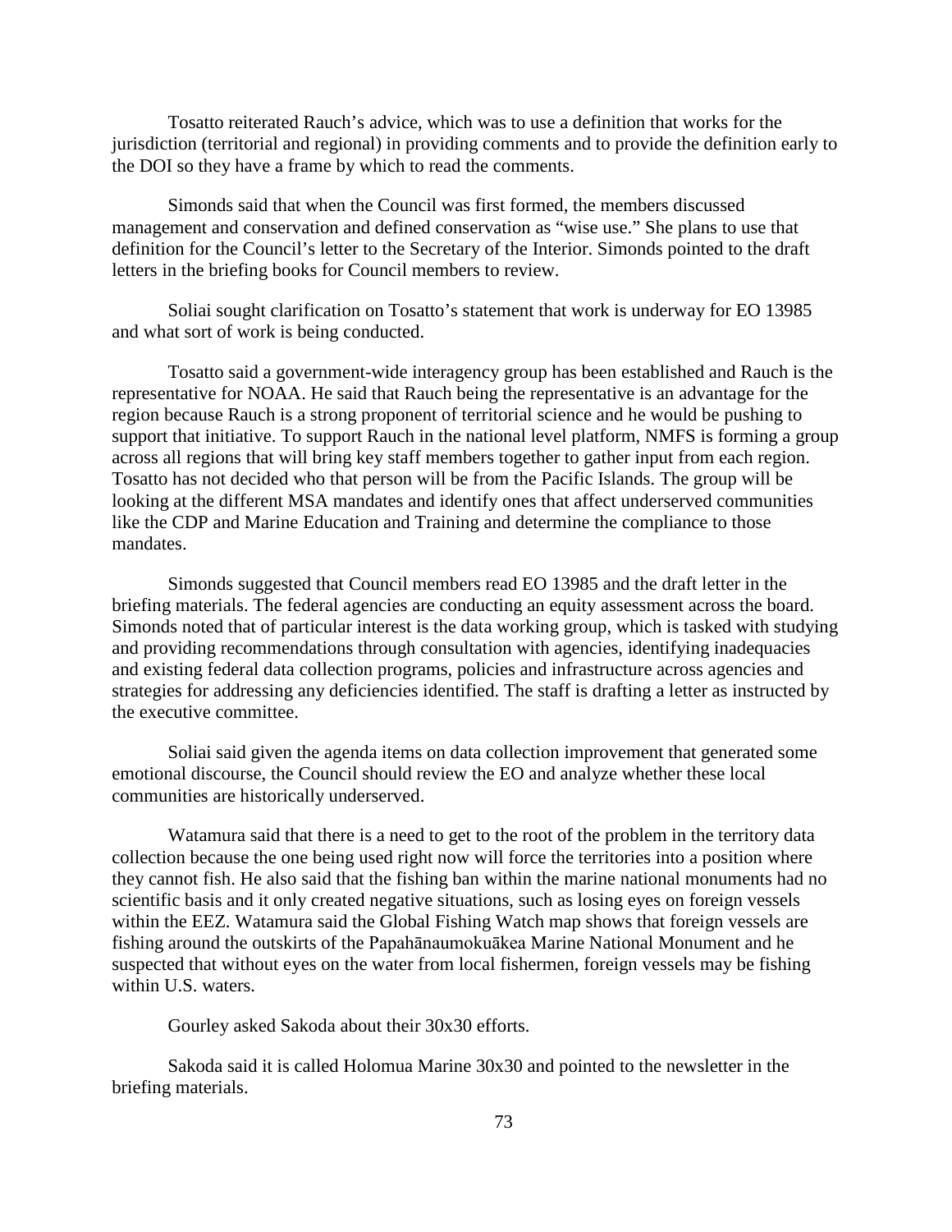Tosatto reiterated Rauch's advice, which was to use a definition that works for the jurisdiction (territorial and regional) in providing comments and to provide the definition early to the DOI so they have a frame by which to read the comments.

Simonds said that when the Council was first formed, the members discussed management and conservation and defined conservation as "wise use." She plans to use that definition for the Council's letter to the Secretary of the Interior. Simonds pointed to the draft letters in the briefing books for Council members to review.

Soliai sought clarification on Tosatto's statement that work is underway for EO 13985 and what sort of work is being conducted.

Tosatto said a government-wide interagency group has been established and Rauch is the representative for NOAA. He said that Rauch being the representative is an advantage for the region because Rauch is a strong proponent of territorial science and he would be pushing to support that initiative. To support Rauch in the national level platform, NMFS is forming a group across all regions that will bring key staff members together to gather input from each region. Tosatto has not decided who that person will be from the Pacific Islands. The group will be looking at the different MSA mandates and identify ones that affect underserved communities like the CDP and Marine Education and Training and determine the compliance to those mandates.

Simonds suggested that Council members read EO 13985 and the draft letter in the briefing materials. The federal agencies are conducting an equity assessment across the board. Simonds noted that of particular interest is the data working group, which is tasked with studying and providing recommendations through consultation with agencies, identifying inadequacies and existing federal data collection programs, policies and infrastructure across agencies and strategies for addressing any deficiencies identified. The staff is drafting a letter as instructed by the executive committee.

Soliai said given the agenda items on data collection improvement that generated some emotional discourse, the Council should review the EO and analyze whether these local communities are historically underserved.

Watamura said that there is a need to get to the root of the problem in the territory data collection because the one being used right now will force the territories into a position where they cannot fish. He also said that the fishing ban within the marine national monuments had no scientific basis and it only created negative situations, such as losing eyes on foreign vessels within the EEZ. Watamura said the Global Fishing Watch map shows that foreign vessels are fishing around the outskirts of the Papahānaumokuākea Marine National Monument and he suspected that without eyes on the water from local fishermen, foreign vessels may be fishing within U.S. waters.

Gourley asked Sakoda about their 30x30 efforts.

Sakoda said it is called Holomua Marine 30x30 and pointed to the newsletter in the briefing materials.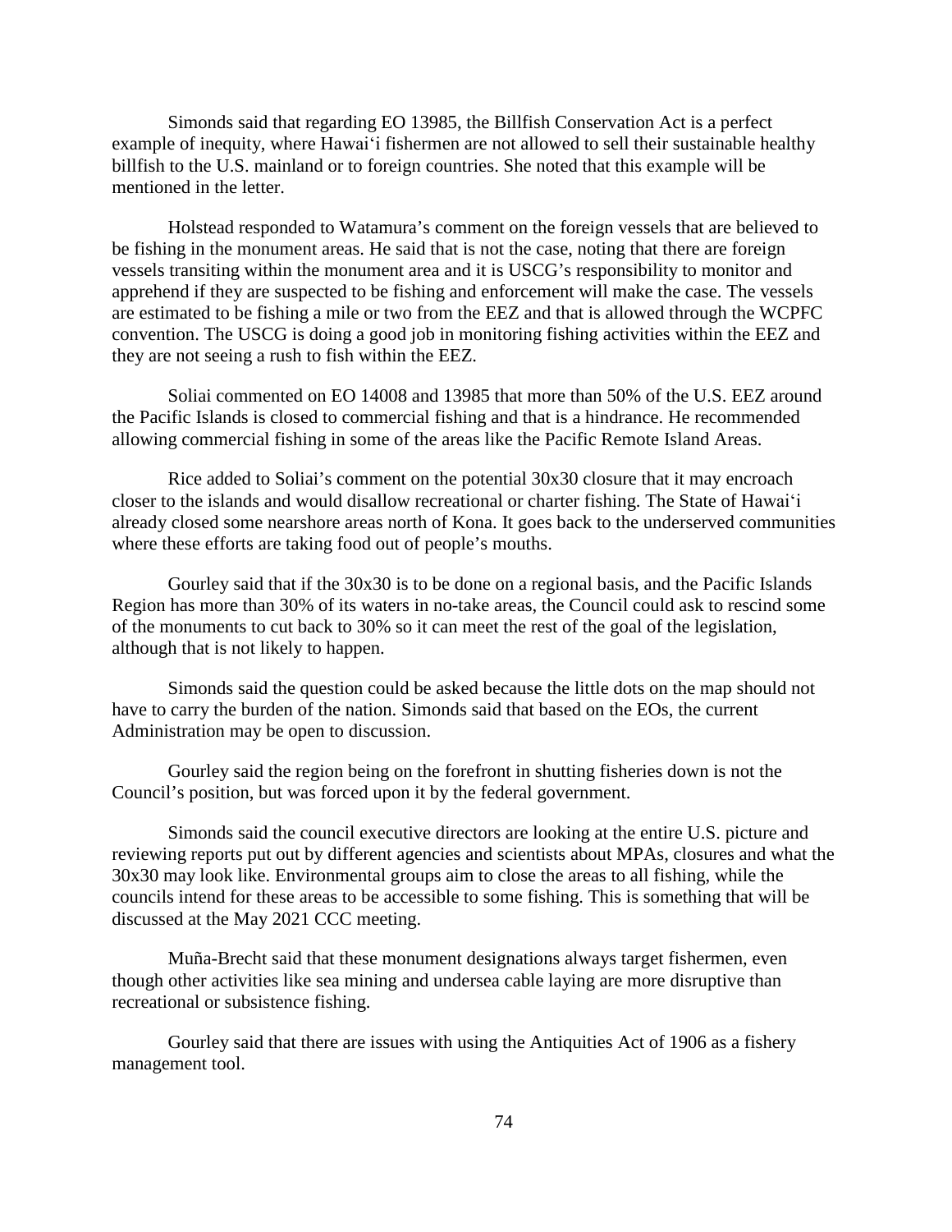Simonds said that regarding EO 13985, the Billfish Conservation Act is a perfect example of inequity, where Hawai‘i fishermen are not allowed to sell their sustainable healthy billfish to the U.S. mainland or to foreign countries. She noted that this example will be mentioned in the letter.

Holstead responded to Watamura’s comment on the foreign vessels that are believed to be fishing in the monument areas. He said that is not the case, noting that there are foreign vessels transiting within the monument area and it is USCG’s responsibility to monitor and apprehend if they are suspected to be fishing and enforcement will make the case. The vessels are estimated to be fishing a mile or two from the EEZ and that is allowed through the WCPFC convention. The USCG is doing a good job in monitoring fishing activities within the EEZ and they are not seeing a rush to fish within the EEZ.

Soliai commented on EO 14008 and 13985 that more than 50% of the U.S. EEZ around the Pacific Islands is closed to commercial fishing and that is a hindrance. He recommended allowing commercial fishing in some of the areas like the Pacific Remote Island Areas.

Rice added to Soliai’s comment on the potential 30x30 closure that it may encroach closer to the islands and would disallow recreational or charter fishing. The State of Hawai‘i already closed some nearshore areas north of Kona. It goes back to the underserved communities where these efforts are taking food out of people’s mouths.

Gourley said that if the 30x30 is to be done on a regional basis, and the Pacific Islands Region has more than 30% of its waters in no-take areas, the Council could ask to rescind some of the monuments to cut back to 30% so it can meet the rest of the goal of the legislation, although that is not likely to happen.

Simonds said the question could be asked because the little dots on the map should not have to carry the burden of the nation. Simonds said that based on the EOs, the current Administration may be open to discussion.

Gourley said the region being on the forefront in shutting fisheries down is not the Council’s position, but was forced upon it by the federal government.

Simonds said the council executive directors are looking at the entire U.S. picture and reviewing reports put out by different agencies and scientists about MPAs, closures and what the 30x30 may look like. Environmental groups aim to close the areas to all fishing, while the councils intend for these areas to be accessible to some fishing. This is something that will be discussed at the May 2021 CCC meeting.

Muña-Brecht said that these monument designations always target fishermen, even though other activities like sea mining and undersea cable laying are more disruptive than recreational or subsistence fishing.

Gourley said that there are issues with using the Antiquities Act of 1906 as a fishery management tool.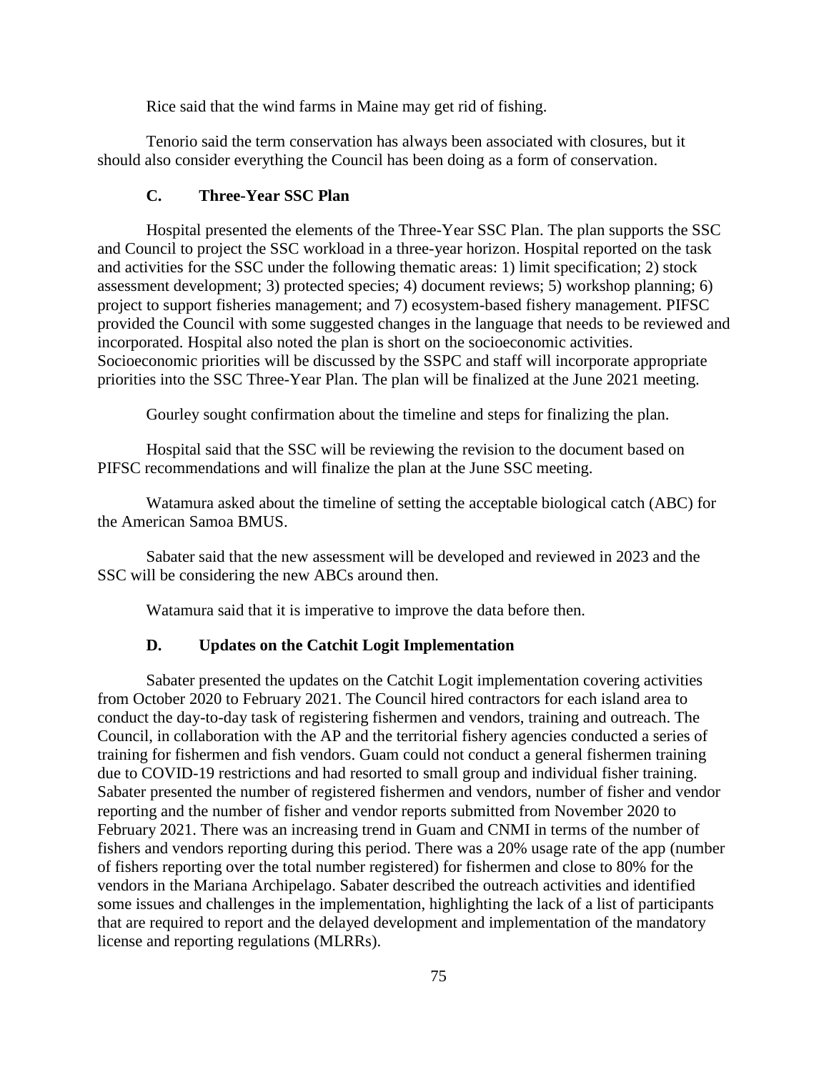Rice said that the wind farms in Maine may get rid of fishing.

Tenorio said the term conservation has always been associated with closures, but it should also consider everything the Council has been doing as a form of conservation.

### C. Three-Year SSC Plan

Hospital presented the elements of the Three-Year SSC Plan. The plan supports the SSC and Council to project the SSC workload in a three-year horizon. Hospital reported on the task and activities for the SSC under the following thematic areas: 1) limit specification; 2) stock assessment development; 3) protected species; 4) document reviews; 5) workshop planning; 6) project to support fisheries management; and 7) ecosystem-based fishery management. PIFSC provided the Council with some suggested changes in the language that needs to be reviewed and incorporated. Hospital also noted the plan is short on the socioeconomic activities. Socioeconomic priorities will be discussed by the SSPC and staff will incorporate appropriate priorities into the SSC Three-Year Plan. The plan will be finalized at the June 2021 meeting.

Gourley sought confirmation about the timeline and steps for finalizing the plan.

Hospital said that the SSC will be reviewing the revision to the document based on PIFSC recommendations and will finalize the plan at the June SSC meeting.

Watamura asked about the timeline of setting the acceptable biological catch (ABC) for the American Samoa BMUS.

Sabater said that the new assessment will be developed and reviewed in 2023 and the SSC will be considering the new ABCs around then.

Watamura said that it is imperative to improve the data before then.

### D. Updates on the Catchit Logit Implementation

Sabater presented the updates on the Catchit Logit implementation covering activities from October 2020 to February 2021. The Council hired contractors for each island area to conduct the day-to-day task of registering fishermen and vendors, training and outreach. The Council, in collaboration with the AP and the territorial fishery agencies conducted a series of training for fishermen and fish vendors. Guam could not conduct a general fishermen training due to COVID-19 restrictions and had resorted to small group and individual fisher training. Sabater presented the number of registered fishermen and vendors, number of fisher and vendor reporting and the number of fisher and vendor reports submitted from November 2020 to February 2021. There was an increasing trend in Guam and CNMI in terms of the number of fishers and vendors reporting during this period. There was a 20% usage rate of the app (number of fishers reporting over the total number registered) for fishermen and close to 80% for the vendors in the Mariana Archipelago. Sabater described the outreach activities and identified some issues and challenges in the implementation, highlighting the lack of a list of participants that are required to report and the delayed development and implementation of the mandatory license and reporting regulations (MLRRs).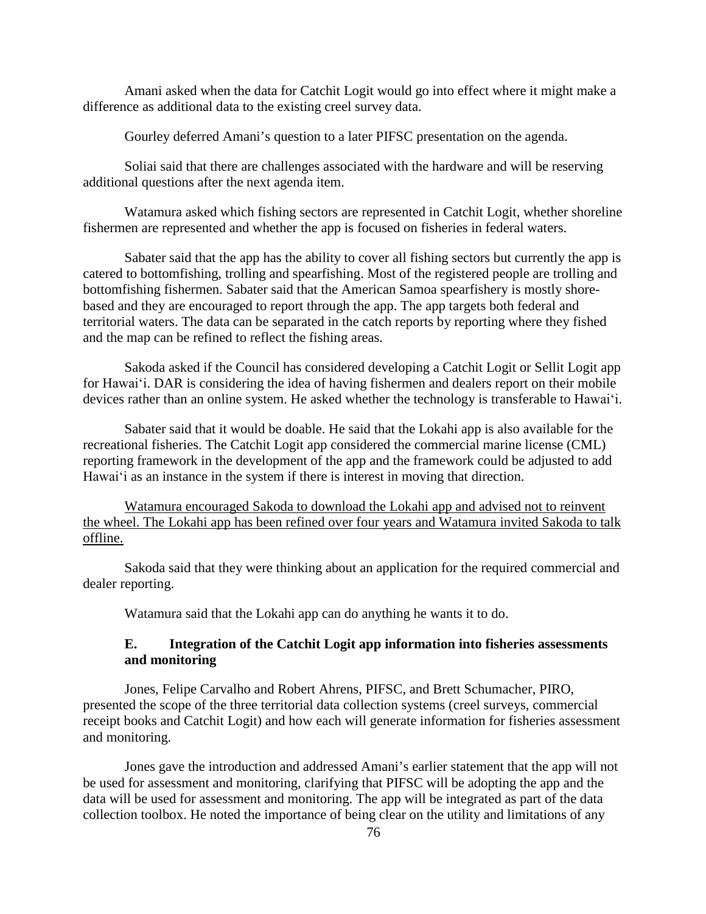Amani asked when the data for Catchit Logit would go into effect where it might make a difference as additional data to the existing creel survey data.

Gourley deferred Amani's question to a later PIFSC presentation on the agenda.

Soliai said that there are challenges associated with the hardware and will be reserving additional questions after the next agenda item.

Watamura asked which fishing sectors are represented in Catchit Logit, whether shoreline fishermen are represented and whether the app is focused on fisheries in federal waters.

Sabater said that the app has the ability to cover all fishing sectors but currently the app is catered to bottomfishing, trolling and spearfishing. Most of the registered people are trolling and bottomfishing fishermen. Sabater said that the American Samoa spearfishery is mostly shore-based and they are encouraged to report through the app. The app targets both federal and territorial waters. The data can be separated in the catch reports by reporting where they fished and the map can be refined to reflect the fishing areas.

Sakoda asked if the Council has considered developing a Catchit Logit or Sellit Logit app for Hawai'i. DAR is considering the idea of having fishermen and dealers report on their mobile devices rather than an online system. He asked whether the technology is transferable to Hawai'i.

Sabater said that it would be doable. He said that the Lokahi app is also available for the recreational fisheries. The Catchit Logit app considered the commercial marine license (CML) reporting framework in the development of the app and the framework could be adjusted to add Hawai'i as an instance in the system if there is interest in moving that direction.

<u>Watamura encouraged Sakoda to download the Lokahi app and advised not to reinvent the wheel. The Lokahi app has been refined over four years and Watamura invited Sakoda to talk offline.</u>

Sakoda said that they were thinking about an application for the required commercial and dealer reporting.

Watamura said that the Lokahi app can do anything he wants it to do.

### E. Integration of the Catchit Logit app information into fisheries assessments and monitoring

Jones, Felipe Carvalho and Robert Ahrens, PIFSC, and Brett Schumacher, PIRO, presented the scope of the three territorial data collection systems (creel surveys, commercial receipt books and Catchit Logit) and how each will generate information for fisheries assessment and monitoring.

Jones gave the introduction and addressed Amani's earlier statement that the app will not be used for assessment and monitoring, clarifying that PIFSC will be adopting the app and the data will be used for assessment and monitoring. The app will be integrated as part of the data collection toolbox. He noted the importance of being clear on the utility and limitations of any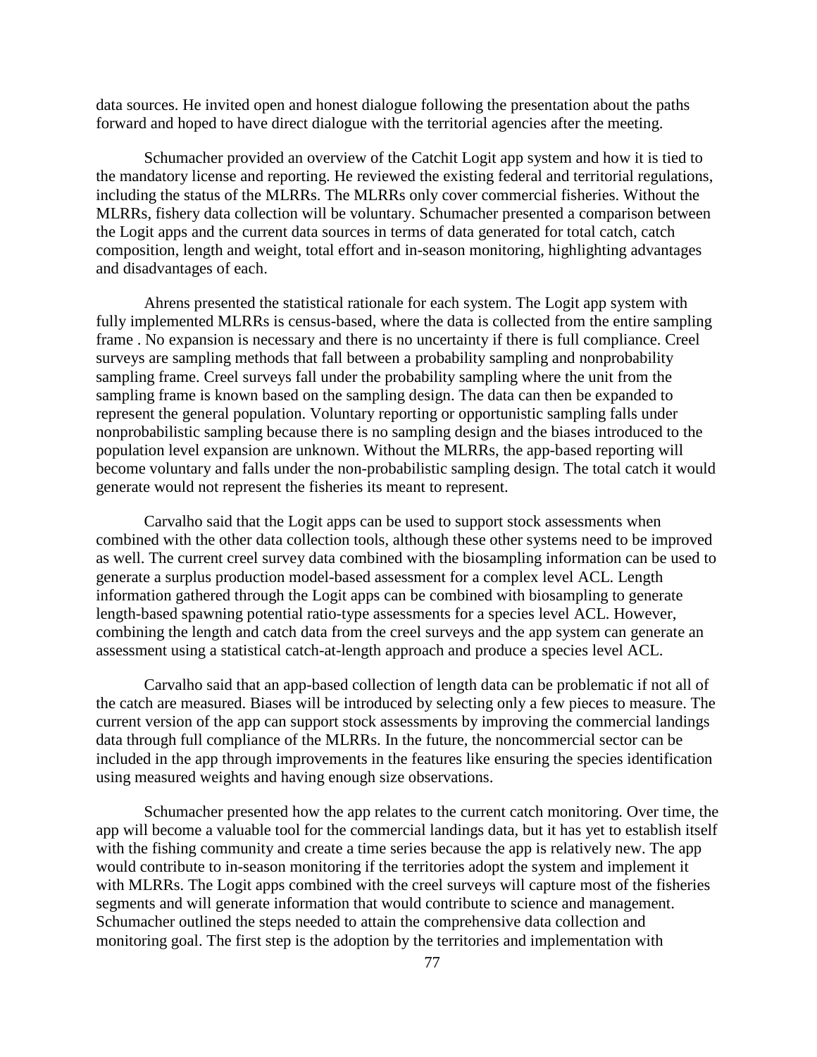data sources. He invited open and honest dialogue following the presentation about the paths forward and hoped to have direct dialogue with the territorial agencies after the meeting.

Schumacher provided an overview of the Catchit Logit app system and how it is tied to the mandatory license and reporting. He reviewed the existing federal and territorial regulations, including the status of the MLRRs. The MLRRs only cover commercial fisheries. Without the MLRRs, fishery data collection will be voluntary. Schumacher presented a comparison between the Logit apps and the current data sources in terms of data generated for total catch, catch composition, length and weight, total effort and in-season monitoring, highlighting advantages and disadvantages of each.

Ahrens presented the statistical rationale for each system. The Logit app system with fully implemented MLRRs is census-based, where the data is collected from the entire sampling frame . No expansion is necessary and there is no uncertainty if there is full compliance. Creel surveys are sampling methods that fall between a probability sampling and nonprobability sampling frame. Creel surveys fall under the probability sampling where the unit from the sampling frame is known based on the sampling design. The data can then be expanded to represent the general population. Voluntary reporting or opportunistic sampling falls under nonprobabilistic sampling because there is no sampling design and the biases introduced to the population level expansion are unknown. Without the MLRRs, the app-based reporting will become voluntary and falls under the non-probabilistic sampling design. The total catch it would generate would not represent the fisheries its meant to represent.

Carvalho said that the Logit apps can be used to support stock assessments when combined with the other data collection tools, although these other systems need to be improved as well. The current creel survey data combined with the biosampling information can be used to generate a surplus production model-based assessment for a complex level ACL. Length information gathered through the Logit apps can be combined with biosampling to generate length-based spawning potential ratio-type assessments for a species level ACL. However, combining the length and catch data from the creel surveys and the app system can generate an assessment using a statistical catch-at-length approach and produce a species level ACL.

Carvalho said that an app-based collection of length data can be problematic if not all of the catch are measured. Biases will be introduced by selecting only a few pieces to measure. The current version of the app can support stock assessments by improving the commercial landings data through full compliance of the MLRRs. In the future, the noncommercial sector can be included in the app through improvements in the features like ensuring the species identification using measured weights and having enough size observations.

Schumacher presented how the app relates to the current catch monitoring. Over time, the app will become a valuable tool for the commercial landings data, but it has yet to establish itself with the fishing community and create a time series because the app is relatively new. The app would contribute to in-season monitoring if the territories adopt the system and implement it with MLRRs. The Logit apps combined with the creel surveys will capture most of the fisheries segments and will generate information that would contribute to science and management. Schumacher outlined the steps needed to attain the comprehensive data collection and monitoring goal. The first step is the adoption by the territories and implementation with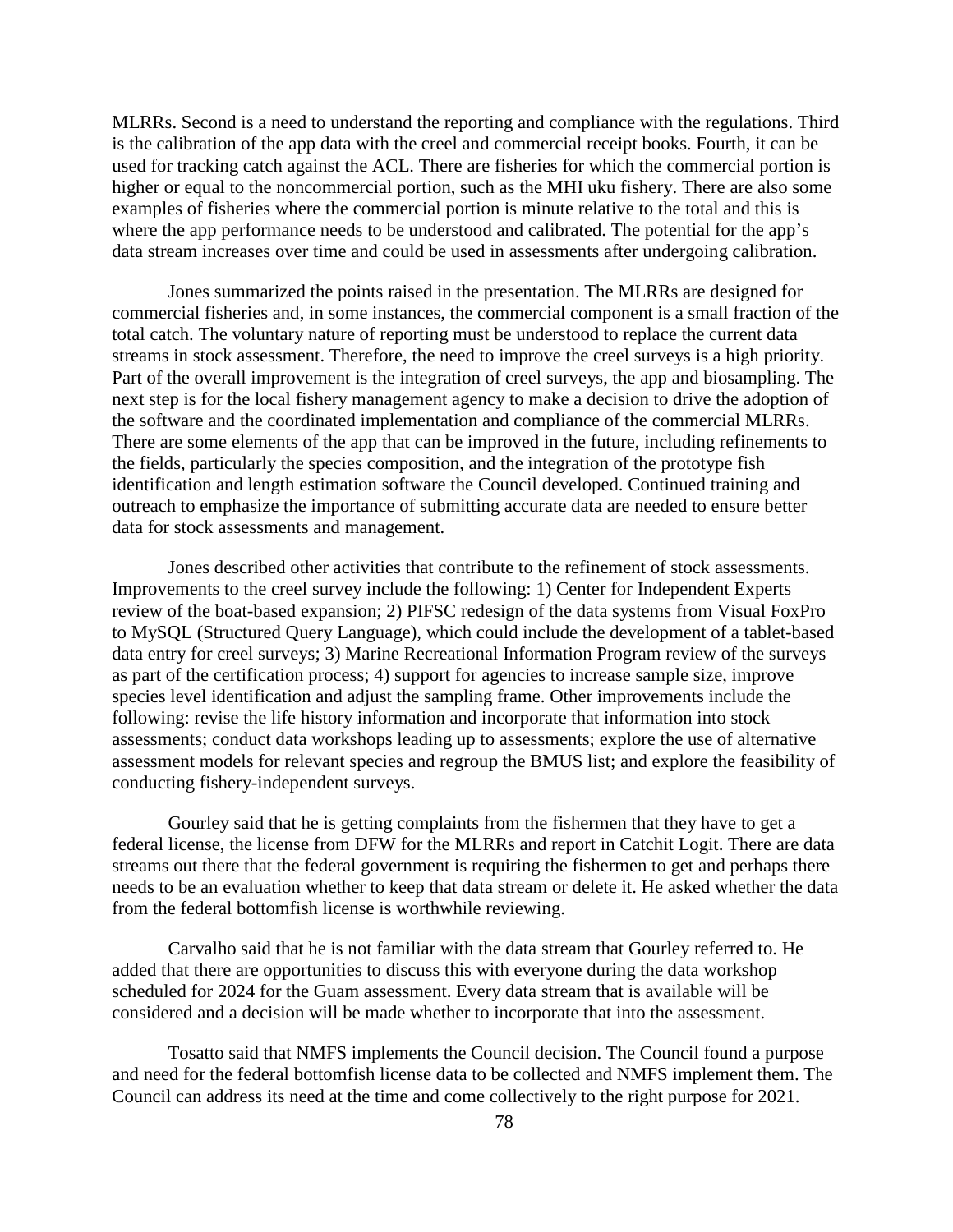MLRRs. Second is a need to understand the reporting and compliance with the regulations. Third is the calibration of the app data with the creel and commercial receipt books. Fourth, it can be used for tracking catch against the ACL. There are fisheries for which the commercial portion is higher or equal to the noncommercial portion, such as the MHI uku fishery. There are also some examples of fisheries where the commercial portion is minute relative to the total and this is where the app performance needs to be understood and calibrated. The potential for the app's data stream increases over time and could be used in assessments after undergoing calibration.

Jones summarized the points raised in the presentation. The MLRRs are designed for commercial fisheries and, in some instances, the commercial component is a small fraction of the total catch. The voluntary nature of reporting must be understood to replace the current data streams in stock assessment. Therefore, the need to improve the creel surveys is a high priority. Part of the overall improvement is the integration of creel surveys, the app and biosampling. The next step is for the local fishery management agency to make a decision to drive the adoption of the software and the coordinated implementation and compliance of the commercial MLRRs. There are some elements of the app that can be improved in the future, including refinements to the fields, particularly the species composition, and the integration of the prototype fish identification and length estimation software the Council developed. Continued training and outreach to emphasize the importance of submitting accurate data are needed to ensure better data for stock assessments and management.

Jones described other activities that contribute to the refinement of stock assessments. Improvements to the creel survey include the following: 1) Center for Independent Experts review of the boat-based expansion; 2) PIFSC redesign of the data systems from Visual FoxPro to MySQL (Structured Query Language), which could include the development of a tablet-based data entry for creel surveys; 3) Marine Recreational Information Program review of the surveys as part of the certification process; 4) support for agencies to increase sample size, improve species level identification and adjust the sampling frame. Other improvements include the following: revise the life history information and incorporate that information into stock assessments; conduct data workshops leading up to assessments; explore the use of alternative assessment models for relevant species and regroup the BMUS list; and explore the feasibility of conducting fishery-independent surveys.

Gourley said that he is getting complaints from the fishermen that they have to get a federal license, the license from DFW for the MLRRs and report in Catchit Logit. There are data streams out there that the federal government is requiring the fishermen to get and perhaps there needs to be an evaluation whether to keep that data stream or delete it. He asked whether the data from the federal bottomfish license is worthwhile reviewing.

Carvalho said that he is not familiar with the data stream that Gourley referred to. He added that there are opportunities to discuss this with everyone during the data workshop scheduled for 2024 for the Guam assessment. Every data stream that is available will be considered and a decision will be made whether to incorporate that into the assessment.

Tosatto said that NMFS implements the Council decision. The Council found a purpose and need for the federal bottomfish license data to be collected and NMFS implement them. The Council can address its need at the time and come collectively to the right purpose for 2021.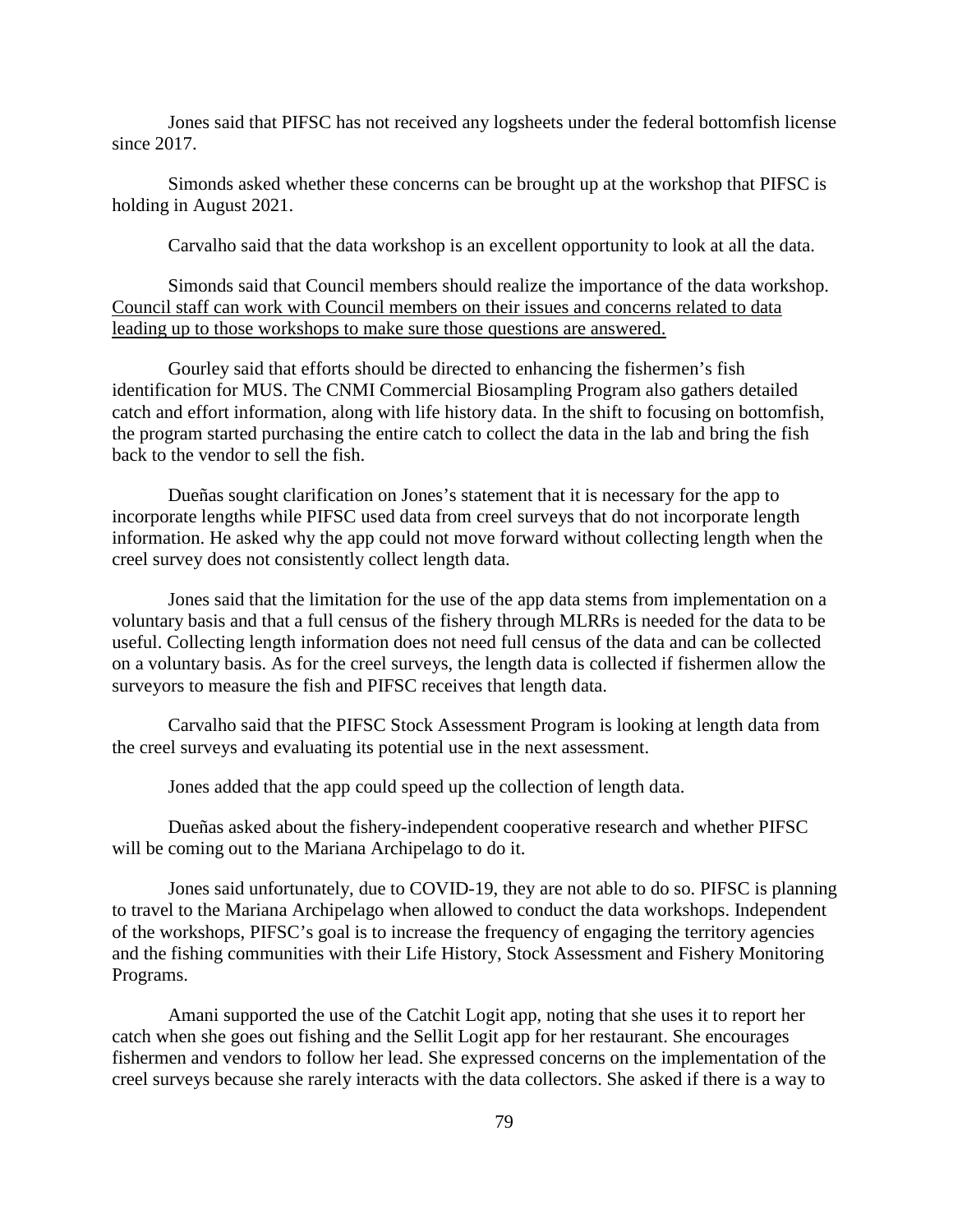Jones said that PIFSC has not received any logsheets under the federal bottomfish license since 2017.

Simonds asked whether these concerns can be brought up at the workshop that PIFSC is holding in August 2021.

Carvalho said that the data workshop is an excellent opportunity to look at all the data.

Simonds said that Council members should realize the importance of the data workshop. <u>Council staff can work with Council members on their issues and concerns related to data leading up to those workshops to make sure those questions are answered.</u>

Gourley said that efforts should be directed to enhancing the fishermen's fish identification for MUS. The CNMI Commercial Biosampling Program also gathers detailed catch and effort information, along with life history data. In the shift to focusing on bottomfish, the program started purchasing the entire catch to collect the data in the lab and bring the fish back to the vendor to sell the fish.

Dueñas sought clarification on Jones's statement that it is necessary for the app to incorporate lengths while PIFSC used data from creel surveys that do not incorporate length information. He asked why the app could not move forward without collecting length when the creel survey does not consistently collect length data.

Jones said that the limitation for the use of the app data stems from implementation on a voluntary basis and that a full census of the fishery through MLRRs is needed for the data to be useful. Collecting length information does not need full census of the data and can be collected on a voluntary basis. As for the creel surveys, the length data is collected if fishermen allow the surveyors to measure the fish and PIFSC receives that length data.

Carvalho said that the PIFSC Stock Assessment Program is looking at length data from the creel surveys and evaluating its potential use in the next assessment.

Jones added that the app could speed up the collection of length data.

Dueñas asked about the fishery-independent cooperative research and whether PIFSC will be coming out to the Mariana Archipelago to do it.

Jones said unfortunately, due to COVID-19, they are not able to do so. PIFSC is planning to travel to the Mariana Archipelago when allowed to conduct the data workshops. Independent of the workshops, PIFSC's goal is to increase the frequency of engaging the territory agencies and the fishing communities with their Life History, Stock Assessment and Fishery Monitoring Programs.

Amani supported the use of the Catchit Logit app, noting that she uses it to report her catch when she goes out fishing and the Sellit Logit app for her restaurant. She encourages fishermen and vendors to follow her lead. She expressed concerns on the implementation of the creel surveys because she rarely interacts with the data collectors. She asked if there is a way to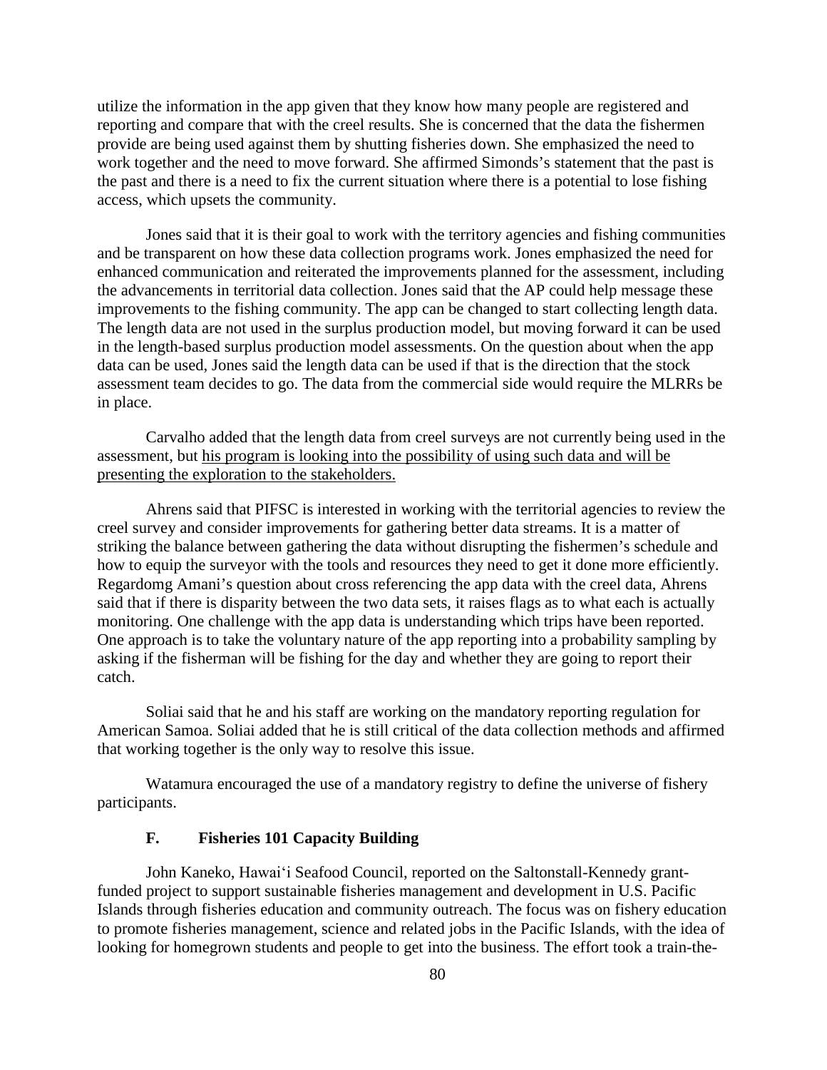utilize the information in the app given that they know how many people are registered and reporting and compare that with the creel results. She is concerned that the data the fishermen provide are being used against them by shutting fisheries down. She emphasized the need to work together and the need to move forward. She affirmed Simonds's statement that the past is the past and there is a need to fix the current situation where there is a potential to lose fishing access, which upsets the community.

Jones said that it is their goal to work with the territory agencies and fishing communities and be transparent on how these data collection programs work. Jones emphasized the need for enhanced communication and reiterated the improvements planned for the assessment, including the advancements in territorial data collection. Jones said that the AP could help message these improvements to the fishing community. The app can be changed to start collecting length data. The length data are not used in the surplus production model, but moving forward it can be used in the length-based surplus production model assessments. On the question about when the app data can be used, Jones said the length data can be used if that is the direction that the stock assessment team decides to go. The data from the commercial side would require the MLRRs be in place.

Carvalho added that the length data from creel surveys are not currently being used in the assessment, but <u>his program is looking into the possibility of using such data and will be presenting the exploration to the stakeholders.</u>

Ahrens said that PIFSC is interested in working with the territorial agencies to review the creel survey and consider improvements for gathering better data streams. It is a matter of striking the balance between gathering the data without disrupting the fishermen's schedule and how to equip the surveyor with the tools and resources they need to get it done more efficiently. Regardomg Amani's question about cross referencing the app data with the creel data, Ahrens said that if there is disparity between the two data sets, it raises flags as to what each is actually monitoring. One challenge with the app data is understanding which trips have been reported. One approach is to take the voluntary nature of the app reporting into a probability sampling by asking if the fisherman will be fishing for the day and whether they are going to report their catch.

Soliai said that he and his staff are working on the mandatory reporting regulation for American Samoa. Soliai added that he is still critical of the data collection methods and affirmed that working together is the only way to resolve this issue.

Watamura encouraged the use of a mandatory registry to define the universe of fishery participants.

### F. Fisheries 101 Capacity Building

John Kaneko, Hawai‘i Seafood Council, reported on the Saltonstall-Kennedy grant-funded project to support sustainable fisheries management and development in U.S. Pacific Islands through fisheries education and community outreach. The focus was on fishery education to promote fisheries management, science and related jobs in the Pacific Islands, with the idea of looking for homegrown students and people to get into the business. The effort took a train-the-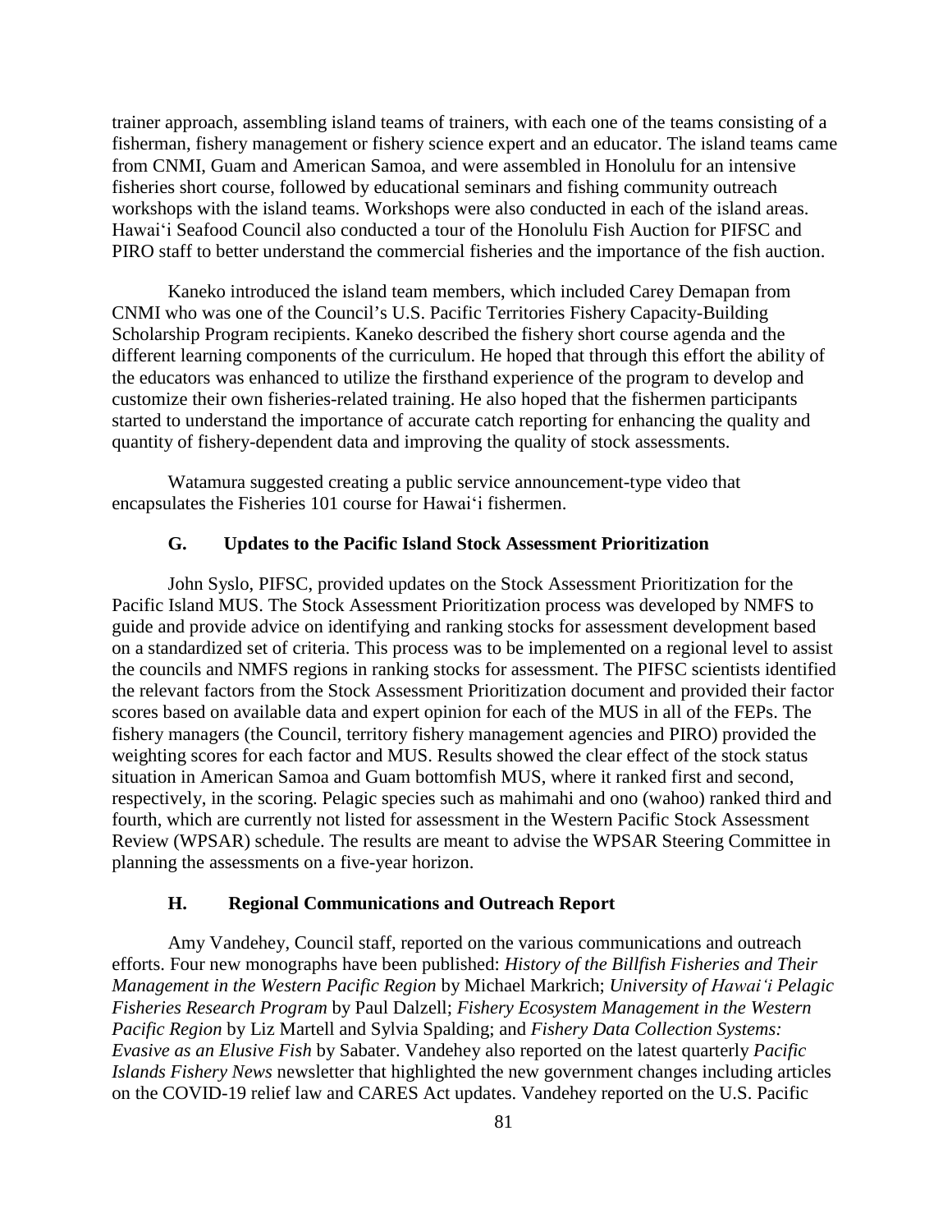trainer approach, assembling island teams of trainers, with each one of the teams consisting of a fisherman, fishery management or fishery science expert and an educator. The island teams came from CNMI, Guam and American Samoa, and were assembled in Honolulu for an intensive fisheries short course, followed by educational seminars and fishing community outreach workshops with the island teams. Workshops were also conducted in each of the island areas. Hawaiʻi Seafood Council also conducted a tour of the Honolulu Fish Auction for PIFSC and PIRO staff to better understand the commercial fisheries and the importance of the fish auction.

Kaneko introduced the island team members, which included Carey Demapan from CNMI who was one of the Council's U.S. Pacific Territories Fishery Capacity-Building Scholarship Program recipients. Kaneko described the fishery short course agenda and the different learning components of the curriculum. He hoped that through this effort the ability of the educators was enhanced to utilize the firsthand experience of the program to develop and customize their own fisheries-related training. He also hoped that the fishermen participants started to understand the importance of accurate catch reporting for enhancing the quality and quantity of fishery-dependent data and improving the quality of stock assessments.

Watamura suggested creating a public service announcement-type video that encapsulates the Fisheries 101 course for Hawaiʻi fishermen.

### G. Updates to the Pacific Island Stock Assessment Prioritization

John Syslo, PIFSC, provided updates on the Stock Assessment Prioritization for the Pacific Island MUS. The Stock Assessment Prioritization process was developed by NMFS to guide and provide advice on identifying and ranking stocks for assessment development based on a standardized set of criteria. This process was to be implemented on a regional level to assist the councils and NMFS regions in ranking stocks for assessment. The PIFSC scientists identified the relevant factors from the Stock Assessment Prioritization document and provided their factor scores based on available data and expert opinion for each of the MUS in all of the FEPs. The fishery managers (the Council, territory fishery management agencies and PIRO) provided the weighting scores for each factor and MUS. Results showed the clear effect of the stock status situation in American Samoa and Guam bottomfish MUS, where it ranked first and second, respectively, in the scoring. Pelagic species such as mahimahi and ono (wahoo) ranked third and fourth, which are currently not listed for assessment in the Western Pacific Stock Assessment Review (WPSAR) schedule. The results are meant to advise the WPSAR Steering Committee in planning the assessments on a five-year horizon.

### H. Regional Communications and Outreach Report

Amy Vandehey, Council staff, reported on the various communications and outreach efforts. Four new monographs have been published: *History of the Billfish Fisheries and Their Management in the Western Pacific Region* by Michael Markrich; *University of Hawaiʻi Pelagic Fisheries Research Program* by Paul Dalzell; *Fishery Ecosystem Management in the Western Pacific Region* by Liz Martell and Sylvia Spalding; and *Fishery Data Collection Systems: Evasive as an Elusive Fish* by Sabater. Vandehey also reported on the latest quarterly *Pacific Islands Fishery News* newsletter that highlighted the new government changes including articles on the COVID-19 relief law and CARES Act updates. Vandehey reported on the U.S. Pacific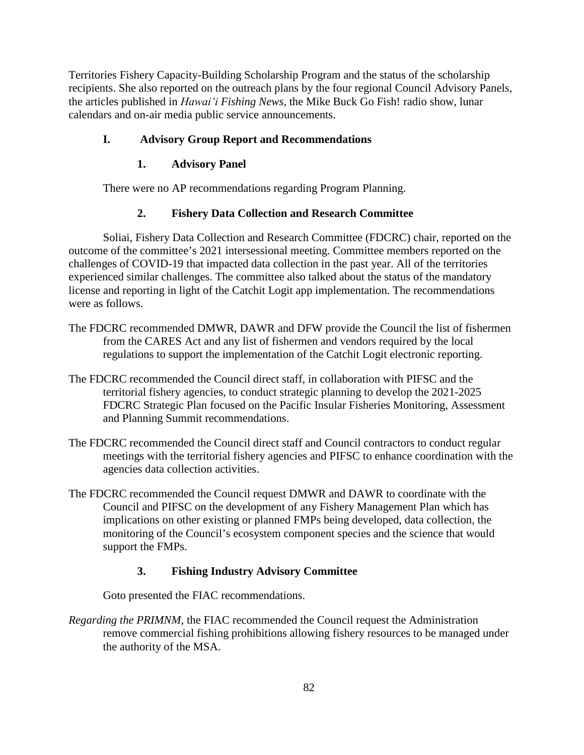Territories Fishery Capacity-Building Scholarship Program and the status of the scholarship recipients. She also reported on the outreach plans by the four regional Council Advisory Panels, the articles published in *Hawai'i Fishing News*, the Mike Buck Go Fish! radio show, lunar calendars and on-air media public service announcements.

## I. Advisory Group Report and Recommendations

### 1. Advisory Panel

There were no AP recommendations regarding Program Planning.

### 2. Fishery Data Collection and Research Committee

Soliai, Fishery Data Collection and Research Committee (FDCRC) chair, reported on the outcome of the committee's 2021 intersessional meeting. Committee members reported on the challenges of COVID-19 that impacted data collection in the past year. All of the territories experienced similar challenges. The committee also talked about the status of the mandatory license and reporting in light of the Catchit Logit app implementation. The recommendations were as follows.

The FDCRC recommended DMWR, DAWR and DFW provide the Council the list of fishermen from the CARES Act and any list of fishermen and vendors required by the local regulations to support the implementation of the Catchit Logit electronic reporting.

The FDCRC recommended the Council direct staff, in collaboration with PIFSC and the territorial fishery agencies, to conduct strategic planning to develop the 2021-2025 FDCRC Strategic Plan focused on the Pacific Insular Fisheries Monitoring, Assessment and Planning Summit recommendations.

The FDCRC recommended the Council direct staff and Council contractors to conduct regular meetings with the territorial fishery agencies and PIFSC to enhance coordination with the agencies data collection activities.

The FDCRC recommended the Council request DMWR and DAWR to coordinate with the Council and PIFSC on the development of any Fishery Management Plan which has implications on other existing or planned FMPs being developed, data collection, the monitoring of the Council's ecosystem component species and the science that would support the FMPs.

### 3. Fishing Industry Advisory Committee

Goto presented the FIAC recommendations.

*Regarding the PRIMNM*, the FIAC recommended the Council request the Administration remove commercial fishing prohibitions allowing fishery resources to be managed under the authority of the MSA.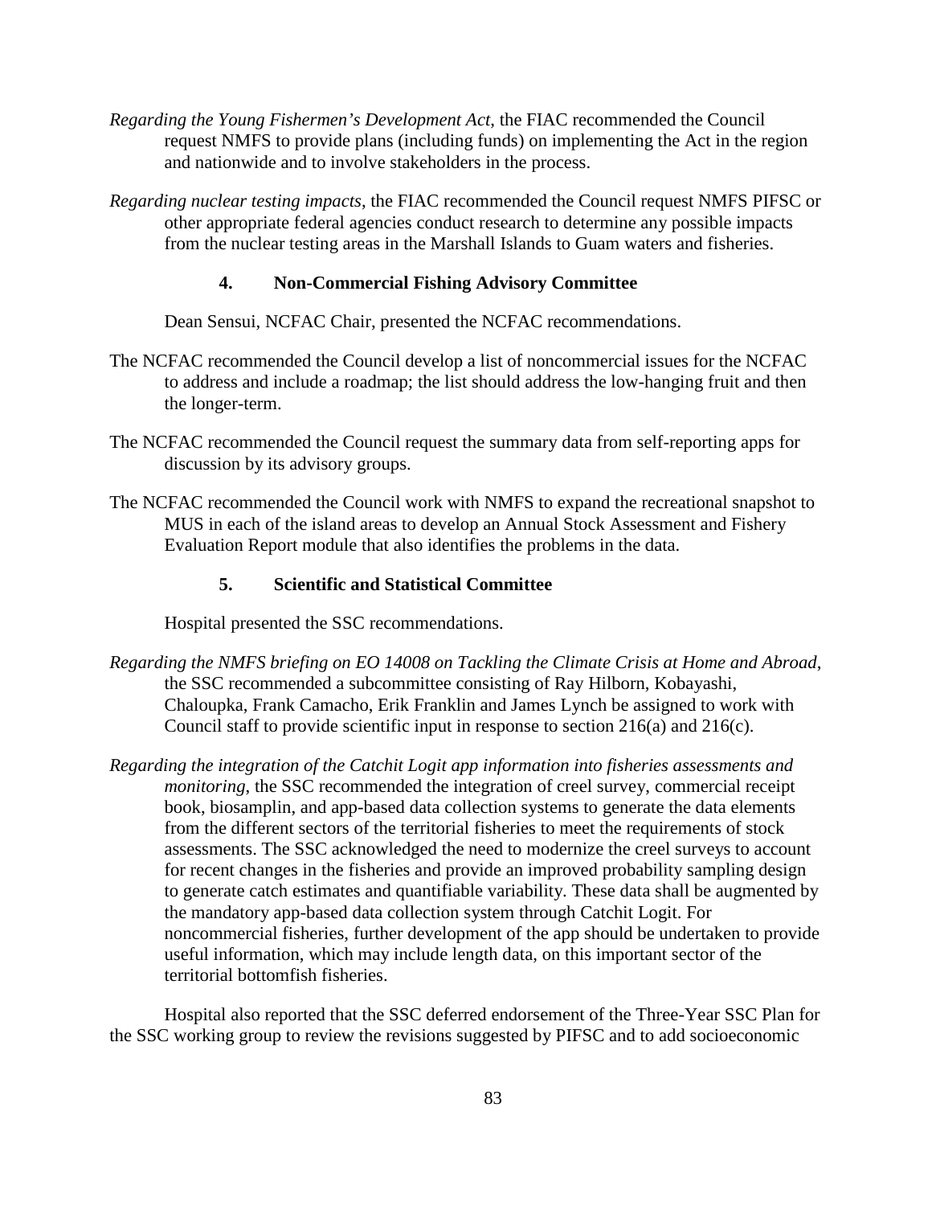*Regarding the Young Fishermen's Development Act*, the FIAC recommended the Council request NMFS to provide plans (including funds) on implementing the Act in the region and nationwide and to involve stakeholders in the process.

*Regarding nuclear testing impacts*, the FIAC recommended the Council request NMFS PIFSC or other appropriate federal agencies conduct research to determine any possible impacts from the nuclear testing areas in the Marshall Islands to Guam waters and fisheries.

### 4. Non-Commercial Fishing Advisory Committee

Dean Sensui, NCFAC Chair, presented the NCFAC recommendations.

The NCFAC recommended the Council develop a list of noncommercial issues for the NCFAC to address and include a roadmap; the list should address the low-hanging fruit and then the longer-term.

The NCFAC recommended the Council request the summary data from self-reporting apps for discussion by its advisory groups.

The NCFAC recommended the Council work with NMFS to expand the recreational snapshot to MUS in each of the island areas to develop an Annual Stock Assessment and Fishery Evaluation Report module that also identifies the problems in the data.

### 5. Scientific and Statistical Committee

Hospital presented the SSC recommendations.

*Regarding the NMFS briefing on EO 14008 on Tackling the Climate Crisis at Home and Abroad*, the SSC recommended a subcommittee consisting of Ray Hilborn, Kobayashi, Chaloupka, Frank Camacho, Erik Franklin and James Lynch be assigned to work with Council staff to provide scientific input in response to section 216(a) and 216(c).

*Regarding the integration of the Catchit Logit app information into fisheries assessments and monitoring*, the SSC recommended the integration of creel survey, commercial receipt book, biosamplin, and app-based data collection systems to generate the data elements from the different sectors of the territorial fisheries to meet the requirements of stock assessments. The SSC acknowledged the need to modernize the creel surveys to account for recent changes in the fisheries and provide an improved probability sampling design to generate catch estimates and quantifiable variability. These data shall be augmented by the mandatory app-based data collection system through Catchit Logit. For noncommercial fisheries, further development of the app should be undertaken to provide useful information, which may include length data, on this important sector of the territorial bottomfish fisheries.

Hospital also reported that the SSC deferred endorsement of the Three-Year SSC Plan for the SSC working group to review the revisions suggested by PIFSC and to add socioeconomic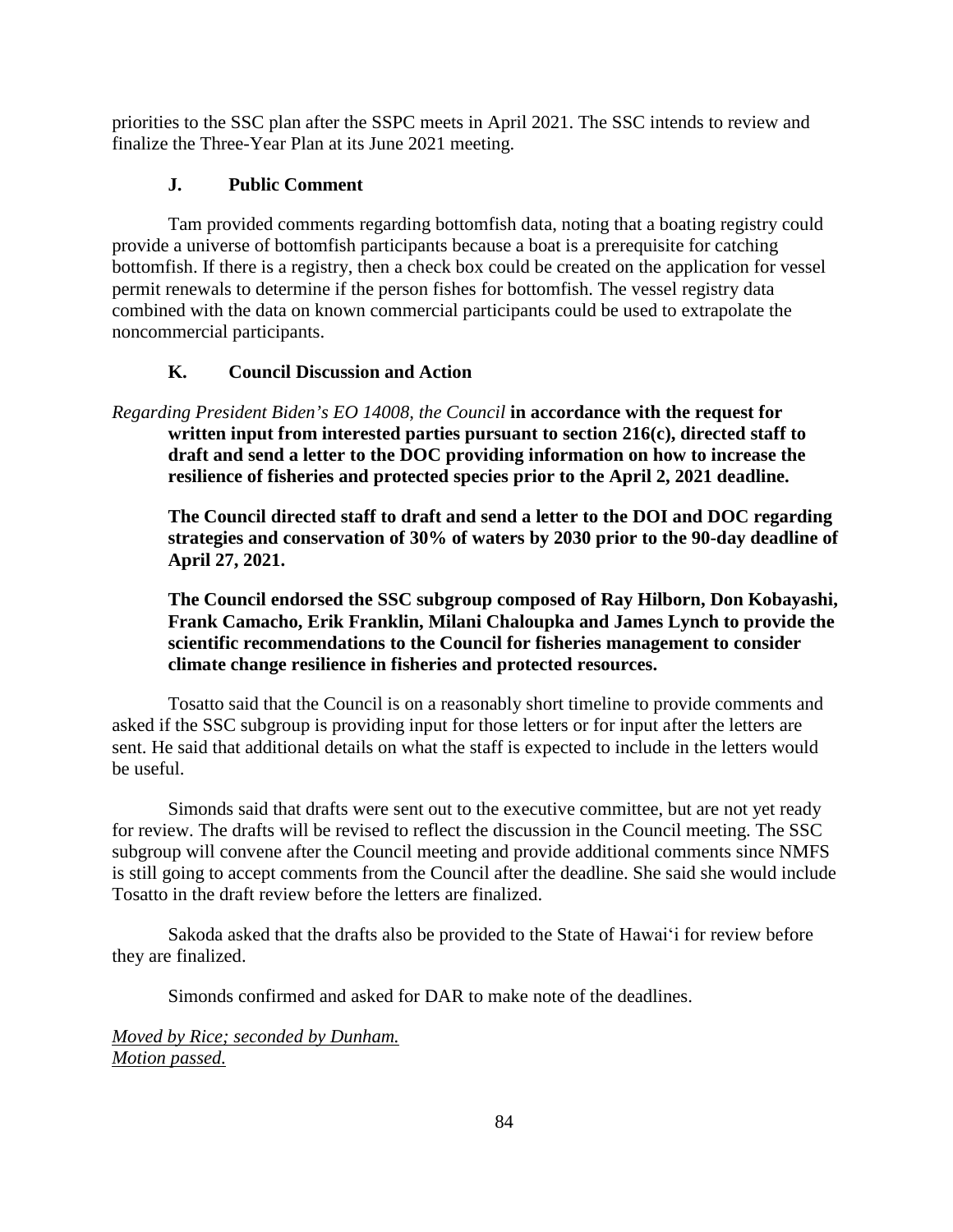priorities to the SSC plan after the SSPC meets in April 2021. The SSC intends to review and finalize the Three-Year Plan at its June 2021 meeting.

### J. Public Comment

Tam provided comments regarding bottomfish data, noting that a boating registry could provide a universe of bottomfish participants because a boat is a prerequisite for catching bottomfish. If there is a registry, then a check box could be created on the application for vessel permit renewals to determine if the person fishes for bottomfish. The vessel registry data combined with the data on known commercial participants could be used to extrapolate the noncommercial participants.

### K. Council Discussion and Action

*Regarding President Biden's EO 14008, the Council* **in accordance with the request for written input from interested parties pursuant to section 216(c), directed staff to draft and send a letter to the DOC providing information on how to increase the resilience of fisheries and protected species prior to the April 2, 2021 deadline.**

**The Council directed staff to draft and send a letter to the DOI and DOC regarding strategies and conservation of 30% of waters by 2030 prior to the 90-day deadline of April 27, 2021.**

**The Council endorsed the SSC subgroup composed of Ray Hilborn, Don Kobayashi, Frank Camacho, Erik Franklin, Milani Chaloupka and James Lynch to provide the scientific recommendations to the Council for fisheries management to consider climate change resilience in fisheries and protected resources.**

Tosatto said that the Council is on a reasonably short timeline to provide comments and asked if the SSC subgroup is providing input for those letters or for input after the letters are sent. He said that additional details on what the staff is expected to include in the letters would be useful.

Simonds said that drafts were sent out to the executive committee, but are not yet ready for review. The drafts will be revised to reflect the discussion in the Council meeting. The SSC subgroup will convene after the Council meeting and provide additional comments since NMFS is still going to accept comments from the Council after the deadline. She said she would include Tosatto in the draft review before the letters are finalized.

Sakoda asked that the drafts also be provided to the State of Hawai'i for review before they are finalized.

Simonds confirmed and asked for DAR to make note of the deadlines.

*Moved by Rice; seconded by Dunham.*
*Motion passed.*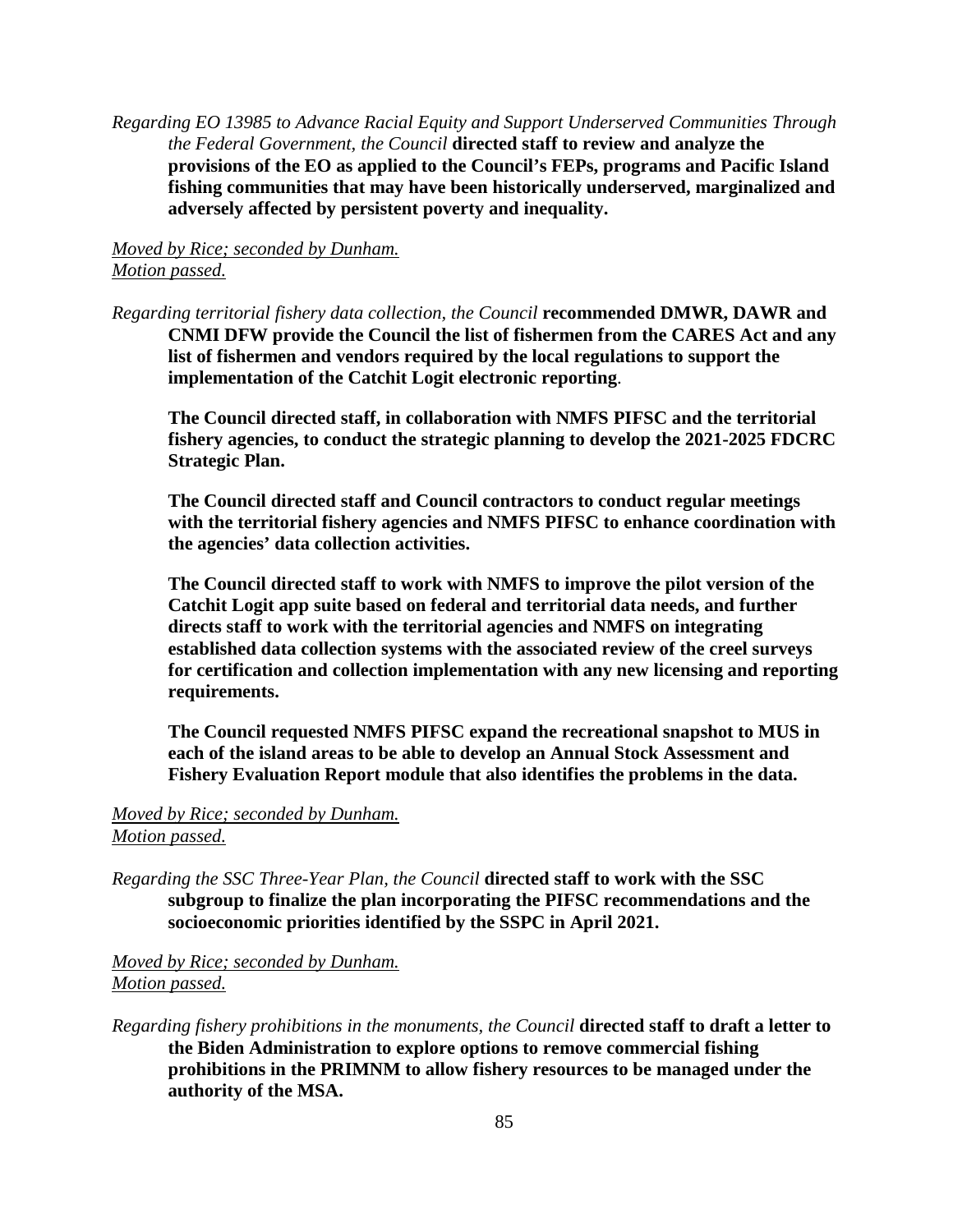*Regarding EO 13985 to Advance Racial Equity and Support Underserved Communities Through the Federal Government, the Council* **directed staff to review and analyze the provisions of the EO as applied to the Council's FEPs, programs and Pacific Island fishing communities that may have been historically underserved, marginalized and adversely affected by persistent poverty and inequality.**

*Moved by Rice; seconded by Dunham.*
*Motion passed.*

*Regarding territorial fishery data collection, the Council* **recommended DMWR, DAWR and CNMI DFW provide the Council the list of fishermen from the CARES Act and any list of fishermen and vendors required by the local regulations to support the implementation of the Catchit Logit electronic reporting**.

**The Council directed staff, in collaboration with NMFS PIFSC and the territorial fishery agencies, to conduct the strategic planning to develop the 2021-2025 FDCRC Strategic Plan.**

**The Council directed staff and Council contractors to conduct regular meetings with the territorial fishery agencies and NMFS PIFSC to enhance coordination with the agencies' data collection activities.**

**The Council directed staff to work with NMFS to improve the pilot version of the Catchit Logit app suite based on federal and territorial data needs, and further directs staff to work with the territorial agencies and NMFS on integrating established data collection systems with the associated review of the creel surveys for certification and collection implementation with any new licensing and reporting requirements.**

**The Council requested NMFS PIFSC expand the recreational snapshot to MUS in each of the island areas to be able to develop an Annual Stock Assessment and Fishery Evaluation Report module that also identifies the problems in the data.**

*Moved by Rice; seconded by Dunham.*
*Motion passed.*

*Regarding the SSC Three-Year Plan, the Council* **directed staff to work with the SSC subgroup to finalize the plan incorporating the PIFSC recommendations and the socioeconomic priorities identified by the SSPC in April 2021.**

*Moved by Rice; seconded by Dunham.*
*Motion passed.*

*Regarding fishery prohibitions in the monuments, the Council* **directed staff to draft a letter to the Biden Administration to explore options to remove commercial fishing prohibitions in the PRIMNM to allow fishery resources to be managed under the authority of the MSA.**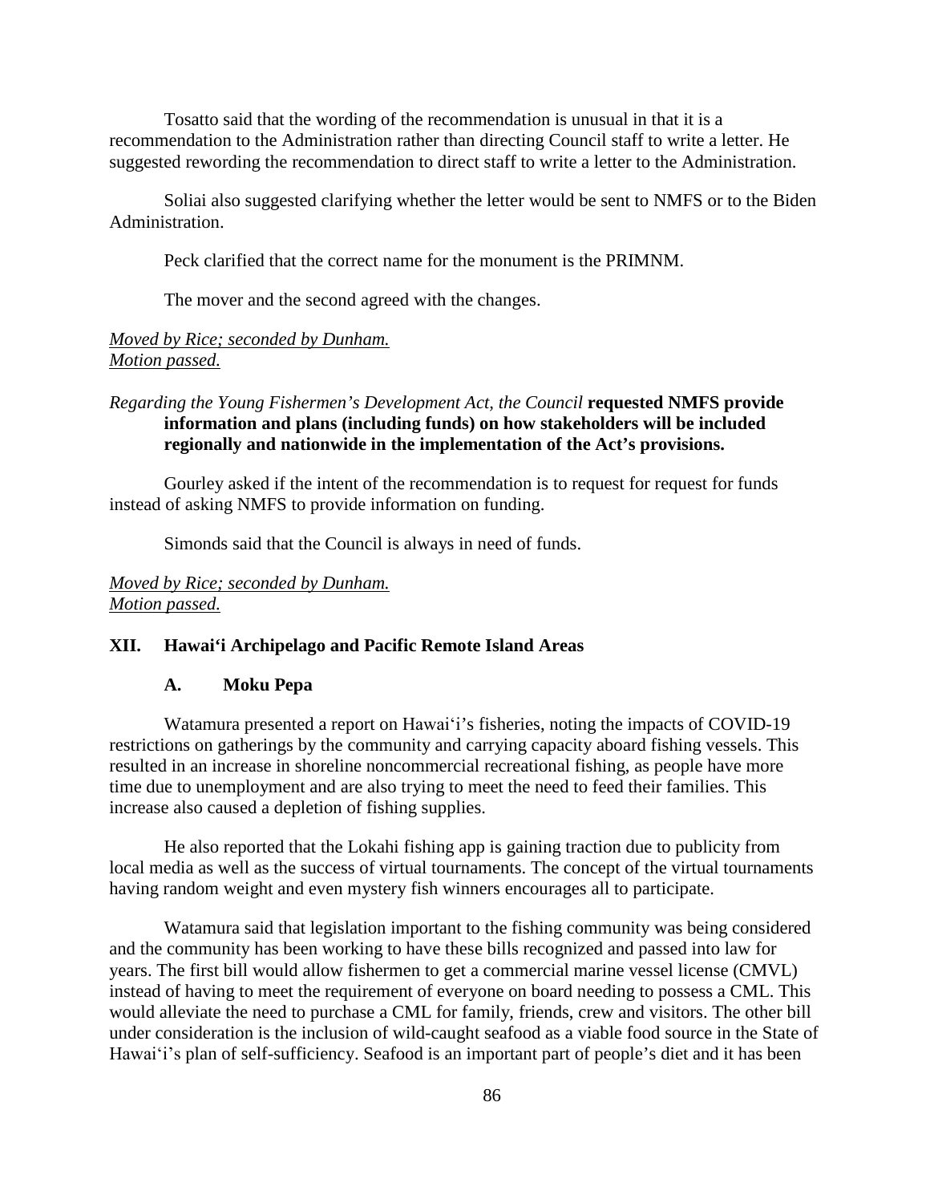Tosatto said that the wording of the recommendation is unusual in that it is a recommendation to the Administration rather than directing Council staff to write a letter. He suggested rewording the recommendation to direct staff to write a letter to the Administration.

Soliai also suggested clarifying whether the letter would be sent to NMFS or to the Biden Administration.

Peck clarified that the correct name for the monument is the PRIMNM.

The mover and the second agreed with the changes.

*Moved by Rice; seconded by Dunham.*
*Motion passed.*

*Regarding the Young Fishermen's Development Act, the Council* **requested NMFS provide information and plans (including funds) on how stakeholders will be included regionally and nationwide in the implementation of the Act's provisions.**

Gourley asked if the intent of the recommendation is to request for request for funds instead of asking NMFS to provide information on funding.

Simonds said that the Council is always in need of funds.

*Moved by Rice; seconded by Dunham.*
*Motion passed.*

## XII. Hawai'i Archipelago and Pacific Remote Island Areas

### A. Moku Pepa

Watamura presented a report on Hawai'i's fisheries, noting the impacts of COVID-19 restrictions on gatherings by the community and carrying capacity aboard fishing vessels. This resulted in an increase in shoreline noncommercial recreational fishing, as people have more time due to unemployment and are also trying to meet the need to feed their families. This increase also caused a depletion of fishing supplies.

He also reported that the Lokahi fishing app is gaining traction due to publicity from local media as well as the success of virtual tournaments. The concept of the virtual tournaments having random weight and even mystery fish winners encourages all to participate.

Watamura said that legislation important to the fishing community was being considered and the community has been working to have these bills recognized and passed into law for years. The first bill would allow fishermen to get a commercial marine vessel license (CMVL) instead of having to meet the requirement of everyone on board needing to possess a CML. This would alleviate the need to purchase a CML for family, friends, crew and visitors. The other bill under consideration is the inclusion of wild-caught seafood as a viable food source in the State of Hawai'i's plan of self-sufficiency. Seafood is an important part of people's diet and it has been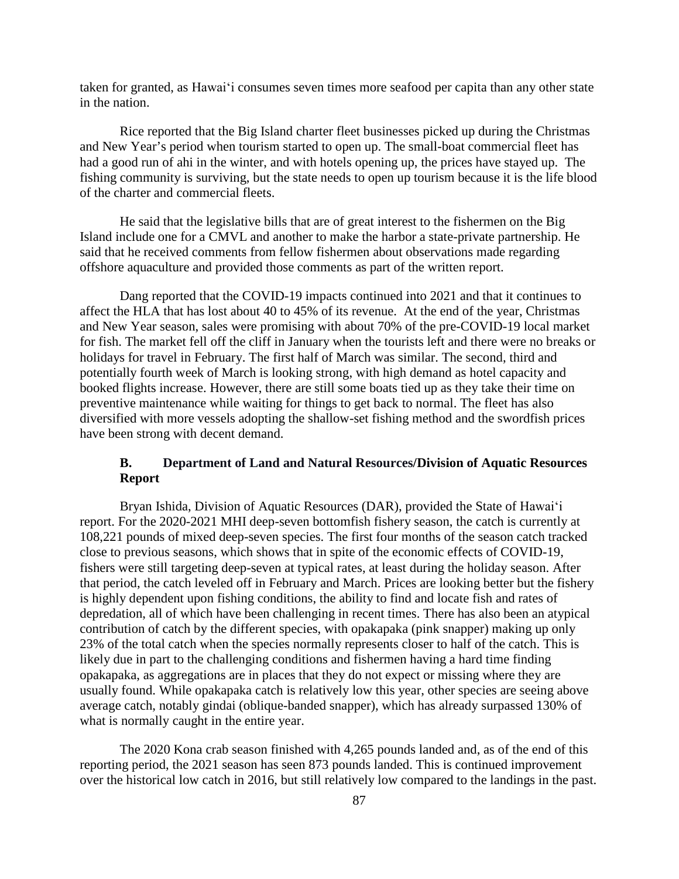taken for granted, as Hawai'i consumes seven times more seafood per capita than any other state in the nation.

Rice reported that the Big Island charter fleet businesses picked up during the Christmas and New Year's period when tourism started to open up. The small-boat commercial fleet has had a good run of ahi in the winter, and with hotels opening up, the prices have stayed up. The fishing community is surviving, but the state needs to open up tourism because it is the life blood of the charter and commercial fleets.

He said that the legislative bills that are of great interest to the fishermen on the Big Island include one for a CMVL and another to make the harbor a state-private partnership. He said that he received comments from fellow fishermen about observations made regarding offshore aquaculture and provided those comments as part of the written report.

Dang reported that the COVID-19 impacts continued into 2021 and that it continues to affect the HLA that has lost about 40 to 45% of its revenue. At the end of the year, Christmas and New Year season, sales were promising with about 70% of the pre-COVID-19 local market for fish. The market fell off the cliff in January when the tourists left and there were no breaks or holidays for travel in February. The first half of March was similar. The second, third and potentially fourth week of March is looking strong, with high demand as hotel capacity and booked flights increase. However, there are still some boats tied up as they take their time on preventive maintenance while waiting for things to get back to normal. The fleet has also diversified with more vessels adopting the shallow-set fishing method and the swordfish prices have been strong with decent demand.

### B. Department of Land and Natural Resources/Division of Aquatic Resources Report

Bryan Ishida, Division of Aquatic Resources (DAR), provided the State of Hawai'i report. For the 2020-2021 MHI deep-seven bottomfish fishery season, the catch is currently at 108,221 pounds of mixed deep-seven species. The first four months of the season catch tracked close to previous seasons, which shows that in spite of the economic effects of COVID-19, fishers were still targeting deep-seven at typical rates, at least during the holiday season. After that period, the catch leveled off in February and March. Prices are looking better but the fishery is highly dependent upon fishing conditions, the ability to find and locate fish and rates of depredation, all of which have been challenging in recent times. There has also been an atypical contribution of catch by the different species, with opakapaka (pink snapper) making up only 23% of the total catch when the species normally represents closer to half of the catch. This is likely due in part to the challenging conditions and fishermen having a hard time finding opakapaka, as aggregations are in places that they do not expect or missing where they are usually found. While opakapaka catch is relatively low this year, other species are seeing above average catch, notably gindai (oblique-banded snapper), which has already surpassed 130% of what is normally caught in the entire year.

The 2020 Kona crab season finished with 4,265 pounds landed and, as of the end of this reporting period, the 2021 season has seen 873 pounds landed. This is continued improvement over the historical low catch in 2016, but still relatively low compared to the landings in the past.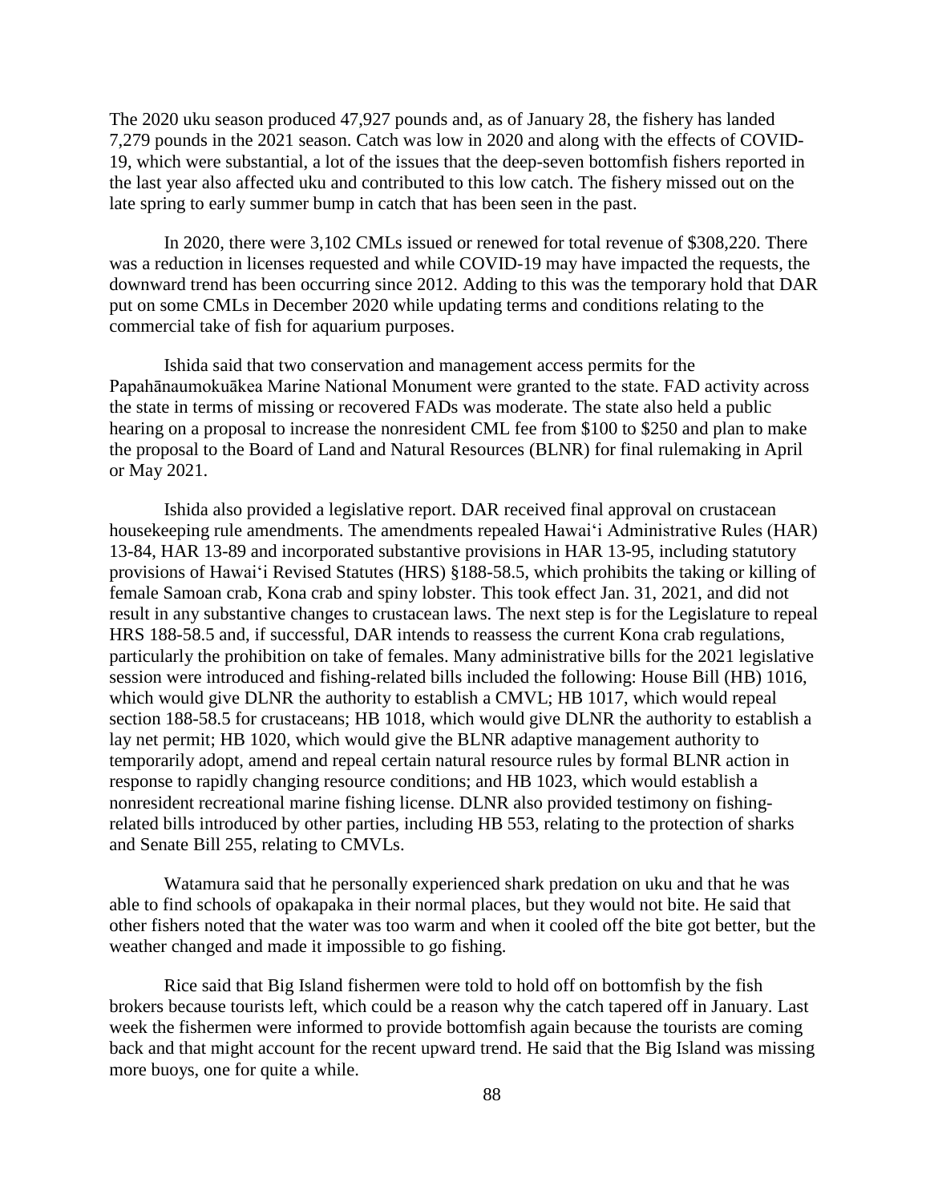The 2020 uku season produced 47,927 pounds and, as of January 28, the fishery has landed 7,279 pounds in the 2021 season. Catch was low in 2020 and along with the effects of COVID-19, which were substantial, a lot of the issues that the deep-seven bottomfish fishers reported in the last year also affected uku and contributed to this low catch. The fishery missed out on the late spring to early summer bump in catch that has been seen in the past.

In 2020, there were 3,102 CMLs issued or renewed for total revenue of $308,220. There was a reduction in licenses requested and while COVID-19 may have impacted the requests, the downward trend has been occurring since 2012. Adding to this was the temporary hold that DAR put on some CMLs in December 2020 while updating terms and conditions relating to the commercial take of fish for aquarium purposes.

Ishida said that two conservation and management access permits for the Papahānaumokuākea Marine National Monument were granted to the state. FAD activity across the state in terms of missing or recovered FADs was moderate. The state also held a public hearing on a proposal to increase the nonresident CML fee from $100 to $250 and plan to make the proposal to the Board of Land and Natural Resources (BLNR) for final rulemaking in April or May 2021.

Ishida also provided a legislative report. DAR received final approval on crustacean housekeeping rule amendments. The amendments repealed Hawaiʻi Administrative Rules (HAR) 13-84, HAR 13-89 and incorporated substantive provisions in HAR 13-95, including statutory provisions of Hawaiʻi Revised Statutes (HRS) §188-58.5, which prohibits the taking or killing of female Samoan crab, Kona crab and spiny lobster. This took effect Jan. 31, 2021, and did not result in any substantive changes to crustacean laws. The next step is for the Legislature to repeal HRS 188-58.5 and, if successful, DAR intends to reassess the current Kona crab regulations, particularly the prohibition on take of females. Many administrative bills for the 2021 legislative session were introduced and fishing-related bills included the following: House Bill (HB) 1016, which would give DLNR the authority to establish a CMVL; HB 1017, which would repeal section 188-58.5 for crustaceans; HB 1018, which would give DLNR the authority to establish a lay net permit; HB 1020, which would give the BLNR adaptive management authority to temporarily adopt, amend and repeal certain natural resource rules by formal BLNR action in response to rapidly changing resource conditions; and HB 1023, which would establish a nonresident recreational marine fishing license. DLNR also provided testimony on fishing-related bills introduced by other parties, including HB 553, relating to the protection of sharks and Senate Bill 255, relating to CMVLs.

Watamura said that he personally experienced shark predation on uku and that he was able to find schools of opakapaka in their normal places, but they would not bite. He said that other fishers noted that the water was too warm and when it cooled off the bite got better, but the weather changed and made it impossible to go fishing.

Rice said that Big Island fishermen were told to hold off on bottomfish by the fish brokers because tourists left, which could be a reason why the catch tapered off in January. Last week the fishermen were informed to provide bottomfish again because the tourists are coming back and that might account for the recent upward trend. He said that the Big Island was missing more buoys, one for quite a while.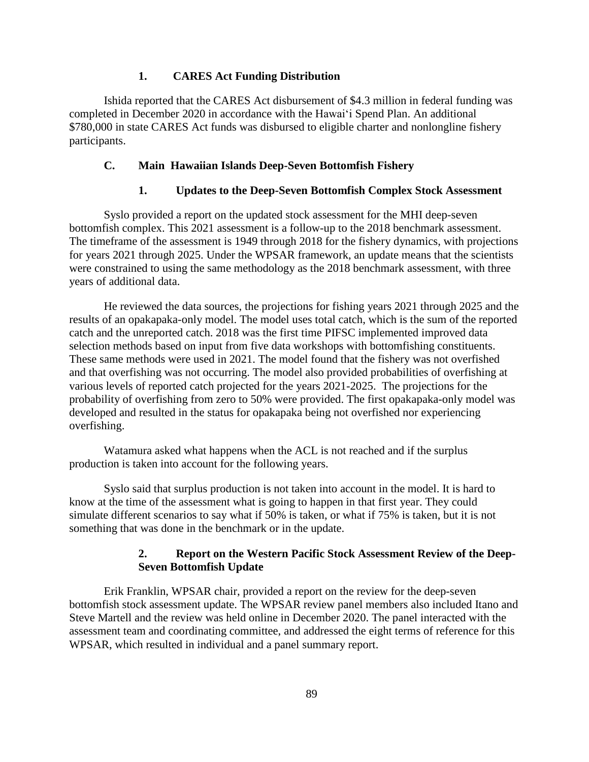#### 1. CARES Act Funding Distribution

Ishida reported that the CARES Act disbursement of $4.3 million in federal funding was completed in December 2020 in accordance with the Hawai'i Spend Plan. An additional $780,000 in state CARES Act funds was disbursed to eligible charter and nonlongline fishery participants.

### C. Main Hawaiian Islands Deep-Seven Bottomfish Fishery

#### 1. Updates to the Deep-Seven Bottomfish Complex Stock Assessment

Syslo provided a report on the updated stock assessment for the MHI deep-seven bottomfish complex. This 2021 assessment is a follow-up to the 2018 benchmark assessment. The timeframe of the assessment is 1949 through 2018 for the fishery dynamics, with projections for years 2021 through 2025. Under the WPSAR framework, an update means that the scientists were constrained to using the same methodology as the 2018 benchmark assessment, with three years of additional data.

He reviewed the data sources, the projections for fishing years 2021 through 2025 and the results of an opakapaka-only model. The model uses total catch, which is the sum of the reported catch and the unreported catch. 2018 was the first time PIFSC implemented improved data selection methods based on input from five data workshops with bottomfishing constituents. These same methods were used in 2021. The model found that the fishery was not overfished and that overfishing was not occurring. The model also provided probabilities of overfishing at various levels of reported catch projected for the years 2021-2025. The projections for the probability of overfishing from zero to 50% were provided. The first opakapaka-only model was developed and resulted in the status for opakapaka being not overfished nor experiencing overfishing.

Watamura asked what happens when the ACL is not reached and if the surplus production is taken into account for the following years.

Syslo said that surplus production is not taken into account in the model. It is hard to know at the time of the assessment what is going to happen in that first year. They could simulate different scenarios to say what if 50% is taken, or what if 75% is taken, but it is not something that was done in the benchmark or in the update.

#### 2. Report on the Western Pacific Stock Assessment Review of the Deep-Seven Bottomfish Update

Erik Franklin, WPSAR chair, provided a report on the review for the deep-seven bottomfish stock assessment update. The WPSAR review panel members also included Itano and Steve Martell and the review was held online in December 2020. The panel interacted with the assessment team and coordinating committee, and addressed the eight terms of reference for this WPSAR, which resulted in individual and a panel summary report.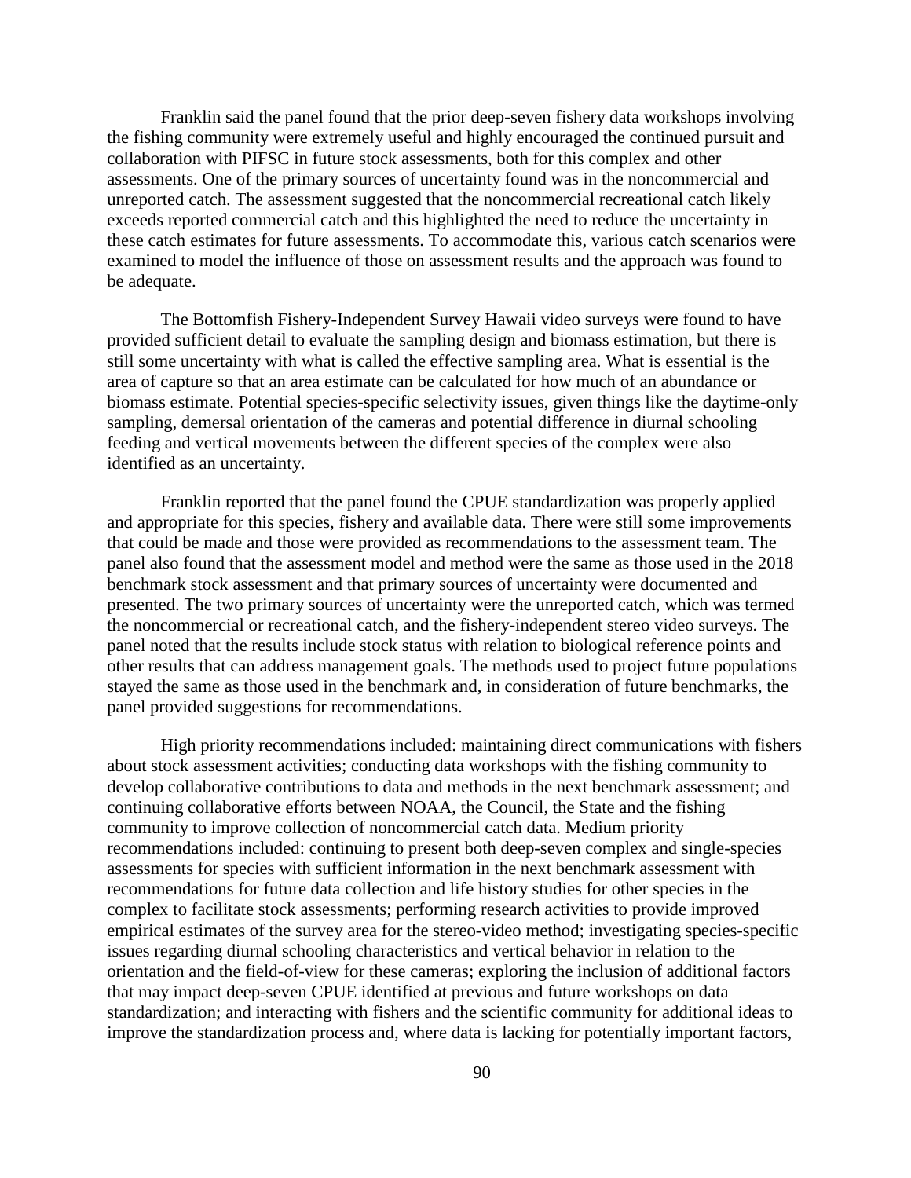Franklin said the panel found that the prior deep-seven fishery data workshops involving the fishing community were extremely useful and highly encouraged the continued pursuit and collaboration with PIFSC in future stock assessments, both for this complex and other assessments. One of the primary sources of uncertainty found was in the noncommercial and unreported catch. The assessment suggested that the noncommercial recreational catch likely exceeds reported commercial catch and this highlighted the need to reduce the uncertainty in these catch estimates for future assessments. To accommodate this, various catch scenarios were examined to model the influence of those on assessment results and the approach was found to be adequate.

The Bottomfish Fishery-Independent Survey Hawaii video surveys were found to have provided sufficient detail to evaluate the sampling design and biomass estimation, but there is still some uncertainty with what is called the effective sampling area. What is essential is the area of capture so that an area estimate can be calculated for how much of an abundance or biomass estimate. Potential species-specific selectivity issues, given things like the daytime-only sampling, demersal orientation of the cameras and potential difference in diurnal schooling feeding and vertical movements between the different species of the complex were also identified as an uncertainty.

Franklin reported that the panel found the CPUE standardization was properly applied and appropriate for this species, fishery and available data. There were still some improvements that could be made and those were provided as recommendations to the assessment team. The panel also found that the assessment model and method were the same as those used in the 2018 benchmark stock assessment and that primary sources of uncertainty were documented and presented. The two primary sources of uncertainty were the unreported catch, which was termed the noncommercial or recreational catch, and the fishery-independent stereo video surveys. The panel noted that the results include stock status with relation to biological reference points and other results that can address management goals. The methods used to project future populations stayed the same as those used in the benchmark and, in consideration of future benchmarks, the panel provided suggestions for recommendations.

High priority recommendations included: maintaining direct communications with fishers about stock assessment activities; conducting data workshops with the fishing community to develop collaborative contributions to data and methods in the next benchmark assessment; and continuing collaborative efforts between NOAA, the Council, the State and the fishing community to improve collection of noncommercial catch data. Medium priority recommendations included: continuing to present both deep-seven complex and single-species assessments for species with sufficient information in the next benchmark assessment with recommendations for future data collection and life history studies for other species in the complex to facilitate stock assessments; performing research activities to provide improved empirical estimates of the survey area for the stereo-video method; investigating species-specific issues regarding diurnal schooling characteristics and vertical behavior in relation to the orientation and the field-of-view for these cameras; exploring the inclusion of additional factors that may impact deep-seven CPUE identified at previous and future workshops on data standardization; and interacting with fishers and the scientific community for additional ideas to improve the standardization process and, where data is lacking for potentially important factors,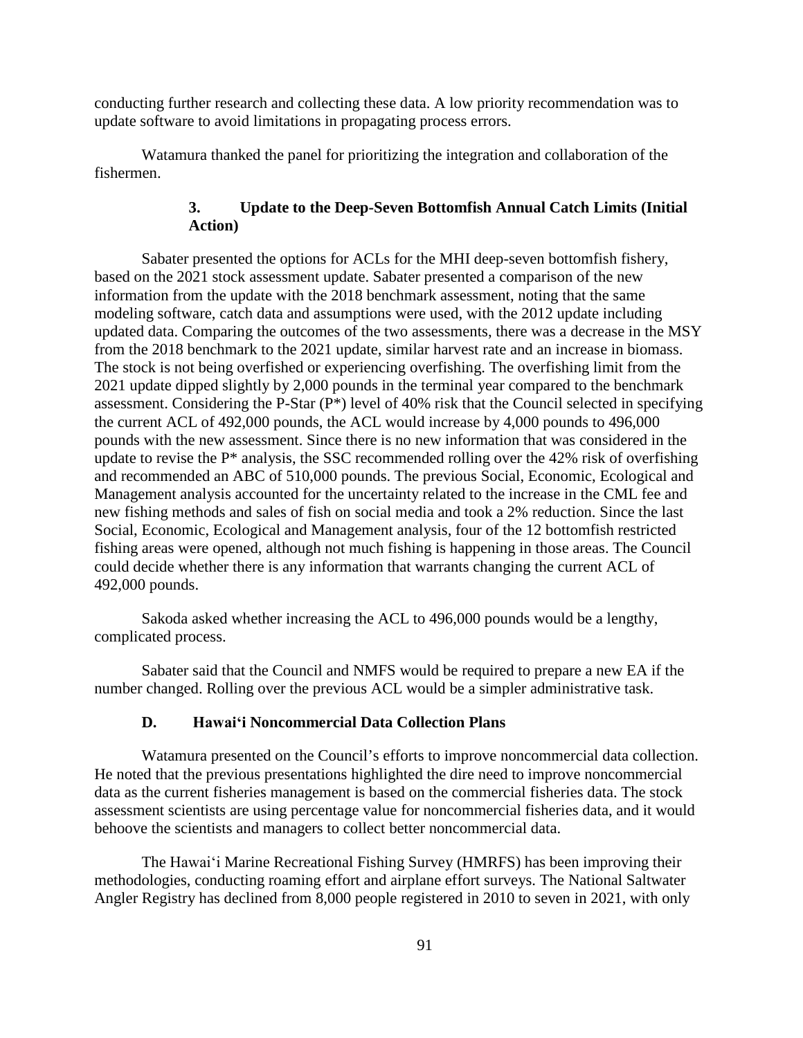conducting further research and collecting these data. A low priority recommendation was to update software to avoid limitations in propagating process errors.

Watamura thanked the panel for prioritizing the integration and collaboration of the fishermen.

### 3. Update to the Deep-Seven Bottomfish Annual Catch Limits (Initial Action)

Sabater presented the options for ACLs for the MHI deep-seven bottomfish fishery, based on the 2021 stock assessment update. Sabater presented a comparison of the new information from the update with the 2018 benchmark assessment, noting that the same modeling software, catch data and assumptions were used, with the 2012 update including updated data. Comparing the outcomes of the two assessments, there was a decrease in the MSY from the 2018 benchmark to the 2021 update, similar harvest rate and an increase in biomass. The stock is not being overfished or experiencing overfishing. The overfishing limit from the 2021 update dipped slightly by 2,000 pounds in the terminal year compared to the benchmark assessment. Considering the P-Star (P*) level of 40% risk that the Council selected in specifying the current ACL of 492,000 pounds, the ACL would increase by 4,000 pounds to 496,000 pounds with the new assessment. Since there is no new information that was considered in the update to revise the P* analysis, the SSC recommended rolling over the 42% risk of overfishing and recommended an ABC of 510,000 pounds. The previous Social, Economic, Ecological and Management analysis accounted for the uncertainty related to the increase in the CML fee and new fishing methods and sales of fish on social media and took a 2% reduction. Since the last Social, Economic, Ecological and Management analysis, four of the 12 bottomfish restricted fishing areas were opened, although not much fishing is happening in those areas. The Council could decide whether there is any information that warrants changing the current ACL of 492,000 pounds.

Sakoda asked whether increasing the ACL to 496,000 pounds would be a lengthy, complicated process.

Sabater said that the Council and NMFS would be required to prepare a new EA if the number changed. Rolling over the previous ACL would be a simpler administrative task.

## D. Hawai'i Noncommercial Data Collection Plans

Watamura presented on the Council's efforts to improve noncommercial data collection. He noted that the previous presentations highlighted the dire need to improve noncommercial data as the current fisheries management is based on the commercial fisheries data. The stock assessment scientists are using percentage value for noncommercial fisheries data, and it would behoove the scientists and managers to collect better noncommercial data.

The Hawai'i Marine Recreational Fishing Survey (HMRFS) has been improving their methodologies, conducting roaming effort and airplane effort surveys. The National Saltwater Angler Registry has declined from 8,000 people registered in 2010 to seven in 2021, with only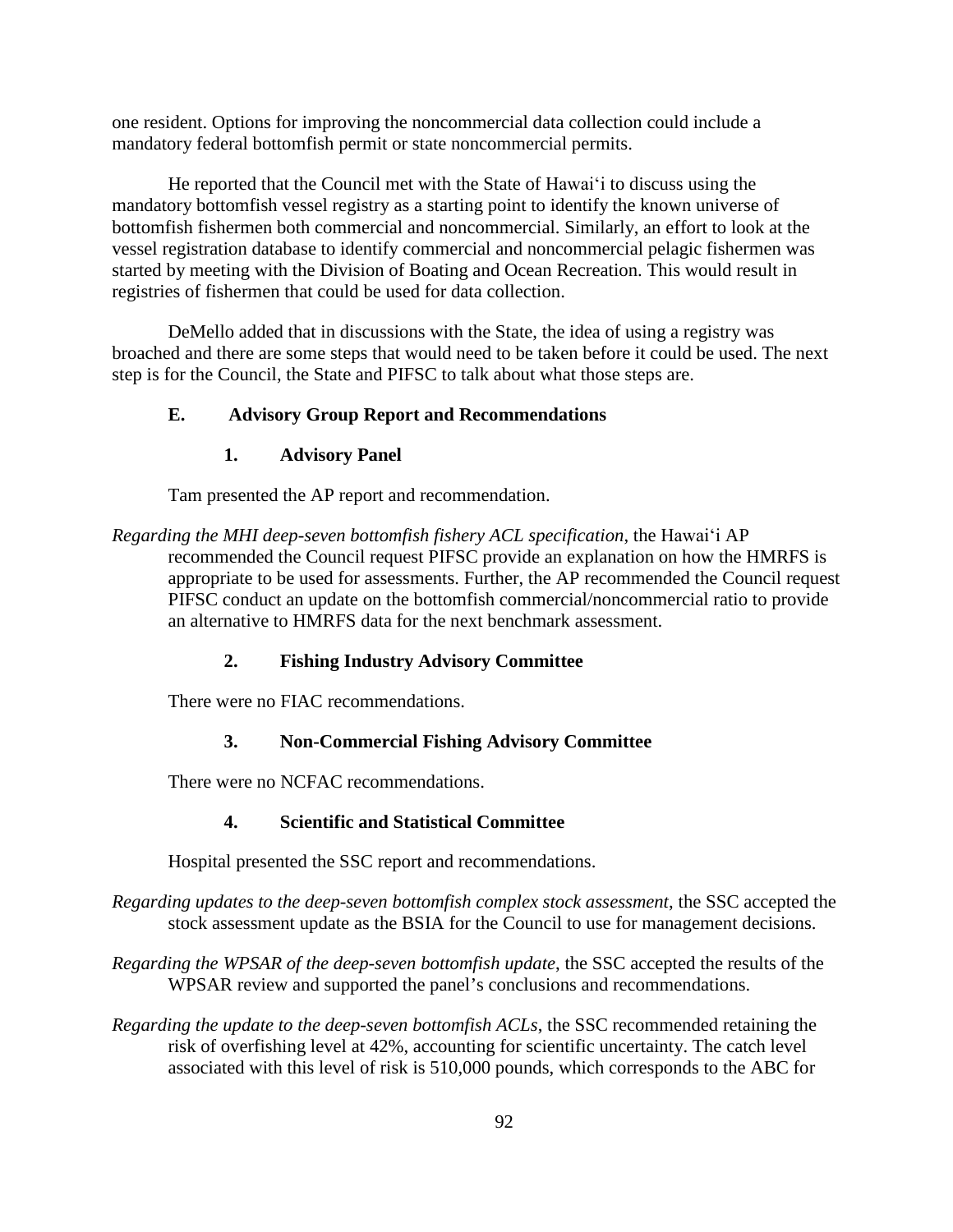one resident. Options for improving the noncommercial data collection could include a mandatory federal bottomfish permit or state noncommercial permits.

He reported that the Council met with the State of Hawai‘i to discuss using the mandatory bottomfish vessel registry as a starting point to identify the known universe of bottomfish fishermen both commercial and noncommercial. Similarly, an effort to look at the vessel registration database to identify commercial and noncommercial pelagic fishermen was started by meeting with the Division of Boating and Ocean Recreation. This would result in registries of fishermen that could be used for data collection.

DeMello added that in discussions with the State, the idea of using a registry was broached and there are some steps that would need to be taken before it could be used. The next step is for the Council, the State and PIFSC to talk about what those steps are.

### E. Advisory Group Report and Recommendations

#### 1. Advisory Panel

Tam presented the AP report and recommendation.

*Regarding the MHI deep-seven bottomfish fishery ACL specification*, the Hawai‘i AP recommended the Council request PIFSC provide an explanation on how the HMRFS is appropriate to be used for assessments. Further, the AP recommended the Council request PIFSC conduct an update on the bottomfish commercial/noncommercial ratio to provide an alternative to HMRFS data for the next benchmark assessment.

#### 2. Fishing Industry Advisory Committee

There were no FIAC recommendations.

#### 3. Non-Commercial Fishing Advisory Committee

There were no NCFAC recommendations.

#### 4. Scientific and Statistical Committee

Hospital presented the SSC report and recommendations.

*Regarding updates to the deep-seven bottomfish complex stock assessment*, the SSC accepted the stock assessment update as the BSIA for the Council to use for management decisions.

*Regarding the WPSAR of the deep-seven bottomfish update*, the SSC accepted the results of the WPSAR review and supported the panel’s conclusions and recommendations.

*Regarding the update to the deep-seven bottomfish ACLs*, the SSC recommended retaining the risk of overfishing level at 42%, accounting for scientific uncertainty. The catch level associated with this level of risk is 510,000 pounds, which corresponds to the ABC for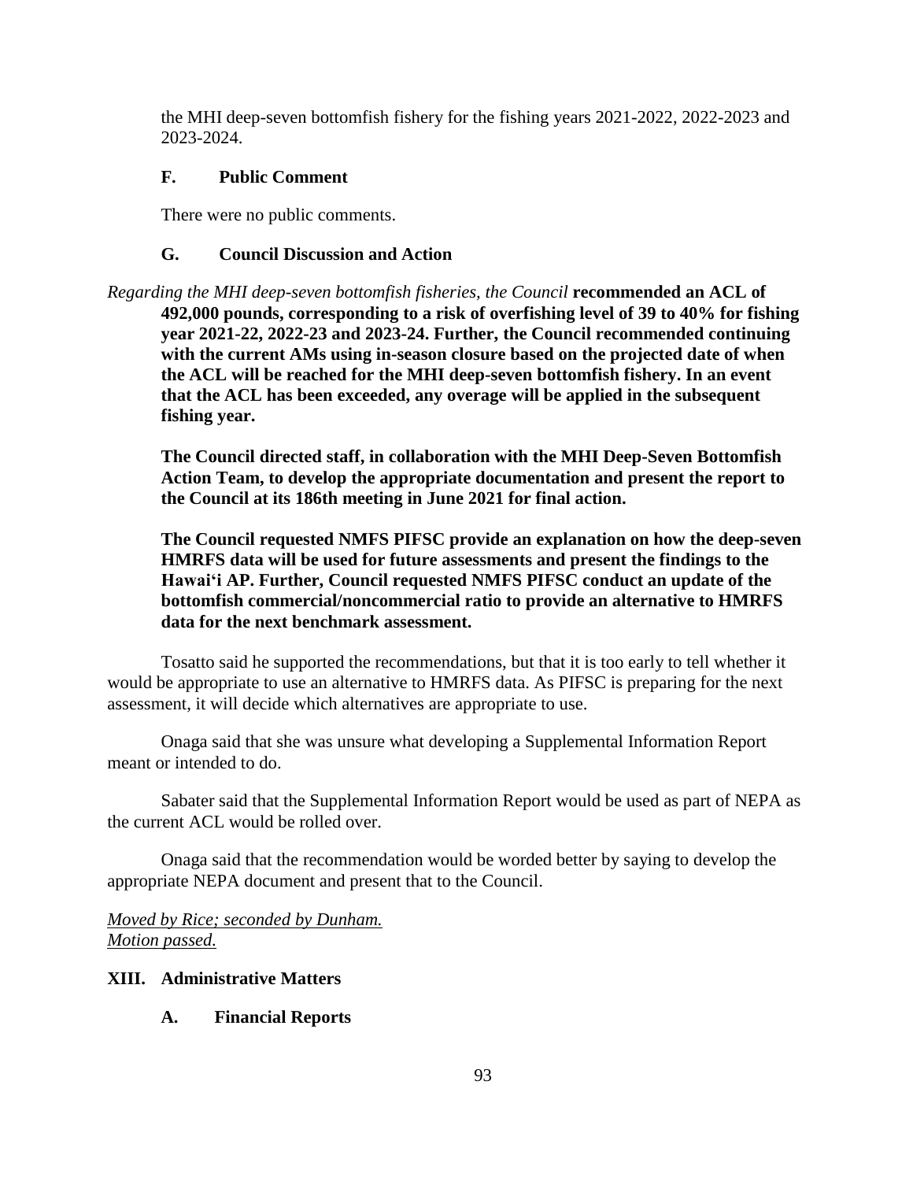the MHI deep-seven bottomfish fishery for the fishing years 2021-2022, 2022-2023 and 2023-2024.

### F. Public Comment

There were no public comments.

### G. Council Discussion and Action

*Regarding the MHI deep-seven bottomfish fisheries, the Council* **recommended an ACL of 492,000 pounds, corresponding to a risk of overfishing level of 39 to 40% for fishing year 2021-22, 2022-23 and 2023-24. Further, the Council recommended continuing with the current AMs using in-season closure based on the projected date of when the ACL will be reached for the MHI deep-seven bottomfish fishery. In an event that the ACL has been exceeded, any overage will be applied in the subsequent fishing year.**

**The Council directed staff, in collaboration with the MHI Deep-Seven Bottomfish Action Team, to develop the appropriate documentation and present the report to the Council at its 186th meeting in June 2021 for final action.**

**The Council requested NMFS PIFSC provide an explanation on how the deep-seven HMRFS data will be used for future assessments and present the findings to the Hawai'i AP. Further, Council requested NMFS PIFSC conduct an update of the bottomfish commercial/noncommercial ratio to provide an alternative to HMRFS data for the next benchmark assessment.**

Tosatto said he supported the recommendations, but that it is too early to tell whether it would be appropriate to use an alternative to HMRFS data. As PIFSC is preparing for the next assessment, it will decide which alternatives are appropriate to use.

Onaga said that she was unsure what developing a Supplemental Information Report meant or intended to do.

Sabater said that the Supplemental Information Report would be used as part of NEPA as the current ACL would be rolled over.

Onaga said that the recommendation would be worded better by saying to develop the appropriate NEPA document and present that to the Council.

*Moved by Rice; seconded by Dunham.*
*Motion passed.*

## XIII. Administrative Matters

### A. Financial Reports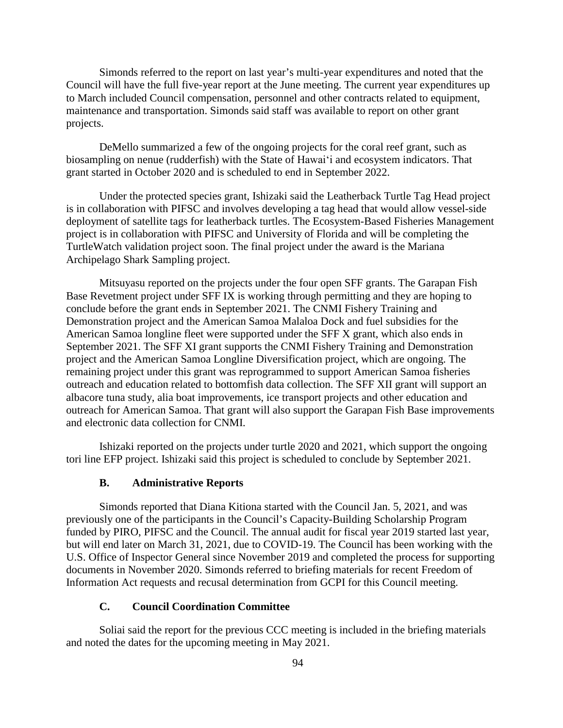Simonds referred to the report on last year's multi-year expenditures and noted that the Council will have the full five-year report at the June meeting. The current year expenditures up to March included Council compensation, personnel and other contracts related to equipment, maintenance and transportation. Simonds said staff was available to report on other grant projects.

DeMello summarized a few of the ongoing projects for the coral reef grant, such as biosampling on nenue (rudderfish) with the State of Hawai'i and ecosystem indicators. That grant started in October 2020 and is scheduled to end in September 2022.

Under the protected species grant, Ishizaki said the Leatherback Turtle Tag Head project is in collaboration with PIFSC and involves developing a tag head that would allow vessel-side deployment of satellite tags for leatherback turtles. The Ecosystem-Based Fisheries Management project is in collaboration with PIFSC and University of Florida and will be completing the TurtleWatch validation project soon. The final project under the award is the Mariana Archipelago Shark Sampling project.

Mitsuyasu reported on the projects under the four open SFF grants. The Garapan Fish Base Revetment project under SFF IX is working through permitting and they are hoping to conclude before the grant ends in September 2021. The CNMI Fishery Training and Demonstration project and the American Samoa Malaloa Dock and fuel subsidies for the American Samoa longline fleet were supported under the SFF X grant, which also ends in September 2021. The SFF XI grant supports the CNMI Fishery Training and Demonstration project and the American Samoa Longline Diversification project, which are ongoing. The remaining project under this grant was reprogrammed to support American Samoa fisheries outreach and education related to bottomfish data collection. The SFF XII grant will support an albacore tuna study, alia boat improvements, ice transport projects and other education and outreach for American Samoa. That grant will also support the Garapan Fish Base improvements and electronic data collection for CNMI.

Ishizaki reported on the projects under turtle 2020 and 2021, which support the ongoing tori line EFP project. Ishizaki said this project is scheduled to conclude by September 2021.

### B. Administrative Reports

Simonds reported that Diana Kitiona started with the Council Jan. 5, 2021, and was previously one of the participants in the Council's Capacity-Building Scholarship Program funded by PIRO, PIFSC and the Council. The annual audit for fiscal year 2019 started last year, but will end later on March 31, 2021, due to COVID-19. The Council has been working with the U.S. Office of Inspector General since November 2019 and completed the process for supporting documents in November 2020. Simonds referred to briefing materials for recent Freedom of Information Act requests and recusal determination from GCPI for this Council meeting.

### C. Council Coordination Committee

Soliai said the report for the previous CCC meeting is included in the briefing materials and noted the dates for the upcoming meeting in May 2021.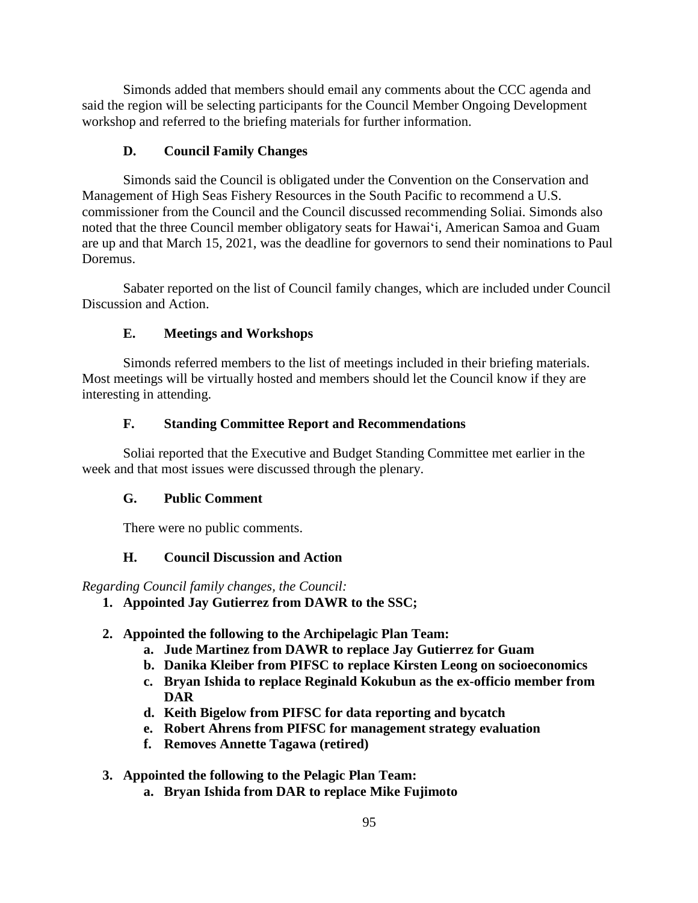Simonds added that members should email any comments about the CCC agenda and said the region will be selecting participants for the Council Member Ongoing Development workshop and referred to the briefing materials for further information.

### D. Council Family Changes

Simonds said the Council is obligated under the Convention on the Conservation and Management of High Seas Fishery Resources in the South Pacific to recommend a U.S. commissioner from the Council and the Council discussed recommending Soliai. Simonds also noted that the three Council member obligatory seats for Hawaiʻi, American Samoa and Guam are up and that March 15, 2021, was the deadline for governors to send their nominations to Paul Doremus.

Sabater reported on the list of Council family changes, which are included under Council Discussion and Action.

### E. Meetings and Workshops

Simonds referred members to the list of meetings included in their briefing materials. Most meetings will be virtually hosted and members should let the Council know if they are interesting in attending.

### F. Standing Committee Report and Recommendations

Soliai reported that the Executive and Budget Standing Committee met earlier in the week and that most issues were discussed through the plenary.

### G. Public Comment

There were no public comments.

### H. Council Discussion and Action

*Regarding Council family changes, the Council:*

1. **Appointed Jay Gutierrez from DAWR to the SSC;**
2. **Appointed the following to the Archipelagic Plan Team:**
   a. **Jude Martinez from DAWR to replace Jay Gutierrez for Guam**
   b. **Danika Kleiber from PIFSC to replace Kirsten Leong on socioeconomics**
   c. **Bryan Ishida to replace Reginald Kokubun as the ex-officio member from DAR**
   d. **Keith Bigelow from PIFSC for data reporting and bycatch**
   e. **Robert Ahrens from PIFSC for management strategy evaluation**
   f. **Removes Annette Tagawa (retired)**
3. **Appointed the following to the Pelagic Plan Team:**
   a. **Bryan Ishida from DAR to replace Mike Fujimoto**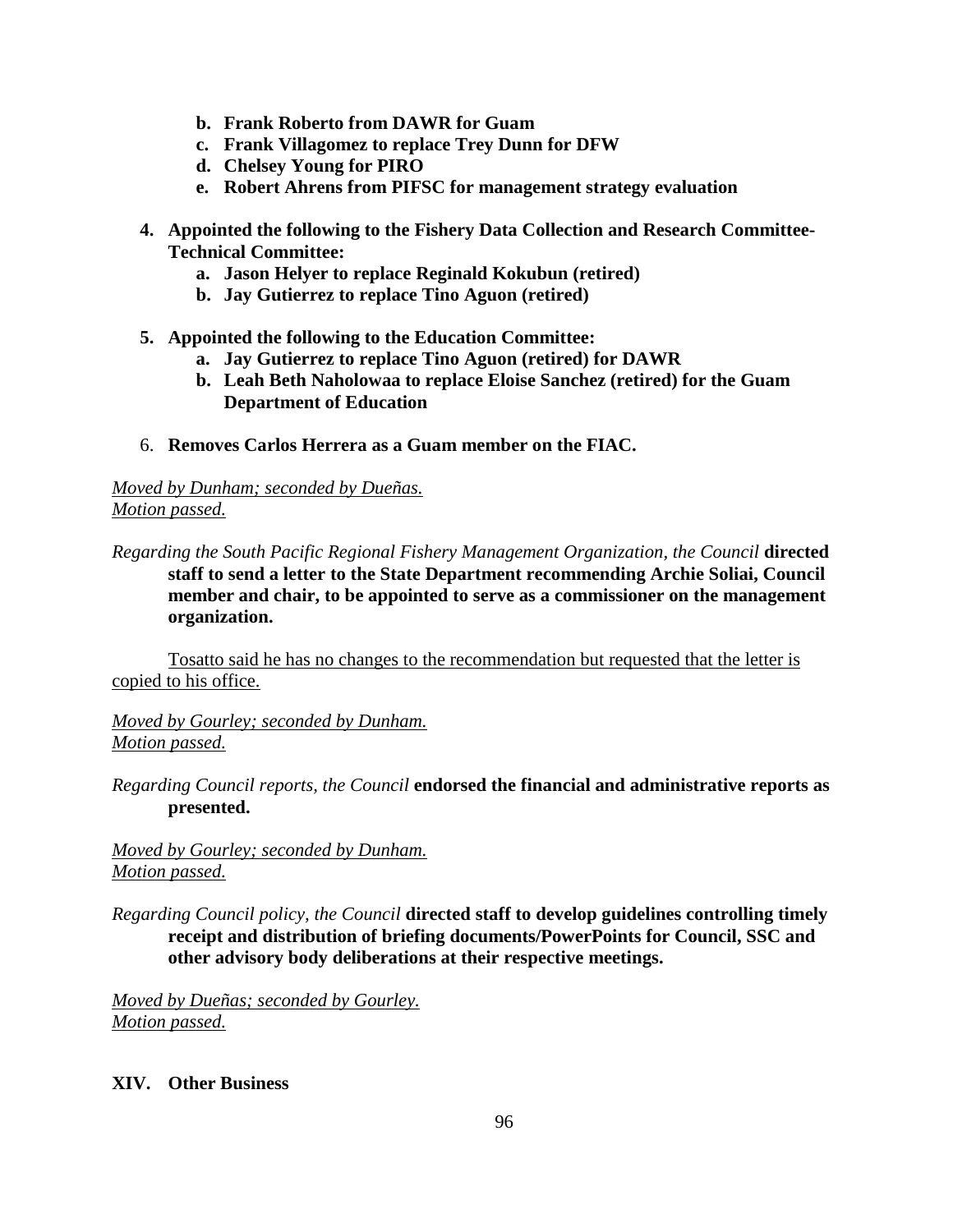- **b. Frank Roberto from DAWR for Guam**
   - **c. Frank Villagomez to replace Trey Dunn for DFW**
   - **d. Chelsey Young for PIRO**
   - **e. Robert Ahrens from PIFSC for management strategy evaluation**

4. **Appointed the following to the Fishery Data Collection and Research Committee-Technical Committee:**
   - **a. Jason Helyer to replace Reginald Kokubun (retired)**
   - **b. Jay Gutierrez to replace Tino Aguon (retired)**

5. **Appointed the following to the Education Committee:**
   - **a. Jay Gutierrez to replace Tino Aguon (retired) for DAWR**
   - **b. Leah Beth Naholowaa to replace Eloise Sanchez (retired) for the Guam Department of Education**

6. **Removes Carlos Herrera as a Guam member on the FIAC.**

*Moved by Dunham; seconded by Dueñas.*
*Motion passed.*

*Regarding the South Pacific Regional Fishery Management Organization, the Council* **directed staff to send a letter to the State Department recommending Archie Soliai, Council member and chair, to be appointed to serve as a commissioner on the management organization.**

Tosatto said he has no changes to the recommendation but requested that the letter is copied to his office.

*Moved by Gourley; seconded by Dunham.*
*Motion passed.*

*Regarding Council reports, the Council* **endorsed the financial and administrative reports as presented.**

*Moved by Gourley; seconded by Dunham.*
*Motion passed.*

*Regarding Council policy, the Council* **directed staff to develop guidelines controlling timely receipt and distribution of briefing documents/PowerPoints for Council, SSC and other advisory body deliberations at their respective meetings.**

*Moved by Dueñas; seconded by Gourley.*
*Motion passed.*

## XIV. Other Business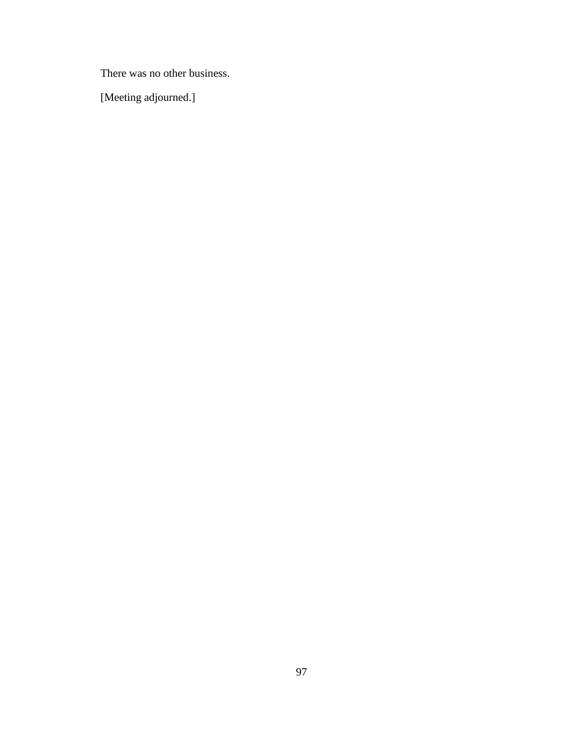There was no other business.

[Meeting adjourned.]